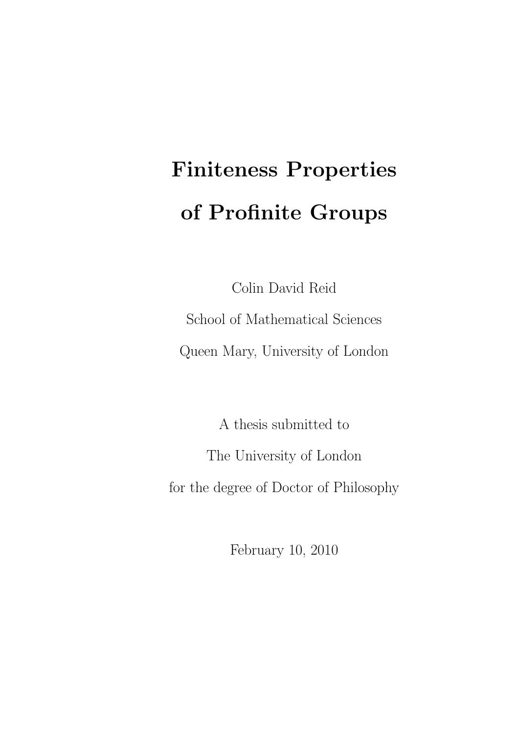# Finiteness Properties of Profinite Groups

Colin David Reid

School of Mathematical Sciences

Queen Mary, University of London

A thesis submitted to

The University of London

for the degree of Doctor of Philosophy

February 10, 2010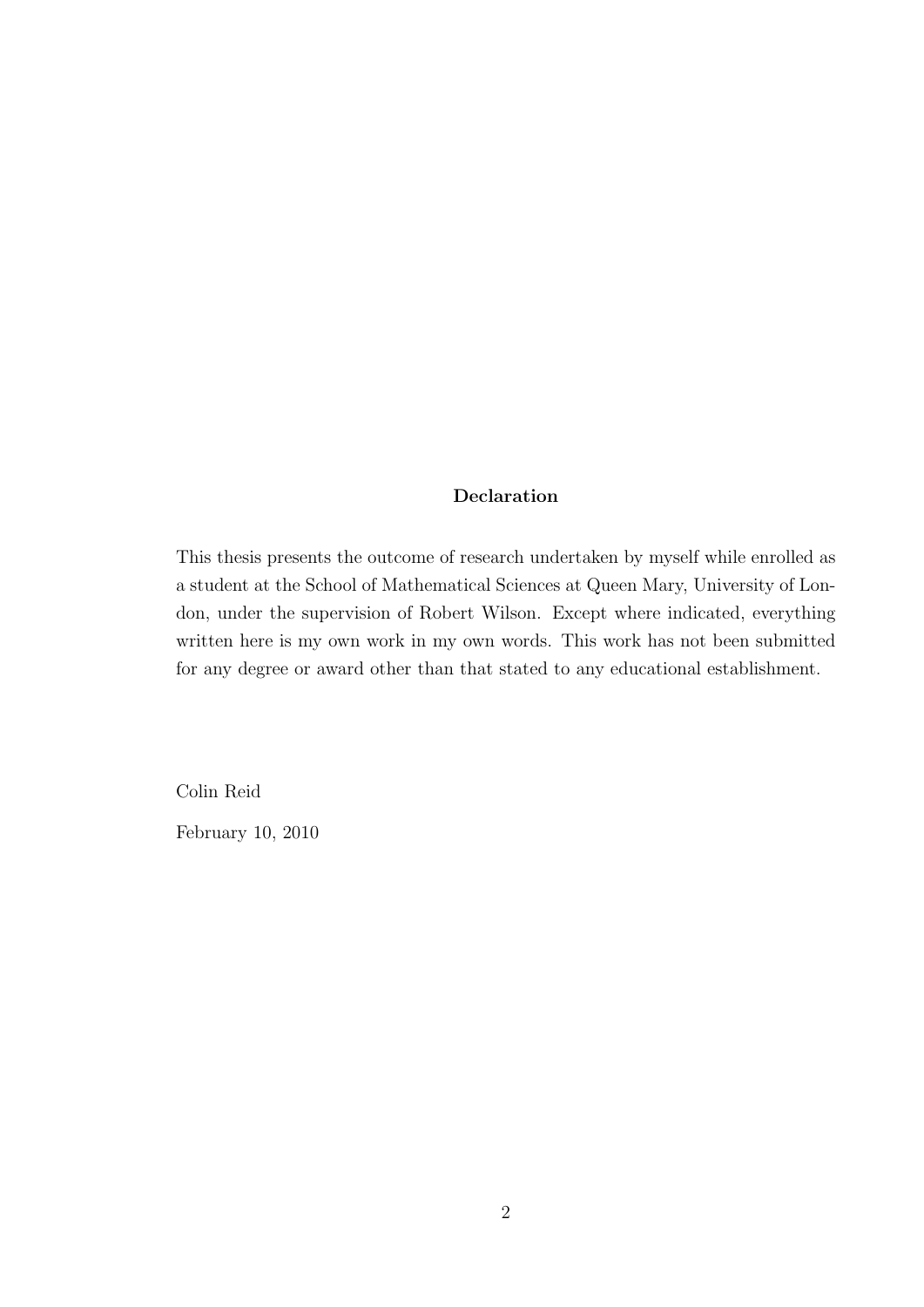**Declaration**

This thesis presents the outcome of research undertaken by myself while enrolled as a student at the School of Mathematical Sciences at Queen Mary, University of London, under the supervision of Robert Wilson. Except where indicated, everything written here is my own work in my own words. This work has not been submitted for any degree or award other than that stated to any educational establishment.

Colin Reid

February 10, 2010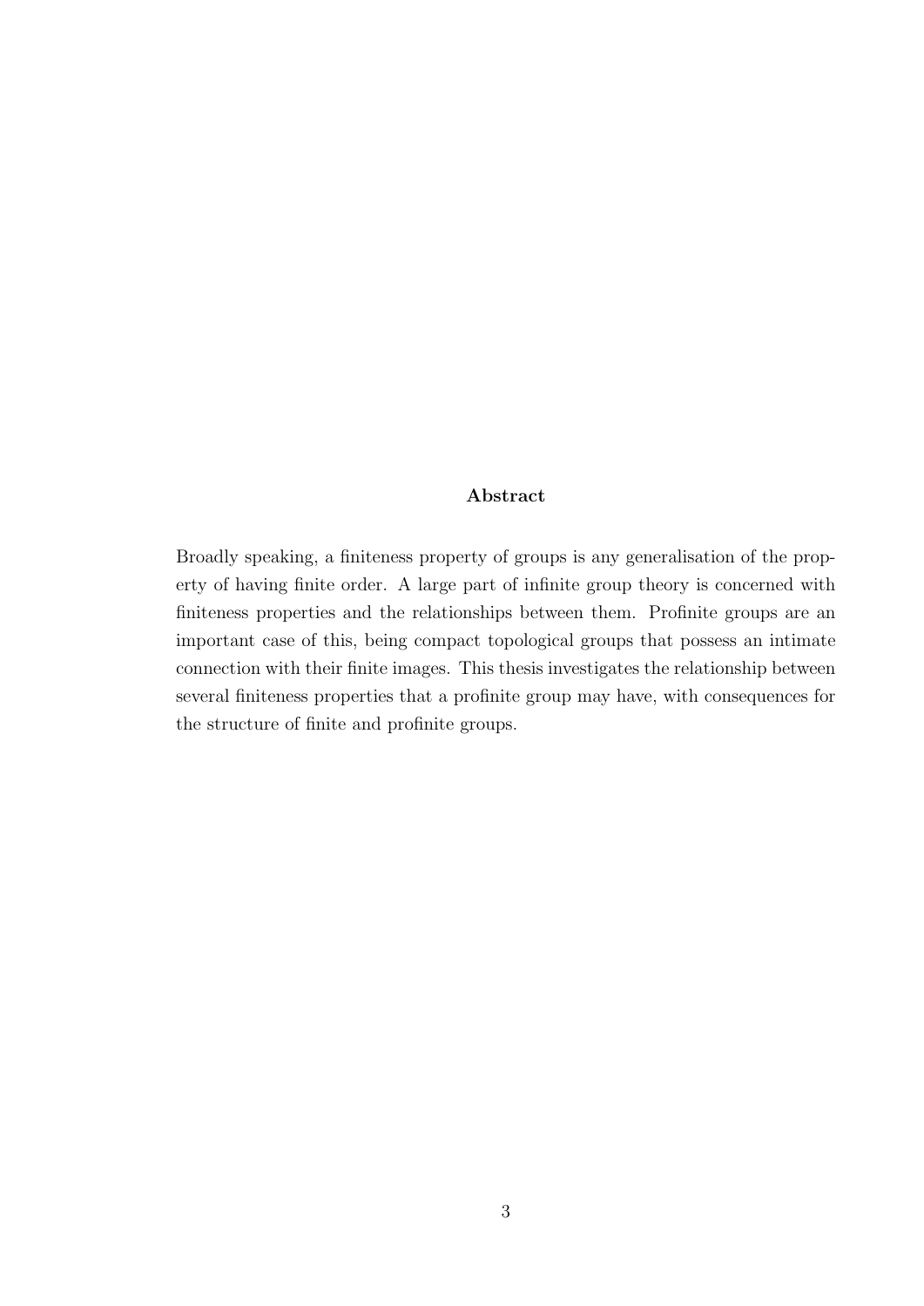## Abstract

Broadly speaking, a finiteness property of groups is any generalisation of the property of having finite order. A large part of infinite group theory is concerned with finiteness properties and the relationships between them. Profinite groups are an important case of this, being compact topological groups that possess an intimate connection with their finite images. This thesis investigates the relationship between several finiteness properties that a profinite group may have, with consequences for the structure of finite and profinite groups.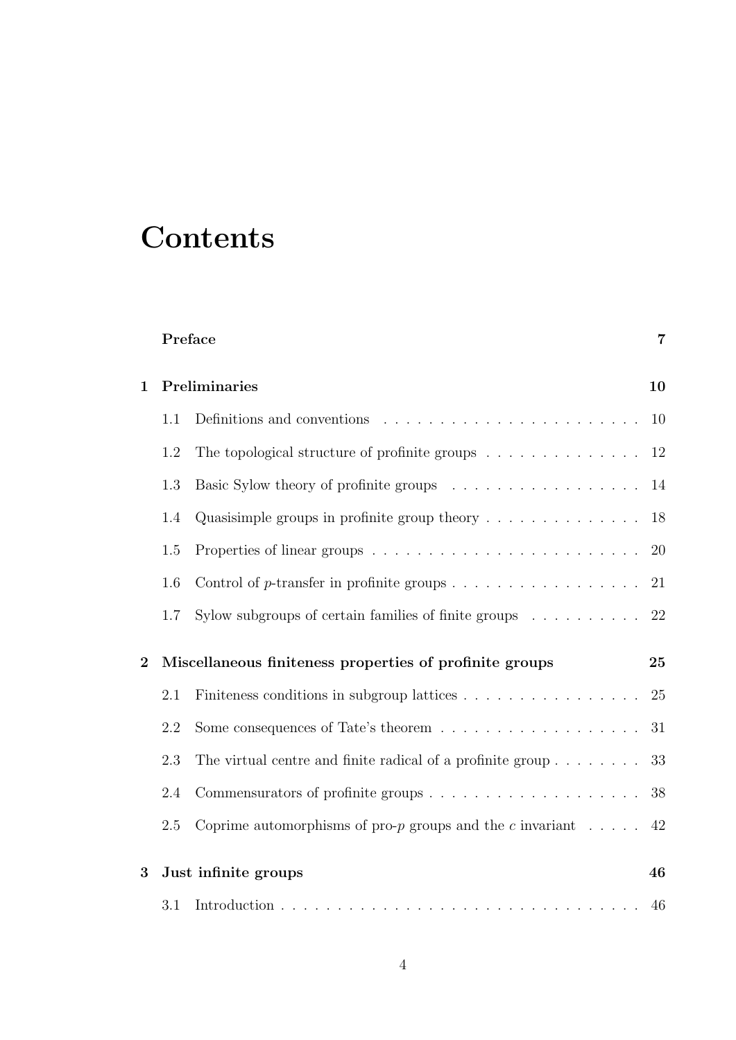# Contents

**Preface** 7

**1 Preliminaries** 10

1.1 Definitions and conventions 10

1.2 The topological structure of profinite groups 12

1.3 Basic Sylow theory of profinite groups 14

1.4 Quasisimple groups in profinite group theory 18

1.5 Properties of linear groups 20

1.6 Control of $p$-transfer in profinite groups 21

1.7 Sylow subgroups of certain families of finite groups 22

**2 Miscellaneous finiteness properties of profinite groups** 25

2.1 Finiteness conditions in subgroup lattices 25

2.2 Some consequences of Tate's theorem 31

2.3 The virtual centre and finite radical of a profinite group 33

2.4 Commensurators of profinite groups 38

2.5 Coprime automorphisms of pro-$p$ groups and the $c$ invariant 42

**3 Just infinite groups** 46

3.1 Introduction 46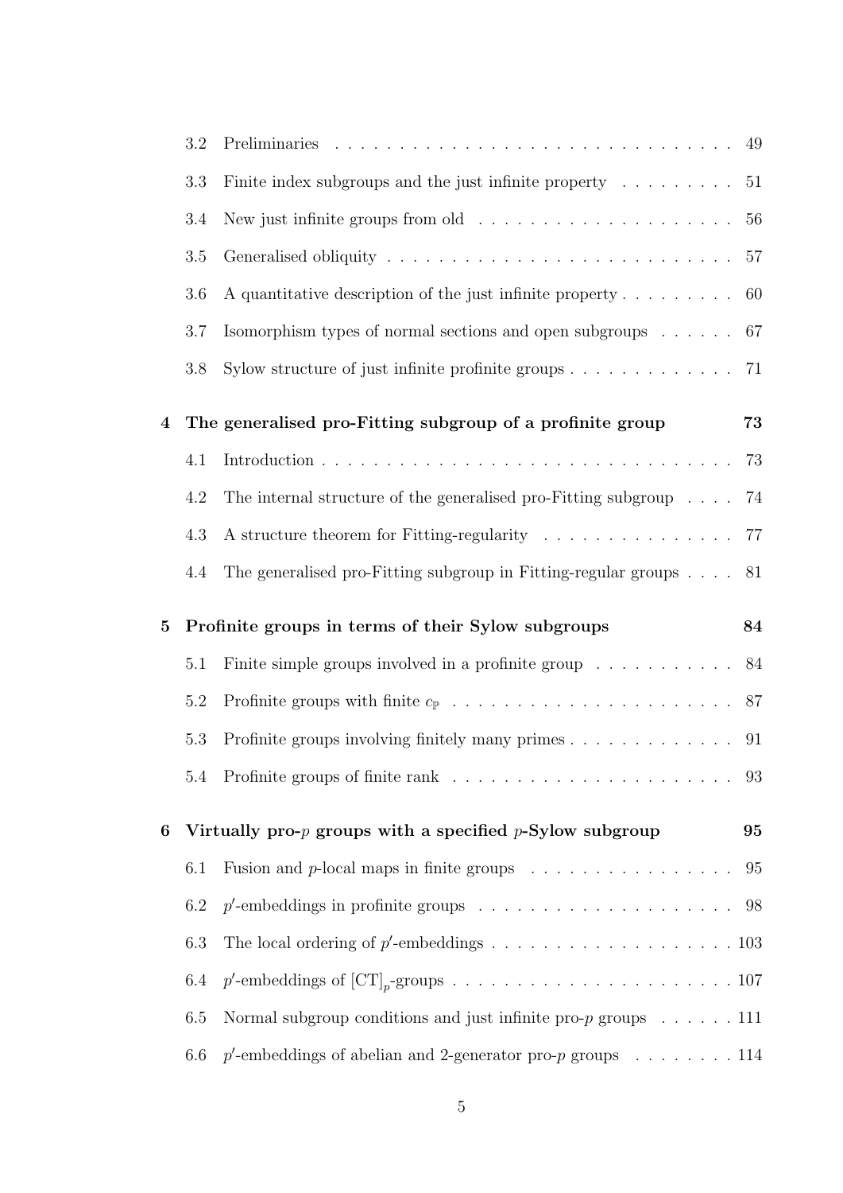3.2 Preliminaries . . . 49

3.3 Finite index subgroups and the just infinite property . . . 51

3.4 New just infinite groups from old . . . 56

3.5 Generalised obliquity . . . 57

3.6 A quantitative description of the just infinite property . . . 60

3.7 Isomorphism types of normal sections and open subgroups . . . 67

3.8 Sylow structure of just infinite profinite groups . . . 71

**4 The generalised pro-Fitting subgroup of a profinite group 73**

4.1 Introduction . . . 73

4.2 The internal structure of the generalised pro-Fitting subgroup . . . 74

4.3 A structure theorem for Fitting-regularity . . . 77

4.4 The generalised pro-Fitting subgroup in Fitting-regular groups . . . 81

**5 Profinite groups in terms of their Sylow subgroups 84**

5.1 Finite simple groups involved in a profinite group . . . 84

5.2 Profinite groups with finite $c_{\mathbb{P}}$ . . . 87

5.3 Profinite groups involving finitely many primes . . . 91

5.4 Profinite groups of finite rank . . . 93

**6 Virtually pro-$p$ groups with a specified $p$-Sylow subgroup 95**

6.1 Fusion and $p$-local maps in finite groups . . . 95

6.2 $p'$-embeddings in profinite groups . . . 98

6.3 The local ordering of $p'$-embeddings . . . 103

6.4 $p'$-embeddings of $[\mathrm{CT}]_p$-groups . . . 107

6.5 Normal subgroup conditions and just infinite pro-$p$ groups . . . 111

6.6 $p'$-embeddings of abelian and 2-generator pro-$p$ groups . . . 114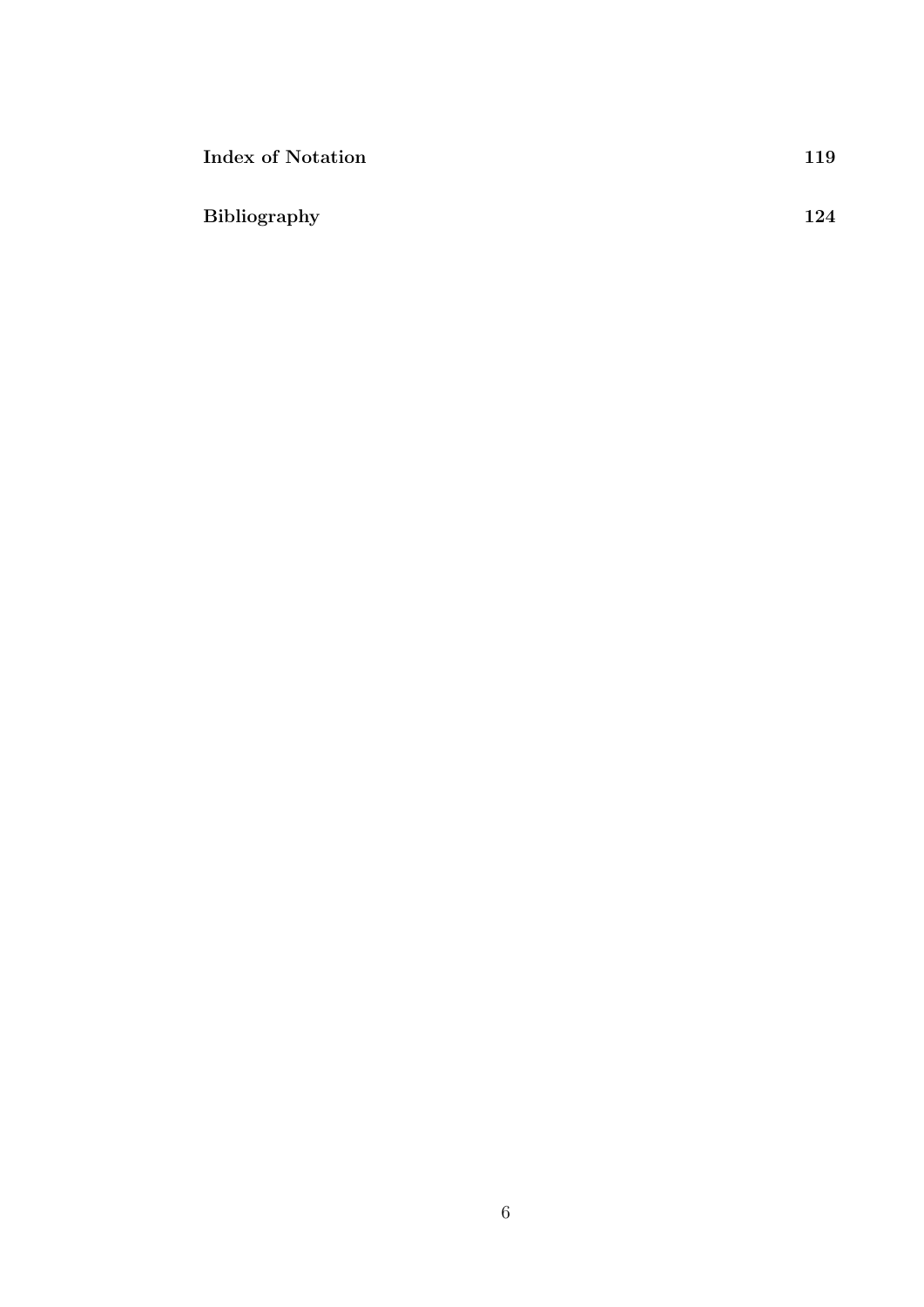**Index of Notation** **119**

**Bibliography** **124**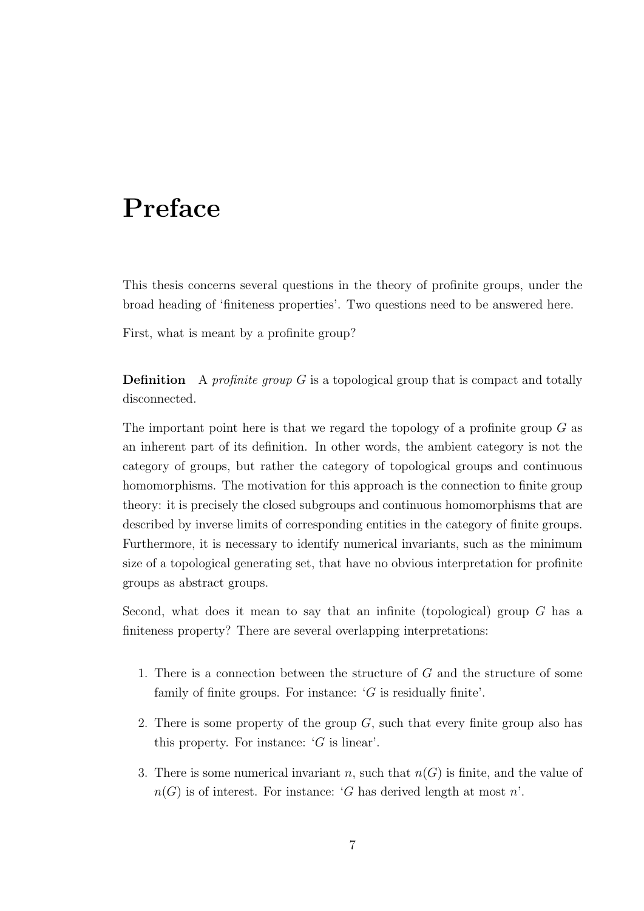# Preface

This thesis concerns several questions in the theory of profinite groups, under the broad heading of 'finiteness properties'. Two questions need to be answered here.

First, what is meant by a profinite group?

**Definition** A *profinite group* $G$ is a topological group that is compact and totally disconnected.

The important point here is that we regard the topology of a profinite group $G$ as an inherent part of its definition. In other words, the ambient category is not the category of groups, but rather the category of topological groups and continuous homomorphisms. The motivation for this approach is the connection to finite group theory: it is precisely the closed subgroups and continuous homomorphisms that are described by inverse limits of corresponding entities in the category of finite groups. Furthermore, it is necessary to identify numerical invariants, such as the minimum size of a topological generating set, that have no obvious interpretation for profinite groups as abstract groups.

Second, what does it mean to say that an infinite (topological) group $G$ has a finiteness property? There are several overlapping interpretations:

1. There is a connection between the structure of $G$ and the structure of some family of finite groups. For instance: '$G$ is residually finite'.
2. There is some property of the group $G$, such that every finite group also has this property. For instance: '$G$ is linear'.
3. There is some numerical invariant $n$, such that $n(G)$ is finite, and the value of $n(G)$ is of interest. For instance: '$G$ has derived length at most $n$'.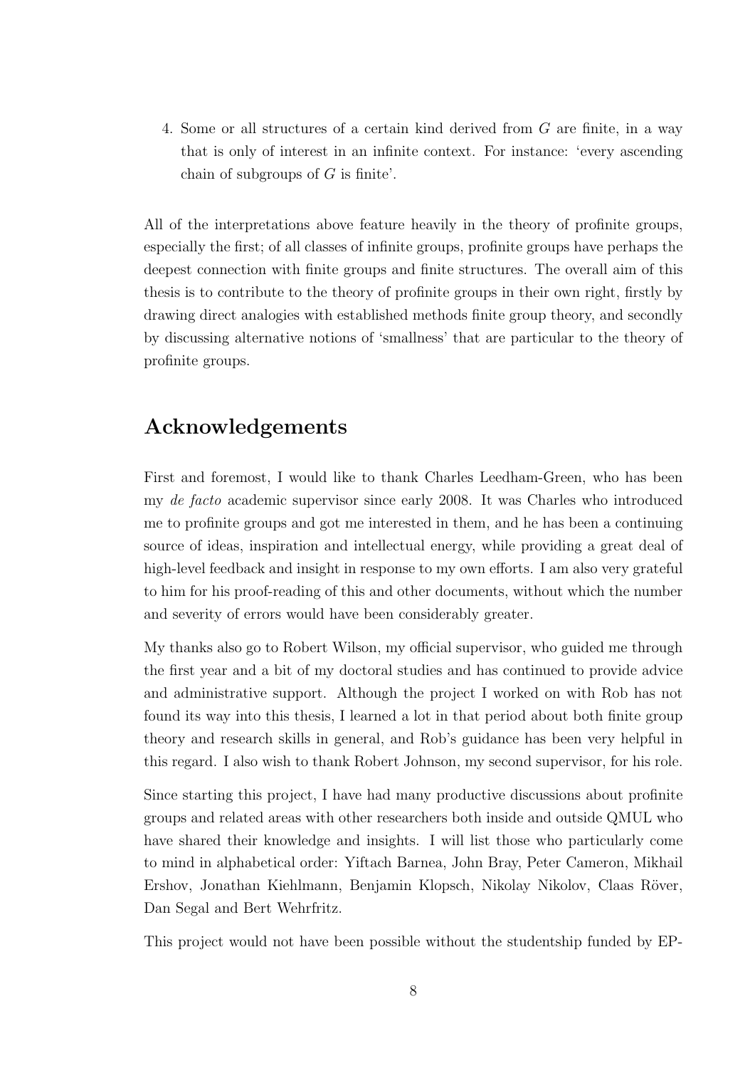4. Some or all structures of a certain kind derived from $G$ are finite, in a way that is only of interest in an infinite context. For instance: 'every ascending chain of subgroups of $G$ is finite'.

All of the interpretations above feature heavily in the theory of profinite groups, especially the first; of all classes of infinite groups, profinite groups have perhaps the deepest connection with finite groups and finite structures. The overall aim of this thesis is to contribute to the theory of profinite groups in their own right, firstly by drawing direct analogies with established methods finite group theory, and secondly by discussing alternative notions of 'smallness' that are particular to the theory of profinite groups.

## Acknowledgements

First and foremost, I would like to thank Charles Leedham-Green, who has been my *de facto* academic supervisor since early 2008. It was Charles who introduced me to profinite groups and got me interested in them, and he has been a continuing source of ideas, inspiration and intellectual energy, while providing a great deal of high-level feedback and insight in response to my own efforts. I am also very grateful to him for his proof-reading of this and other documents, without which the number and severity of errors would have been considerably greater.

My thanks also go to Robert Wilson, my official supervisor, who guided me through the first year and a bit of my doctoral studies and has continued to provide advice and administrative support. Although the project I worked on with Rob has not found its way into this thesis, I learned a lot in that period about both finite group theory and research skills in general, and Rob's guidance has been very helpful in this regard. I also wish to thank Robert Johnson, my second supervisor, for his role.

Since starting this project, I have had many productive discussions about profinite groups and related areas with other researchers both inside and outside QMUL who have shared their knowledge and insights. I will list those who particularly come to mind in alphabetical order: Yiftach Barnea, John Bray, Peter Cameron, Mikhail Ershov, Jonathan Kiehlmann, Benjamin Klopsch, Nikolay Nikolov, Claas Röver, Dan Segal and Bert Wehrfritz.

This project would not have been possible without the studentship funded by EP-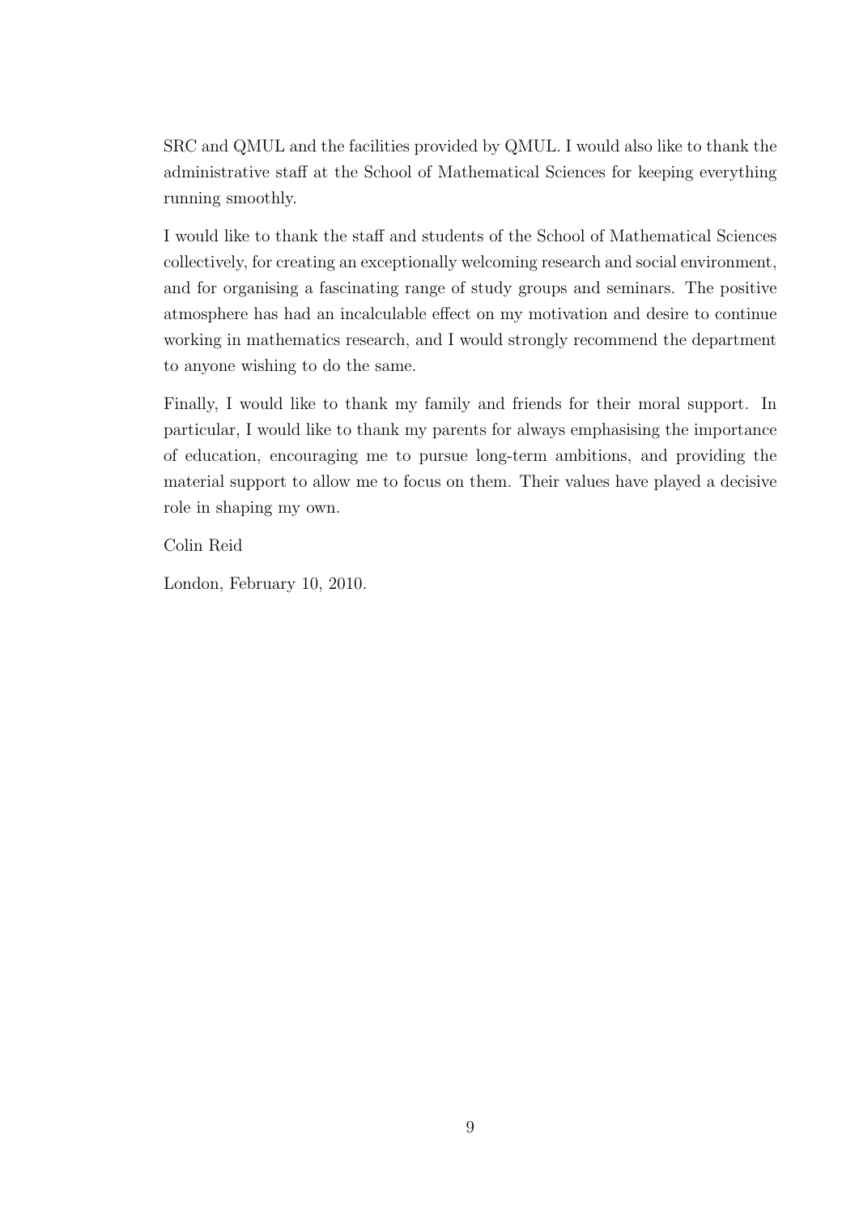SRC and QMUL and the facilities provided by QMUL. I would also like to thank the administrative staff at the School of Mathematical Sciences for keeping everything running smoothly.

I would like to thank the staff and students of the School of Mathematical Sciences collectively, for creating an exceptionally welcoming research and social environment, and for organising a fascinating range of study groups and seminars. The positive atmosphere has had an incalculable effect on my motivation and desire to continue working in mathematics research, and I would strongly recommend the department to anyone wishing to do the same.

Finally, I would like to thank my family and friends for their moral support. In particular, I would like to thank my parents for always emphasising the importance of education, encouraging me to pursue long-term ambitions, and providing the material support to allow me to focus on them. Their values have played a decisive role in shaping my own.

Colin Reid

London, February 10, 2010.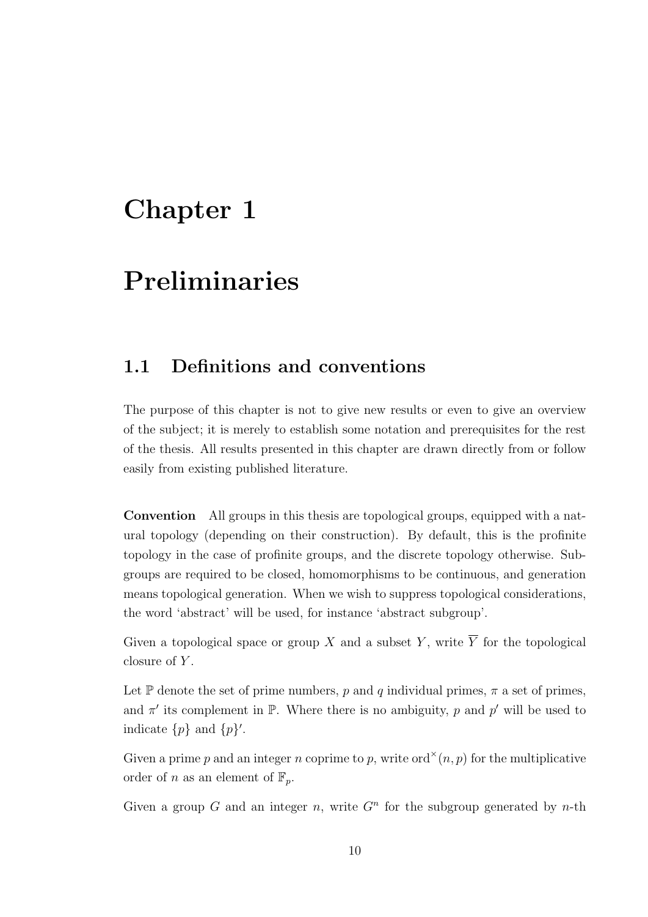# Chapter 1

# Preliminaries

## 1.1 Definitions and conventions

The purpose of this chapter is not to give new results or even to give an overview of the subject; it is merely to establish some notation and prerequisites for the rest of the thesis. All results presented in this chapter are drawn directly from or follow easily from existing published literature.

**Convention** All groups in this thesis are topological groups, equipped with a natural topology (depending on their construction). By default, this is the profinite topology in the case of profinite groups, and the discrete topology otherwise. Subgroups are required to be closed, homomorphisms to be continuous, and generation means topological generation. When we wish to suppress topological considerations, the word 'abstract' will be used, for instance 'abstract subgroup'.

Given a topological space or group $X$ and a subset $Y$, write $\overline{Y}$ for the topological closure of $Y$.

Let $\mathbb{P}$ denote the set of prime numbers, $p$ and $q$ individual primes, $\pi$ a set of primes, and $\pi'$ its complement in $\mathbb{P}$. Where there is no ambiguity, $p$ and $p'$ will be used to indicate $\{p\}$ and $\{p\}'$.

Given a prime $p$ and an integer $n$ coprime to $p$, write $\mathrm{ord}^{\times}(n,p)$ for the multiplicative order of $n$ as an element of $\mathbb{F}_p$.

Given a group $G$ and an integer $n$, write $G^n$ for the subgroup generated by $n$-th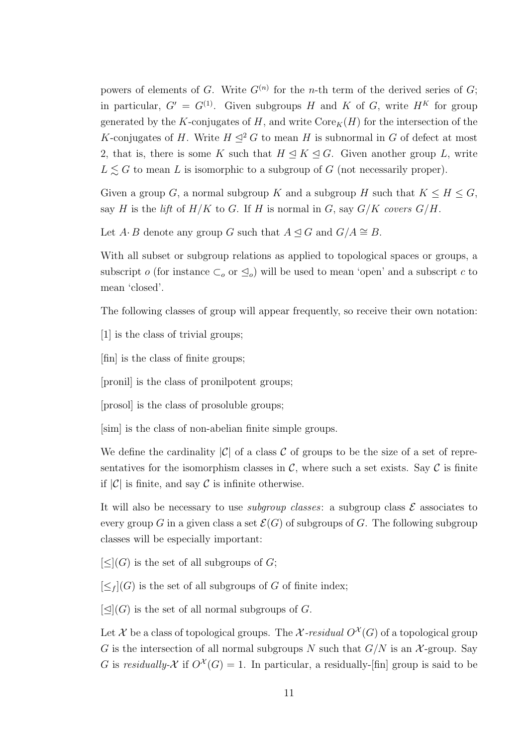powers of elements of $G$. Write $G^{(n)}$ for the $n$-th term of the derived series of $G$; in particular, $G' = G^{(1)}$. Given subgroups $H$ and $K$ of $G$, write $H^K$ for group generated by the $K$-conjugates of $H$, and write $\mathrm{Core}_K(H)$ for the intersection of the $K$-conjugates of $H$. Write $H \trianglelefteq^2 G$ to mean $H$ is subnormal in $G$ of defect at most 2, that is, there is some $K$ such that $H \trianglelefteq K \trianglelefteq G$. Given another group $L$, write $L \lesssim G$ to mean $L$ is isomorphic to a subgroup of $G$ (not necessarily proper).

Given a group $G$, a normal subgroup $K$ and a subgroup $H$ such that $K \leq H \leq G$, say $H$ is the *lift* of $H/K$ to $G$. If $H$ is normal in $G$, say $G/K$ *covers* $G/H$.

Let $A \cdot B$ denote any group $G$ such that $A \trianglelefteq G$ and $G/A \cong B$.

With all subset or subgroup relations as applied to topological spaces or groups, a subscript $o$ (for instance $\subset_o$ or $\trianglelefteq_o$) will be used to mean 'open' and a subscript $c$ to mean 'closed'.

The following classes of group will appear frequently, so receive their own notation:

[1] is the class of trivial groups;

[fin] is the class of finite groups;

[pronil] is the class of pronilpotent groups;

[prosol] is the class of prosoluble groups;

[sim] is the class of non-abelian finite simple groups.

We define the cardinality $|\mathcal{C}|$ of a class $\mathcal{C}$ of groups to be the size of a set of representatives for the isomorphism classes in $\mathcal{C}$, where such a set exists. Say $\mathcal{C}$ is finite if $|\mathcal{C}|$ is finite, and say $\mathcal{C}$ is infinite otherwise.

It will also be necessary to use *subgroup classes*: a subgroup class $\mathcal{E}$ associates to every group $G$ in a given class a set $\mathcal{E}(G)$ of subgroups of $G$. The following subgroup classes will be especially important:

$[\leq](G)$ is the set of all subgroups of $G$;

$[\leq_f](G)$ is the set of all subgroups of $G$ of finite index;

$[\trianglelefteq](G)$ is the set of all normal subgroups of $G$.

Let $\mathcal{X}$ be a class of topological groups. The $\mathcal{X}$*-residual* $O^{\mathcal{X}}(G)$ of a topological group $G$ is the intersection of all normal subgroups $N$ such that $G/N$ is an $\mathcal{X}$-group. Say $G$ is *residually-*$\mathcal{X}$ if $O^{\mathcal{X}}(G) = 1$. In particular, a residually-[fin] group is said to be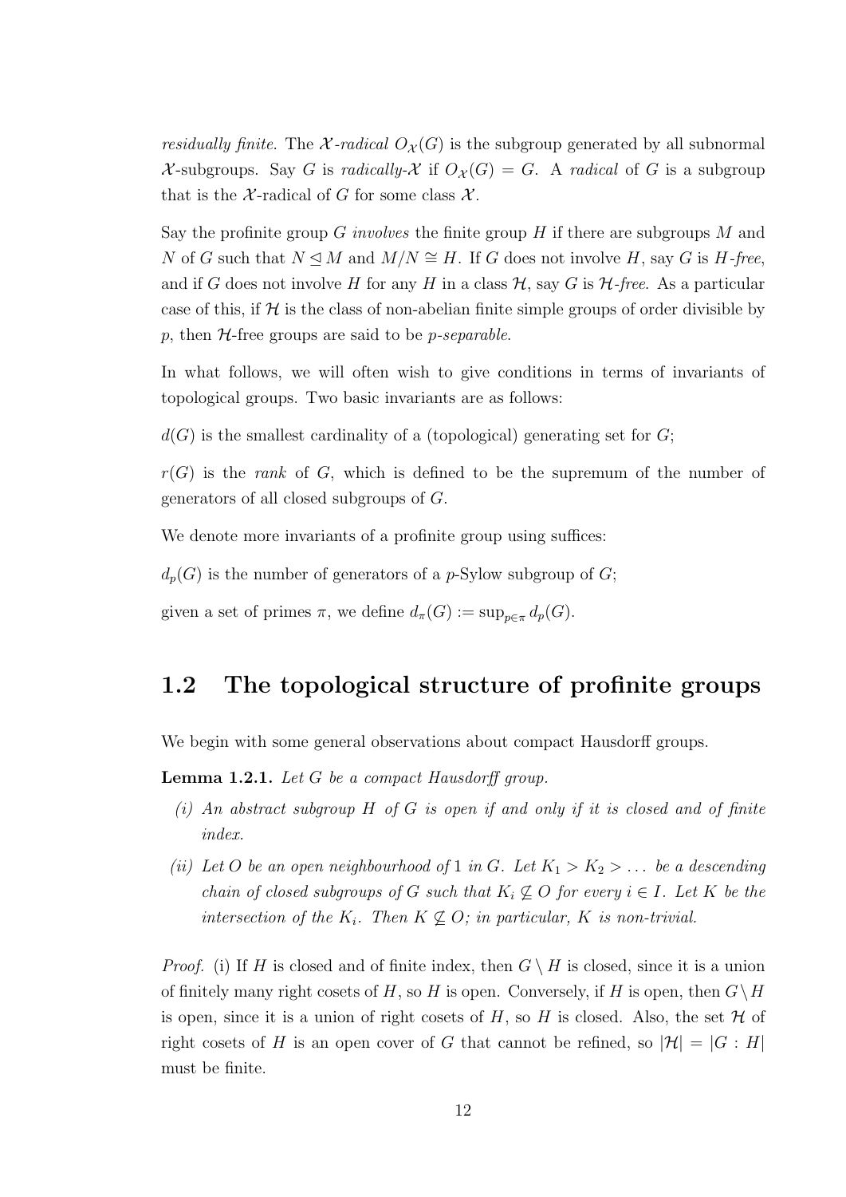*residually finite*. The $\mathcal{X}$*-radical* $O_{\mathcal{X}}(G)$ is the subgroup generated by all subnormal $\mathcal{X}$-subgroups. Say $G$ is *radically-*$\mathcal{X}$ if $O_{\mathcal{X}}(G) = G$. A *radical* of $G$ is a subgroup that is the $\mathcal{X}$-radical of $G$ for some class $\mathcal{X}$.

Say the profinite group $G$ *involves* the finite group $H$ if there are subgroups $M$ and $N$ of $G$ such that $N \trianglelefteq M$ and $M/N \cong H$. If $G$ does not involve $H$, say $G$ is $H$*-free*, and if $G$ does not involve $H$ for any $H$ in a class $\mathcal{H}$, say $G$ is $\mathcal{H}$*-free*. As a particular case of this, if $\mathcal{H}$ is the class of non-abelian finite simple groups of order divisible by $p$, then $\mathcal{H}$-free groups are said to be $p$*-separable*.

In what follows, we will often wish to give conditions in terms of invariants of topological groups. Two basic invariants are as follows:

$d(G)$ is the smallest cardinality of a (topological) generating set for $G$;

$r(G)$ is the *rank* of $G$, which is defined to be the supremum of the number of generators of all closed subgroups of $G$.

We denote more invariants of a profinite group using suffices:

$d_p(G)$ is the number of generators of a $p$-Sylow subgroup of $G$;

given a set of primes $\pi$, we define $d_\pi(G) := \sup_{p \in \pi} d_p(G)$.

## 1.2 The topological structure of profinite groups

We begin with some general observations about compact Hausdorff groups.

**Lemma 1.2.1.** *Let $G$ be a compact Hausdorff group.*

*(i) An abstract subgroup $H$ of $G$ is open if and only if it is closed and of finite index.*

*(ii) Let $O$ be an open neighbourhood of $1$ in $G$. Let $K_1 > K_2 > \dots$ be a descending chain of closed subgroups of $G$ such that $K_i \not\subseteq O$ for every $i \in I$. Let $K$ be the intersection of the $K_i$. Then $K \not\subseteq O$; in particular, $K$ is non-trivial.*

*Proof.* (i) If $H$ is closed and of finite index, then $G \setminus H$ is closed, since it is a union of finitely many right cosets of $H$, so $H$ is open. Conversely, if $H$ is open, then $G \setminus H$ is open, since it is a union of right cosets of $H$, so $H$ is closed. Also, the set $\mathcal{H}$ of right cosets of $H$ is an open cover of $G$ that cannot be refined, so $|\mathcal{H}| = |G : H|$ must be finite.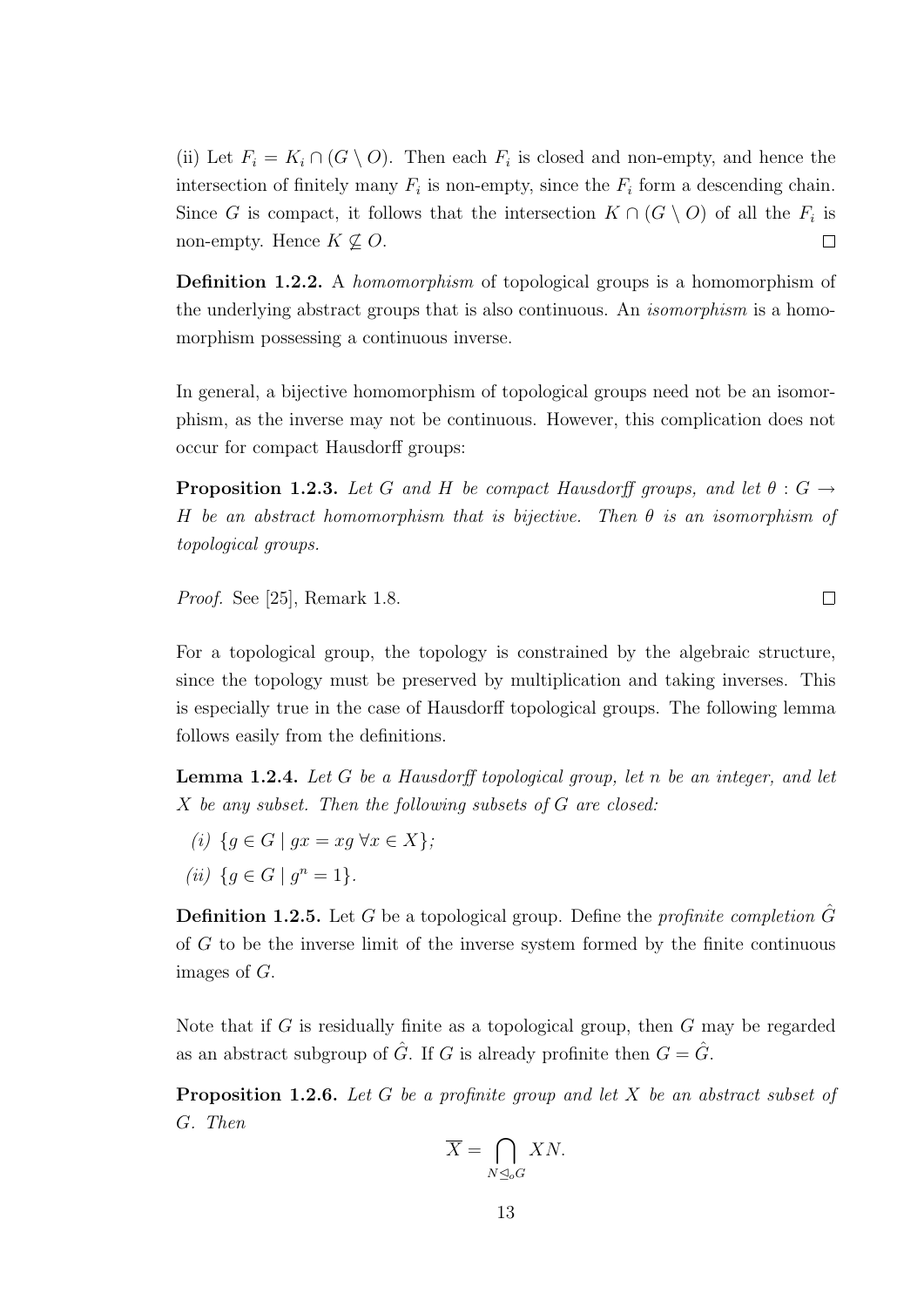(ii) Let $F_i = K_i \cap (G \setminus O)$. Then each $F_i$ is closed and non-empty, and hence the intersection of finitely many $F_i$ is non-empty, since the $F_i$ form a descending chain. Since $G$ is compact, it follows that the intersection $K \cap (G \setminus O)$ of all the $F_i$ is non-empty. Hence $K \nsubseteq O$. □

**Definition 1.2.2.** A *homomorphism* of topological groups is a homomorphism of the underlying abstract groups that is also continuous. An *isomorphism* is a homomorphism possessing a continuous inverse.

In general, a bijective homomorphism of topological groups need not be an isomorphism, as the inverse may not be continuous. However, this complication does not occur for compact Hausdorff groups:

**Proposition 1.2.3.** *Let $G$ and $H$ be compact Hausdorff groups, and let $\theta : G \to H$ be an abstract homomorphism that is bijective. Then $\theta$ is an isomorphism of topological groups.*

*Proof.* See [25], Remark 1.8. □

For a topological group, the topology is constrained by the algebraic structure, since the topology must be preserved by multiplication and taking inverses. This is especially true in the case of Hausdorff topological groups. The following lemma follows easily from the definitions.

**Lemma 1.2.4.** *Let $G$ be a Hausdorff topological group, let $n$ be an integer, and let $X$ be any subset. Then the following subsets of $G$ are closed:*

*(i)* $\{g \in G \mid gx = xg \; \forall x \in X\}$;

*(ii)* $\{g \in G \mid g^n = 1\}$.

**Definition 1.2.5.** Let $G$ be a topological group. Define the *profinite completion* $\hat{G}$ of $G$ to be the inverse limit of the inverse system formed by the finite continuous images of $G$.

Note that if $G$ is residually finite as a topological group, then $G$ may be regarded as an abstract subgroup of $\hat{G}$. If $G$ is already profinite then $G = \hat{G}$.

**Proposition 1.2.6.** *Let $G$ be a profinite group and let $X$ be an abstract subset of $G$. Then*

$$\overline{X} = \bigcap_{N \trianglelefteq_o G} XN.$$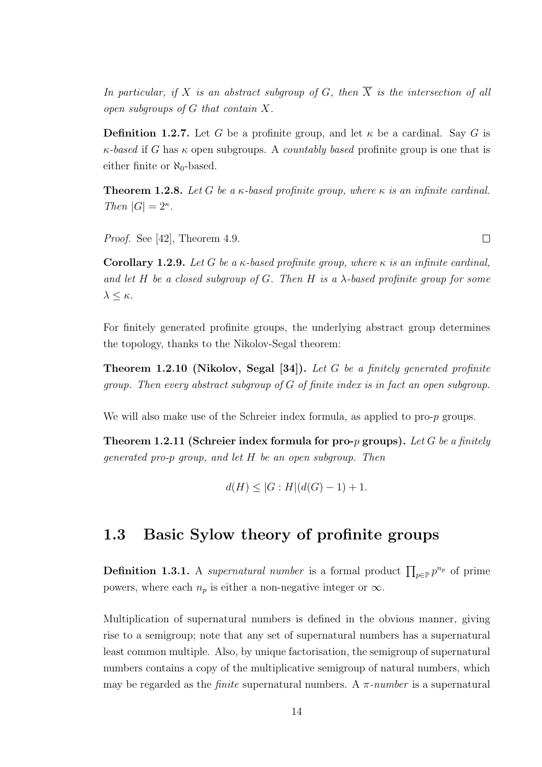*In particular, if $X$ is an abstract subgroup of $G$, then $\overline{X}$ is the intersection of all open subgroups of $G$ that contain $X$.*

**Definition 1.2.7.** Let $G$ be a profinite group, and let $\kappa$ be a cardinal. Say $G$ is *$\kappa$-based* if $G$ has $\kappa$ open subgroups. A *countably based* profinite group is one that is either finite or $\aleph_0$-based.

**Theorem 1.2.8.** *Let $G$ be a $\kappa$-based profinite group, where $\kappa$ is an infinite cardinal. Then $|G| = 2^\kappa$.*

*Proof.* See [42], Theorem 4.9. □

**Corollary 1.2.9.** *Let $G$ be a $\kappa$-based profinite group, where $\kappa$ is an infinite cardinal, and let $H$ be a closed subgroup of $G$. Then $H$ is a $\lambda$-based profinite group for some $\lambda \leq \kappa$.*

For finitely generated profinite groups, the underlying abstract group determines the topology, thanks to the Nikolov-Segal theorem:

**Theorem 1.2.10 (Nikolov, Segal [34]).** *Let $G$ be a finitely generated profinite group. Then every abstract subgroup of $G$ of finite index is in fact an open subgroup.*

We will also make use of the Schreier index formula, as applied to pro-$p$ groups.

**Theorem 1.2.11 (Schreier index formula for pro-$p$ groups).** *Let $G$ be a finitely generated pro-$p$ group, and let $H$ be an open subgroup. Then*

$$d(H) \leq |G : H|(d(G) - 1) + 1.$$

## 1.3 Basic Sylow theory of profinite groups

**Definition 1.3.1.** A *supernatural number* is a formal product $\prod_{p \in \mathbb{P}} p^{n_p}$ of prime powers, where each $n_p$ is either a non-negative integer or $\infty$.

Multiplication of supernatural numbers is defined in the obvious manner, giving rise to a semigroup; note that any set of supernatural numbers has a supernatural least common multiple. Also, by unique factorisation, the semigroup of supernatural numbers contains a copy of the multiplicative semigroup of natural numbers, which may be regarded as the *finite* supernatural numbers. A *$\pi$-number* is a supernatural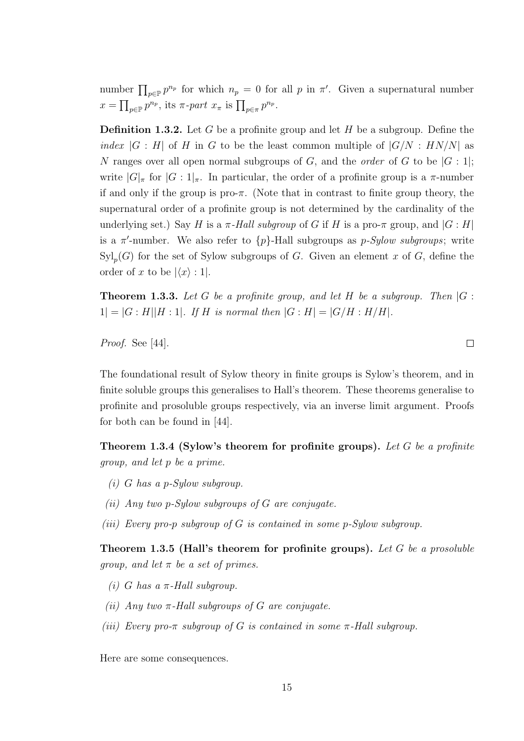number $\prod_{p \in \mathbb{P}} p^{n_p}$ for which $n_p = 0$ for all $p$ in $\pi'$. Given a supernatural number $x = \prod_{p \in \mathbb{P}} p^{n_p}$, its *$\pi$-part* $x_\pi$ is $\prod_{p \in \pi} p^{n_p}$.

**Definition 1.3.2.** Let $G$ be a profinite group and let $H$ be a subgroup. Define the *index* $|G : H|$ of $H$ in $G$ to be the least common multiple of $|G/N : HN/N|$ as $N$ ranges over all open normal subgroups of $G$, and the *order* of $G$ to be $|G : 1|$; write $|G|_\pi$ for $|G : 1|_\pi$. In particular, the order of a profinite group is a $\pi$-number if and only if the group is pro-$\pi$. (Note that in contrast to finite group theory, the supernatural order of a profinite group is not determined by the cardinality of the underlying set.) Say $H$ is a *$\pi$-Hall subgroup* of $G$ if $H$ is a pro-$\pi$ group, and $|G : H|$ is a $\pi'$-number. We also refer to $\{p\}$-Hall subgroups as *$p$-Sylow subgroups*; write $\mathrm{Syl}_p(G)$ for the set of Sylow subgroups of $G$. Given an element $x$ of $G$, define the order of $x$ to be $|\langle x \rangle : 1|$.

**Theorem 1.3.3.** *Let $G$ be a profinite group, and let $H$ be a subgroup. Then $|G : 1| = |G : H||H : 1|$. If $H$ is normal then $|G : H| = |G/H : H/H|$.*

*Proof.* See [44]. □

The foundational result of Sylow theory in finite groups is Sylow's theorem, and in finite soluble groups this generalises to Hall's theorem. These theorems generalise to profinite and prosoluble groups respectively, via an inverse limit argument. Proofs for both can be found in [44].

**Theorem 1.3.4 (Sylow's theorem for profinite groups).** *Let $G$ be a profinite group, and let $p$ be a prime.*

*(i) $G$ has a $p$-Sylow subgroup.*

*(ii) Any two $p$-Sylow subgroups of $G$ are conjugate.*

*(iii) Every pro-$p$ subgroup of $G$ is contained in some $p$-Sylow subgroup.*

**Theorem 1.3.5 (Hall's theorem for profinite groups).** *Let $G$ be a prosoluble group, and let $\pi$ be a set of primes.*

*(i) $G$ has a $\pi$-Hall subgroup.*

*(ii) Any two $\pi$-Hall subgroups of $G$ are conjugate.*

*(iii) Every pro-$\pi$ subgroup of $G$ is contained in some $\pi$-Hall subgroup.*

Here are some consequences.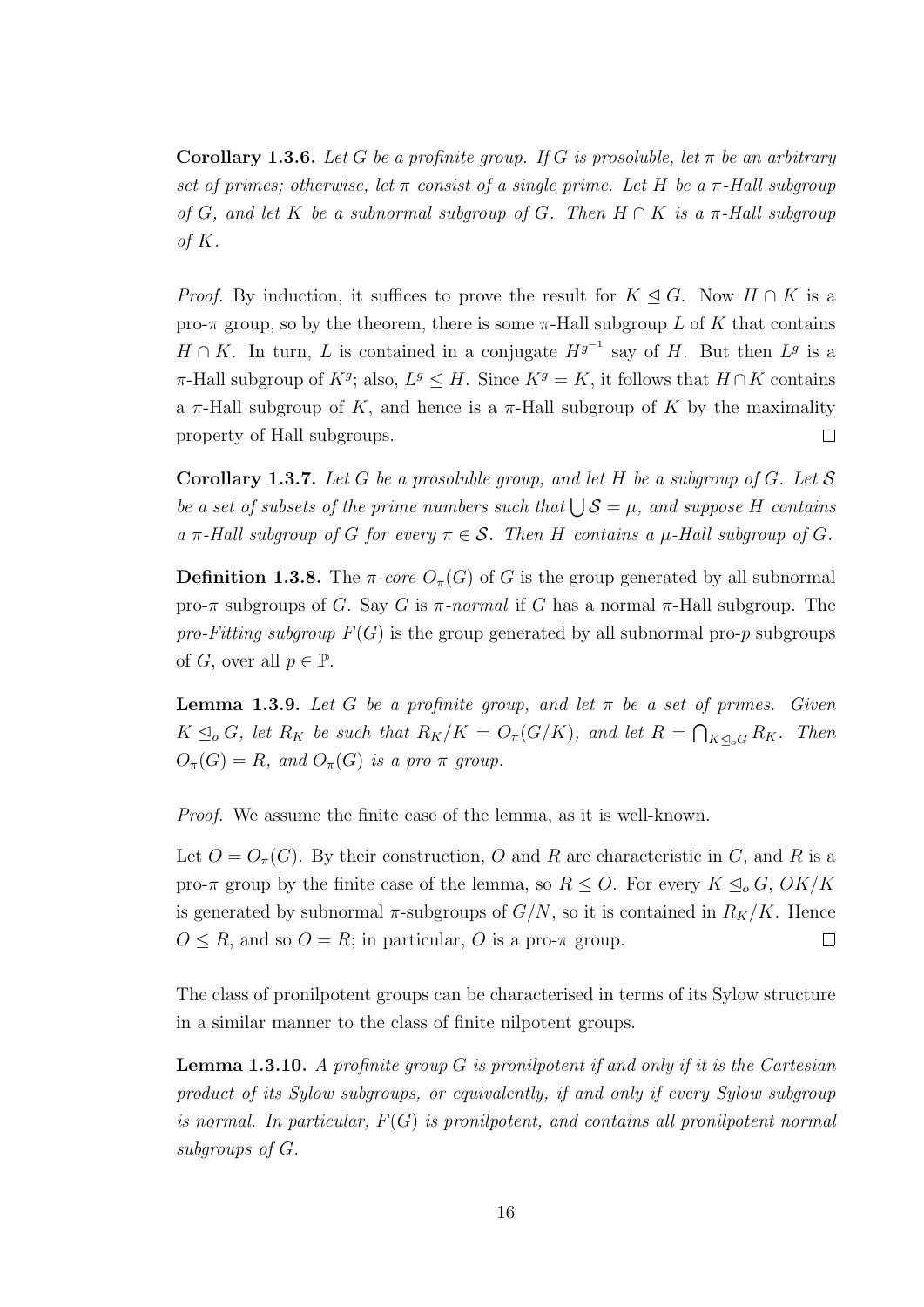**Corollary 1.3.6.** *Let $G$ be a profinite group. If $G$ is prosoluble, let $\pi$ be an arbitrary set of primes; otherwise, let $\pi$ consist of a single prime. Let $H$ be a $\pi$-Hall subgroup of $G$, and let $K$ be a subnormal subgroup of $G$. Then $H \cap K$ is a $\pi$-Hall subgroup of $K$.*

*Proof.* By induction, it suffices to prove the result for $K \trianglelefteq G$. Now $H \cap K$ is a pro-$\pi$ group, so by the theorem, there is some $\pi$-Hall subgroup $L$ of $K$ that contains $H \cap K$. In turn, $L$ is contained in a conjugate $H^{g^{-1}}$ say of $H$. But then $L^g$ is a $\pi$-Hall subgroup of $K^g$; also, $L^g \leq H$. Since $K^g = K$, it follows that $H \cap K$ contains a $\pi$-Hall subgroup of $K$, and hence is a $\pi$-Hall subgroup of $K$ by the maximality property of Hall subgroups. $\square$

**Corollary 1.3.7.** *Let $G$ be a prosoluble group, and let $H$ be a subgroup of $G$. Let $\mathcal{S}$ be a set of subsets of the prime numbers such that $\bigcup \mathcal{S} = \mu$, and suppose $H$ contains a $\pi$-Hall subgroup of $G$ for every $\pi \in \mathcal{S}$. Then $H$ contains a $\mu$-Hall subgroup of $G$.*

**Definition 1.3.8.** The *$\pi$-core* $O_\pi(G)$ of $G$ is the group generated by all subnormal pro-$\pi$ subgroups of $G$. Say $G$ is *$\pi$-normal* if $G$ has a normal $\pi$-Hall subgroup. The *pro-Fitting subgroup* $F(G)$ is the group generated by all subnormal pro-$p$ subgroups of $G$, over all $p \in \mathbb{P}$.

**Lemma 1.3.9.** *Let $G$ be a profinite group, and let $\pi$ be a set of primes. Given $K \trianglelefteq_o G$, let $R_K$ be such that $R_K/K = O_\pi(G/K)$, and let $R = \bigcap_{K \trianglelefteq_o G} R_K$. Then $O_\pi(G) = R$, and $O_\pi(G)$ is a pro-$\pi$ group.*

*Proof.* We assume the finite case of the lemma, as it is well-known.

Let $O = O_\pi(G)$. By their construction, $O$ and $R$ are characteristic in $G$, and $R$ is a pro-$\pi$ group by the finite case of the lemma, so $R \leq O$. For every $K \trianglelefteq_o G$, $OK/K$ is generated by subnormal $\pi$-subgroups of $G/N$, so it is contained in $R_K/K$. Hence $O \leq R$, and so $O = R$; in particular, $O$ is a pro-$\pi$ group. $\square$

The class of pronilpotent groups can be characterised in terms of its Sylow structure in a similar manner to the class of finite nilpotent groups.

**Lemma 1.3.10.** *A profinite group $G$ is pronilpotent if and only if it is the Cartesian product of its Sylow subgroups, or equivalently, if and only if every Sylow subgroup is normal. In particular, $F(G)$ is pronilpotent, and contains all pronilpotent normal subgroups of $G$.*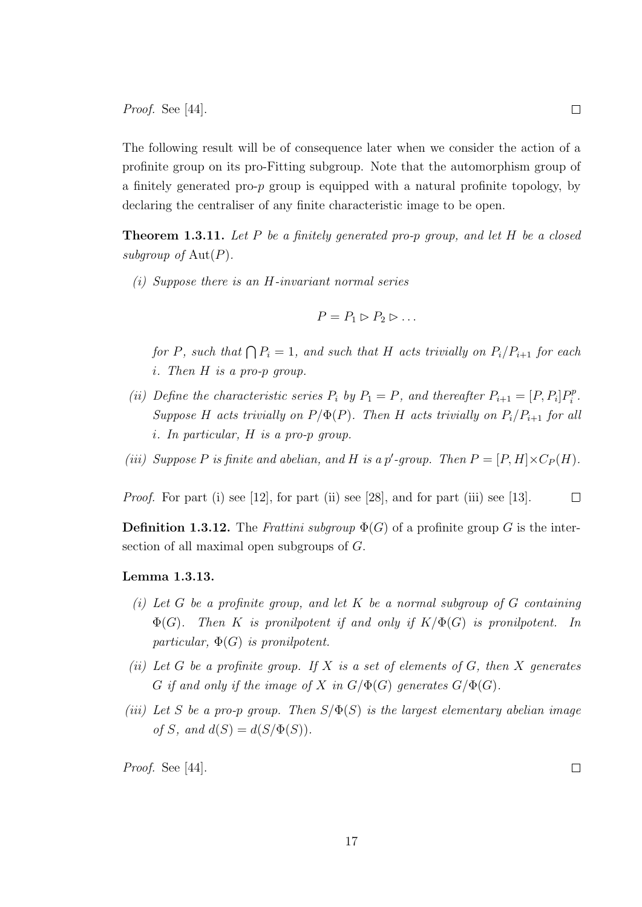*Proof.* See [44]. □

The following result will be of consequence later when we consider the action of a profinite group on its pro-Fitting subgroup. Note that the automorphism group of a finitely generated pro-$p$ group is equipped with a natural profinite topology, by declaring the centraliser of any finite characteristic image to be open.

**Theorem 1.3.11.** *Let $P$ be a finitely generated pro-$p$ group, and let $H$ be a closed subgroup of $\mathrm{Aut}(P)$.*

*(i) Suppose there is an $H$-invariant normal series*

$$P = P_1 \rhd P_2 \rhd \dots$$

*for $P$, such that $\bigcap P_i = 1$, and such that $H$ acts trivially on $P_i/P_{i+1}$ for each $i$. Then $H$ is a pro-$p$ group.*

*(ii) Define the characteristic series $P_i$ by $P_1 = P$, and thereafter $P_{i+1} = [P, P_i]P_i^p$. Suppose $H$ acts trivially on $P/\Phi(P)$. Then $H$ acts trivially on $P_i/P_{i+1}$ for all $i$. In particular, $H$ is a pro-$p$ group.*

*(iii) Suppose $P$ is finite and abelian, and $H$ is a $p'$-group. Then $P = [P, H] \times C_P(H)$.*

*Proof.* For part (i) see [12], for part (ii) see [28], and for part (iii) see [13]. □

**Definition 1.3.12.** The *Frattini subgroup* $\Phi(G)$ of a profinite group $G$ is the intersection of all maximal open subgroups of $G$.

**Lemma 1.3.13.**

*(i) Let $G$ be a profinite group, and let $K$ be a normal subgroup of $G$ containing $\Phi(G)$. Then $K$ is pronilpotent if and only if $K/\Phi(G)$ is pronilpotent. In particular, $\Phi(G)$ is pronilpotent.*

*(ii) Let $G$ be a profinite group. If $X$ is a set of elements of $G$, then $X$ generates $G$ if and only if the image of $X$ in $G/\Phi(G)$ generates $G/\Phi(G)$.*

*(iii) Let $S$ be a pro-$p$ group. Then $S/\Phi(S)$ is the largest elementary abelian image of $S$, and $d(S) = d(S/\Phi(S))$.*

*Proof.* See [44]. □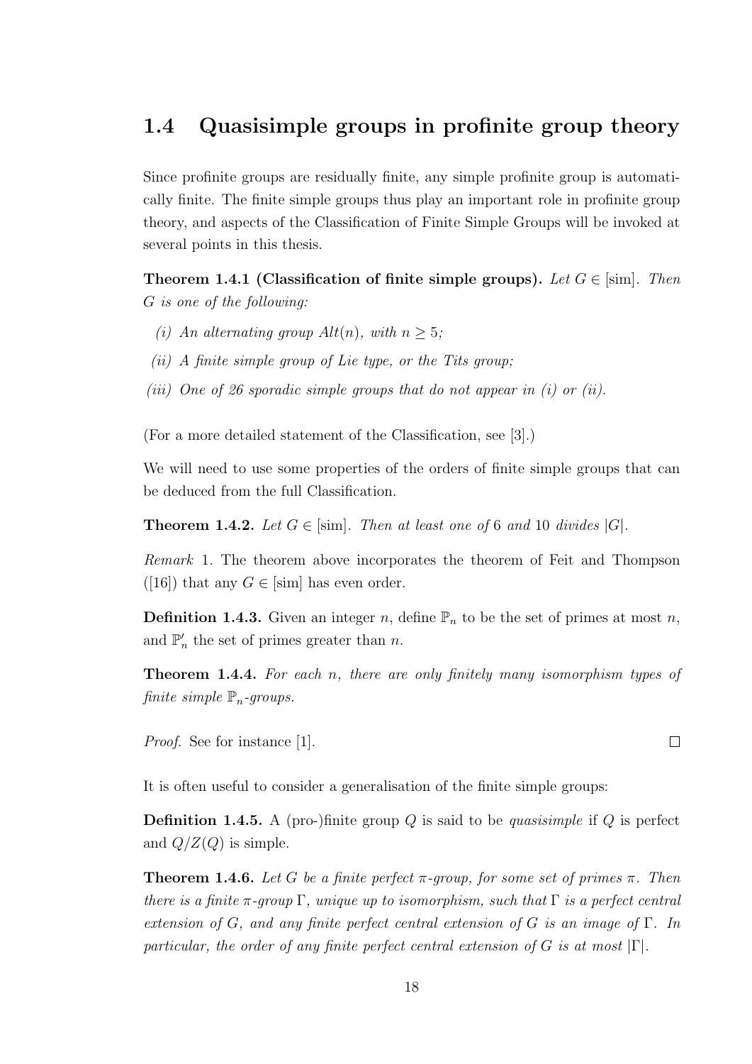## 1.4 Quasisimple groups in profinite group theory

Since profinite groups are residually finite, any simple profinite group is automatically finite. The finite simple groups thus play an important role in profinite group theory, and aspects of the Classification of Finite Simple Groups will be invoked at several points in this thesis.

**Theorem 1.4.1 (Classification of finite simple groups).** *Let $G \in [\mathrm{sim}]$. Then $G$ is one of the following:*

*(i) An alternating group $Alt(n)$, with $n \geq 5$;*

*(ii) A finite simple group of Lie type, or the Tits group;*

*(iii) One of 26 sporadic simple groups that do not appear in (i) or (ii).*

(For a more detailed statement of the Classification, see [3].)

We will need to use some properties of the orders of finite simple groups that can be deduced from the full Classification.

**Theorem 1.4.2.** *Let $G \in [\mathrm{sim}]$. Then at least one of 6 and 10 divides $|G|$.*

*Remark* 1. The theorem above incorporates the theorem of Feit and Thompson ([16]) that any $G \in [\mathrm{sim}]$ has even order.

**Definition 1.4.3.** Given an integer $n$, define $\mathbb{P}_n$ to be the set of primes at most $n$, and $\mathbb{P}'_n$ the set of primes greater than $n$.

**Theorem 1.4.4.** *For each $n$, there are only finitely many isomorphism types of finite simple $\mathbb{P}_n$-groups.*

*Proof.* See for instance [1]. □

It is often useful to consider a generalisation of the finite simple groups:

**Definition 1.4.5.** A (pro-)finite group $Q$ is said to be *quasisimple* if $Q$ is perfect and $Q/Z(Q)$ is simple.

**Theorem 1.4.6.** *Let $G$ be a finite perfect $\pi$-group, for some set of primes $\pi$. Then there is a finite $\pi$-group $\Gamma$, unique up to isomorphism, such that $\Gamma$ is a perfect central extension of $G$, and any finite perfect central extension of $G$ is an image of $\Gamma$. In particular, the order of any finite perfect central extension of $G$ is at most $|\Gamma|$.*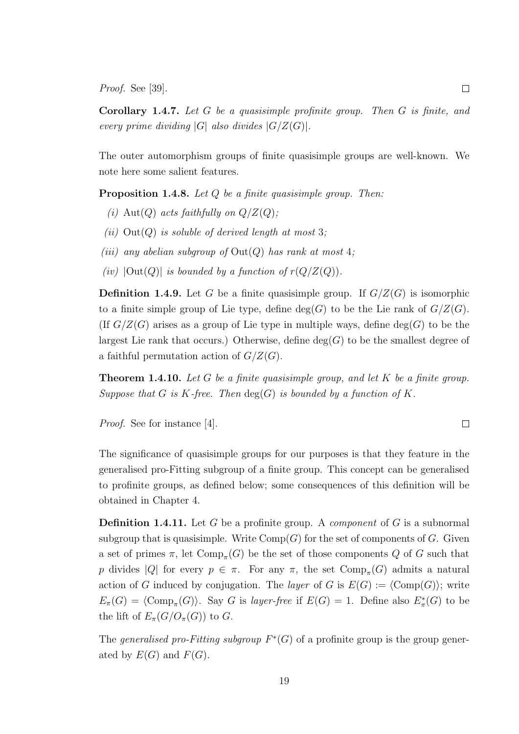*Proof.* See [39]. □

**Corollary 1.4.7.** *Let $G$ be a quasisimple profinite group. Then $G$ is finite, and every prime dividing $|G|$ also divides $|G/Z(G)|$.*

The outer automorphism groups of finite quasisimple groups are well-known. We note here some salient features.

**Proposition 1.4.8.** *Let $Q$ be a finite quasisimple group. Then:*

*(i)* $\mathrm{Aut}(Q)$ *acts faithfully on* $Q/Z(Q)$*;*

*(ii)* $\mathrm{Out}(Q)$ *is soluble of derived length at most* $3$*;*

*(iii) any abelian subgroup of* $\mathrm{Out}(Q)$ *has rank at most* $4$*;*

*(iv)* $|\mathrm{Out}(Q)|$ *is bounded by a function of* $r(Q/Z(Q))$*.*

**Definition 1.4.9.** Let $G$ be a finite quasisimple group. If $G/Z(G)$ is isomorphic to a finite simple group of Lie type, define $\deg(G)$ to be the Lie rank of $G/Z(G)$. (If $G/Z(G)$ arises as a group of Lie type in multiple ways, define $\deg(G)$ to be the largest Lie rank that occurs.) Otherwise, define $\deg(G)$ to be the smallest degree of a faithful permutation action of $G/Z(G)$.

**Theorem 1.4.10.** *Let $G$ be a finite quasisimple group, and let $K$ be a finite group. Suppose that $G$ is $K$-free. Then $\deg(G)$ is bounded by a function of $K$.*

*Proof.* See for instance [4]. □

The significance of quasisimple groups for our purposes is that they feature in the generalised pro-Fitting subgroup of a finite group. This concept can be generalised to profinite groups, as defined below; some consequences of this definition will be obtained in Chapter 4.

**Definition 1.4.11.** Let $G$ be a profinite group. A *component* of $G$ is a subnormal subgroup that is quasisimple. Write $\mathrm{Comp}(G)$ for the set of components of $G$. Given a set of primes $\pi$, let $\mathrm{Comp}_\pi(G)$ be the set of those components $Q$ of $G$ such that $p$ divides $|Q|$ for every $p \in \pi$. For any $\pi$, the set $\mathrm{Comp}_\pi(G)$ admits a natural action of $G$ induced by conjugation. The *layer* of $G$ is $E(G) := \langle \mathrm{Comp}(G) \rangle$; write $E_\pi(G) = \langle \mathrm{Comp}_\pi(G) \rangle$. Say $G$ is *layer-free* if $E(G) = 1$. Define also $E^*_\pi(G)$ to be the lift of $E_\pi(G/O_\pi(G))$ to $G$.

The *generalised pro-Fitting subgroup* $F^*(G)$ of a profinite group is the group generated by $E(G)$ and $F(G)$.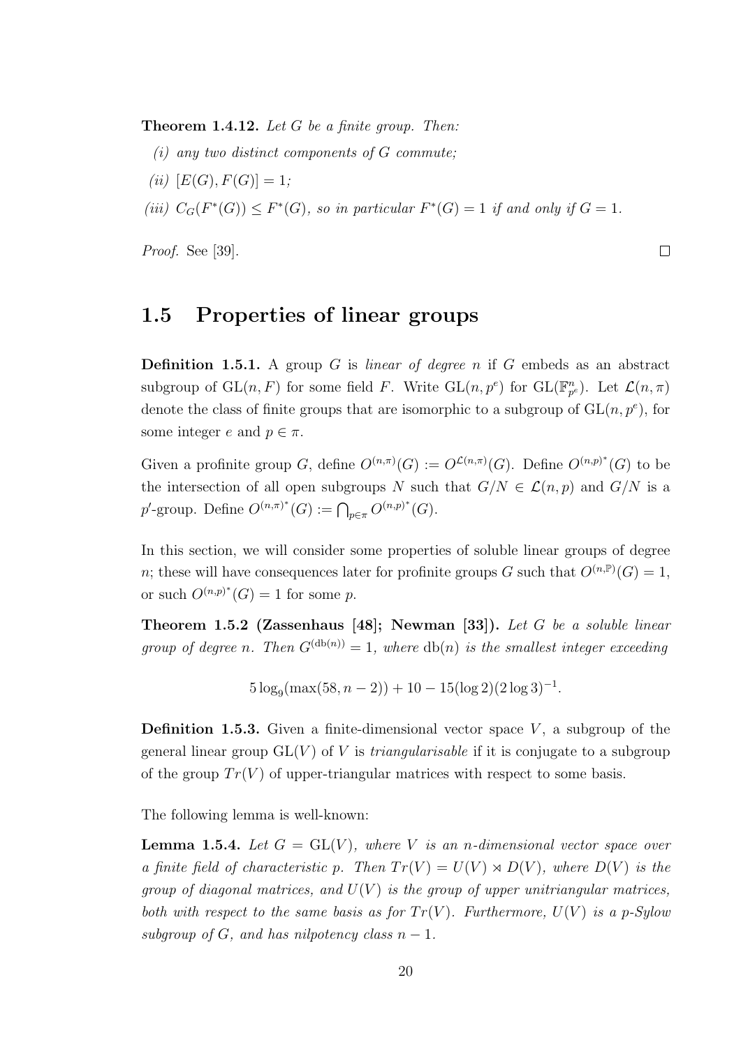**Theorem 1.4.12.** *Let $G$ be a finite group. Then:*

*(i) any two distinct components of $G$ commute;*

*(ii) $[E(G), F(G)] = 1$;*

*(iii) $C_G(F^*(G)) \leq F^*(G)$, so in particular $F^*(G) = 1$ if and only if $G = 1$.*

*Proof.* See [39]. $\square$

## 1.5 Properties of linear groups

**Definition 1.5.1.** A group $G$ is *linear of degree $n$* if $G$ embeds as an abstract subgroup of $\mathrm{GL}(n, F)$ for some field $F$. Write $\mathrm{GL}(n, p^e)$ for $\mathrm{GL}(\mathbb{F}_{p^e}^n)$. Let $\mathcal{L}(n, \pi)$ denote the class of finite groups that are isomorphic to a subgroup of $\mathrm{GL}(n, p^e)$, for some integer $e$ and $p \in \pi$.

Given a profinite group $G$, define $O^{(n,\pi)}(G) := O^{\mathcal{L}(n,\pi)}(G)$. Define $O^{(n,p)^*}(G)$ to be the intersection of all open subgroups $N$ such that $G/N \in \mathcal{L}(n, p)$ and $G/N$ is a $p'$-group. Define $O^{(n,\pi)^*}(G) := \bigcap_{p \in \pi} O^{(n,p)^*}(G)$.

In this section, we will consider some properties of soluble linear groups of degree $n$; these will have consequences later for profinite groups $G$ such that $O^{(n,\mathbb{P})}(G) = 1$, or such $O^{(n,p)^*}(G) = 1$ for some $p$.

**Theorem 1.5.2 (Zassenhaus [48]; Newman [33]).** *Let $G$ be a soluble linear group of degree $n$. Then $G^{(\mathrm{db}(n))} = 1$, where $\mathrm{db}(n)$ is the smallest integer exceeding*

$$5 \log_9(\max(58, n - 2)) + 10 - 15(\log 2)(2 \log 3)^{-1}.$$

**Definition 1.5.3.** Given a finite-dimensional vector space $V$, a subgroup of the general linear group $\mathrm{GL}(V)$ of $V$ is *triangularisable* if it is conjugate to a subgroup of the group $Tr(V)$ of upper-triangular matrices with respect to some basis.

The following lemma is well-known:

**Lemma 1.5.4.** *Let $G = \mathrm{GL}(V)$, where $V$ is an $n$-dimensional vector space over a finite field of characteristic $p$. Then $Tr(V) = U(V) \rtimes D(V)$, where $D(V)$ is the group of diagonal matrices, and $U(V)$ is the group of upper unitriangular matrices, both with respect to the same basis as for $Tr(V)$. Furthermore, $U(V)$ is a $p$-Sylow subgroup of $G$, and has nilpotency class $n - 1$.*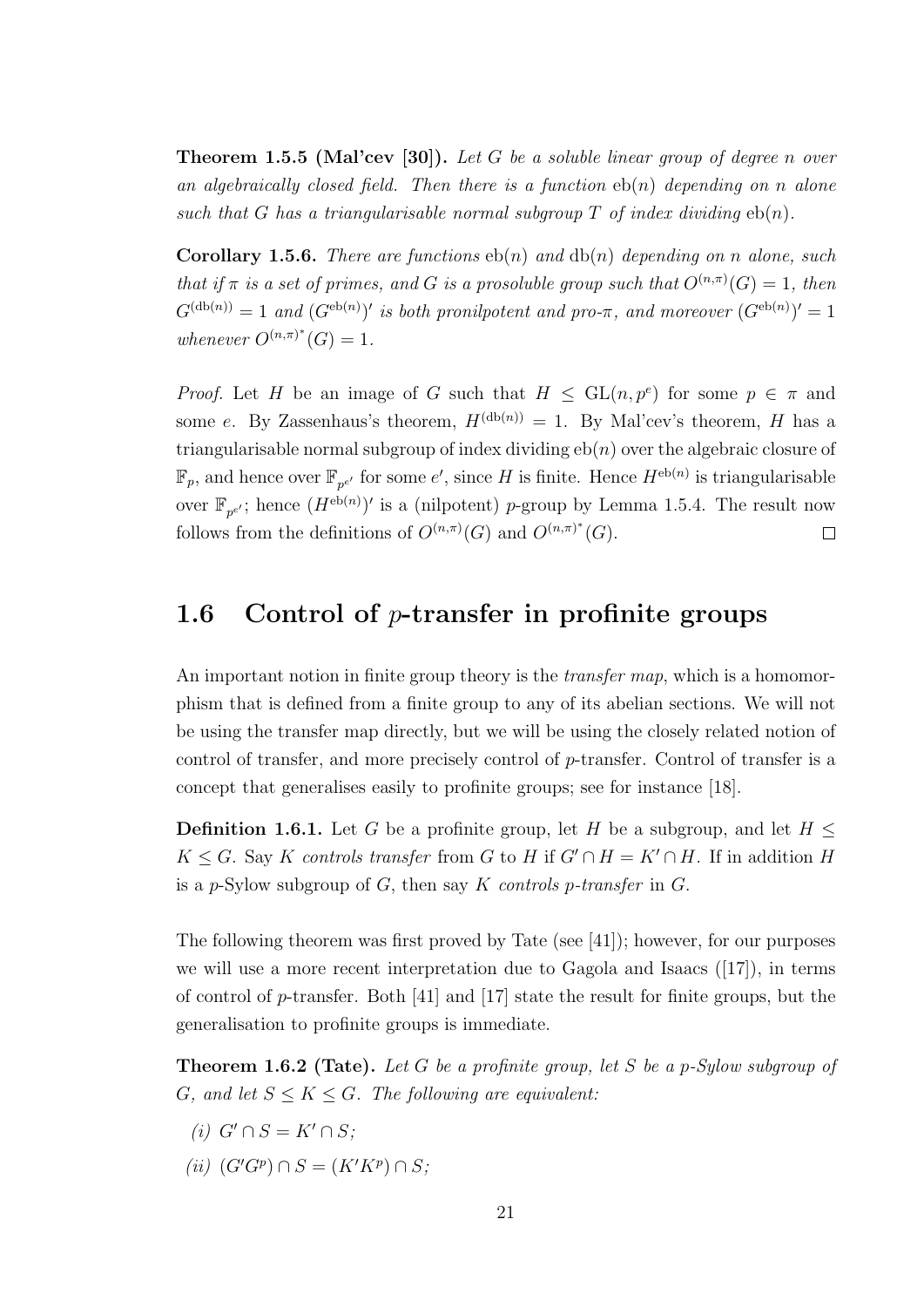**Theorem 1.5.5 (Mal'cev [30]).** *Let $G$ be a soluble linear group of degree $n$ over an algebraically closed field. Then there is a function $\mathrm{eb}(n)$ depending on $n$ alone such that $G$ has a triangularisable normal subgroup $T$ of index dividing $\mathrm{eb}(n)$.*

**Corollary 1.5.6.** *There are functions $\mathrm{eb}(n)$ and $\mathrm{db}(n)$ depending on $n$ alone, such that if $\pi$ is a set of primes, and $G$ is a prosoluble group such that $O^{(n,\pi)}(G) = 1$, then $G^{(\mathrm{db}(n))} = 1$ and $(G^{\mathrm{eb}(n)})'$ is both pronilpotent and pro-$\pi$, and moreover $(G^{\mathrm{eb}(n)})' = 1$ whenever $O^{(n,\pi)^*}(G) = 1$.*

*Proof.* Let $H$ be an image of $G$ such that $H \leq \mathrm{GL}(n, p^e)$ for some $p \in \pi$ and some $e$. By Zassenhaus's theorem, $H^{(\mathrm{db}(n))} = 1$. By Mal'cev's theorem, $H$ has a triangularisable normal subgroup of index dividing $\mathrm{eb}(n)$ over the algebraic closure of $\mathbb{F}_p$, and hence over $\mathbb{F}_{p^{e'}}$ for some $e'$, since $H$ is finite. Hence $H^{\mathrm{eb}(n)}$ is triangularisable over $\mathbb{F}_{p^{e'}}$; hence $(H^{\mathrm{eb}(n)})'$ is a (nilpotent) $p$-group by Lemma 1.5.4. The result now follows from the definitions of $O^{(n,\pi)}(G)$ and $O^{(n,\pi)^*}(G)$. □

## 1.6 Control of $p$-transfer in profinite groups

An important notion in finite group theory is the *transfer map*, which is a homomorphism that is defined from a finite group to any of its abelian sections. We will not be using the transfer map directly, but we will be using the closely related notion of control of transfer, and more precisely control of $p$-transfer. Control of transfer is a concept that generalises easily to profinite groups; see for instance [18].

**Definition 1.6.1.** Let $G$ be a profinite group, let $H$ be a subgroup, and let $H \leq K \leq G$. Say $K$ *controls transfer* from $G$ to $H$ if $G' \cap H = K' \cap H$. If in addition $H$ is a $p$-Sylow subgroup of $G$, then say $K$ *controls $p$-transfer* in $G$.

The following theorem was first proved by Tate (see [41]); however, for our purposes we will use a more recent interpretation due to Gagola and Isaacs ([17]), in terms of control of $p$-transfer. Both [41] and [17] state the result for finite groups, but the generalisation to profinite groups is immediate.

**Theorem 1.6.2 (Tate).** *Let $G$ be a profinite group, let $S$ be a $p$-Sylow subgroup of $G$, and let $S \leq K \leq G$. The following are equivalent:*

*(i)* $G' \cap S = K' \cap S$;

*(ii)* $(G'G^p) \cap S = (K'K^p) \cap S$;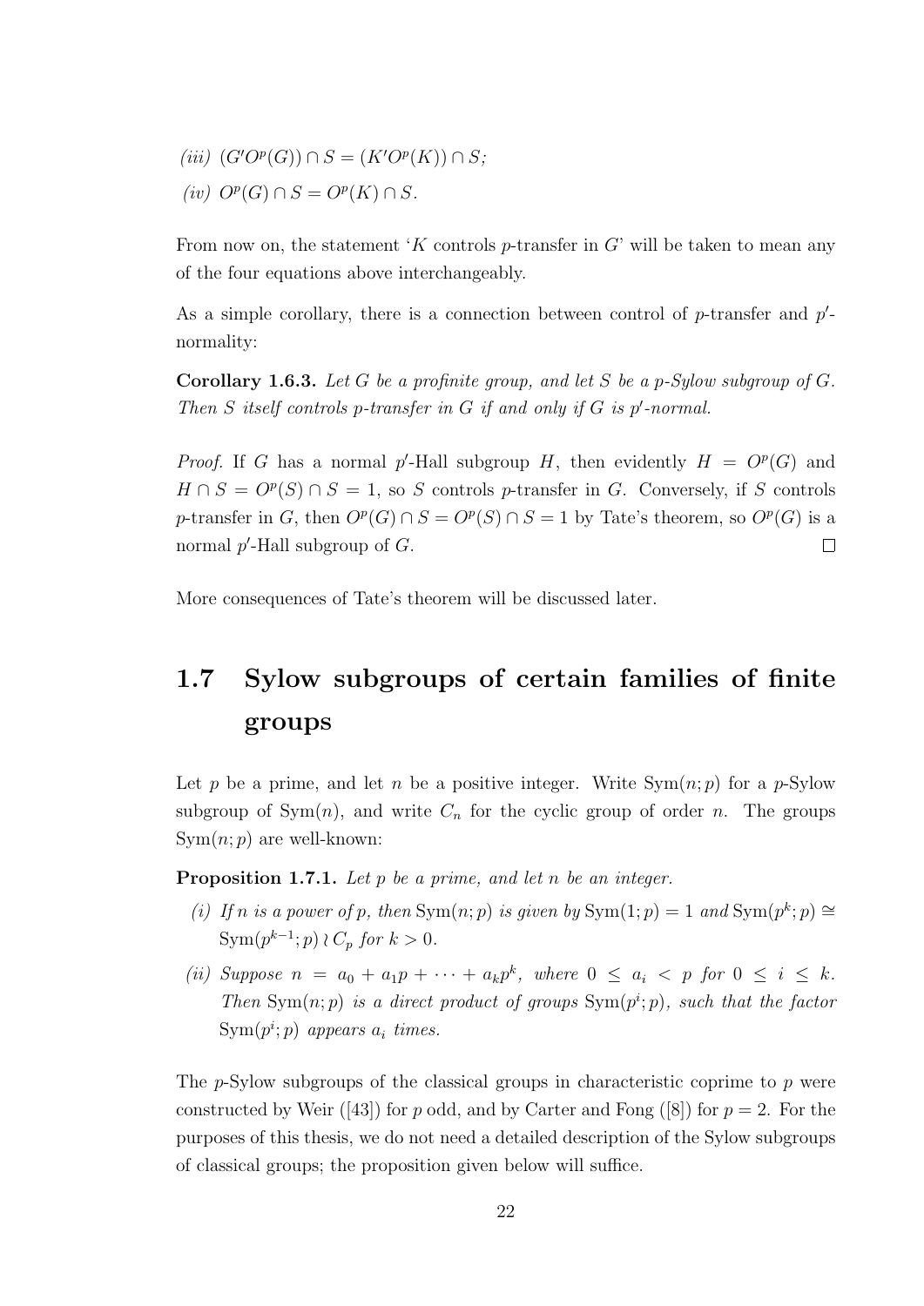*(iii)* $(G'O^p(G)) \cap S = (K'O^p(K)) \cap S$;

*(iv)* $O^p(G) \cap S = O^p(K) \cap S$.

From now on, the statement '$K$ controls $p$-transfer in $G$' will be taken to mean any of the four equations above interchangeably.

As a simple corollary, there is a connection between control of $p$-transfer and $p'$-normality:

**Corollary 1.6.3.** *Let $G$ be a profinite group, and let $S$ be a $p$-Sylow subgroup of $G$. Then $S$ itself controls $p$-transfer in $G$ if and only if $G$ is $p'$-normal.*

*Proof.* If $G$ has a normal $p'$-Hall subgroup $H$, then evidently $H = O^p(G)$ and $H \cap S = O^p(S) \cap S = 1$, so $S$ controls $p$-transfer in $G$. Conversely, if $S$ controls $p$-transfer in $G$, then $O^p(G) \cap S = O^p(S) \cap S = 1$ by Tate's theorem, so $O^p(G)$ is a normal $p'$-Hall subgroup of $G$. □

More consequences of Tate's theorem will be discussed later.

## 1.7 Sylow subgroups of certain families of finite groups

Let $p$ be a prime, and let $n$ be a positive integer. Write $\mathrm{Sym}(n; p)$ for a $p$-Sylow subgroup of $\mathrm{Sym}(n)$, and write $C_n$ for the cyclic group of order $n$. The groups $\mathrm{Sym}(n; p)$ are well-known:

**Proposition 1.7.1.** *Let $p$ be a prime, and let $n$ be an integer.*

*(i) If $n$ is a power of $p$, then $\mathrm{Sym}(n; p)$ is given by $\mathrm{Sym}(1; p) = 1$ and $\mathrm{Sym}(p^k; p) \cong \mathrm{Sym}(p^{k-1}; p) \wr C_p$ for $k > 0$.*

*(ii) Suppose $n = a_0 + a_1 p + \cdots + a_k p^k$, where $0 \leq a_i < p$ for $0 \leq i \leq k$. Then $\mathrm{Sym}(n; p)$ is a direct product of groups $\mathrm{Sym}(p^i; p)$, such that the factor $\mathrm{Sym}(p^i; p)$ appears $a_i$ times.*

The $p$-Sylow subgroups of the classical groups in characteristic coprime to $p$ were constructed by Weir ([43]) for $p$ odd, and by Carter and Fong ([8]) for $p = 2$. For the purposes of this thesis, we do not need a detailed description of the Sylow subgroups of classical groups; the proposition given below will suffice.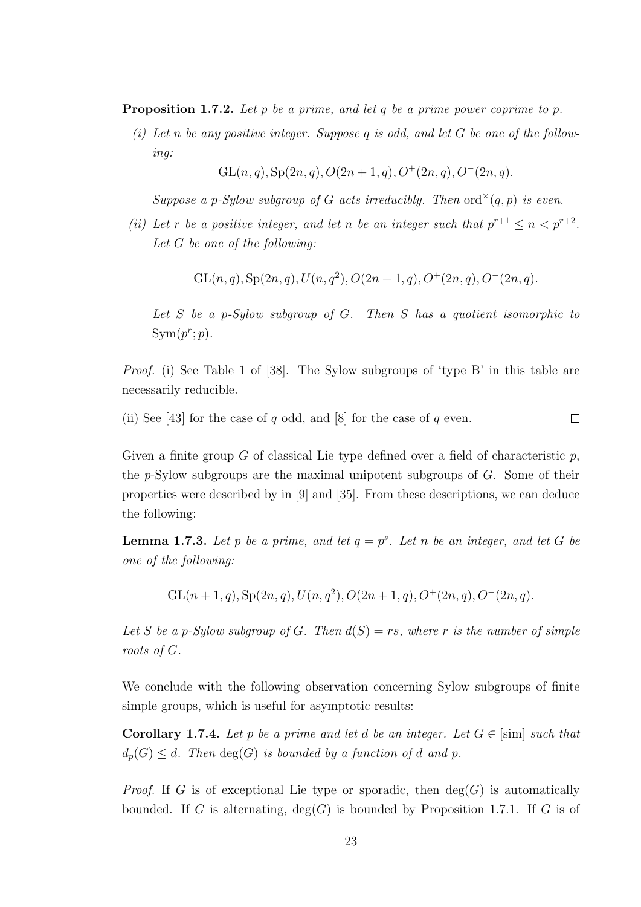**Proposition 1.7.2.** *Let $p$ be a prime, and let $q$ be a prime power coprime to $p$.*

*(i) Let $n$ be any positive integer. Suppose $q$ is odd, and let $G$ be one of the following:*

$$\mathrm{GL}(n, q), \mathrm{Sp}(2n, q), O(2n + 1, q), O^+(2n, q), O^-(2n, q).$$

*Suppose a $p$-Sylow subgroup of $G$ acts irreducibly. Then $\mathrm{ord}^\times(q, p)$ is even.*

*(ii) Let $r$ be a positive integer, and let $n$ be an integer such that $p^{r+1} \leq n < p^{r+2}$. Let $G$ be one of the following:*

$$\mathrm{GL}(n, q), \mathrm{Sp}(2n, q), U(n, q^2), O(2n + 1, q), O^+(2n, q), O^-(2n, q).$$

*Let $S$ be a $p$-Sylow subgroup of $G$. Then $S$ has a quotient isomorphic to $\mathrm{Sym}(p^r; p)$.*

*Proof.* (i) See Table 1 of [38]. The Sylow subgroups of 'type B' in this table are necessarily reducible.

(ii) See [43] for the case of $q$ odd, and [8] for the case of $q$ even. □

Given a finite group $G$ of classical Lie type defined over a field of characteristic $p$, the $p$-Sylow subgroups are the maximal unipotent subgroups of $G$. Some of their properties were described by in [9] and [35]. From these descriptions, we can deduce the following:

**Lemma 1.7.3.** *Let $p$ be a prime, and let $q = p^s$. Let $n$ be an integer, and let $G$ be one of the following:*

$$\mathrm{GL}(n + 1, q), \mathrm{Sp}(2n, q), U(n, q^2), O(2n + 1, q), O^+(2n, q), O^-(2n, q).$$

*Let $S$ be a $p$-Sylow subgroup of $G$. Then $d(S) = rs$, where $r$ is the number of simple roots of $G$.*

We conclude with the following observation concerning Sylow subgroups of finite simple groups, which is useful for asymptotic results:

**Corollary 1.7.4.** *Let $p$ be a prime and let $d$ be an integer. Let $G \in [\mathrm{sim}]$ such that $d_p(G) \leq d$. Then $\deg(G)$ is bounded by a function of $d$ and $p$.*

*Proof.* If $G$ is of exceptional Lie type or sporadic, then $\deg(G)$ is automatically bounded. If $G$ is alternating, $\deg(G)$ is bounded by Proposition 1.7.1. If $G$ is of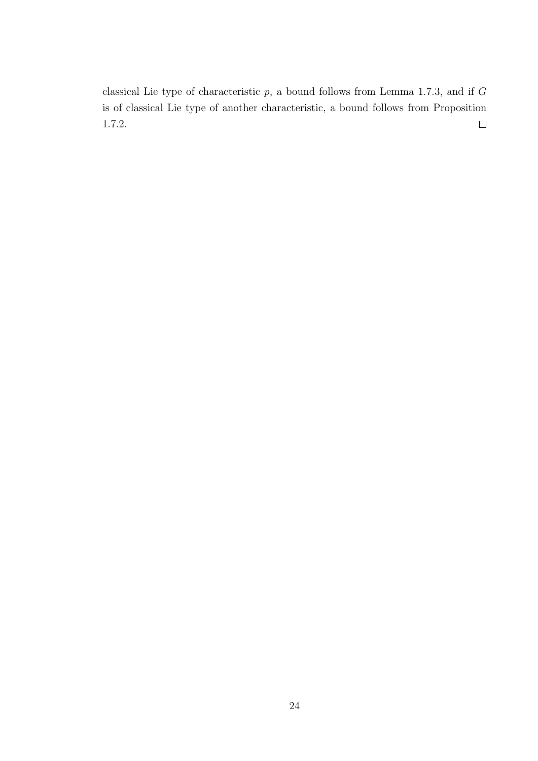classical Lie type of characteristic $p$, a bound follows from Lemma 1.7.3, and if $G$ is of classical Lie type of another characteristic, a bound follows from Proposition 1.7.2. □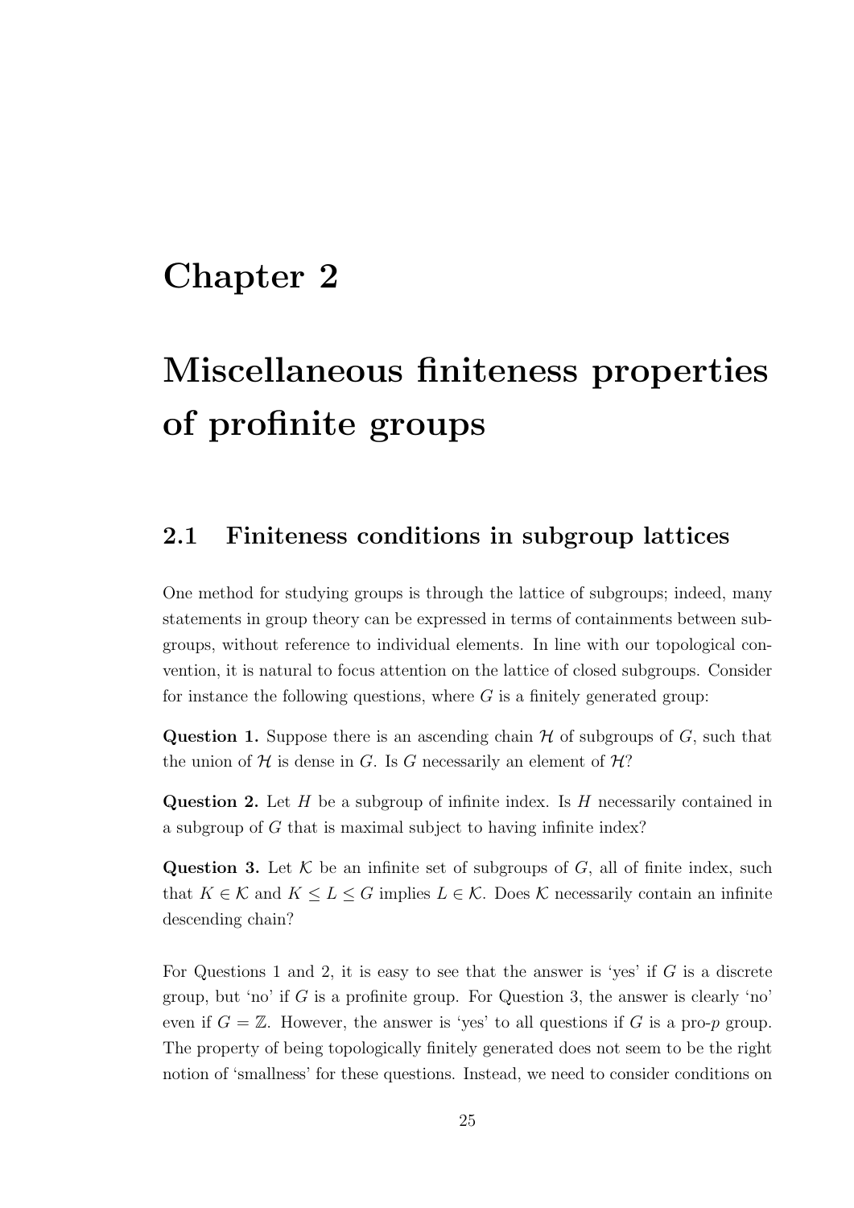# Chapter 2

# Miscellaneous finiteness properties of profinite groups

## 2.1 Finiteness conditions in subgroup lattices

One method for studying groups is through the lattice of subgroups; indeed, many statements in group theory can be expressed in terms of containments between subgroups, without reference to individual elements. In line with our topological convention, it is natural to focus attention on the lattice of closed subgroups. Consider for instance the following questions, where $G$ is a finitely generated group:

**Question 1.** Suppose there is an ascending chain $\mathcal{H}$ of subgroups of $G$, such that the union of $\mathcal{H}$ is dense in $G$. Is $G$ necessarily an element of $\mathcal{H}$?

**Question 2.** Let $H$ be a subgroup of infinite index. Is $H$ necessarily contained in a subgroup of $G$ that is maximal subject to having infinite index?

**Question 3.** Let $\mathcal{K}$ be an infinite set of subgroups of $G$, all of finite index, such that $K \in \mathcal{K}$ and $K \leq L \leq G$ implies $L \in \mathcal{K}$. Does $\mathcal{K}$ necessarily contain an infinite descending chain?

For Questions 1 and 2, it is easy to see that the answer is 'yes' if $G$ is a discrete group, but 'no' if $G$ is a profinite group. For Question 3, the answer is clearly 'no' even if $G = \mathbb{Z}$. However, the answer is 'yes' to all questions if $G$ is a pro-$p$ group. The property of being topologically finitely generated does not seem to be the right notion of 'smallness' for these questions. Instead, we need to consider conditions on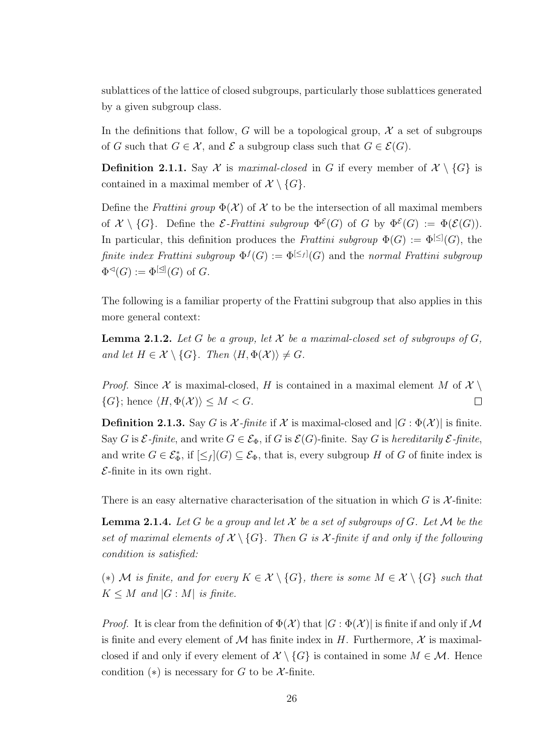sublattices of the lattice of closed subgroups, particularly those sublattices generated by a given subgroup class.

In the definitions that follow, $G$ will be a topological group, $\mathcal{X}$ a set of subgroups of $G$ such that $G \in \mathcal{X}$, and $\mathcal{E}$ a subgroup class such that $G \in \mathcal{E}(G)$.

**Definition 2.1.1.** Say $\mathcal{X}$ is *maximal-closed* in $G$ if every member of $\mathcal{X} \setminus \{G\}$ is contained in a maximal member of $\mathcal{X} \setminus \{G\}$.

Define the *Frattini group* $\Phi(\mathcal{X})$ of $\mathcal{X}$ to be the intersection of all maximal members of $\mathcal{X} \setminus \{G\}$. Define the $\mathcal{E}$*-Frattini subgroup* $\Phi^{\mathcal{E}}(G)$ of $G$ by $\Phi^{\mathcal{E}}(G) := \Phi(\mathcal{E}(G))$. In particular, this definition produces the *Frattini subgroup* $\Phi(G) := \Phi^{[\leq]}(G)$, the *finite index Frattini subgroup* $\Phi^f(G) := \Phi^{[\leq_f]}(G)$ and the *normal Frattini subgroup* $\Phi^{\lhd}(G) := \Phi^{[\unlhd]}(G)$ of $G$.

The following is a familiar property of the Frattini subgroup that also applies in this more general context:

**Lemma 2.1.2.** *Let $G$ be a group, let $\mathcal{X}$ be a maximal-closed set of subgroups of $G$, and let $H \in \mathcal{X} \setminus \{G\}$. Then $\langle H, \Phi(\mathcal{X})\rangle \neq G$.*

*Proof.* Since $\mathcal{X}$ is maximal-closed, $H$ is contained in a maximal element $M$ of $\mathcal{X} \setminus \{G\}$; hence $\langle H, \Phi(\mathcal{X})\rangle \leq M < G$. □

**Definition 2.1.3.** Say $G$ is $\mathcal{X}$*-finite* if $\mathcal{X}$ is maximal-closed and $|G : \Phi(\mathcal{X})|$ is finite. Say $G$ is $\mathcal{E}$*-finite*, and write $G \in \mathcal{E}_\Phi$, if $G$ is $\mathcal{E}(G)$-finite. Say $G$ is *hereditarily* $\mathcal{E}$*-finite*, and write $G \in \mathcal{E}^*_\Phi$, if $[\leq_f](G) \subseteq \mathcal{E}_\Phi$, that is, every subgroup $H$ of $G$ of finite index is $\mathcal{E}$-finite in its own right.

There is an easy alternative characterisation of the situation in which $G$ is $\mathcal{X}$-finite:

**Lemma 2.1.4.** *Let $G$ be a group and let $\mathcal{X}$ be a set of subgroups of $G$. Let $\mathcal{M}$ be the set of maximal elements of $\mathcal{X} \setminus \{G\}$. Then $G$ is $\mathcal{X}$-finite if and only if the following condition is satisfied:*

($*$) *$\mathcal{M}$ is finite, and for every $K \in \mathcal{X} \setminus \{G\}$, there is some $M \in \mathcal{X} \setminus \{G\}$ such that $K \leq M$ and $|G : M|$ is finite.*

*Proof.* It is clear from the definition of $\Phi(\mathcal{X})$ that $|G : \Phi(\mathcal{X})|$ is finite if and only if $\mathcal{M}$ is finite and every element of $\mathcal{M}$ has finite index in $H$. Furthermore, $\mathcal{X}$ is maximal-closed if and only if every element of $\mathcal{X} \setminus \{G\}$ is contained in some $M \in \mathcal{M}$. Hence condition ($*$) is necessary for $G$ to be $\mathcal{X}$-finite.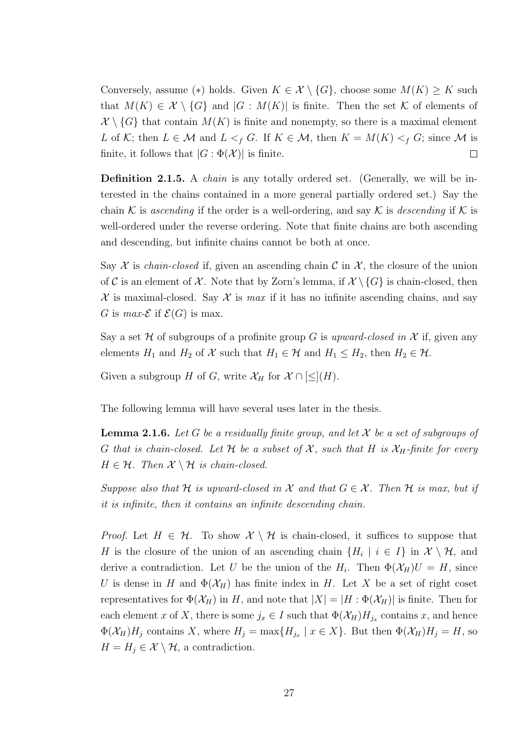Conversely, assume $(*)$ holds. Given $K \in \mathcal{X} \setminus \{G\}$, choose some $M(K) \geq K$ such that $M(K) \in \mathcal{X} \setminus \{G\}$ and $|G : M(K)|$ is finite. Then the set $\mathcal{K}$ of elements of $\mathcal{X} \setminus \{G\}$ that contain $M(K)$ is finite and nonempty, so there is a maximal element $L$ of $\mathcal{K}$; then $L \in \mathcal{M}$ and $L <_f G$. If $K \in \mathcal{M}$, then $K = M(K) <_f G$; since $\mathcal{M}$ is finite, it follows that $|G : \Phi(\mathcal{X})|$ is finite. $\square$

**Definition 2.1.5.** A *chain* is any totally ordered set. (Generally, we will be interested in the chains contained in a more general partially ordered set.) Say the chain $\mathcal{K}$ is *ascending* if the order is a well-ordering, and say $\mathcal{K}$ is *descending* if $\mathcal{K}$ is well-ordered under the reverse ordering. Note that finite chains are both ascending and descending, but infinite chains cannot be both at once.

Say $\mathcal{X}$ is *chain-closed* if, given an ascending chain $\mathcal{C}$ in $\mathcal{X}$, the closure of the union of $\mathcal{C}$ is an element of $\mathcal{X}$. Note that by Zorn's lemma, if $\mathcal{X} \setminus \{G\}$ is chain-closed, then $\mathcal{X}$ is maximal-closed. Say $\mathcal{X}$ is *max* if it has no infinite ascending chains, and say $G$ is *max-$\mathcal{E}$* if $\mathcal{E}(G)$ is max.

Say a set $\mathcal{H}$ of subgroups of a profinite group $G$ is *upward-closed in* $\mathcal{X}$ if, given any elements $H_1$ and $H_2$ of $\mathcal{X}$ such that $H_1 \in \mathcal{H}$ and $H_1 \leq H_2$, then $H_2 \in \mathcal{H}$.

Given a subgroup $H$ of $G$, write $\mathcal{X}_H$ for $\mathcal{X} \cap [\leq](H)$.

The following lemma will have several uses later in the thesis.

**Lemma 2.1.6.** *Let $G$ be a residually finite group, and let $\mathcal{X}$ be a set of subgroups of $G$ that is chain-closed. Let $\mathcal{H}$ be a subset of $\mathcal{X}$, such that $H$ is $\mathcal{X}_H$-finite for every $H \in \mathcal{H}$. Then $\mathcal{X} \setminus \mathcal{H}$ is chain-closed.*

*Suppose also that $\mathcal{H}$ is upward-closed in $\mathcal{X}$ and that $G \in \mathcal{X}$. Then $\mathcal{H}$ is max, but if it is infinite, then it contains an infinite descending chain.*

*Proof.* Let $H \in \mathcal{H}$. To show $\mathcal{X} \setminus \mathcal{H}$ is chain-closed, it suffices to suppose that $H$ is the closure of the union of an ascending chain $\{H_i \mid i \in I\}$ in $\mathcal{X} \setminus \mathcal{H}$, and derive a contradiction. Let $U$ be the union of the $H_i$. Then $\Phi(\mathcal{X}_H)U = H$, since $U$ is dense in $H$ and $\Phi(\mathcal{X}_H)$ has finite index in $H$. Let $X$ be a set of right coset representatives for $\Phi(\mathcal{X}_H)$ in $H$, and note that $|X| = |H : \Phi(\mathcal{X}_H)|$ is finite. Then for each element $x$ of $X$, there is some $j_x \in I$ such that $\Phi(\mathcal{X}_H)H_{j_x}$ contains $x$, and hence $\Phi(\mathcal{X}_H)H_j$ contains $X$, where $H_j = \max\{H_{j_x} \mid x \in X\}$. But then $\Phi(\mathcal{X}_H)H_j = H$, so $H = H_j \in \mathcal{X} \setminus \mathcal{H}$, a contradiction.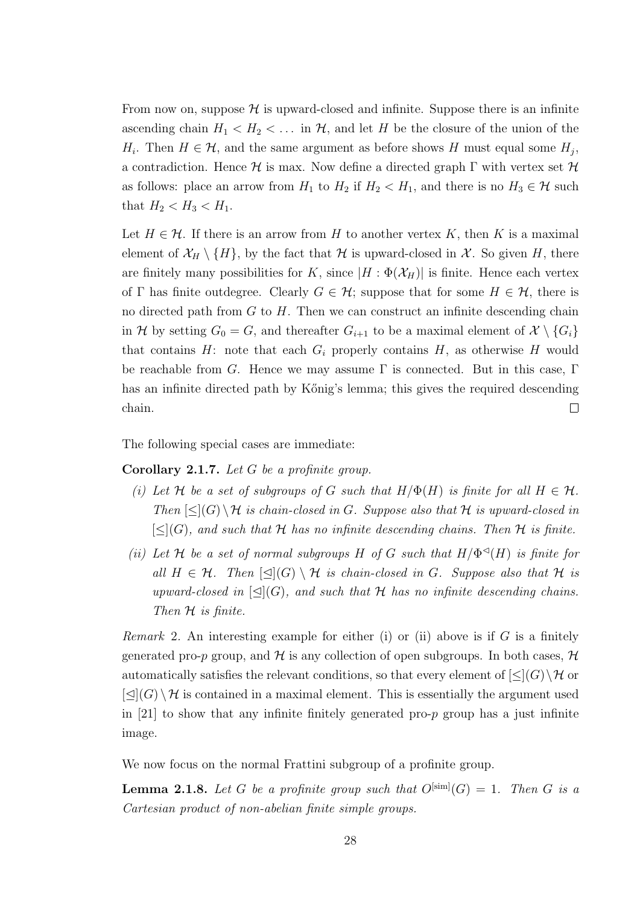From now on, suppose $\mathcal{H}$ is upward-closed and infinite. Suppose there is an infinite ascending chain $H_1 < H_2 < \dots$ in $\mathcal{H}$, and let $H$ be the closure of the union of the $H_i$. Then $H \in \mathcal{H}$, and the same argument as before shows $H$ must equal some $H_j$, a contradiction. Hence $\mathcal{H}$ is max. Now define a directed graph $\Gamma$ with vertex set $\mathcal{H}$ as follows: place an arrow from $H_1$ to $H_2$ if $H_2 < H_1$, and there is no $H_3 \in \mathcal{H}$ such that $H_2 < H_3 < H_1$.

Let $H \in \mathcal{H}$. If there is an arrow from $H$ to another vertex $K$, then $K$ is a maximal element of $\mathcal{X}_H \setminus \{H\}$, by the fact that $\mathcal{H}$ is upward-closed in $\mathcal{X}$. So given $H$, there are finitely many possibilities for $K$, since $|H : \Phi(\mathcal{X}_H)|$ is finite. Hence each vertex of $\Gamma$ has finite outdegree. Clearly $G \in \mathcal{H}$; suppose that for some $H \in \mathcal{H}$, there is no directed path from $G$ to $H$. Then we can construct an infinite descending chain in $\mathcal{H}$ by setting $G_0 = G$, and thereafter $G_{i+1}$ to be a maximal element of $\mathcal{X} \setminus \{G_i\}$ that contains $H$: note that each $G_i$ properly contains $H$, as otherwise $H$ would be reachable from $G$. Hence we may assume $\Gamma$ is connected. But in this case, $\Gamma$ has an infinite directed path by Kőnig's lemma; this gives the required descending chain. $\square$

The following special cases are immediate:

**Corollary 2.1.7.** *Let $G$ be a profinite group.*

*(i) Let $\mathcal{H}$ be a set of subgroups of $G$ such that $H/\Phi(H)$ is finite for all $H \in \mathcal{H}$. Then $[\leq](G) \setminus \mathcal{H}$ is chain-closed in $G$. Suppose also that $\mathcal{H}$ is upward-closed in $[\leq](G)$, and such that $\mathcal{H}$ has no infinite descending chains. Then $\mathcal{H}$ is finite.*

*(ii) Let $\mathcal{H}$ be a set of normal subgroups $H$ of $G$ such that $H/\Phi^{\lhd}(H)$ is finite for all $H \in \mathcal{H}$. Then $[\unlhd](G) \setminus \mathcal{H}$ is chain-closed in $G$. Suppose also that $\mathcal{H}$ is upward-closed in $[\unlhd](G)$, and such that $\mathcal{H}$ has no infinite descending chains. Then $\mathcal{H}$ is finite.*

*Remark* 2. An interesting example for either (i) or (ii) above is if $G$ is a finitely generated pro-$p$ group, and $\mathcal{H}$ is any collection of open subgroups. In both cases, $\mathcal{H}$ automatically satisfies the relevant conditions, so that every element of $[\leq](G) \setminus \mathcal{H}$ or $[\unlhd](G) \setminus \mathcal{H}$ is contained in a maximal element. This is essentially the argument used in [21] to show that any infinite finitely generated pro-$p$ group has a just infinite image.

We now focus on the normal Frattini subgroup of a profinite group.

**Lemma 2.1.8.** *Let $G$ be a profinite group such that $O^{[\mathrm{sim}]}(G) = 1$. Then $G$ is a Cartesian product of non-abelian finite simple groups.*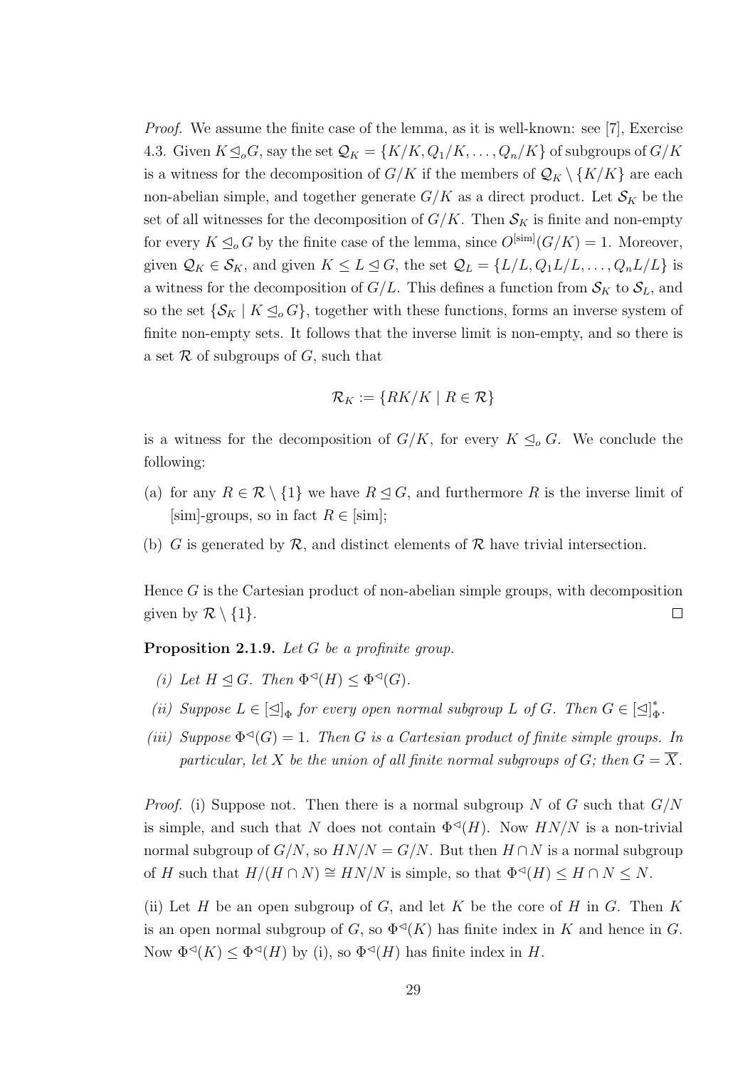*Proof.* We assume the finite case of the lemma, as it is well-known: see [7], Exercise 4.3. Given $K \trianglelefteq_o G$, say the set $\mathcal{Q}_K = \{K/K, Q_1/K, \dots, Q_n/K\}$ of subgroups of $G/K$ is a witness for the decomposition of $G/K$ if the members of $\mathcal{Q}_K \setminus \{K/K\}$ are each non-abelian simple, and together generate $G/K$ as a direct product. Let $\mathcal{S}_K$ be the set of all witnesses for the decomposition of $G/K$. Then $\mathcal{S}_K$ is finite and non-empty for every $K \trianglelefteq_o G$ by the finite case of the lemma, since $O^{[\mathrm{sim}]}(G/K) = 1$. Moreover, given $\mathcal{Q}_K \in \mathcal{S}_K$, and given $K \leq L \trianglelefteq G$, the set $\mathcal{Q}_L = \{L/L, Q_1L/L, \dots, Q_nL/L\}$ is a witness for the decomposition of $G/L$. This defines a function from $\mathcal{S}_K$ to $\mathcal{S}_L$, and so the set $\{\mathcal{S}_K \mid K \trianglelefteq_o G\}$, together with these functions, forms an inverse system of finite non-empty sets. It follows that the inverse limit is non-empty, and so there is a set $\mathcal{R}$ of subgroups of $G$, such that

$$\mathcal{R}_K := \{RK/K \mid R \in \mathcal{R}\}$$

is a witness for the decomposition of $G/K$, for every $K \trianglelefteq_o G$. We conclude the following:

(a) for any $R \in \mathcal{R} \setminus \{1\}$ we have $R \trianglelefteq G$, and furthermore $R$ is the inverse limit of [sim]-groups, so in fact $R \in$ [sim];

(b) $G$ is generated by $\mathcal{R}$, and distinct elements of $\mathcal{R}$ have trivial intersection.

Hence $G$ is the Cartesian product of non-abelian simple groups, with decomposition given by $\mathcal{R} \setminus \{1\}$. $\square$

**Proposition 2.1.9.** *Let $G$ be a profinite group.*

*(i) Let $H \trianglelefteq G$. Then $\Phi^{\triangleleft}(H) \leq \Phi^{\triangleleft}(G)$.*

*(ii) Suppose $L \in [\trianglelefteq]_\Phi$ for every open normal subgroup $L$ of $G$. Then $G \in [\trianglelefteq]^*_\Phi$.*

*(iii) Suppose $\Phi^{\triangleleft}(G) = 1$. Then $G$ is a Cartesian product of finite simple groups. In particular, let $X$ be the union of all finite normal subgroups of $G$; then $G = \overline{X}$.*

*Proof.* (i) Suppose not. Then there is a normal subgroup $N$ of $G$ such that $G/N$ is simple, and such that $N$ does not contain $\Phi^{\triangleleft}(H)$. Now $HN/N$ is a non-trivial normal subgroup of $G/N$, so $HN/N = G/N$. But then $H \cap N$ is a normal subgroup of $H$ such that $H/(H \cap N) \cong HN/N$ is simple, so that $\Phi^{\triangleleft}(H) \leq H \cap N \leq N$.

(ii) Let $H$ be an open subgroup of $G$, and let $K$ be the core of $H$ in $G$. Then $K$ is an open normal subgroup of $G$, so $\Phi^{\triangleleft}(K)$ has finite index in $K$ and hence in $G$. Now $\Phi^{\triangleleft}(K) \leq \Phi^{\triangleleft}(H)$ by (i), so $\Phi^{\triangleleft}(H)$ has finite index in $H$.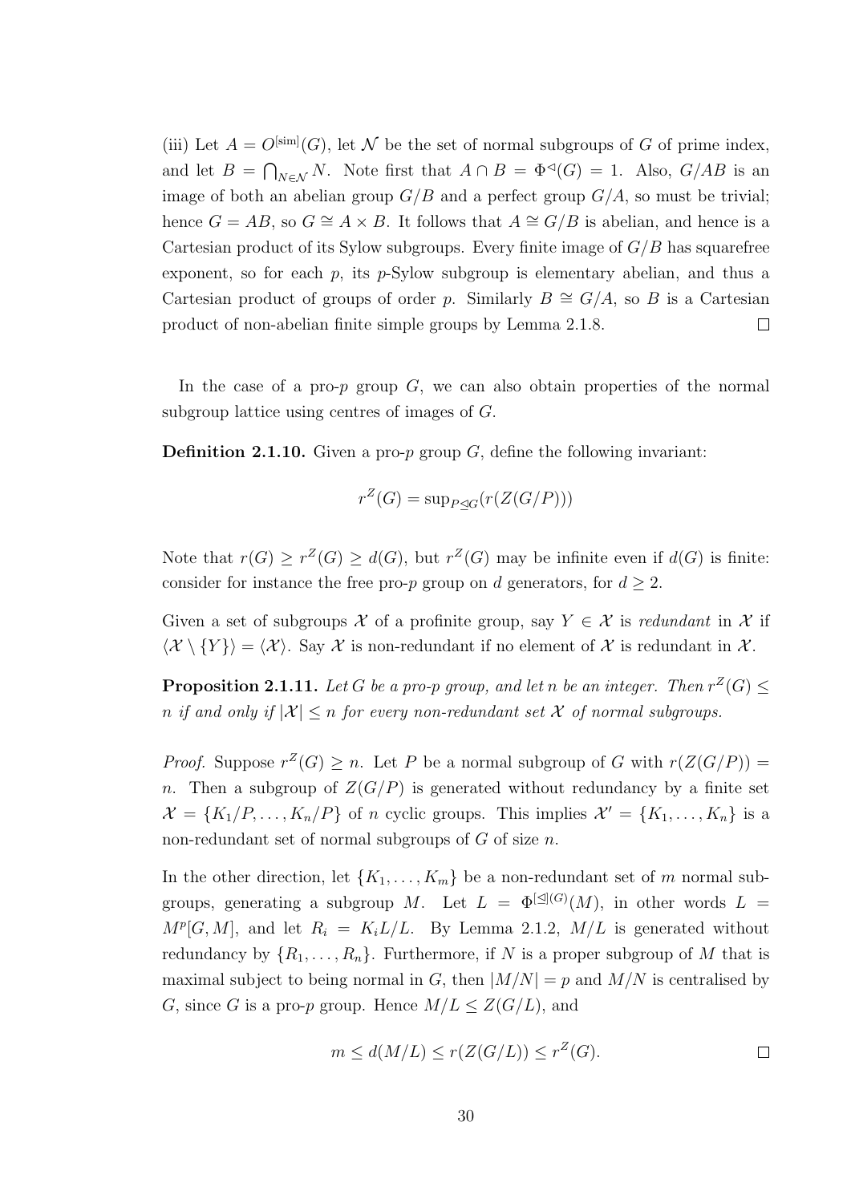(iii) Let $A = O^{[\mathrm{sim}]}(G)$, let $\mathcal{N}$ be the set of normal subgroups of $G$ of prime index, and let $B = \bigcap_{N \in \mathcal{N}} N$. Note first that $A \cap B = \Phi^{\lhd}(G) = 1$. Also, $G/AB$ is an image of both an abelian group $G/B$ and a perfect group $G/A$, so must be trivial; hence $G = AB$, so $G \cong A \times B$. It follows that $A \cong G/B$ is abelian, and hence is a Cartesian product of its Sylow subgroups. Every finite image of $G/B$ has squarefree exponent, so for each $p$, its $p$-Sylow subgroup is elementary abelian, and thus a Cartesian product of groups of order $p$. Similarly $B \cong G/A$, so $B$ is a Cartesian product of non-abelian finite simple groups by Lemma 2.1.8. $\square$

In the case of a pro-$p$ group $G$, we can also obtain properties of the normal subgroup lattice using centres of images of $G$.

**Definition 2.1.10.** Given a pro-$p$ group $G$, define the following invariant:

$$r^Z(G) = \sup_{P \unlhd G}(r(Z(G/P)))$$

Note that $r(G) \geq r^Z(G) \geq d(G)$, but $r^Z(G)$ may be infinite even if $d(G)$ is finite: consider for instance the free pro-$p$ group on $d$ generators, for $d \geq 2$.

Given a set of subgroups $\mathcal{X}$ of a profinite group, say $Y \in \mathcal{X}$ is *redundant* in $\mathcal{X}$ if $\langle \mathcal{X} \setminus \{Y\} \rangle = \langle \mathcal{X} \rangle$. Say $\mathcal{X}$ is non-redundant if no element of $\mathcal{X}$ is redundant in $\mathcal{X}$.

**Proposition 2.1.11.** *Let $G$ be a pro-$p$ group, and let $n$ be an integer. Then $r^Z(G) \leq n$ if and only if $|\mathcal{X}| \leq n$ for every non-redundant set $\mathcal{X}$ of normal subgroups.*

*Proof.* Suppose $r^Z(G) \geq n$. Let $P$ be a normal subgroup of $G$ with $r(Z(G/P)) = n$. Then a subgroup of $Z(G/P)$ is generated without redundancy by a finite set $\mathcal{X} = \{K_1/P, \dots, K_n/P\}$ of $n$ cyclic groups. This implies $\mathcal{X}' = \{K_1, \dots, K_n\}$ is a non-redundant set of normal subgroups of $G$ of size $n$.

In the other direction, let $\{K_1, \dots, K_m\}$ be a non-redundant set of $m$ normal subgroups, generating a subgroup $M$. Let $L = \Phi^{[\unlhd](G)}(M)$, in other words $L = M^p[G, M]$, and let $R_i = K_iL/L$. By Lemma 2.1.2, $M/L$ is generated without redundancy by $\{R_1, \dots, R_n\}$. Furthermore, if $N$ is a proper subgroup of $M$ that is maximal subject to being normal in $G$, then $|M/N| = p$ and $M/N$ is centralised by $G$, since $G$ is a pro-$p$ group. Hence $M/L \leq Z(G/L)$, and

$$m \leq d(M/L) \leq r(Z(G/L)) \leq r^Z(G). \qquad \square$$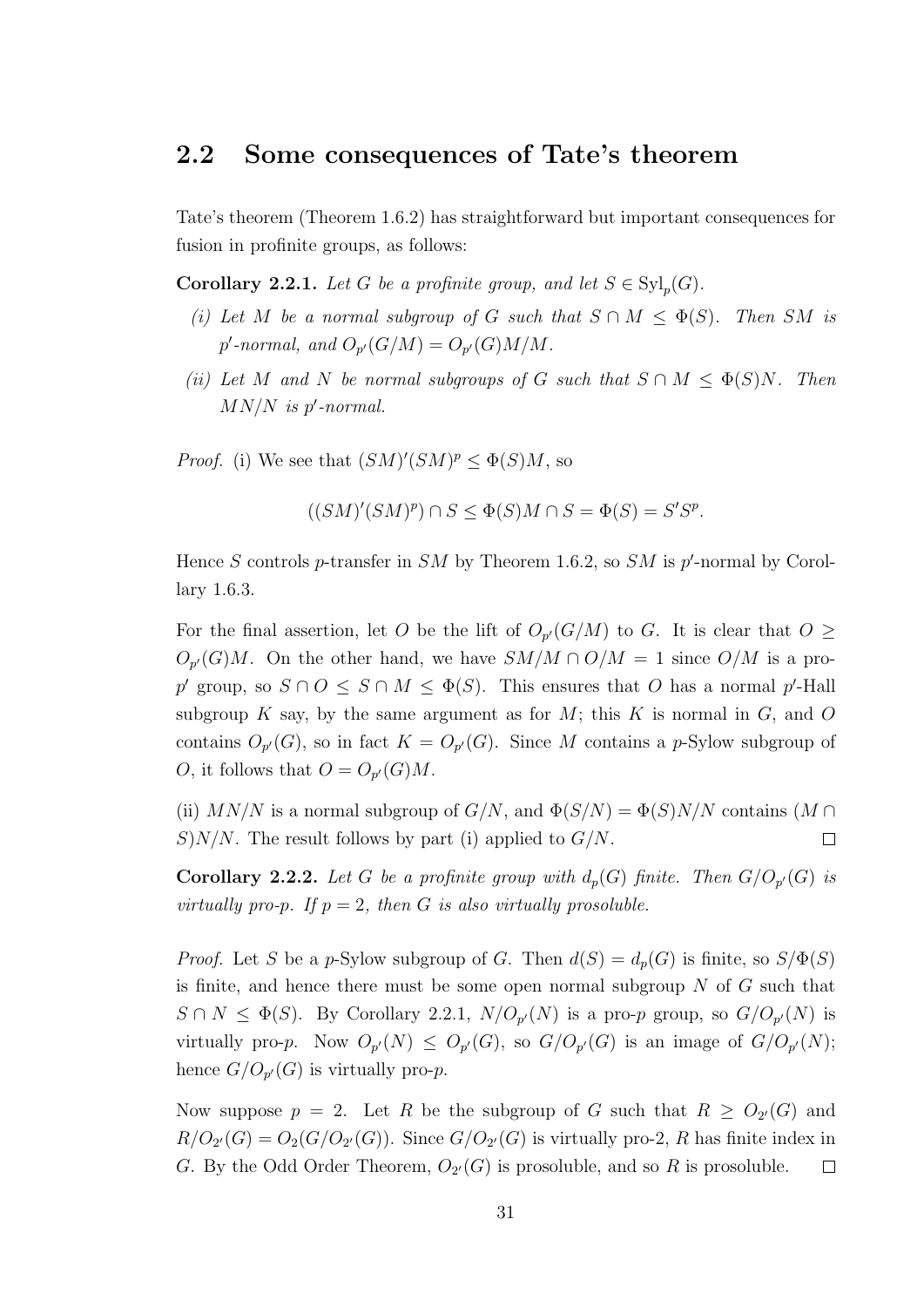## 2.2 Some consequences of Tate's theorem

Tate's theorem (Theorem 1.6.2) has straightforward but important consequences for fusion in profinite groups, as follows:

**Corollary 2.2.1.** *Let $G$ be a profinite group, and let $S \in \mathrm{Syl}_p(G)$.*

*(i) Let $M$ be a normal subgroup of $G$ such that $S \cap M \leq \Phi(S)$. Then $SM$ is $p'$-normal, and $O_{p'}(G/M) = O_{p'}(G)M/M$.*

*(ii) Let $M$ and $N$ be normal subgroups of $G$ such that $S \cap M \leq \Phi(S)N$. Then $MN/N$ is $p'$-normal.*

*Proof.* (i) We see that $(SM)'(SM)^p \leq \Phi(S)M$, so

$$((SM)'(SM)^p) \cap S \leq \Phi(S)M \cap S = \Phi(S) = S'S^p.$$

Hence $S$ controls $p$-transfer in $SM$ by Theorem 1.6.2, so $SM$ is $p'$-normal by Corollary 1.6.3.

For the final assertion, let $O$ be the lift of $O_{p'}(G/M)$ to $G$. It is clear that $O \geq O_{p'}(G)M$. On the other hand, we have $SM/M \cap O/M = 1$ since $O/M$ is a pro-$p'$ group, so $S \cap O \leq S \cap M \leq \Phi(S)$. This ensures that $O$ has a normal $p'$-Hall subgroup $K$ say, by the same argument as for $M$; this $K$ is normal in $G$, and $O$ contains $O_{p'}(G)$, so in fact $K = O_{p'}(G)$. Since $M$ contains a $p$-Sylow subgroup of $O$, it follows that $O = O_{p'}(G)M$.

(ii) $MN/N$ is a normal subgroup of $G/N$, and $\Phi(S/N) = \Phi(S)N/N$ contains $(M \cap S)N/N$. The result follows by part (i) applied to $G/N$. $\square$

**Corollary 2.2.2.** *Let $G$ be a profinite group with $d_p(G)$ finite. Then $G/O_{p'}(G)$ is virtually pro-$p$. If $p = 2$, then $G$ is also virtually prosoluble.*

*Proof.* Let $S$ be a $p$-Sylow subgroup of $G$. Then $d(S) = d_p(G)$ is finite, so $S/\Phi(S)$ is finite, and hence there must be some open normal subgroup $N$ of $G$ such that $S \cap N \leq \Phi(S)$. By Corollary 2.2.1, $N/O_{p'}(N)$ is a pro-$p$ group, so $G/O_{p'}(N)$ is virtually pro-$p$. Now $O_{p'}(N) \leq O_{p'}(G)$, so $G/O_{p'}(G)$ is an image of $G/O_{p'}(N)$; hence $G/O_{p'}(G)$ is virtually pro-$p$.

Now suppose $p = 2$. Let $R$ be the subgroup of $G$ such that $R \geq O_{2'}(G)$ and $R/O_{2'}(G) = O_2(G/O_{2'}(G))$. Since $G/O_{2'}(G)$ is virtually pro-2, $R$ has finite index in $G$. By the Odd Order Theorem, $O_{2'}(G)$ is prosoluble, and so $R$ is prosoluble. $\square$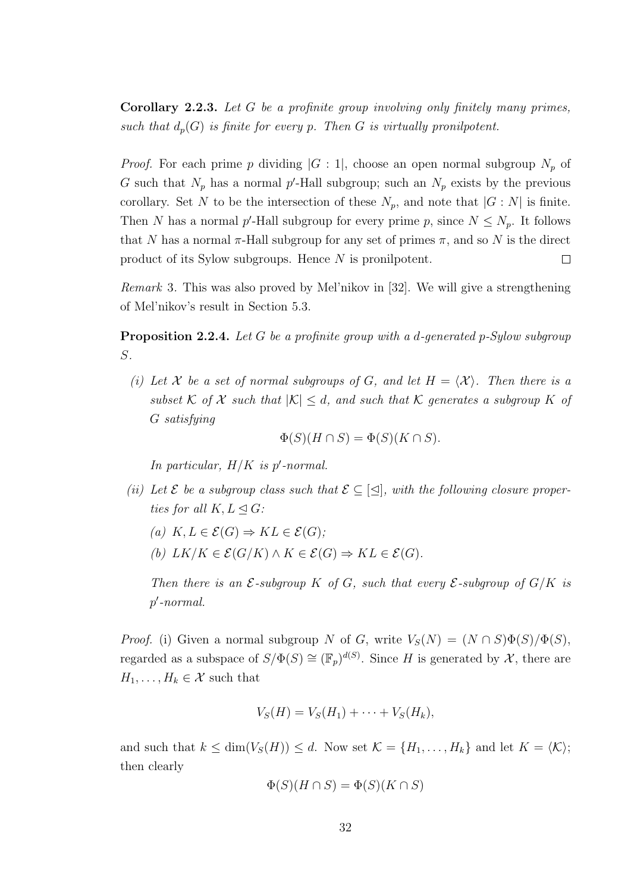**Corollary 2.2.3.** *Let $G$ be a profinite group involving only finitely many primes, such that $d_p(G)$ is finite for every $p$. Then $G$ is virtually pronilpotent.*

*Proof.* For each prime $p$ dividing $|G:1|$, choose an open normal subgroup $N_p$ of $G$ such that $N_p$ has a normal $p'$-Hall subgroup; such an $N_p$ exists by the previous corollary. Set $N$ to be the intersection of these $N_p$, and note that $|G:N|$ is finite. Then $N$ has a normal $p'$-Hall subgroup for every prime $p$, since $N \leq N_p$. It follows that $N$ has a normal $\pi$-Hall subgroup for any set of primes $\pi$, and so $N$ is the direct product of its Sylow subgroups. Hence $N$ is pronilpotent. $\square$

*Remark* 3. This was also proved by Mel'nikov in [32]. We will give a strengthening of Mel'nikov's result in Section 5.3.

**Proposition 2.2.4.** *Let $G$ be a profinite group with a $d$-generated $p$-Sylow subgroup $S$.*

*(i) Let $\mathcal{X}$ be a set of normal subgroups of $G$, and let $H = \langle \mathcal{X} \rangle$. Then there is a subset $\mathcal{K}$ of $\mathcal{X}$ such that $|\mathcal{K}| \leq d$, and such that $\mathcal{K}$ generates a subgroup $K$ of $G$ satisfying*

$$\Phi(S)(H \cap S) = \Phi(S)(K \cap S).$$

*In particular, $H/K$ is $p'$-normal.*

*(ii) Let $\mathcal{E}$ be a subgroup class such that $\mathcal{E} \subseteq [\trianglelefteq]$, with the following closure properties for all $K, L \trianglelefteq G$:*

*(a) $K, L \in \mathcal{E}(G) \Rightarrow KL \in \mathcal{E}(G)$;*

*(b) $LK/K \in \mathcal{E}(G/K) \wedge K \in \mathcal{E}(G) \Rightarrow KL \in \mathcal{E}(G)$.*

*Then there is an $\mathcal{E}$-subgroup $K$ of $G$, such that every $\mathcal{E}$-subgroup of $G/K$ is $p'$-normal.*

*Proof.* (i) Given a normal subgroup $N$ of $G$, write $V_S(N) = (N \cap S)\Phi(S)/\Phi(S)$, regarded as a subspace of $S/\Phi(S) \cong (\mathbb{F}_p)^{d(S)}$. Since $H$ is generated by $\mathcal{X}$, there are $H_1, \ldots, H_k \in \mathcal{X}$ such that

$$V_S(H) = V_S(H_1) + \cdots + V_S(H_k),$$

and such that $k \leq \dim(V_S(H)) \leq d$. Now set $\mathcal{K} = \{H_1, \ldots, H_k\}$ and let $K = \langle \mathcal{K} \rangle$; then clearly

$$\Phi(S)(H \cap S) = \Phi(S)(K \cap S)$$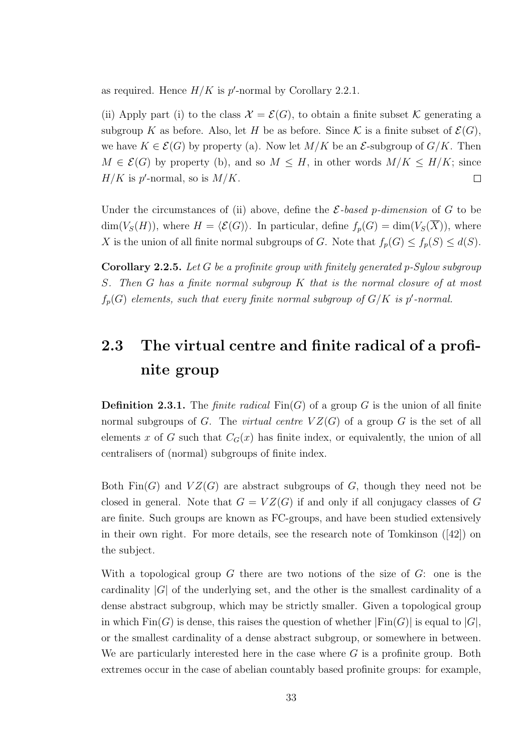as required. Hence $H/K$ is $p'$-normal by Corollary 2.2.1.

(ii) Apply part (i) to the class $\mathcal{X} = \mathcal{E}(G)$, to obtain a finite subset $\mathcal{K}$ generating a subgroup $K$ as before. Also, let $H$ be as before. Since $\mathcal{K}$ is a finite subset of $\mathcal{E}(G)$, we have $K \in \mathcal{E}(G)$ by property (a). Now let $M/K$ be an $\mathcal{E}$-subgroup of $G/K$. Then $M \in \mathcal{E}(G)$ by property (b), and so $M \leq H$, in other words $M/K \leq H/K$; since $H/K$ is $p'$-normal, so is $M/K$. $\square$

Under the circumstances of (ii) above, define the *$\mathcal{E}$-based $p$-dimension* of $G$ to be $\dim(V_S(H))$, where $H = \langle \mathcal{E}(G) \rangle$. In particular, define $f_p(G) = \dim(V_S(\overline{X}))$, where $X$ is the union of all finite normal subgroups of $G$. Note that $f_p(G) \leq f_p(S) \leq d(S)$.

**Corollary 2.2.5.** *Let $G$ be a profinite group with finitely generated $p$-Sylow subgroup $S$. Then $G$ has a finite normal subgroup $K$ that is the normal closure of at most $f_p(G)$ elements, such that every finite normal subgroup of $G/K$ is $p'$-normal.*

## 2.3 The virtual centre and finite radical of a profinite group

**Definition 2.3.1.** The *finite radical* $\mathrm{Fin}(G)$ of a group $G$ is the union of all finite normal subgroups of $G$. The *virtual centre* $VZ(G)$ of a group $G$ is the set of all elements $x$ of $G$ such that $C_G(x)$ has finite index, or equivalently, the union of all centralisers of (normal) subgroups of finite index.

Both $\mathrm{Fin}(G)$ and $VZ(G)$ are abstract subgroups of $G$, though they need not be closed in general. Note that $G = VZ(G)$ if and only if all conjugacy classes of $G$ are finite. Such groups are known as FC-groups, and have been studied extensively in their own right. For more details, see the research note of Tomkinson ([42]) on the subject.

With a topological group $G$ there are two notions of the size of $G$: one is the cardinality $|G|$ of the underlying set, and the other is the smallest cardinality of a dense abstract subgroup, which may be strictly smaller. Given a topological group in which $\mathrm{Fin}(G)$ is dense, this raises the question of whether $|\mathrm{Fin}(G)|$ is equal to $|G|$, or the smallest cardinality of a dense abstract subgroup, or somewhere in between. We are particularly interested here in the case where $G$ is a profinite group. Both extremes occur in the case of abelian countably based profinite groups: for example,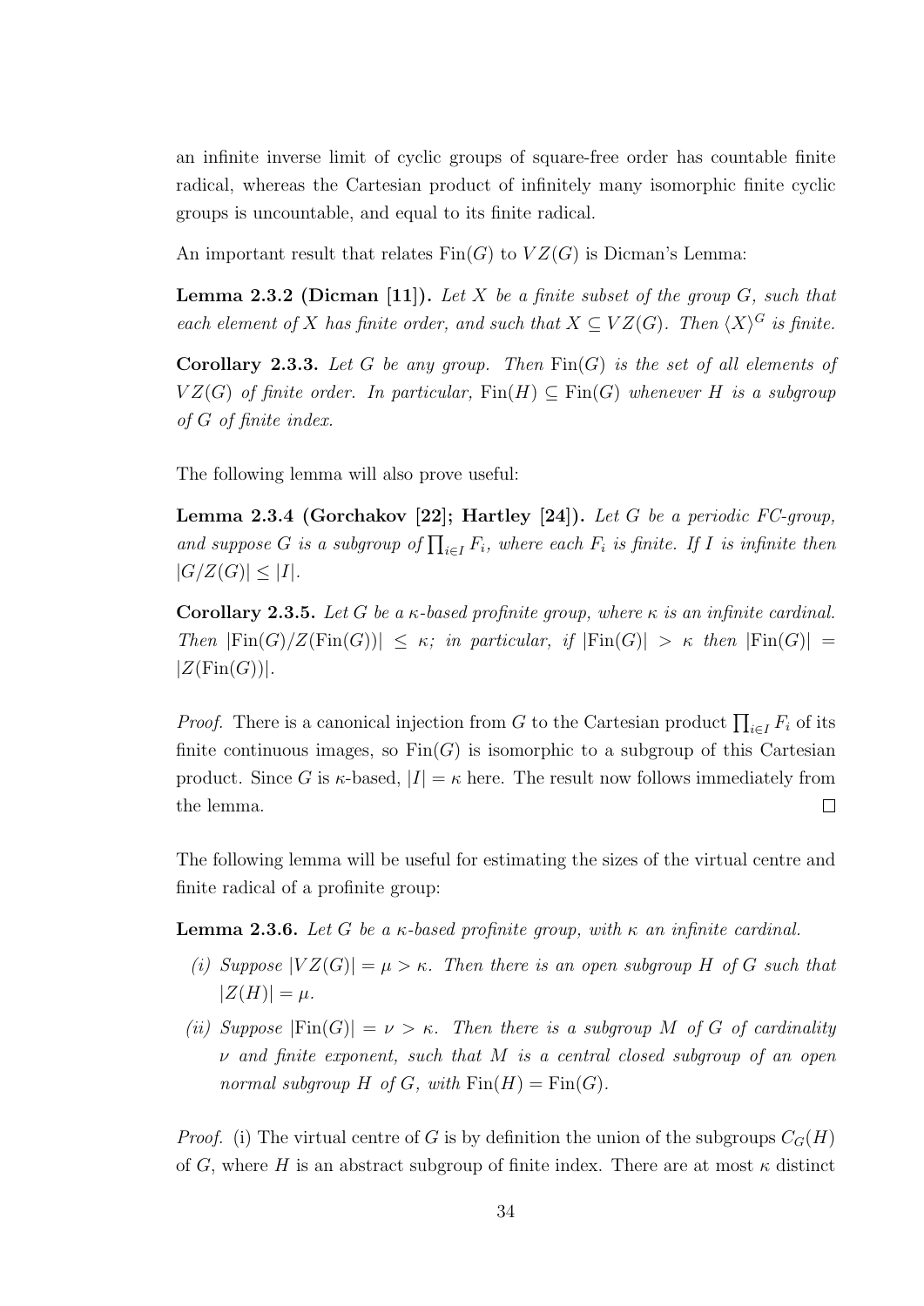an infinite inverse limit of cyclic groups of square-free order has countable finite radical, whereas the Cartesian product of infinitely many isomorphic finite cyclic groups is uncountable, and equal to its finite radical.

An important result that relates $\mathrm{Fin}(G)$ to $VZ(G)$ is Dicman's Lemma:

**Lemma 2.3.2 (Dicman [11]).** *Let $X$ be a finite subset of the group $G$, such that each element of $X$ has finite order, and such that $X \subseteq VZ(G)$. Then $\langle X \rangle^G$ is finite.*

**Corollary 2.3.3.** *Let $G$ be any group. Then $\mathrm{Fin}(G)$ is the set of all elements of $VZ(G)$ of finite order. In particular, $\mathrm{Fin}(H) \subseteq \mathrm{Fin}(G)$ whenever $H$ is a subgroup of $G$ of finite index.*

The following lemma will also prove useful:

**Lemma 2.3.4 (Gorchakov [22]; Hartley [24]).** *Let $G$ be a periodic FC-group, and suppose $G$ is a subgroup of $\prod_{i \in I} F_i$, where each $F_i$ is finite. If $I$ is infinite then $|G/Z(G)| \leq |I|$.*

**Corollary 2.3.5.** *Let $G$ be a $\kappa$-based profinite group, where $\kappa$ is an infinite cardinal. Then $|\mathrm{Fin}(G)/Z(\mathrm{Fin}(G))| \leq \kappa$; in particular, if $|\mathrm{Fin}(G)| > \kappa$ then $|\mathrm{Fin}(G)| = |Z(\mathrm{Fin}(G))|$.*

*Proof.* There is a canonical injection from $G$ to the Cartesian product $\prod_{i \in I} F_i$ of its finite continuous images, so $\mathrm{Fin}(G)$ is isomorphic to a subgroup of this Cartesian product. Since $G$ is $\kappa$-based, $|I| = \kappa$ here. The result now follows immediately from the lemma. $\square$

The following lemma will be useful for estimating the sizes of the virtual centre and finite radical of a profinite group:

**Lemma 2.3.6.** *Let $G$ be a $\kappa$-based profinite group, with $\kappa$ an infinite cardinal.*

*(i) Suppose $|VZ(G)| = \mu > \kappa$. Then there is an open subgroup $H$ of $G$ such that $|Z(H)| = \mu$.*

*(ii) Suppose $|\mathrm{Fin}(G)| = \nu > \kappa$. Then there is a subgroup $M$ of $G$ of cardinality $\nu$ and finite exponent, such that $M$ is a central closed subgroup of an open normal subgroup $H$ of $G$, with $\mathrm{Fin}(H) = \mathrm{Fin}(G)$.*

*Proof.* (i) The virtual centre of $G$ is by definition the union of the subgroups $C_G(H)$ of $G$, where $H$ is an abstract subgroup of finite index. There are at most $\kappa$ distinct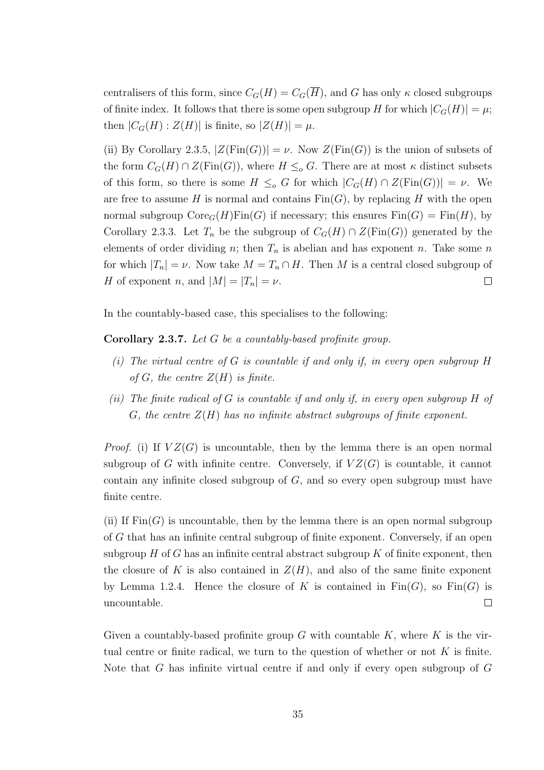centralisers of this form, since $C_G(H) = C_G(\overline{H})$, and $G$ has only $\kappa$ closed subgroups of finite index. It follows that there is some open subgroup $H$ for which $|C_G(H)| = \mu$; then $|C_G(H) : Z(H)|$ is finite, so $|Z(H)| = \mu$.

(ii) By Corollary 2.3.5, $|Z(\mathrm{Fin}(G))| = \nu$. Now $Z(\mathrm{Fin}(G))$ is the union of subsets of the form $C_G(H) \cap Z(\mathrm{Fin}(G))$, where $H \leq_o G$. There are at most $\kappa$ distinct subsets of this form, so there is some $H \leq_o G$ for which $|C_G(H) \cap Z(\mathrm{Fin}(G))| = \nu$. We are free to assume $H$ is normal and contains $\mathrm{Fin}(G)$, by replacing $H$ with the open normal subgroup $\mathrm{Core}_G(H)\mathrm{Fin}(G)$ if necessary; this ensures $\mathrm{Fin}(G) = \mathrm{Fin}(H)$, by Corollary 2.3.3. Let $T_n$ be the subgroup of $C_G(H) \cap Z(\mathrm{Fin}(G))$ generated by the elements of order dividing $n$; then $T_n$ is abelian and has exponent $n$. Take some $n$ for which $|T_n| = \nu$. Now take $M = T_n \cap H$. Then $M$ is a central closed subgroup of $H$ of exponent $n$, and $|M| = |T_n| = \nu$. □

In the countably-based case, this specialises to the following:

**Corollary 2.3.7.** *Let $G$ be a countably-based profinite group.*

*(i) The virtual centre of $G$ is countable if and only if, in every open subgroup $H$ of $G$, the centre $Z(H)$ is finite.*

*(ii) The finite radical of $G$ is countable if and only if, in every open subgroup $H$ of $G$, the centre $Z(H)$ has no infinite abstract subgroups of finite exponent.*

*Proof.* (i) If $VZ(G)$ is uncountable, then by the lemma there is an open normal subgroup of $G$ with infinite centre. Conversely, if $VZ(G)$ is countable, it cannot contain any infinite closed subgroup of $G$, and so every open subgroup must have finite centre.

(ii) If $\mathrm{Fin}(G)$ is uncountable, then by the lemma there is an open normal subgroup of $G$ that has an infinite central subgroup of finite exponent. Conversely, if an open subgroup $H$ of $G$ has an infinite central abstract subgroup $K$ of finite exponent, then the closure of $K$ is also contained in $Z(H)$, and also of the same finite exponent by Lemma 1.2.4. Hence the closure of $K$ is contained in $\mathrm{Fin}(G)$, so $\mathrm{Fin}(G)$ is uncountable. □

Given a countably-based profinite group $G$ with countable $K$, where $K$ is the virtual centre or finite radical, we turn to the question of whether or not $K$ is finite. Note that $G$ has infinite virtual centre if and only if every open subgroup of $G$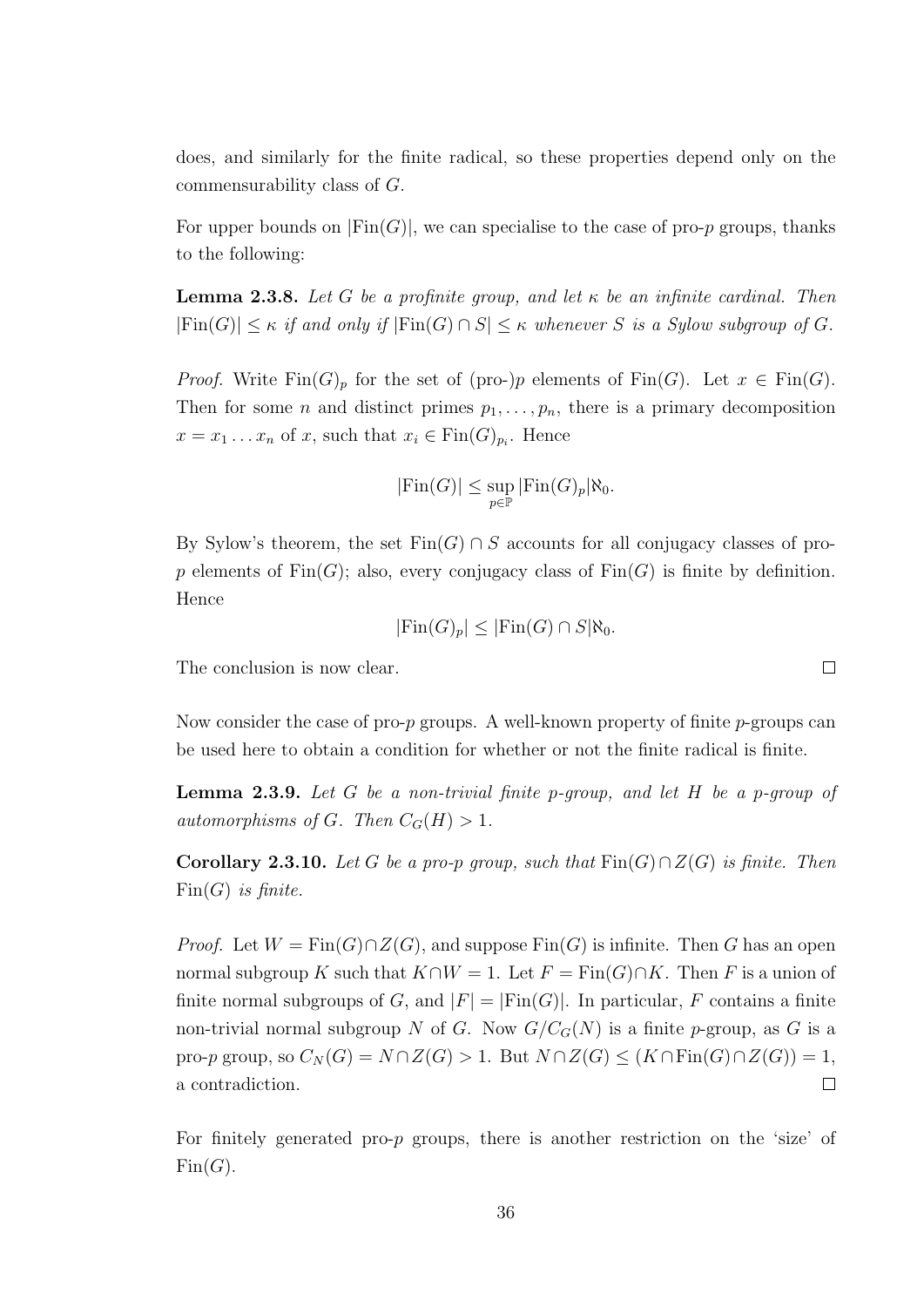does, and similarly for the finite radical, so these properties depend only on the commensurability class of $G$.

For upper bounds on $|\mathrm{Fin}(G)|$, we can specialise to the case of pro-$p$ groups, thanks to the following:

**Lemma 2.3.8.** *Let $G$ be a profinite group, and let $\kappa$ be an infinite cardinal. Then $|\mathrm{Fin}(G)| \leq \kappa$ if and only if $|\mathrm{Fin}(G) \cap S| \leq \kappa$ whenever $S$ is a Sylow subgroup of $G$.*

*Proof.* Write $\mathrm{Fin}(G)_p$ for the set of (pro-)$p$ elements of $\mathrm{Fin}(G)$. Let $x \in \mathrm{Fin}(G)$. Then for some $n$ and distinct primes $p_1, \dots, p_n$, there is a primary decomposition $x = x_1 \dots x_n$ of $x$, such that $x_i \in \mathrm{Fin}(G)_{p_i}$. Hence

$$|\mathrm{Fin}(G)| \leq \sup_{p \in \mathbb{P}} |\mathrm{Fin}(G)_p| \aleph_0.$$

By Sylow's theorem, the set $\mathrm{Fin}(G) \cap S$ accounts for all conjugacy classes of pro-$p$ elements of $\mathrm{Fin}(G)$; also, every conjugacy class of $\mathrm{Fin}(G)$ is finite by definition. Hence

$$|\mathrm{Fin}(G)_p| \leq |\mathrm{Fin}(G) \cap S| \aleph_0.$$

The conclusion is now clear. $\square$

Now consider the case of pro-$p$ groups. A well-known property of finite $p$-groups can be used here to obtain a condition for whether or not the finite radical is finite.

**Lemma 2.3.9.** *Let $G$ be a non-trivial finite $p$-group, and let $H$ be a $p$-group of automorphisms of $G$. Then $C_G(H) > 1$.*

**Corollary 2.3.10.** *Let $G$ be a pro-$p$ group, such that $\mathrm{Fin}(G) \cap Z(G)$ is finite. Then $\mathrm{Fin}(G)$ is finite.*

*Proof.* Let $W = \mathrm{Fin}(G) \cap Z(G)$, and suppose $\mathrm{Fin}(G)$ is infinite. Then $G$ has an open normal subgroup $K$ such that $K \cap W = 1$. Let $F = \mathrm{Fin}(G) \cap K$. Then $F$ is a union of finite normal subgroups of $G$, and $|F| = |\mathrm{Fin}(G)|$. In particular, $F$ contains a finite non-trivial normal subgroup $N$ of $G$. Now $G/C_G(N)$ is a finite $p$-group, as $G$ is a pro-$p$ group, so $C_N(G) = N \cap Z(G) > 1$. But $N \cap Z(G) \leq (K \cap \mathrm{Fin}(G) \cap Z(G)) = 1$, a contradiction. $\square$

For finitely generated pro-$p$ groups, there is another restriction on the 'size' of $\mathrm{Fin}(G)$.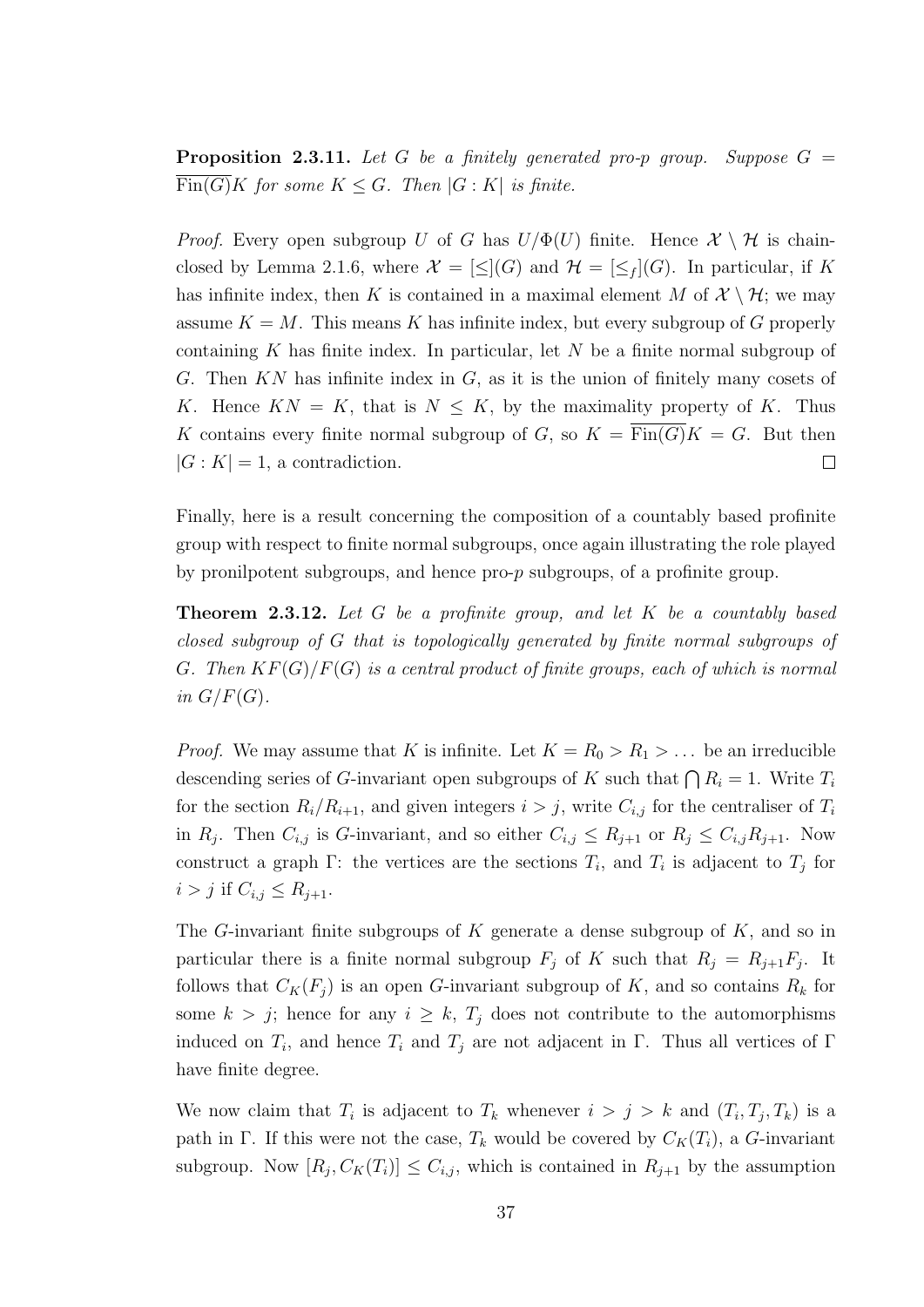**Proposition 2.3.11.** *Let $G$ be a finitely generated pro-$p$ group. Suppose $G = \overline{\mathrm{Fin}(G)}K$ for some $K \leq G$. Then $|G : K|$ is finite.*

*Proof.* Every open subgroup $U$ of $G$ has $U/\Phi(U)$ finite. Hence $\mathcal{X} \setminus \mathcal{H}$ is chain-closed by Lemma 2.1.6, where $\mathcal{X} = [\leq](G)$ and $\mathcal{H} = [\leq_f](G)$. In particular, if $K$ has infinite index, then $K$ is contained in a maximal element $M$ of $\mathcal{X} \setminus \mathcal{H}$; we may assume $K = M$. This means $K$ has infinite index, but every subgroup of $G$ properly containing $K$ has finite index. In particular, let $N$ be a finite normal subgroup of $G$. Then $KN$ has infinite index in $G$, as it is the union of finitely many cosets of $K$. Hence $KN = K$, that is $N \leq K$, by the maximality property of $K$. Thus $K$ contains every finite normal subgroup of $G$, so $K = \overline{\mathrm{Fin}(G)}K = G$. But then $|G : K| = 1$, a contradiction. $\square$

Finally, here is a result concerning the composition of a countably based profinite group with respect to finite normal subgroups, once again illustrating the role played by pronilpotent subgroups, and hence pro-$p$ subgroups, of a profinite group.

**Theorem 2.3.12.** *Let $G$ be a profinite group, and let $K$ be a countably based closed subgroup of $G$ that is topologically generated by finite normal subgroups of $G$. Then $KF(G)/F(G)$ is a central product of finite groups, each of which is normal in $G/F(G)$.*

*Proof.* We may assume that $K$ is infinite. Let $K = R_0 > R_1 > \dots$ be an irreducible descending series of $G$-invariant open subgroups of $K$ such that $\bigcap R_i = 1$. Write $T_i$ for the section $R_i/R_{i+1}$, and given integers $i > j$, write $C_{i,j}$ for the centraliser of $T_i$ in $R_j$. Then $C_{i,j}$ is $G$-invariant, and so either $C_{i,j} \leq R_{j+1}$ or $R_j \leq C_{i,j}R_{j+1}$. Now construct a graph $\Gamma$: the vertices are the sections $T_i$, and $T_i$ is adjacent to $T_j$ for $i > j$ if $C_{i,j} \leq R_{j+1}$.

The $G$-invariant finite subgroups of $K$ generate a dense subgroup of $K$, and so in particular there is a finite normal subgroup $F_j$ of $K$ such that $R_j = R_{j+1}F_j$. It follows that $C_K(F_j)$ is an open $G$-invariant subgroup of $K$, and so contains $R_k$ for some $k > j$; hence for any $i \geq k$, $T_j$ does not contribute to the automorphisms induced on $T_i$, and hence $T_i$ and $T_j$ are not adjacent in $\Gamma$. Thus all vertices of $\Gamma$ have finite degree.

We now claim that $T_i$ is adjacent to $T_k$ whenever $i > j > k$ and $(T_i, T_j, T_k)$ is a path in $\Gamma$. If this were not the case, $T_k$ would be covered by $C_K(T_i)$, a $G$-invariant subgroup. Now $[R_j, C_K(T_i)] \leq C_{i,j}$, which is contained in $R_{j+1}$ by the assumption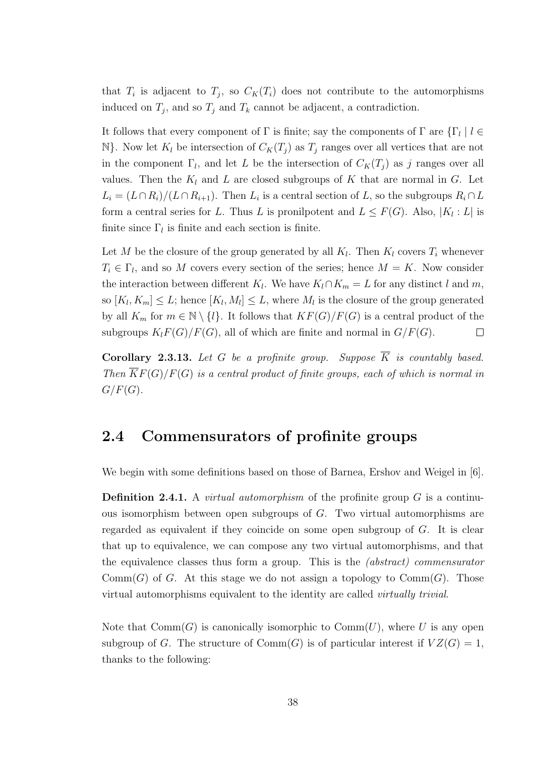that $T_i$ is adjacent to $T_j$, so $C_K(T_i)$ does not contribute to the automorphisms induced on $T_j$, and so $T_j$ and $T_k$ cannot be adjacent, a contradiction.

It follows that every component of $\Gamma$ is finite; say the components of $\Gamma$ are $\{\Gamma_l \mid l \in \mathbb{N}\}$. Now let $K_l$ be intersection of $C_K(T_j)$ as $T_j$ ranges over all vertices that are not in the component $\Gamma_l$, and let $L$ be the intersection of $C_K(T_j)$ as $j$ ranges over all values. Then the $K_l$ and $L$ are closed subgroups of $K$ that are normal in $G$. Let $L_i = (L \cap R_i)/(L \cap R_{i+1})$. Then $L_i$ is a central section of $L$, so the subgroups $R_i \cap L$ form a central series for $L$. Thus $L$ is pronilpotent and $L \leq F(G)$. Also, $|K_l : L|$ is finite since $\Gamma_l$ is finite and each section is finite.

Let $M$ be the closure of the group generated by all $K_l$. Then $K_l$ covers $T_i$ whenever $T_i \in \Gamma_l$, and so $M$ covers every section of the series; hence $M = K$. Now consider the interaction between different $K_l$. We have $K_l \cap K_m = L$ for any distinct $l$ and $m$, so $[K_l, K_m] \leq L$; hence $[K_l, M_l] \leq L$, where $M_l$ is the closure of the group generated by all $K_m$ for $m \in \mathbb{N} \setminus \{l\}$. It follows that $KF(G)/F(G)$ is a central product of the subgroups $K_lF(G)/F(G)$, all of which are finite and normal in $G/F(G)$. $\square$

**Corollary 2.3.13.** *Let $G$ be a profinite group. Suppose $\overline{K}$ is countably based. Then $\overline{K}F(G)/F(G)$ is a central product of finite groups, each of which is normal in $G/F(G)$.*

## 2.4 Commensurators of profinite groups

We begin with some definitions based on those of Barnea, Ershov and Weigel in [6].

**Definition 2.4.1.** A *virtual automorphism* of the profinite group $G$ is a continuous isomorphism between open subgroups of $G$. Two virtual automorphisms are regarded as equivalent if they coincide on some open subgroup of $G$. It is clear that up to equivalence, we can compose any two virtual automorphisms, and that the equivalence classes thus form a group. This is the *(abstract) commensurator* $\mathrm{Comm}(G)$ of $G$. At this stage we do not assign a topology to $\mathrm{Comm}(G)$. Those virtual automorphisms equivalent to the identity are called *virtually trivial*.

Note that $\mathrm{Comm}(G)$ is canonically isomorphic to $\mathrm{Comm}(U)$, where $U$ is any open subgroup of $G$. The structure of $\mathrm{Comm}(G)$ is of particular interest if $VZ(G) = 1$, thanks to the following: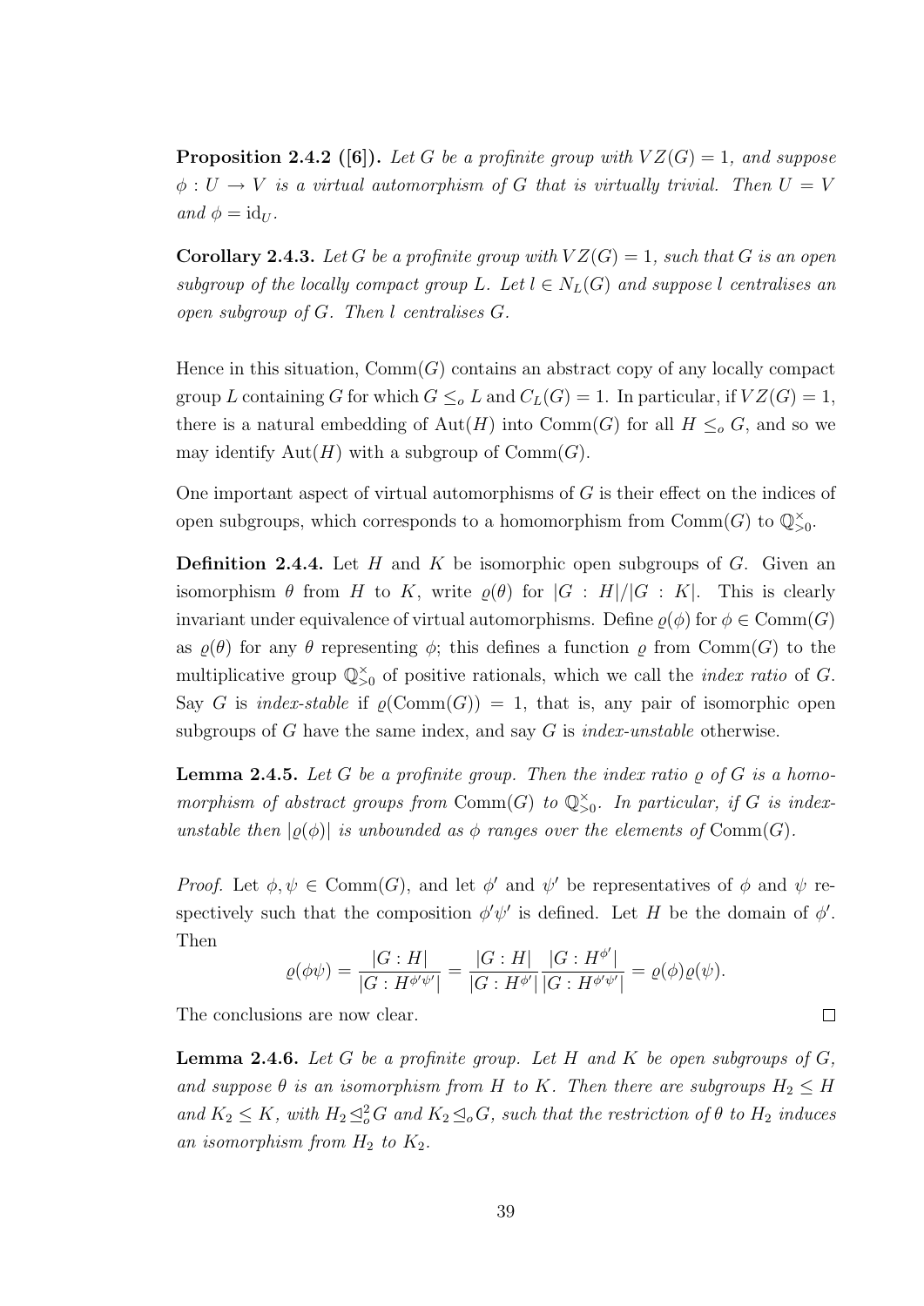**Proposition 2.4.2 ([6]).** *Let $G$ be a profinite group with $VZ(G) = 1$, and suppose $\phi : U \to V$ is a virtual automorphism of $G$ that is virtually trivial. Then $U = V$ and $\phi = \mathrm{id}_U$.*

**Corollary 2.4.3.** *Let $G$ be a profinite group with $VZ(G) = 1$, such that $G$ is an open subgroup of the locally compact group $L$. Let $l \in N_L(G)$ and suppose $l$ centralises an open subgroup of $G$. Then $l$ centralises $G$.*

Hence in this situation, $\mathrm{Comm}(G)$ contains an abstract copy of any locally compact group $L$ containing $G$ for which $G \leq_o L$ and $C_L(G) = 1$. In particular, if $VZ(G) = 1$, there is a natural embedding of $\mathrm{Aut}(H)$ into $\mathrm{Comm}(G)$ for all $H \leq_o G$, and so we may identify $\mathrm{Aut}(H)$ with a subgroup of $\mathrm{Comm}(G)$.

One important aspect of virtual automorphisms of $G$ is their effect on the indices of open subgroups, which corresponds to a homomorphism from $\mathrm{Comm}(G)$ to $\mathbb{Q}^\times_{>0}$.

**Definition 2.4.4.** Let $H$ and $K$ be isomorphic open subgroups of $G$. Given an isomorphism $\theta$ from $H$ to $K$, write $\varrho(\theta)$ for $|G : H|/|G : K|$. This is clearly invariant under equivalence of virtual automorphisms. Define $\varrho(\phi)$ for $\phi \in \mathrm{Comm}(G)$ as $\varrho(\theta)$ for any $\theta$ representing $\phi$; this defines a function $\varrho$ from $\mathrm{Comm}(G)$ to the multiplicative group $\mathbb{Q}^\times_{>0}$ of positive rationals, which we call the *index ratio* of $G$. Say $G$ is *index-stable* if $\varrho(\mathrm{Comm}(G)) = 1$, that is, any pair of isomorphic open subgroups of $G$ have the same index, and say $G$ is *index-unstable* otherwise.

**Lemma 2.4.5.** *Let $G$ be a profinite group. Then the index ratio $\varrho$ of $G$ is a homomorphism of abstract groups from $\mathrm{Comm}(G)$ to $\mathbb{Q}^\times_{>0}$. In particular, if $G$ is index-unstable then $|\varrho(\phi)|$ is unbounded as $\phi$ ranges over the elements of $\mathrm{Comm}(G)$.*

*Proof.* Let $\phi, \psi \in \mathrm{Comm}(G)$, and let $\phi'$ and $\psi'$ be representatives of $\phi$ and $\psi$ respectively such that the composition $\phi'\psi'$ is defined. Let $H$ be the domain of $\phi'$. Then

$$\varrho(\phi\psi) = \frac{|G : H|}{|G : H^{\phi'\psi'}|} = \frac{|G : H|}{|G : H^{\phi'}|}\frac{|G : H^{\phi'}|}{|G : H^{\phi'\psi'}|} = \varrho(\phi)\varrho(\psi).$$

The conclusions are now clear. □

**Lemma 2.4.6.** *Let $G$ be a profinite group. Let $H$ and $K$ be open subgroups of $G$, and suppose $\theta$ is an isomorphism from $H$ to $K$. Then there are subgroups $H_2 \leq H$ and $K_2 \leq K$, with $H_2 \trianglelefteq^2_o G$ and $K_2 \trianglelefteq_o G$, such that the restriction of $\theta$ to $H_2$ induces an isomorphism from $H_2$ to $K_2$.*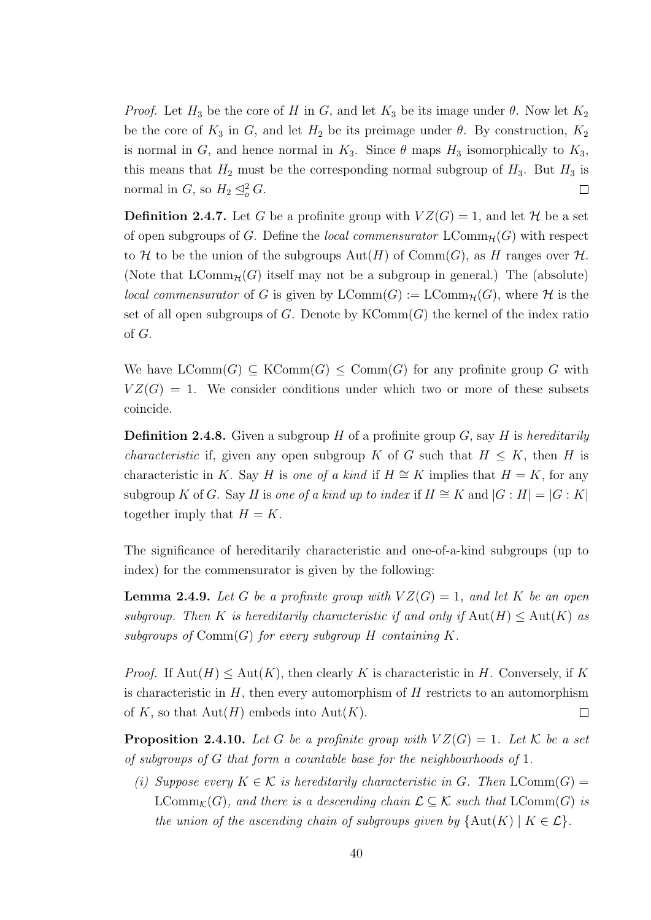*Proof.* Let $H_3$ be the core of $H$ in $G$, and let $K_3$ be its image under $\theta$. Now let $K_2$ be the core of $K_3$ in $G$, and let $H_2$ be its preimage under $\theta$. By construction, $K_2$ is normal in $G$, and hence normal in $K_3$. Since $\theta$ maps $H_3$ isomorphically to $K_3$, this means that $H_2$ must be the corresponding normal subgroup of $H_3$. But $H_3$ is normal in $G$, so $H_2 \trianglelefteq^2_o G$. $\square$

**Definition 2.4.7.** Let $G$ be a profinite group with $VZ(G) = 1$, and let $\mathcal{H}$ be a set of open subgroups of $G$. Define the *local commensurator* $\mathrm{LComm}_{\mathcal{H}}(G)$ with respect to $\mathcal{H}$ to be the union of the subgroups $\mathrm{Aut}(H)$ of $\mathrm{Comm}(G)$, as $H$ ranges over $\mathcal{H}$. (Note that $\mathrm{LComm}_{\mathcal{H}}(G)$ itself may not be a subgroup in general.) The (absolute) *local commensurator* of $G$ is given by $\mathrm{LComm}(G) := \mathrm{LComm}_{\mathcal{H}}(G)$, where $\mathcal{H}$ is the set of all open subgroups of $G$. Denote by $\mathrm{KComm}(G)$ the kernel of the index ratio of $G$.

We have $\mathrm{LComm}(G) \subseteq \mathrm{KComm}(G) \leq \mathrm{Comm}(G)$ for any profinite group $G$ with $VZ(G) = 1$. We consider conditions under which two or more of these subsets coincide.

**Definition 2.4.8.** Given a subgroup $H$ of a profinite group $G$, say $H$ is *hereditarily characteristic* if, given any open subgroup $K$ of $G$ such that $H \leq K$, then $H$ is characteristic in $K$. Say $H$ is *one of a kind* if $H \cong K$ implies that $H = K$, for any subgroup $K$ of $G$. Say $H$ is *one of a kind up to index* if $H \cong K$ and $|G : H| = |G : K|$ together imply that $H = K$.

The significance of hereditarily characteristic and one-of-a-kind subgroups (up to index) for the commensurator is given by the following:

**Lemma 2.4.9.** *Let $G$ be a profinite group with $VZ(G) = 1$, and let $K$ be an open subgroup. Then $K$ is hereditarily characteristic if and only if $\mathrm{Aut}(H) \leq \mathrm{Aut}(K)$ as subgroups of $\mathrm{Comm}(G)$ for every subgroup $H$ containing $K$.*

*Proof.* If $\mathrm{Aut}(H) \leq \mathrm{Aut}(K)$, then clearly $K$ is characteristic in $H$. Conversely, if $K$ is characteristic in $H$, then every automorphism of $H$ restricts to an automorphism of $K$, so that $\mathrm{Aut}(H)$ embeds into $\mathrm{Aut}(K)$. $\square$

**Proposition 2.4.10.** *Let $G$ be a profinite group with $VZ(G) = 1$. Let $\mathcal{K}$ be a set of subgroups of $G$ that form a countable base for the neighbourhoods of 1.*

*(i) Suppose every $K \in \mathcal{K}$ is hereditarily characteristic in $G$. Then $\mathrm{LComm}(G) = \mathrm{LComm}_{\mathcal{K}}(G)$, and there is a descending chain $\mathcal{L} \subseteq \mathcal{K}$ such that $\mathrm{LComm}(G)$ is the union of the ascending chain of subgroups given by $\{\mathrm{Aut}(K) \mid K \in \mathcal{L}\}$.*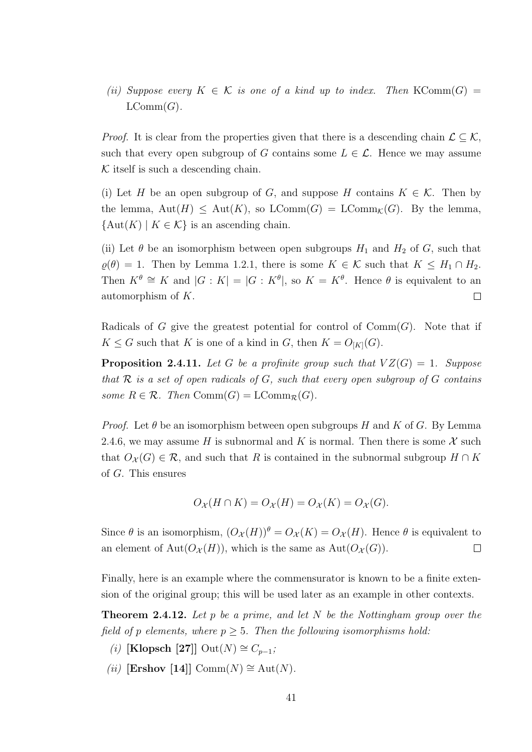*(ii) Suppose every $K \in \mathcal{K}$ is one of a kind up to index. Then* $\mathrm{KComm}(G) = \mathrm{LComm}(G)$.

*Proof.* It is clear from the properties given that there is a descending chain $\mathcal{L} \subseteq \mathcal{K}$, such that every open subgroup of $G$ contains some $L \in \mathcal{L}$. Hence we may assume $\mathcal{K}$ itself is such a descending chain.

(i) Let $H$ be an open subgroup of $G$, and suppose $H$ contains $K \in \mathcal{K}$. Then by the lemma, $\mathrm{Aut}(H) \leq \mathrm{Aut}(K)$, so $\mathrm{LComm}(G) = \mathrm{LComm}_{\mathcal{K}}(G)$. By the lemma, $\{\mathrm{Aut}(K) \mid K \in \mathcal{K}\}$ is an ascending chain.

(ii) Let $\theta$ be an isomorphism between open subgroups $H_1$ and $H_2$ of $G$, such that $\varrho(\theta) = 1$. Then by Lemma 1.2.1, there is some $K \in \mathcal{K}$ such that $K \leq H_1 \cap H_2$. Then $K^\theta \cong K$ and $|G : K| = |G : K^\theta|$, so $K = K^\theta$. Hence $\theta$ is equivalent to an automorphism of $K$. □

Radicals of $G$ give the greatest potential for control of $\mathrm{Comm}(G)$. Note that if $K \leq G$ such that $K$ is one of a kind in $G$, then $K = O_{[K]}(G)$.

**Proposition 2.4.11.** *Let $G$ be a profinite group such that $VZ(G) = 1$. Suppose that $\mathcal{R}$ is a set of open radicals of $G$, such that every open subgroup of $G$ contains some $R \in \mathcal{R}$. Then $\mathrm{Comm}(G) = \mathrm{LComm}_{\mathcal{R}}(G)$.*

*Proof.* Let $\theta$ be an isomorphism between open subgroups $H$ and $K$ of $G$. By Lemma 2.4.6, we may assume $H$ is subnormal and $K$ is normal. Then there is some $\mathcal{X}$ such that $O_{\mathcal{X}}(G) \in \mathcal{R}$, and such that $R$ is contained in the subnormal subgroup $H \cap K$ of $G$. This ensures

$$O_{\mathcal{X}}(H \cap K) = O_{\mathcal{X}}(H) = O_{\mathcal{X}}(K) = O_{\mathcal{X}}(G).$$

Since $\theta$ is an isomorphism, $(O_{\mathcal{X}}(H))^\theta = O_{\mathcal{X}}(K) = O_{\mathcal{X}}(H)$. Hence $\theta$ is equivalent to an element of $\mathrm{Aut}(O_{\mathcal{X}}(H))$, which is the same as $\mathrm{Aut}(O_{\mathcal{X}}(G))$. □

Finally, here is an example where the commensurator is known to be a finite extension of the original group; this will be used later as an example in other contexts.

**Theorem 2.4.12.** *Let $p$ be a prime, and let $N$ be the Nottingham group over the field of $p$ elements, where $p \geq 5$. Then the following isomorphisms hold:*

*(i)* **[Klopsch [27]]** $\mathrm{Out}(N) \cong C_{p-1}$;

*(ii)* **[Ershov [14]]** $\mathrm{Comm}(N) \cong \mathrm{Aut}(N)$.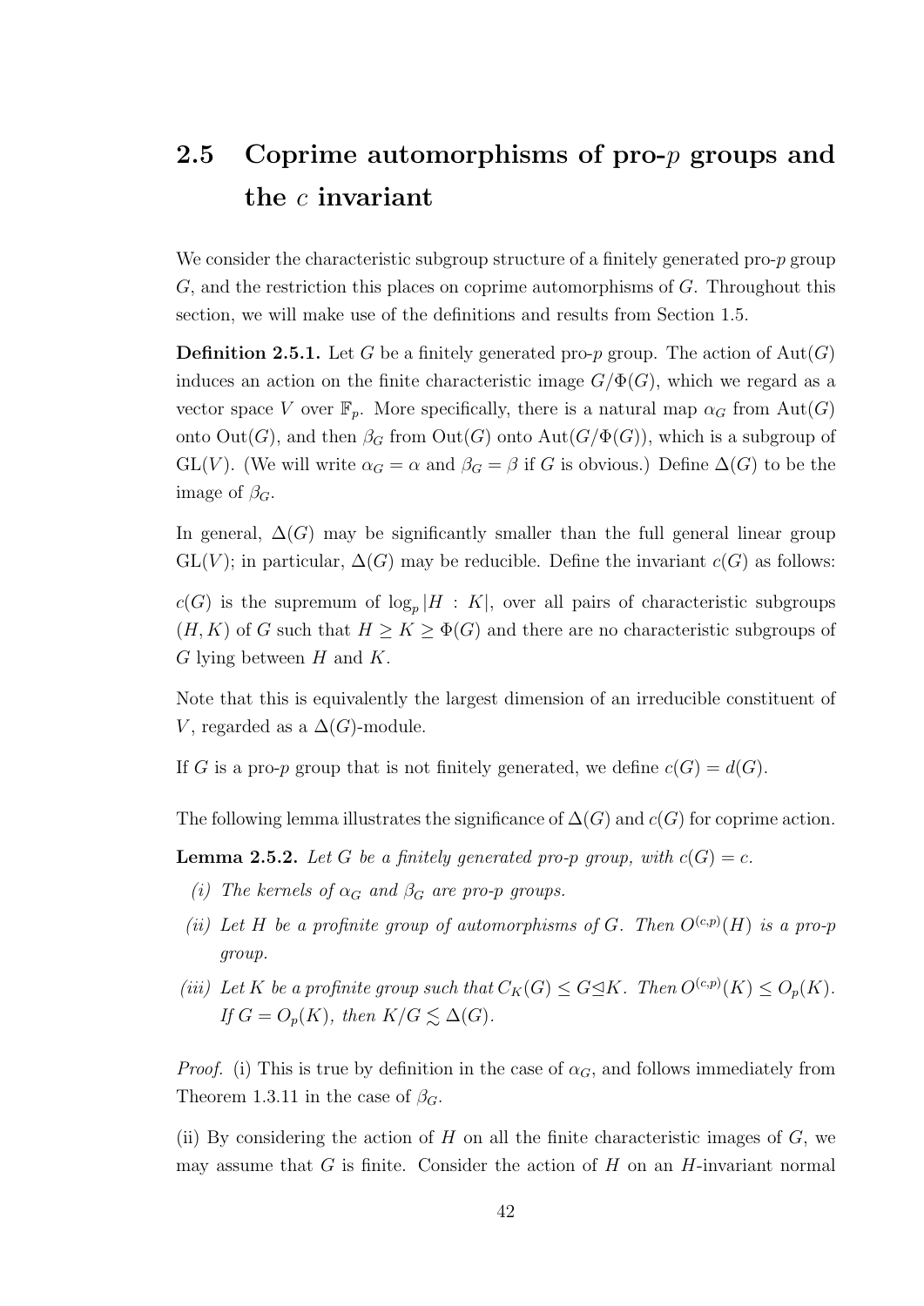## 2.5 Coprime automorphisms of pro-$p$ groups and the $c$ invariant

We consider the characteristic subgroup structure of a finitely generated pro-$p$ group $G$, and the restriction this places on coprime automorphisms of $G$. Throughout this section, we will make use of the definitions and results from Section 1.5.

**Definition 2.5.1.** Let $G$ be a finitely generated pro-$p$ group. The action of $\mathrm{Aut}(G)$ induces an action on the finite characteristic image $G/\Phi(G)$, which we regard as a vector space $V$ over $\mathbb{F}_p$. More specifically, there is a natural map $\alpha_G$ from $\mathrm{Aut}(G)$ onto $\mathrm{Out}(G)$, and then $\beta_G$ from $\mathrm{Out}(G)$ onto $\mathrm{Aut}(G/\Phi(G))$, which is a subgroup of $\mathrm{GL}(V)$. (We will write $\alpha_G = \alpha$ and $\beta_G = \beta$ if $G$ is obvious.) Define $\Delta(G)$ to be the image of $\beta_G$.

In general, $\Delta(G)$ may be significantly smaller than the full general linear group $\mathrm{GL}(V)$; in particular, $\Delta(G)$ may be reducible. Define the invariant $c(G)$ as follows:

$c(G)$ is the supremum of $\log_p |H : K|$, over all pairs of characteristic subgroups $(H, K)$ of $G$ such that $H \geq K \geq \Phi(G)$ and there are no characteristic subgroups of $G$ lying between $H$ and $K$.

Note that this is equivalently the largest dimension of an irreducible constituent of $V$, regarded as a $\Delta(G)$-module.

If $G$ is a pro-$p$ group that is not finitely generated, we define $c(G) = d(G)$.

The following lemma illustrates the significance of $\Delta(G)$ and $c(G)$ for coprime action.

**Lemma 2.5.2.** *Let $G$ be a finitely generated pro-$p$ group, with $c(G) = c$.*

*(i) The kernels of $\alpha_G$ and $\beta_G$ are pro-$p$ groups.*

*(ii) Let $H$ be a profinite group of automorphisms of $G$. Then $O^{(c,p)}(H)$ is a pro-$p$ group.*

*(iii) Let $K$ be a profinite group such that $C_K(G) \leq G \trianglelefteq K$. Then $O^{(c,p)}(K) \leq O_p(K)$. If $G = O_p(K)$, then $K/G \lesssim \Delta(G)$.*

*Proof.* (i) This is true by definition in the case of $\alpha_G$, and follows immediately from Theorem 1.3.11 in the case of $\beta_G$.

(ii) By considering the action of $H$ on all the finite characteristic images of $G$, we may assume that $G$ is finite. Consider the action of $H$ on an $H$-invariant normal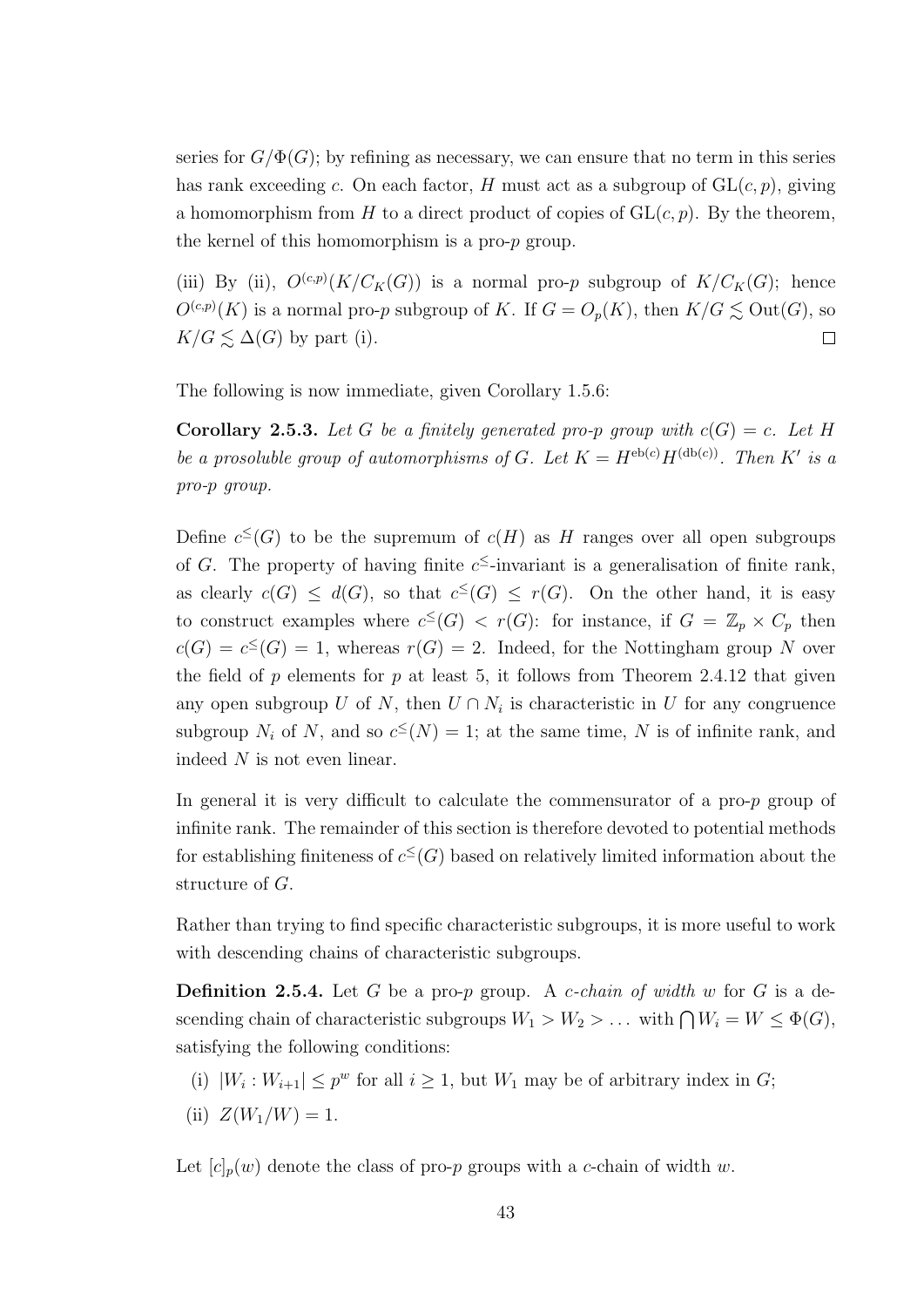series for $G/\Phi(G)$; by refining as necessary, we can ensure that no term in this series has rank exceeding $c$. On each factor, $H$ must act as a subgroup of $\mathrm{GL}(c,p)$, giving a homomorphism from $H$ to a direct product of copies of $\mathrm{GL}(c,p)$. By the theorem, the kernel of this homomorphism is a pro-$p$ group.

(iii) By (ii), $O^{(c,p)}(K/C_K(G))$ is a normal pro-$p$ subgroup of $K/C_K(G)$; hence $O^{(c,p)}(K)$ is a normal pro-$p$ subgroup of $K$. If $G = O_p(K)$, then $K/G \lesssim \mathrm{Out}(G)$, so $K/G \lesssim \Delta(G)$ by part (i). $\square$

The following is now immediate, given Corollary 1.5.6:

**Corollary 2.5.3.** *Let $G$ be a finitely generated pro-$p$ group with $c(G) = c$. Let $H$ be a prosoluble group of automorphisms of $G$. Let $K = H^{\mathrm{eb}(c)}H^{(\mathrm{db}(c))}$. Then $K'$ is a pro-$p$ group.*

Define $c^{\leq}(G)$ to be the supremum of $c(H)$ as $H$ ranges over all open subgroups of $G$. The property of having finite $c^{\leq}$-invariant is a generalisation of finite rank, as clearly $c(G) \leq d(G)$, so that $c^{\leq}(G) \leq r(G)$. On the other hand, it is easy to construct examples where $c^{\leq}(G) < r(G)$: for instance, if $G = \mathbb{Z}_p \times C_p$ then $c(G) = c^{\leq}(G) = 1$, whereas $r(G) = 2$. Indeed, for the Nottingham group $N$ over the field of $p$ elements for $p$ at least 5, it follows from Theorem 2.4.12 that given any open subgroup $U$ of $N$, then $U \cap N_i$ is characteristic in $U$ for any congruence subgroup $N_i$ of $N$, and so $c^{\leq}(N) = 1$; at the same time, $N$ is of infinite rank, and indeed $N$ is not even linear.

In general it is very difficult to calculate the commensurator of a pro-$p$ group of infinite rank. The remainder of this section is therefore devoted to potential methods for establishing finiteness of $c^{\leq}(G)$ based on relatively limited information about the structure of $G$.

Rather than trying to find specific characteristic subgroups, it is more useful to work with descending chains of characteristic subgroups.

**Definition 2.5.4.** Let $G$ be a pro-$p$ group. A *$c$-chain of width $w$* for $G$ is a descending chain of characteristic subgroups $W_1 > W_2 > \dots$ with $\bigcap W_i = W \leq \Phi(G)$, satisfying the following conditions:

(i) $|W_i : W_{i+1}| \leq p^w$ for all $i \geq 1$, but $W_1$ may be of arbitrary index in $G$;

(ii) $Z(W_1/W) = 1$.

Let $[c]_p(w)$ denote the class of pro-$p$ groups with a $c$-chain of width $w$.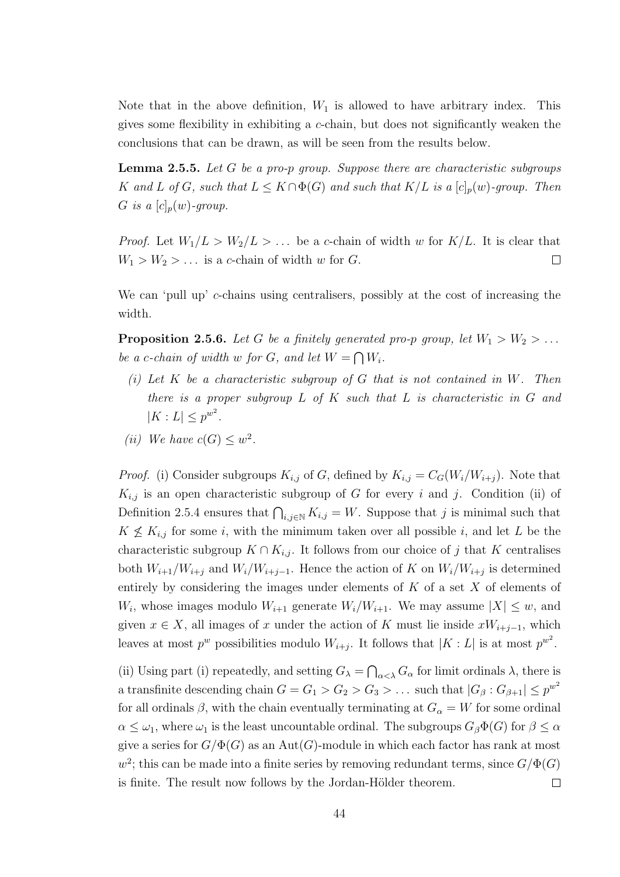Note that in the above definition, $W_1$ is allowed to have arbitrary index. This gives some flexibility in exhibiting a $c$-chain, but does not significantly weaken the conclusions that can be drawn, as will be seen from the results below.

**Lemma 2.5.5.** *Let $G$ be a pro-$p$ group. Suppose there are characteristic subgroups $K$ and $L$ of $G$, such that $L \leq K \cap \Phi(G)$ and such that $K/L$ is a $[c]_p(w)$-group. Then $G$ is a $[c]_p(w)$-group.*

*Proof.* Let $W_1/L > W_2/L > \dots$ be a $c$-chain of width $w$ for $K/L$. It is clear that $W_1 > W_2 > \dots$ is a $c$-chain of width $w$ for $G$. □

We can 'pull up' $c$-chains using centralisers, possibly at the cost of increasing the width.

**Proposition 2.5.6.** *Let $G$ be a finitely generated pro-$p$ group, let $W_1 > W_2 > \dots$ be a $c$-chain of width $w$ for $G$, and let $W = \bigcap W_i$.*

*(i) Let $K$ be a characteristic subgroup of $G$ that is not contained in $W$. Then there is a proper subgroup $L$ of $K$ such that $L$ is characteristic in $G$ and $|K : L| \leq p^{w^2}$.*

*(ii) We have $c(G) \leq w^2$.*

*Proof.* (i) Consider subgroups $K_{i,j}$ of $G$, defined by $K_{i,j} = C_G(W_i/W_{i+j})$. Note that $K_{i,j}$ is an open characteristic subgroup of $G$ for every $i$ and $j$. Condition (ii) of Definition 2.5.4 ensures that $\bigcap_{i,j\in\mathbb{N}} K_{i,j} = W$. Suppose that $j$ is minimal such that $K \not\leq K_{i,j}$ for some $i$, with the minimum taken over all possible $i$, and let $L$ be the characteristic subgroup $K \cap K_{i,j}$. It follows from our choice of $j$ that $K$ centralises both $W_{i+1}/W_{i+j}$ and $W_i/W_{i+j-1}$. Hence the action of $K$ on $W_i/W_{i+j}$ is determined entirely by considering the images under elements of $K$ of a set $X$ of elements of $W_i$, whose images modulo $W_{i+1}$ generate $W_i/W_{i+1}$. We may assume $|X| \leq w$, and given $x \in X$, all images of $x$ under the action of $K$ must lie inside $xW_{i+j-1}$, which leaves at most $p^w$ possibilities modulo $W_{i+j}$. It follows that $|K : L|$ is at most $p^{w^2}$.

(ii) Using part (i) repeatedly, and setting $G_\lambda = \bigcap_{\alpha<\lambda} G_\alpha$ for limit ordinals $\lambda$, there is a transfinite descending chain $G = G_1 > G_2 > G_3 > \dots$ such that $|G_\beta : G_{\beta+1}| \leq p^{w^2}$ for all ordinals $\beta$, with the chain eventually terminating at $G_\alpha = W$ for some ordinal $\alpha \leq \omega_1$, where $\omega_1$ is the least uncountable ordinal. The subgroups $G_\beta\Phi(G)$ for $\beta \leq \alpha$ give a series for $G/\Phi(G)$ as an $\mathrm{Aut}(G)$-module in which each factor has rank at most $w^2$; this can be made into a finite series by removing redundant terms, since $G/\Phi(G)$ is finite. The result now follows by the Jordan-Hölder theorem. □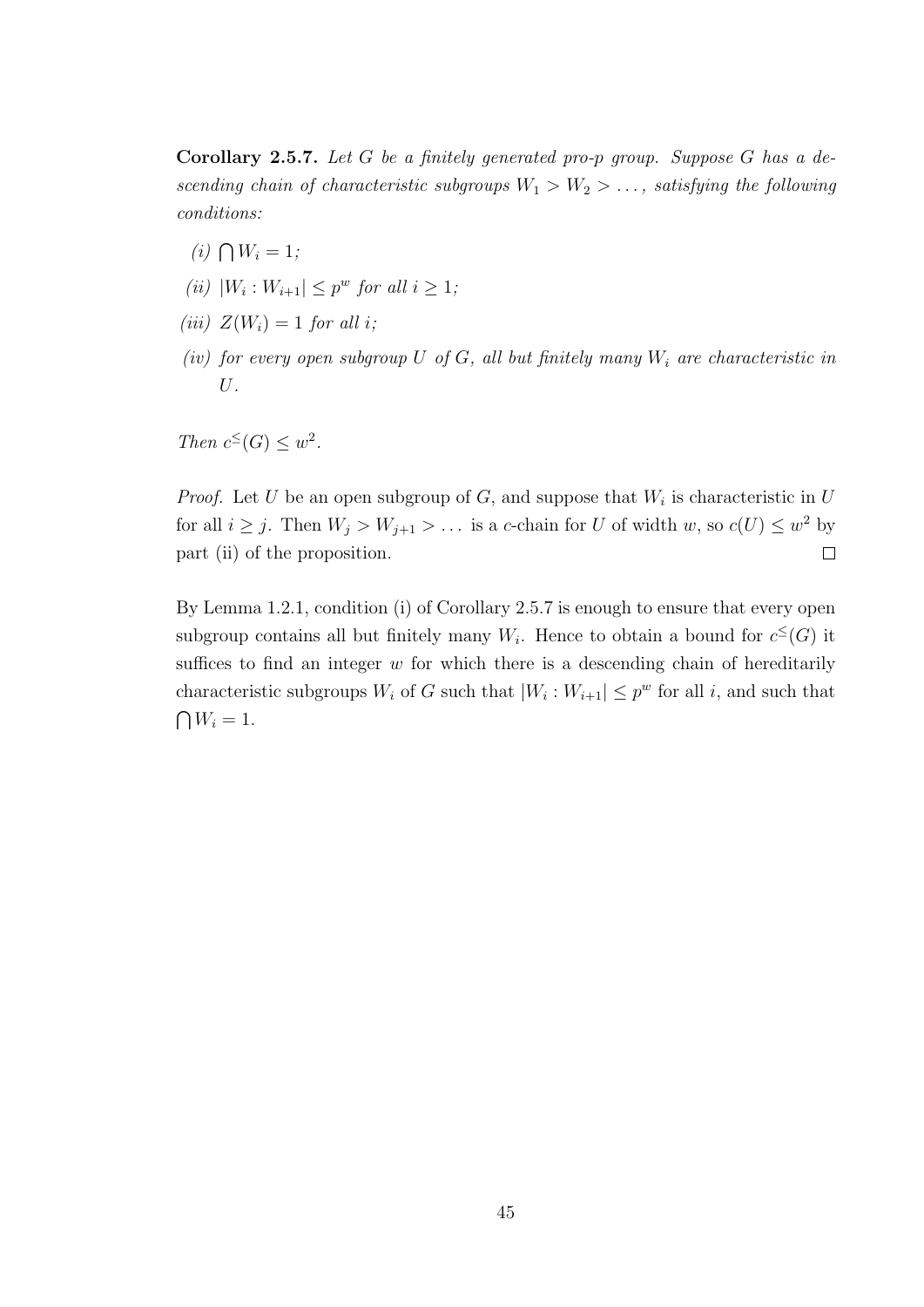**Corollary 2.5.7.** *Let $G$ be a finitely generated pro-$p$ group. Suppose $G$ has a descending chain of characteristic subgroups $W_1 > W_2 > \dots$, satisfying the following conditions:*

*(i)* $\bigcap W_i = 1$;

*(ii)* $|W_i : W_{i+1}| \leq p^w$ *for all* $i \geq 1$;

*(iii)* $Z(W_i) = 1$ *for all* $i$;

*(iv) for every open subgroup $U$ of $G$, all but finitely many $W_i$ are characteristic in $U$.*

*Then* $c^{\leq}(G) \leq w^2$.

*Proof.* Let $U$ be an open subgroup of $G$, and suppose that $W_i$ is characteristic in $U$ for all $i \geq j$. Then $W_j > W_{j+1} > \dots$ is a $c$-chain for $U$ of width $w$, so $c(U) \leq w^2$ by part (ii) of the proposition. $\square$

By Lemma 1.2.1, condition (i) of Corollary 2.5.7 is enough to ensure that every open subgroup contains all but finitely many $W_i$. Hence to obtain a bound for $c^{\leq}(G)$ it suffices to find an integer $w$ for which there is a descending chain of hereditarily characteristic subgroups $W_i$ of $G$ such that $|W_i : W_{i+1}| \leq p^w$ for all $i$, and such that $\bigcap W_i = 1$.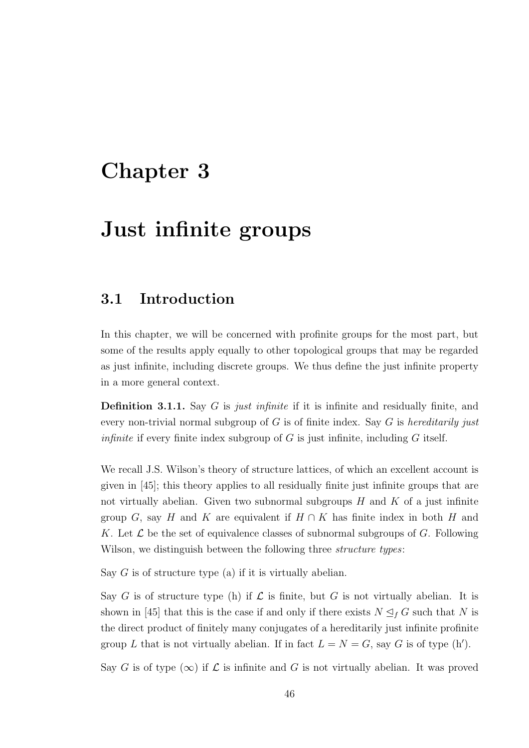# Chapter 3

# Just infinite groups

## 3.1 Introduction

In this chapter, we will be concerned with profinite groups for the most part, but some of the results apply equally to other topological groups that may be regarded as just infinite, including discrete groups. We thus define the just infinite property in a more general context.

**Definition 3.1.1.** Say $G$ is *just infinite* if it is infinite and residually finite, and every non-trivial normal subgroup of $G$ is of finite index. Say $G$ is *hereditarily just infinite* if every finite index subgroup of $G$ is just infinite, including $G$ itself.

We recall J.S. Wilson's theory of structure lattices, of which an excellent account is given in [45]; this theory applies to all residually finite just infinite groups that are not virtually abelian. Given two subnormal subgroups $H$ and $K$ of a just infinite group $G$, say $H$ and $K$ are equivalent if $H \cap K$ has finite index in both $H$ and $K$. Let $\mathcal{L}$ be the set of equivalence classes of subnormal subgroups of $G$. Following Wilson, we distinguish between the following three *structure types*:

Say $G$ is of structure type (a) if it is virtually abelian.

Say $G$ is of structure type (h) if $\mathcal{L}$ is finite, but $G$ is not virtually abelian. It is shown in [45] that this is the case if and only if there exists $N \trianglelefteq_f G$ such that $N$ is the direct product of finitely many conjugates of a hereditarily just infinite profinite group $L$ that is not virtually abelian. If in fact $L = N = G$, say $G$ is of type (h$'$).

Say $G$ is of type ($\infty$) if $\mathcal{L}$ is infinite and $G$ is not virtually abelian. It was proved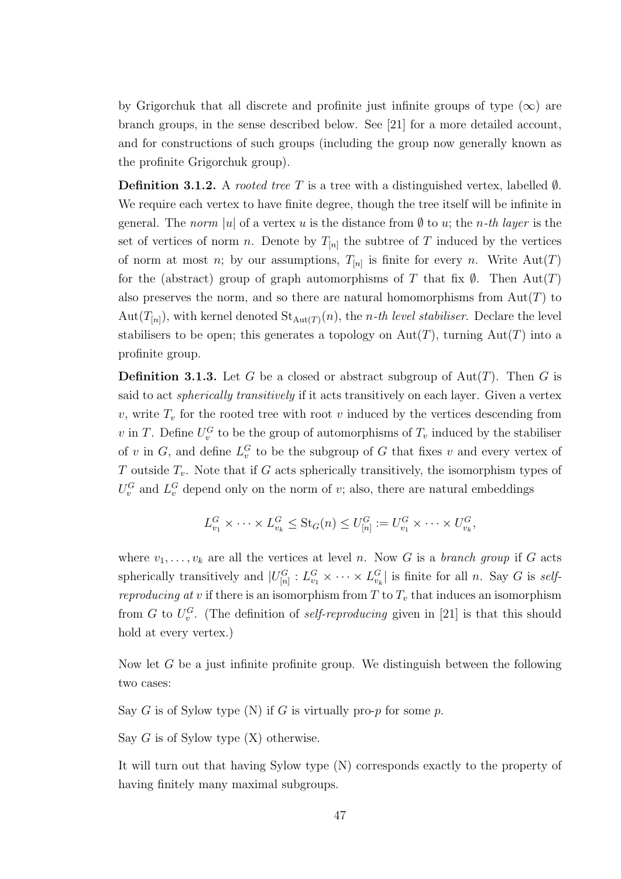by Grigorchuk that all discrete and profinite just infinite groups of type $(\infty)$ are branch groups, in the sense described below. See [21] for a more detailed account, and for constructions of such groups (including the group now generally known as the profinite Grigorchuk group).

**Definition 3.1.2.** A *rooted tree* $T$ is a tree with a distinguished vertex, labelled $\emptyset$. We require each vertex to have finite degree, though the tree itself will be infinite in general. The *norm* $|u|$ of a vertex $u$ is the distance from $\emptyset$ to $u$; the *n-th layer* is the set of vertices of norm $n$. Denote by $T_{[n]}$ the subtree of $T$ induced by the vertices of norm at most $n$; by our assumptions, $T_{[n]}$ is finite for every $n$. Write $\mathrm{Aut}(T)$ for the (abstract) group of graph automorphisms of $T$ that fix $\emptyset$. Then $\mathrm{Aut}(T)$ also preserves the norm, and so there are natural homomorphisms from $\mathrm{Aut}(T)$ to $\mathrm{Aut}(T_{[n]})$, with kernel denoted $\mathrm{St}_{\mathrm{Aut}(T)}(n)$, the *n-th level stabiliser*. Declare the level stabilisers to be open; this generates a topology on $\mathrm{Aut}(T)$, turning $\mathrm{Aut}(T)$ into a profinite group.

**Definition 3.1.3.** Let $G$ be a closed or abstract subgroup of $\mathrm{Aut}(T)$. Then $G$ is said to act *spherically transitively* if it acts transitively on each layer. Given a vertex $v$, write $T_v$ for the rooted tree with root $v$ induced by the vertices descending from $v$ in $T$. Define $U^G_v$ to be the group of automorphisms of $T_v$ induced by the stabiliser of $v$ in $G$, and define $L^G_v$ to be the subgroup of $G$ that fixes $v$ and every vertex of $T$ outside $T_v$. Note that if $G$ acts spherically transitively, the isomorphism types of $U^G_v$ and $L^G_v$ depend only on the norm of $v$; also, there are natural embeddings

$$L^G_{v_1} \times \cdots \times L^G_{v_k} \leq \mathrm{St}_G(n) \leq U^G_{[n]} := U^G_{v_1} \times \cdots \times U^G_{v_k},$$

where $v_1, \dots, v_k$ are all the vertices at level $n$. Now $G$ is a *branch group* if $G$ acts spherically transitively and $|U^G_{[n]} : L^G_{v_1} \times \cdots \times L^G_{v_k}|$ is finite for all $n$. Say $G$ is *self-reproducing at* $v$ if there is an isomorphism from $T$ to $T_v$ that induces an isomorphism from $G$ to $U^G_v$. (The definition of *self-reproducing* given in [21] is that this should hold at every vertex.)

Now let $G$ be a just infinite profinite group. We distinguish between the following two cases:

Say $G$ is of Sylow type (N) if $G$ is virtually pro-$p$ for some $p$.

Say $G$ is of Sylow type (X) otherwise.

It will turn out that having Sylow type (N) corresponds exactly to the property of having finitely many maximal subgroups.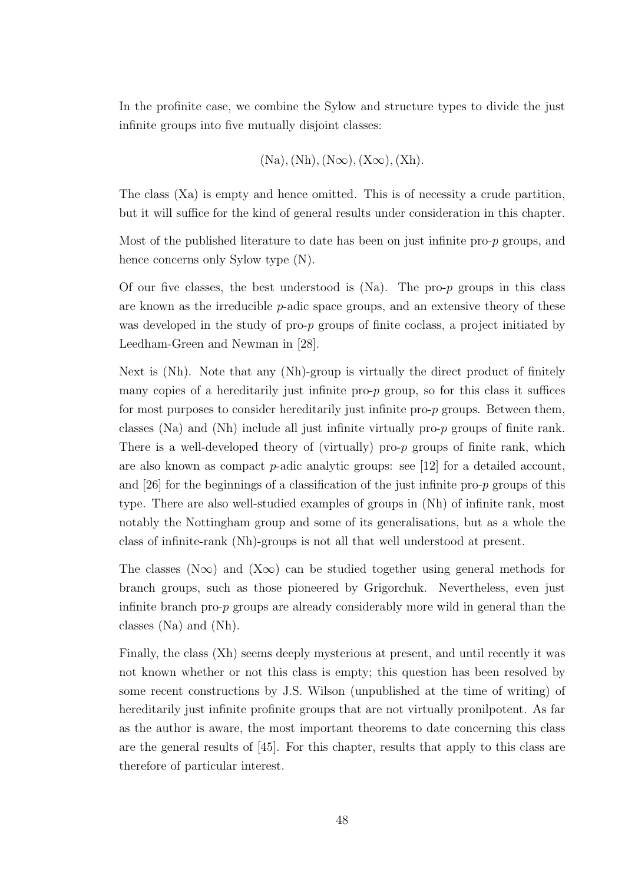In the profinite case, we combine the Sylow and structure types to divide the just infinite groups into five mutually disjoint classes:

$$(\mathrm{Na}), (\mathrm{Nh}), (\mathrm{N}\infty), (\mathrm{X}\infty), (\mathrm{Xh}).$$

The class (Xa) is empty and hence omitted. This is of necessity a crude partition, but it will suffice for the kind of general results under consideration in this chapter.

Most of the published literature to date has been on just infinite pro-$p$ groups, and hence concerns only Sylow type (N).

Of our five classes, the best understood is (Na). The pro-$p$ groups in this class are known as the irreducible $p$-adic space groups, and an extensive theory of these was developed in the study of pro-$p$ groups of finite coclass, a project initiated by Leedham-Green and Newman in [28].

Next is (Nh). Note that any (Nh)-group is virtually the direct product of finitely many copies of a hereditarily just infinite pro-$p$ group, so for this class it suffices for most purposes to consider hereditarily just infinite pro-$p$ groups. Between them, classes (Na) and (Nh) include all just infinite virtually pro-$p$ groups of finite rank. There is a well-developed theory of (virtually) pro-$p$ groups of finite rank, which are also known as compact $p$-adic analytic groups: see [12] for a detailed account, and [26] for the beginnings of a classification of the just infinite pro-$p$ groups of this type. There are also well-studied examples of groups in (Nh) of infinite rank, most notably the Nottingham group and some of its generalisations, but as a whole the class of infinite-rank (Nh)-groups is not all that well understood at present.

The classes (N$\infty$) and (X$\infty$) can be studied together using general methods for branch groups, such as those pioneered by Grigorchuk. Nevertheless, even just infinite branch pro-$p$ groups are already considerably more wild in general than the classes (Na) and (Nh).

Finally, the class (Xh) seems deeply mysterious at present, and until recently it was not known whether or not this class is empty; this question has been resolved by some recent constructions by J.S. Wilson (unpublished at the time of writing) of hereditarily just infinite profinite groups that are not virtually pronilpotent. As far as the author is aware, the most important theorems to date concerning this class are the general results of [45]. For this chapter, results that apply to this class are therefore of particular interest.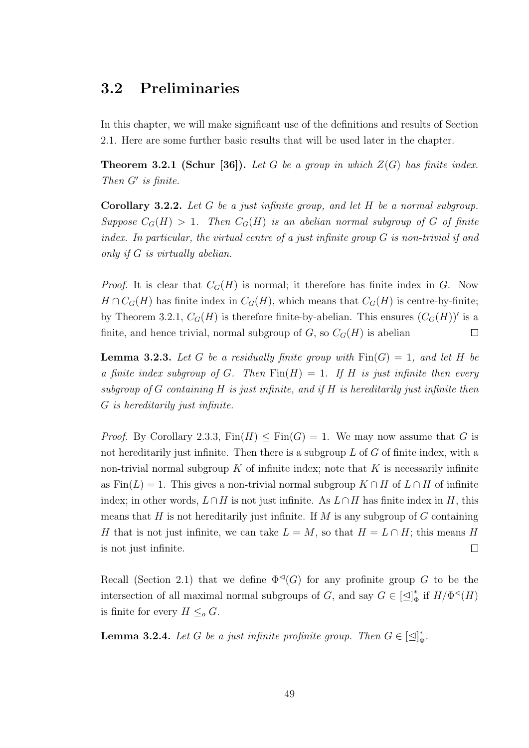## 3.2 Preliminaries

In this chapter, we will make significant use of the definitions and results of Section 2.1. Here are some further basic results that will be used later in the chapter.

**Theorem 3.2.1 (Schur [36]).** *Let $G$ be a group in which $Z(G)$ has finite index. Then $G'$ is finite.*

**Corollary 3.2.2.** *Let $G$ be a just infinite group, and let $H$ be a normal subgroup. Suppose $C_G(H) > 1$. Then $C_G(H)$ is an abelian normal subgroup of $G$ of finite index. In particular, the virtual centre of a just infinite group $G$ is non-trivial if and only if $G$ is virtually abelian.*

*Proof.* It is clear that $C_G(H)$ is normal; it therefore has finite index in $G$. Now $H \cap C_G(H)$ has finite index in $C_G(H)$, which means that $C_G(H)$ is centre-by-finite; by Theorem 3.2.1, $C_G(H)$ is therefore finite-by-abelian. This ensures $(C_G(H))'$ is a finite, and hence trivial, normal subgroup of $G$, so $C_G(H)$ is abelian □

**Lemma 3.2.3.** *Let $G$ be a residually finite group with $\mathrm{Fin}(G) = 1$, and let $H$ be a finite index subgroup of $G$. Then $\mathrm{Fin}(H) = 1$. If $H$ is just infinite then every subgroup of $G$ containing $H$ is just infinite, and if $H$ is hereditarily just infinite then $G$ is hereditarily just infinite.*

*Proof.* By Corollary 2.3.3, $\mathrm{Fin}(H) \leq \mathrm{Fin}(G) = 1$. We may now assume that $G$ is not hereditarily just infinite. Then there is a subgroup $L$ of $G$ of finite index, with a non-trivial normal subgroup $K$ of infinite index; note that $K$ is necessarily infinite as $\mathrm{Fin}(L) = 1$. This gives a non-trivial normal subgroup $K \cap H$ of $L \cap H$ of infinite index; in other words, $L \cap H$ is not just infinite. As $L \cap H$ has finite index in $H$, this means that $H$ is not hereditarily just infinite. If $M$ is any subgroup of $G$ containing $H$ that is not just infinite, we can take $L = M$, so that $H = L \cap H$; this means $H$ is not just infinite. □

Recall (Section 2.1) that we define $\Phi^{\triangleleft}(G)$ for any profinite group $G$ to be the intersection of all maximal normal subgroups of $G$, and say $G \in [\trianglelefteq]^*_\Phi$ if $H/\Phi^{\triangleleft}(H)$ is finite for every $H \leq_o G$.

**Lemma 3.2.4.** *Let $G$ be a just infinite profinite group. Then $G \in [\trianglelefteq]^*_\Phi$.*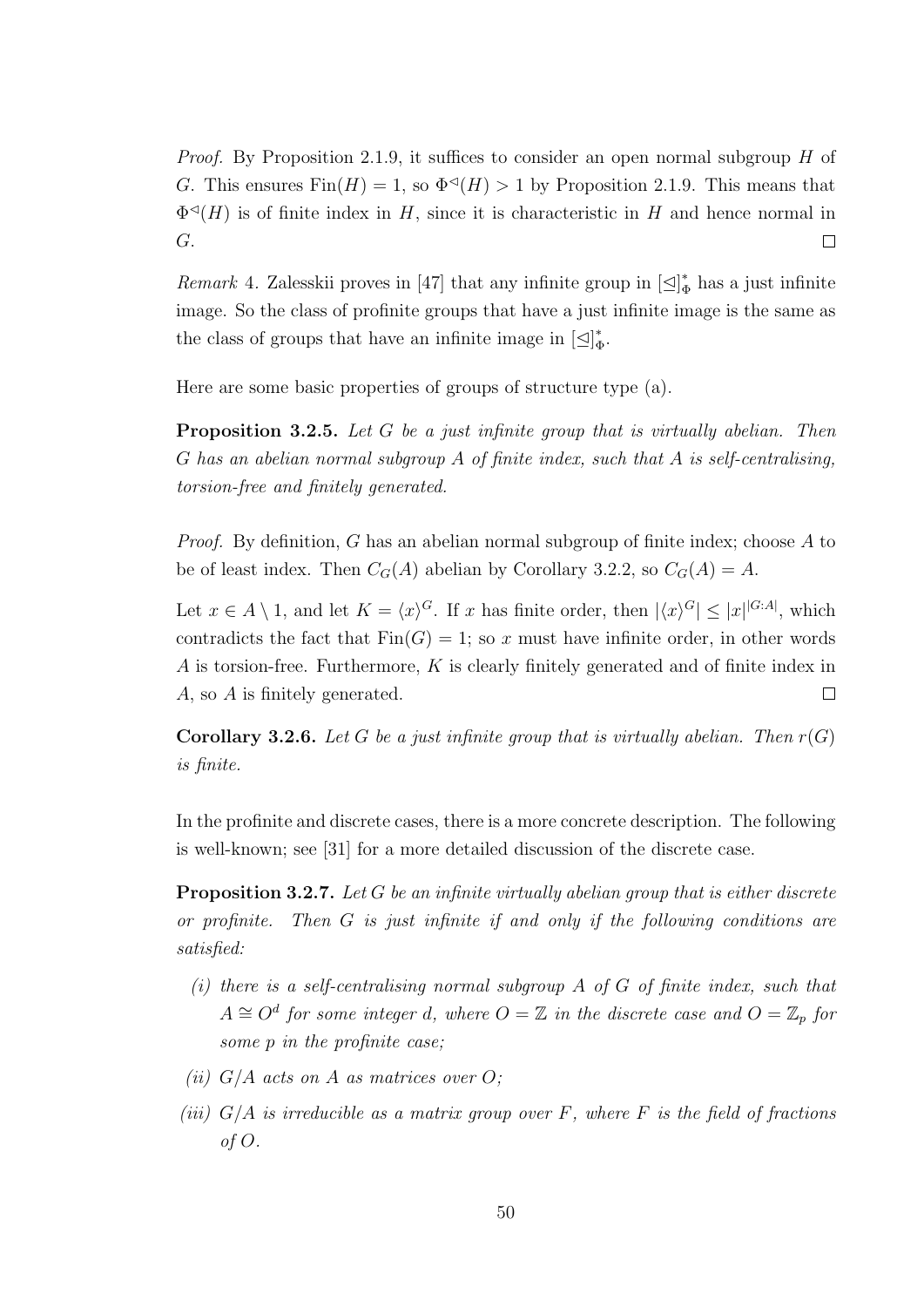*Proof.* By Proposition 2.1.9, it suffices to consider an open normal subgroup $H$ of $G$. This ensures $\mathrm{Fin}(H) = 1$, so $\Phi^{\lhd}(H) > 1$ by Proposition 2.1.9. This means that $\Phi^{\lhd}(H)$ is of finite index in $H$, since it is characteristic in $H$ and hence normal in $G$. $\square$

*Remark* 4. Zalesskii proves in [47] that any infinite group in $[\trianglelefteq]^*_\Phi$ has a just infinite image. So the class of profinite groups that have a just infinite image is the same as the class of groups that have an infinite image in $[\trianglelefteq]^*_\Phi$.

Here are some basic properties of groups of structure type (a).

**Proposition 3.2.5.** *Let $G$ be a just infinite group that is virtually abelian. Then $G$ has an abelian normal subgroup $A$ of finite index, such that $A$ is self-centralising, torsion-free and finitely generated.*

*Proof.* By definition, $G$ has an abelian normal subgroup of finite index; choose $A$ to be of least index. Then $C_G(A)$ abelian by Corollary 3.2.2, so $C_G(A) = A$.

Let $x \in A \setminus 1$, and let $K = \langle x \rangle^G$. If $x$ has finite order, then $|\langle x \rangle^G| \leq |x|^{|G:A|}$, which contradicts the fact that $\mathrm{Fin}(G) = 1$; so $x$ must have infinite order, in other words $A$ is torsion-free. Furthermore, $K$ is clearly finitely generated and of finite index in $A$, so $A$ is finitely generated. $\square$

**Corollary 3.2.6.** *Let $G$ be a just infinite group that is virtually abelian. Then $r(G)$ is finite.*

In the profinite and discrete cases, there is a more concrete description. The following is well-known; see [31] for a more detailed discussion of the discrete case.

**Proposition 3.2.7.** *Let $G$ be an infinite virtually abelian group that is either discrete or profinite. Then $G$ is just infinite if and only if the following conditions are satisfied:*

*(i) there is a self-centralising normal subgroup $A$ of $G$ of finite index, such that $A \cong O^d$ for some integer $d$, where $O = \mathbb{Z}$ in the discrete case and $O = \mathbb{Z}_p$ for some $p$ in the profinite case;*

*(ii) $G/A$ acts on $A$ as matrices over $O$;*

*(iii) $G/A$ is irreducible as a matrix group over $F$, where $F$ is the field of fractions of $O$.*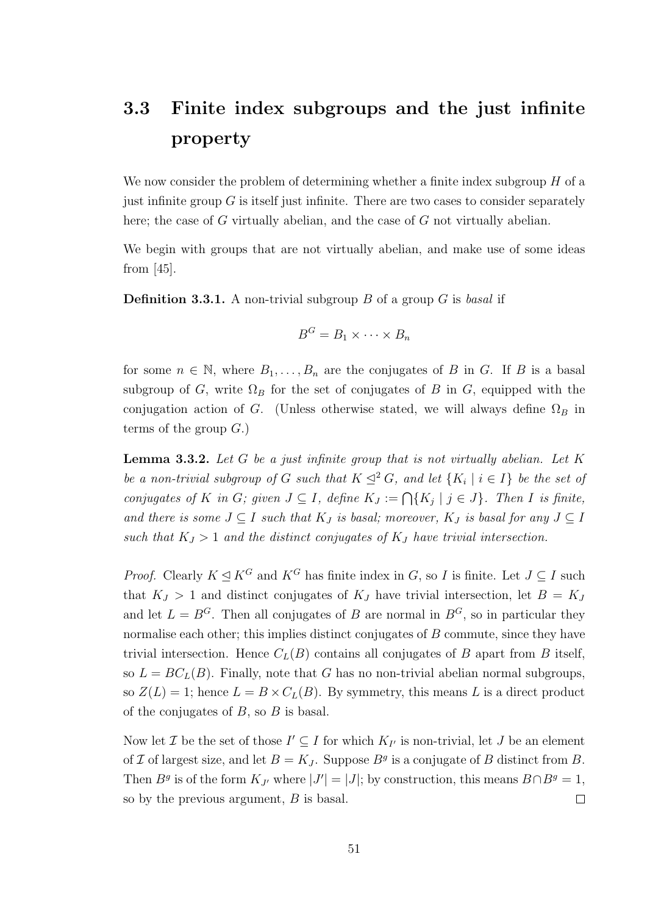## 3.3 Finite index subgroups and the just infinite property

We now consider the problem of determining whether a finite index subgroup $H$ of a just infinite group $G$ is itself just infinite. There are two cases to consider separately here; the case of $G$ virtually abelian, and the case of $G$ not virtually abelian.

We begin with groups that are not virtually abelian, and make use of some ideas from [45].

**Definition 3.3.1.** A non-trivial subgroup $B$ of a group $G$ is *basal* if

$$B^G = B_1 \times \cdots \times B_n$$

for some $n \in \mathbb{N}$, where $B_1, \ldots, B_n$ are the conjugates of $B$ in $G$. If $B$ is a basal subgroup of $G$, write $\Omega_B$ for the set of conjugates of $B$ in $G$, equipped with the conjugation action of $G$. (Unless otherwise stated, we will always define $\Omega_B$ in terms of the group $G$.)

**Lemma 3.3.2.** *Let $G$ be a just infinite group that is not virtually abelian. Let $K$ be a non-trivial subgroup of $G$ such that $K \trianglelefteq^2 G$, and let $\{K_i \mid i \in I\}$ be the set of conjugates of $K$ in $G$; given $J \subseteq I$, define $K_J := \bigcap\{K_j \mid j \in J\}$. Then $I$ is finite, and there is some $J \subseteq I$ such that $K_J$ is basal; moreover, $K_J$ is basal for any $J \subseteq I$ such that $K_J > 1$ and the distinct conjugates of $K_J$ have trivial intersection.*

*Proof.* Clearly $K \trianglelefteq K^G$ and $K^G$ has finite index in $G$, so $I$ is finite. Let $J \subseteq I$ such that $K_J > 1$ and distinct conjugates of $K_J$ have trivial intersection, let $B = K_J$ and let $L = B^G$. Then all conjugates of $B$ are normal in $B^G$, so in particular they normalise each other; this implies distinct conjugates of $B$ commute, since they have trivial intersection. Hence $C_L(B)$ contains all conjugates of $B$ apart from $B$ itself, so $L = BC_L(B)$. Finally, note that $G$ has no non-trivial abelian normal subgroups, so $Z(L) = 1$; hence $L = B \times C_L(B)$. By symmetry, this means $L$ is a direct product of the conjugates of $B$, so $B$ is basal.

Now let $\mathcal{I}$ be the set of those $I' \subseteq I$ for which $K_{I'}$ is non-trivial, let $J$ be an element of $\mathcal{I}$ of largest size, and let $B = K_J$. Suppose $B^g$ is a conjugate of $B$ distinct from $B$. Then $B^g$ is of the form $K_{J'}$ where $|J'| = |J|$; by construction, this means $B \cap B^g = 1$, so by the previous argument, $B$ is basal. $\square$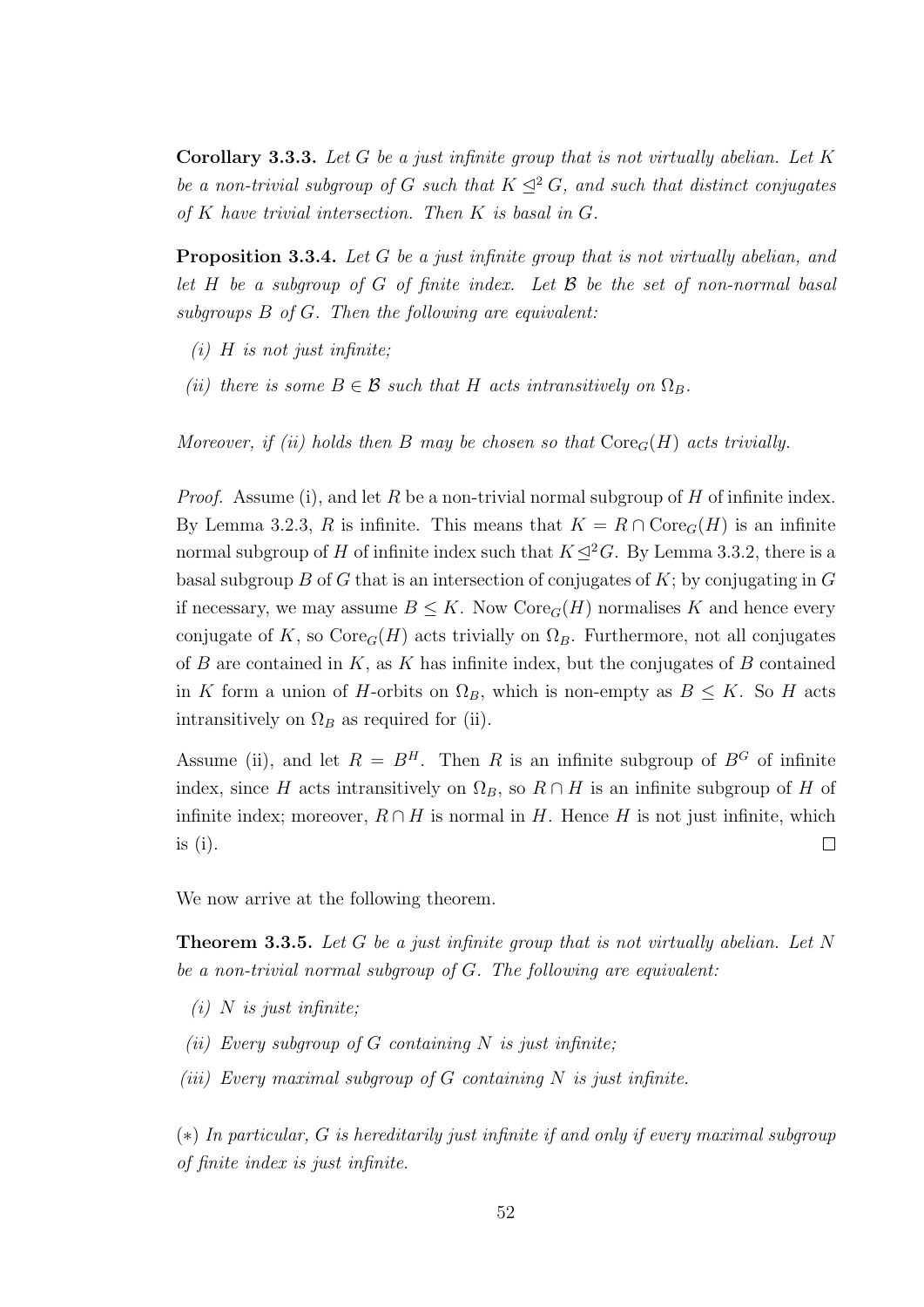**Corollary 3.3.3.** *Let $G$ be a just infinite group that is not virtually abelian. Let $K$ be a non-trivial subgroup of $G$ such that $K \trianglelefteq^2 G$, and such that distinct conjugates of $K$ have trivial intersection. Then $K$ is basal in $G$.*

**Proposition 3.3.4.** *Let $G$ be a just infinite group that is not virtually abelian, and let $H$ be a subgroup of $G$ of finite index. Let $\mathcal{B}$ be the set of non-normal basal subgroups $B$ of $G$. Then the following are equivalent:*

*(i) $H$ is not just infinite;*

*(ii) there is some $B \in \mathcal{B}$ such that $H$ acts intransitively on $\Omega_B$.*

*Moreover, if (ii) holds then $B$ may be chosen so that $\mathrm{Core}_G(H)$ acts trivially.*

*Proof.* Assume (i), and let $R$ be a non-trivial normal subgroup of $H$ of infinite index. By Lemma 3.2.3, $R$ is infinite. This means that $K = R \cap \mathrm{Core}_G(H)$ is an infinite normal subgroup of $H$ of infinite index such that $K \trianglelefteq^2 G$. By Lemma 3.3.2, there is a basal subgroup $B$ of $G$ that is an intersection of conjugates of $K$; by conjugating in $G$ if necessary, we may assume $B \leq K$. Now $\mathrm{Core}_G(H)$ normalises $K$ and hence every conjugate of $K$, so $\mathrm{Core}_G(H)$ acts trivially on $\Omega_B$. Furthermore, not all conjugates of $B$ are contained in $K$, as $K$ has infinite index, but the conjugates of $B$ contained in $K$ form a union of $H$-orbits on $\Omega_B$, which is non-empty as $B \leq K$. So $H$ acts intransitively on $\Omega_B$ as required for (ii).

Assume (ii), and let $R = B^H$. Then $R$ is an infinite subgroup of $B^G$ of infinite index, since $H$ acts intransitively on $\Omega_B$, so $R \cap H$ is an infinite subgroup of $H$ of infinite index; moreover, $R \cap H$ is normal in $H$. Hence $H$ is not just infinite, which is (i). $\square$

We now arrive at the following theorem.

**Theorem 3.3.5.** *Let $G$ be a just infinite group that is not virtually abelian. Let $N$ be a non-trivial normal subgroup of $G$. The following are equivalent:*

*(i) $N$ is just infinite;*

*(ii) Every subgroup of $G$ containing $N$ is just infinite;*

*(iii) Every maximal subgroup of $G$ containing $N$ is just infinite.*

*($*$) In particular, $G$ is hereditarily just infinite if and only if every maximal subgroup of finite index is just infinite.*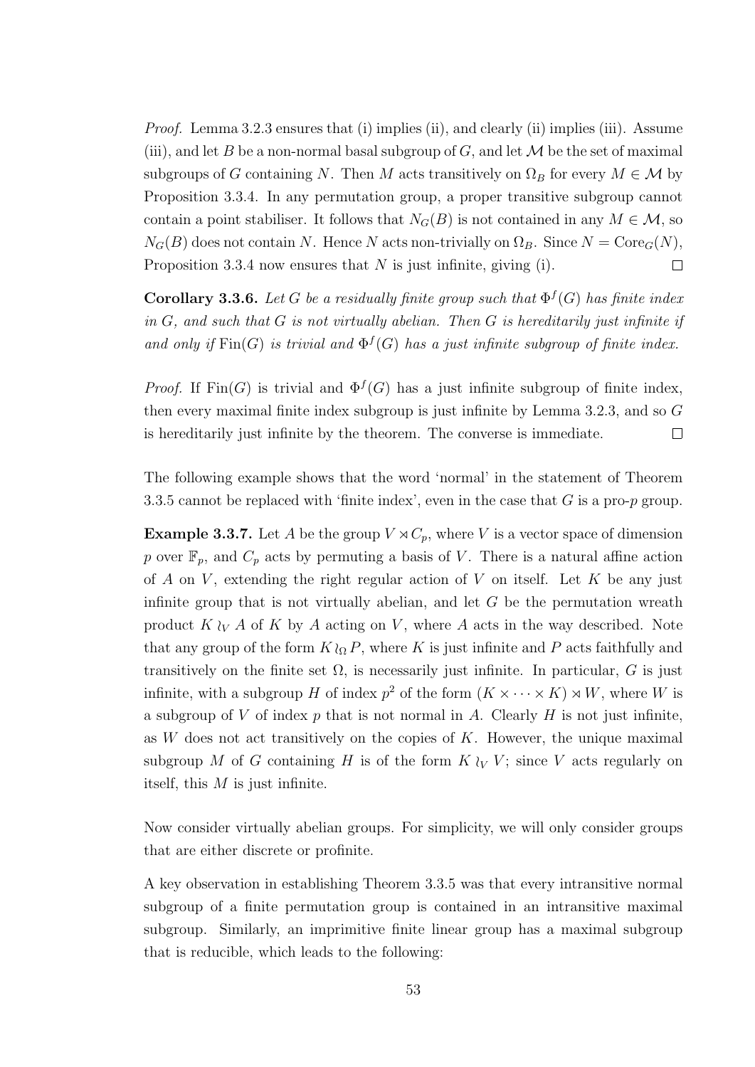*Proof.* Lemma 3.2.3 ensures that (i) implies (ii), and clearly (ii) implies (iii). Assume (iii), and let $B$ be a non-normal basal subgroup of $G$, and let $\mathcal{M}$ be the set of maximal subgroups of $G$ containing $N$. Then $M$ acts transitively on $\Omega_B$ for every $M \in \mathcal{M}$ by Proposition 3.3.4. In any permutation group, a proper transitive subgroup cannot contain a point stabiliser. It follows that $N_G(B)$ is not contained in any $M \in \mathcal{M}$, so $N_G(B)$ does not contain $N$. Hence $N$ acts non-trivially on $\Omega_B$. Since $N = \mathrm{Core}_G(N)$, Proposition 3.3.4 now ensures that $N$ is just infinite, giving (i). $\square$

**Corollary 3.3.6.** *Let $G$ be a residually finite group such that $\Phi^f(G)$ has finite index in $G$, and such that $G$ is not virtually abelian. Then $G$ is hereditarily just infinite if and only if $\mathrm{Fin}(G)$ is trivial and $\Phi^f(G)$ has a just infinite subgroup of finite index.*

*Proof.* If $\mathrm{Fin}(G)$ is trivial and $\Phi^f(G)$ has a just infinite subgroup of finite index, then every maximal finite index subgroup is just infinite by Lemma 3.2.3, and so $G$ is hereditarily just infinite by the theorem. The converse is immediate. $\square$

The following example shows that the word 'normal' in the statement of Theorem 3.3.5 cannot be replaced with 'finite index', even in the case that $G$ is a pro-$p$ group.

**Example 3.3.7.** Let $A$ be the group $V \rtimes C_p$, where $V$ is a vector space of dimension $p$ over $\mathbb{F}_p$, and $C_p$ acts by permuting a basis of $V$. There is a natural affine action of $A$ on $V$, extending the right regular action of $V$ on itself. Let $K$ be any just infinite group that is not virtually abelian, and let $G$ be the permutation wreath product $K \wr_V A$ of $K$ by $A$ acting on $V$, where $A$ acts in the way described. Note that any group of the form $K \wr_\Omega P$, where $K$ is just infinite and $P$ acts faithfully and transitively on the finite set $\Omega$, is necessarily just infinite. In particular, $G$ is just infinite, with a subgroup $H$ of index $p^2$ of the form $(K \times \cdots \times K) \rtimes W$, where $W$ is a subgroup of $V$ of index $p$ that is not normal in $A$. Clearly $H$ is not just infinite, as $W$ does not act transitively on the copies of $K$. However, the unique maximal subgroup $M$ of $G$ containing $H$ is of the form $K \wr_V V$; since $V$ acts regularly on itself, this $M$ is just infinite.

Now consider virtually abelian groups. For simplicity, we will only consider groups that are either discrete or profinite.

A key observation in establishing Theorem 3.3.5 was that every intransitive normal subgroup of a finite permutation group is contained in an intransitive maximal subgroup. Similarly, an imprimitive finite linear group has a maximal subgroup that is reducible, which leads to the following: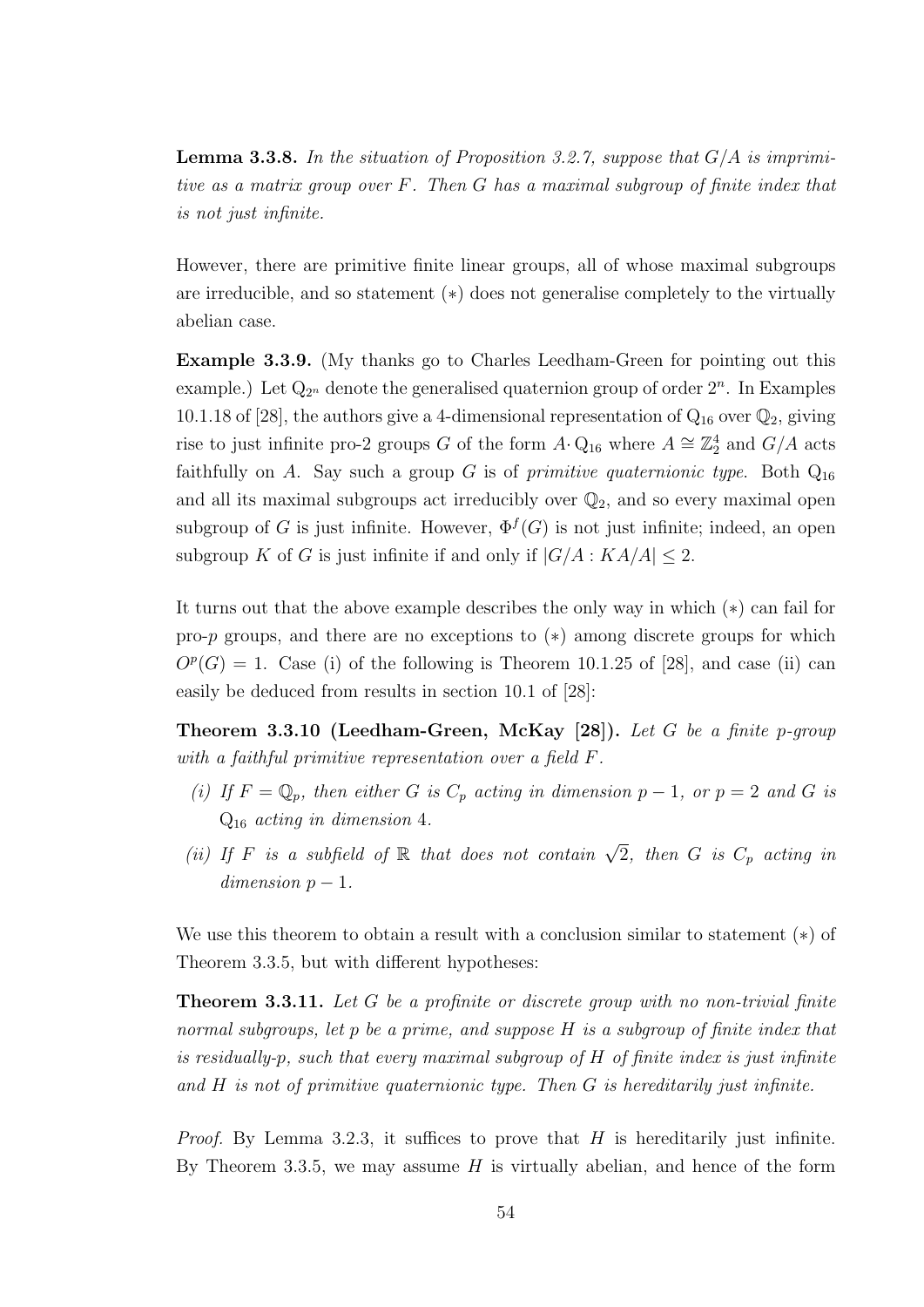**Lemma 3.3.8.** *In the situation of Proposition 3.2.7, suppose that $G/A$ is imprimitive as a matrix group over $F$. Then $G$ has a maximal subgroup of finite index that is not just infinite.*

However, there are primitive finite linear groups, all of whose maximal subgroups are irreducible, and so statement $(*)$ does not generalise completely to the virtually abelian case.

**Example 3.3.9.** (My thanks go to Charles Leedham-Green for pointing out this example.) Let $\mathrm{Q}_{2^n}$ denote the generalised quaternion group of order $2^n$. In Examples 10.1.18 of [28], the authors give a 4-dimensional representation of $\mathrm{Q}_{16}$ over $\mathbb{Q}_2$, giving rise to just infinite pro-2 groups $G$ of the form $A \cdot \mathrm{Q}_{16}$ where $A \cong \mathbb{Z}_2^4$ and $G/A$ acts faithfully on $A$. Say such a group $G$ is of *primitive quaternionic type*. Both $\mathrm{Q}_{16}$ and all its maximal subgroups act irreducibly over $\mathbb{Q}_2$, and so every maximal open subgroup of $G$ is just infinite. However, $\Phi^f(G)$ is not just infinite; indeed, an open subgroup $K$ of $G$ is just infinite if and only if $|G/A : KA/A| \leq 2$.

It turns out that the above example describes the only way in which $(*)$ can fail for pro-$p$ groups, and there are no exceptions to $(*)$ among discrete groups for which $O^p(G) = 1$. Case (i) of the following is Theorem 10.1.25 of [28], and case (ii) can easily be deduced from results in section 10.1 of [28]:

**Theorem 3.3.10 (Leedham-Green, McKay [28]).** *Let $G$ be a finite $p$-group with a faithful primitive representation over a field $F$.*

*(i) If $F = \mathbb{Q}_p$, then either $G$ is $C_p$ acting in dimension $p - 1$, or $p = 2$ and $G$ is $\mathrm{Q}_{16}$ acting in dimension 4.*

*(ii) If $F$ is a subfield of $\mathbb{R}$ that does not contain $\sqrt{2}$, then $G$ is $C_p$ acting in dimension $p - 1$.*

We use this theorem to obtain a result with a conclusion similar to statement $(*)$ of Theorem 3.3.5, but with different hypotheses:

**Theorem 3.3.11.** *Let $G$ be a profinite or discrete group with no non-trivial finite normal subgroups, let $p$ be a prime, and suppose $H$ is a subgroup of finite index that is residually-$p$, such that every maximal subgroup of $H$ of finite index is just infinite and $H$ is not of primitive quaternionic type. Then $G$ is hereditarily just infinite.*

*Proof.* By Lemma 3.2.3, it suffices to prove that $H$ is hereditarily just infinite. By Theorem 3.3.5, we may assume $H$ is virtually abelian, and hence of the form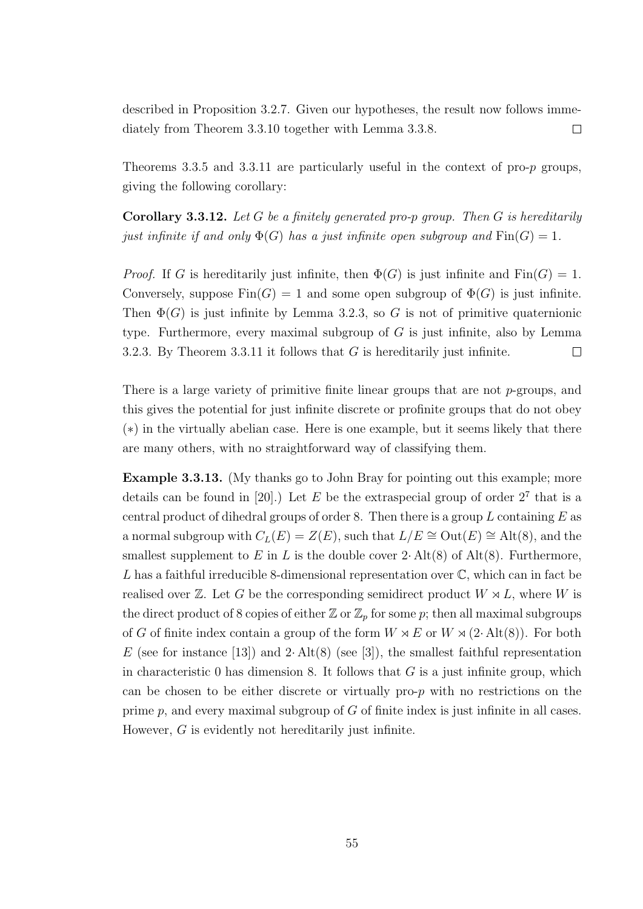described in Proposition 3.2.7. Given our hypotheses, the result now follows immediately from Theorem 3.3.10 together with Lemma 3.3.8. $\square$

Theorems 3.3.5 and 3.3.11 are particularly useful in the context of pro-$p$ groups, giving the following corollary:

**Corollary 3.3.12.** *Let $G$ be a finitely generated pro-$p$ group. Then $G$ is hereditarily just infinite if and only $\Phi(G)$ has a just infinite open subgroup and $\mathrm{Fin}(G) = 1$.*

*Proof.* If $G$ is hereditarily just infinite, then $\Phi(G)$ is just infinite and $\mathrm{Fin}(G) = 1$. Conversely, suppose $\mathrm{Fin}(G) = 1$ and some open subgroup of $\Phi(G)$ is just infinite. Then $\Phi(G)$ is just infinite by Lemma 3.2.3, so $G$ is not of primitive quaternionic type. Furthermore, every maximal subgroup of $G$ is just infinite, also by Lemma 3.2.3. By Theorem 3.3.11 it follows that $G$ is hereditarily just infinite. $\square$

There is a large variety of primitive finite linear groups that are not $p$-groups, and this gives the potential for just infinite discrete or profinite groups that do not obey $(*)$ in the virtually abelian case. Here is one example, but it seems likely that there are many others, with no straightforward way of classifying them.

**Example 3.3.13.** (My thanks go to John Bray for pointing out this example; more details can be found in [20].) Let $E$ be the extraspecial group of order $2^7$ that is a central product of dihedral groups of order 8. Then there is a group $L$ containing $E$ as a normal subgroup with $C_L(E) = Z(E)$, such that $L/E \cong \mathrm{Out}(E) \cong \mathrm{Alt}(8)$, and the smallest supplement to $E$ in $L$ is the double cover $2{\cdot}\,\mathrm{Alt}(8)$ of $\mathrm{Alt}(8)$. Furthermore, $L$ has a faithful irreducible 8-dimensional representation over $\mathbb{C}$, which can in fact be realised over $\mathbb{Z}$. Let $G$ be the corresponding semidirect product $W \rtimes L$, where $W$ is the direct product of 8 copies of either $\mathbb{Z}$ or $\mathbb{Z}_p$ for some $p$; then all maximal subgroups of $G$ of finite index contain a group of the form $W \rtimes E$ or $W \rtimes (2{\cdot}\,\mathrm{Alt}(8))$. For both $E$ (see for instance [13]) and $2{\cdot}\,\mathrm{Alt}(8)$ (see [3]), the smallest faithful representation in characteristic 0 has dimension 8. It follows that $G$ is a just infinite group, which can be chosen to be either discrete or virtually pro-$p$ with no restrictions on the prime $p$, and every maximal subgroup of $G$ of finite index is just infinite in all cases. However, $G$ is evidently not hereditarily just infinite.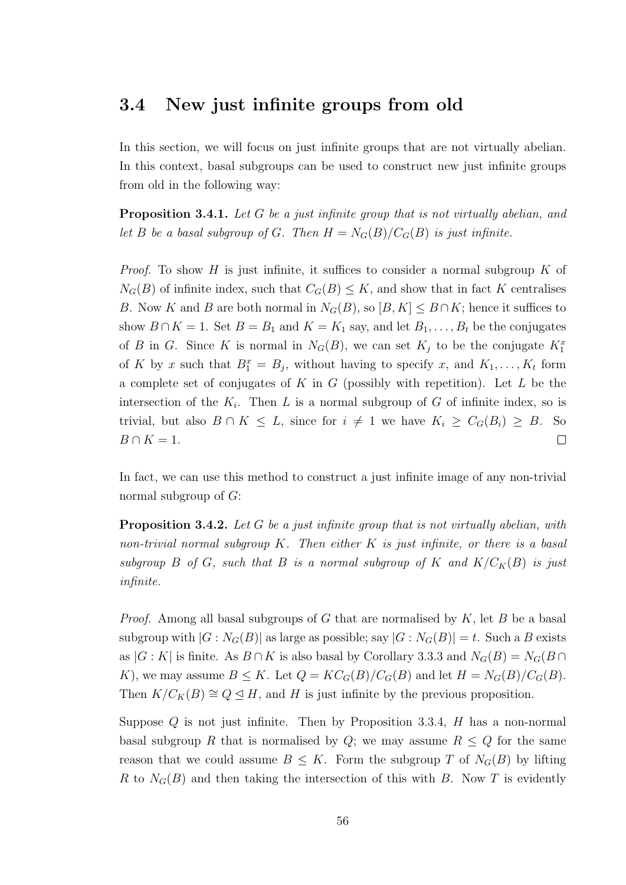## 3.4 New just infinite groups from old

In this section, we will focus on just infinite groups that are not virtually abelian. In this context, basal subgroups can be used to construct new just infinite groups from old in the following way:

**Proposition 3.4.1.** *Let $G$ be a just infinite group that is not virtually abelian, and let $B$ be a basal subgroup of $G$. Then $H = N_G(B)/C_G(B)$ is just infinite.*

*Proof.* To show $H$ is just infinite, it suffices to consider a normal subgroup $K$ of $N_G(B)$ of infinite index, such that $C_G(B) \leq K$, and show that in fact $K$ centralises $B$. Now $K$ and $B$ are both normal in $N_G(B)$, so $[B, K] \leq B \cap K$; hence it suffices to show $B \cap K = 1$. Set $B = B_1$ and $K = K_1$ say, and let $B_1, \dots, B_t$ be the conjugates of $B$ in $G$. Since $K$ is normal in $N_G(B)$, we can set $K_j$ to be the conjugate $K_1^x$ of $K$ by $x$ such that $B_1^x = B_j$, without having to specify $x$, and $K_1, \dots, K_t$ form a complete set of conjugates of $K$ in $G$ (possibly with repetition). Let $L$ be the intersection of the $K_i$. Then $L$ is a normal subgroup of $G$ of infinite index, so is trivial, but also $B \cap K \leq L$, since for $i \neq 1$ we have $K_i \geq C_G(B_i) \geq B$. So $B \cap K = 1$. □

In fact, we can use this method to construct a just infinite image of any non-trivial normal subgroup of $G$:

**Proposition 3.4.2.** *Let $G$ be a just infinite group that is not virtually abelian, with non-trivial normal subgroup $K$. Then either $K$ is just infinite, or there is a basal subgroup $B$ of $G$, such that $B$ is a normal subgroup of $K$ and $K/C_K(B)$ is just infinite.*

*Proof.* Among all basal subgroups of $G$ that are normalised by $K$, let $B$ be a basal subgroup with $|G : N_G(B)|$ as large as possible; say $|G : N_G(B)| = t$. Such a $B$ exists as $|G : K|$ is finite. As $B \cap K$ is also basal by Corollary 3.3.3 and $N_G(B) = N_G(B \cap K)$, we may assume $B \leq K$. Let $Q = KC_G(B)/C_G(B)$ and let $H = N_G(B)/C_G(B)$. Then $K/C_K(B) \cong Q \trianglelefteq H$, and $H$ is just infinite by the previous proposition.

Suppose $Q$ is not just infinite. Then by Proposition 3.3.4, $H$ has a non-normal basal subgroup $R$ that is normalised by $Q$; we may assume $R \leq Q$ for the same reason that we could assume $B \leq K$. Form the subgroup $T$ of $N_G(B)$ by lifting $R$ to $N_G(B)$ and then taking the intersection of this with $B$. Now $T$ is evidently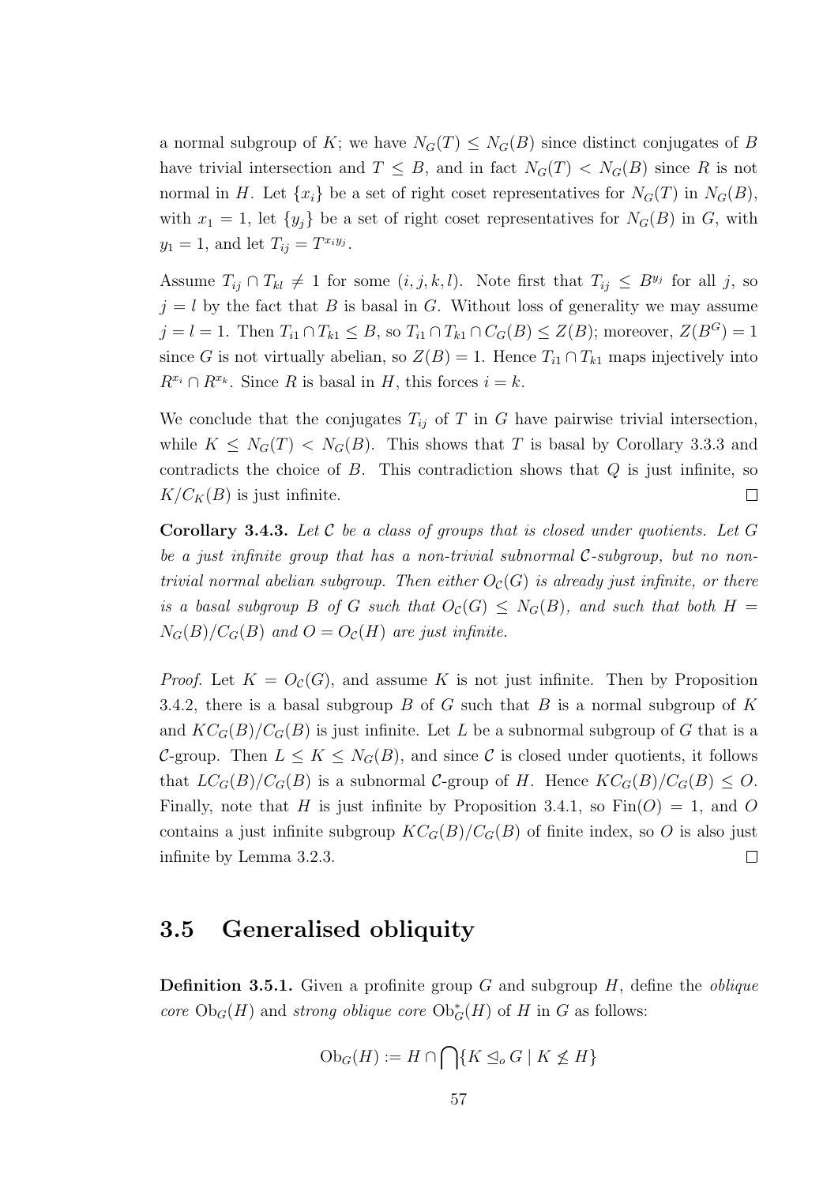a normal subgroup of $K$; we have $N_G(T) \leq N_G(B)$ since distinct conjugates of $B$ have trivial intersection and $T \leq B$, and in fact $N_G(T) < N_G(B)$ since $R$ is not normal in $H$. Let $\{x_i\}$ be a set of right coset representatives for $N_G(T)$ in $N_G(B)$, with $x_1 = 1$, let $\{y_j\}$ be a set of right coset representatives for $N_G(B)$ in $G$, with $y_1 = 1$, and let $T_{ij} = T^{x_i y_j}$.

Assume $T_{ij} \cap T_{kl} \neq 1$ for some $(i, j, k, l)$. Note first that $T_{ij} \leq B^{y_j}$ for all $j$, so $j = l$ by the fact that $B$ is basal in $G$. Without loss of generality we may assume $j = l = 1$. Then $T_{i1} \cap T_{k1} \leq B$, so $T_{i1} \cap T_{k1} \cap C_G(B) \leq Z(B)$; moreover, $Z(B^G) = 1$ since $G$ is not virtually abelian, so $Z(B) = 1$. Hence $T_{i1} \cap T_{k1}$ maps injectively into $R^{x_i} \cap R^{x_k}$. Since $R$ is basal in $H$, this forces $i = k$.

We conclude that the conjugates $T_{ij}$ of $T$ in $G$ have pairwise trivial intersection, while $K \leq N_G(T) < N_G(B)$. This shows that $T$ is basal by Corollary 3.3.3 and contradicts the choice of $B$. This contradiction shows that $Q$ is just infinite, so $K/C_K(B)$ is just infinite. □

**Corollary 3.4.3.** *Let $\mathcal{C}$ be a class of groups that is closed under quotients. Let $G$ be a just infinite group that has a non-trivial subnormal $\mathcal{C}$-subgroup, but no non-trivial normal abelian subgroup. Then either $O_{\mathcal{C}}(G)$ is already just infinite, or there is a basal subgroup $B$ of $G$ such that $O_{\mathcal{C}}(G) \leq N_G(B)$, and such that both $H = N_G(B)/C_G(B)$ and $O = O_{\mathcal{C}}(H)$ are just infinite.*

*Proof.* Let $K = O_{\mathcal{C}}(G)$, and assume $K$ is not just infinite. Then by Proposition 3.4.2, there is a basal subgroup $B$ of $G$ such that $B$ is a normal subgroup of $K$ and $KC_G(B)/C_G(B)$ is just infinite. Let $L$ be a subnormal subgroup of $G$ that is a $\mathcal{C}$-group. Then $L \leq K \leq N_G(B)$, and since $\mathcal{C}$ is closed under quotients, it follows that $LC_G(B)/C_G(B)$ is a subnormal $\mathcal{C}$-group of $H$. Hence $KC_G(B)/C_G(B) \leq O$. Finally, note that $H$ is just infinite by Proposition 3.4.1, so $\mathrm{Fin}(O) = 1$, and $O$ contains a just infinite subgroup $KC_G(B)/C_G(B)$ of finite index, so $O$ is also just infinite by Lemma 3.2.3. □

## 3.5 Generalised obliquity

**Definition 3.5.1.** Given a profinite group $G$ and subgroup $H$, define the *oblique core* $\mathrm{Ob}_G(H)$ and *strong oblique core* $\mathrm{Ob}^*_G(H)$ of $H$ in $G$ as follows:

$$\mathrm{Ob}_G(H) := H \cap \bigcap \{K \trianglelefteq_o G \mid K \not\leq H\}$$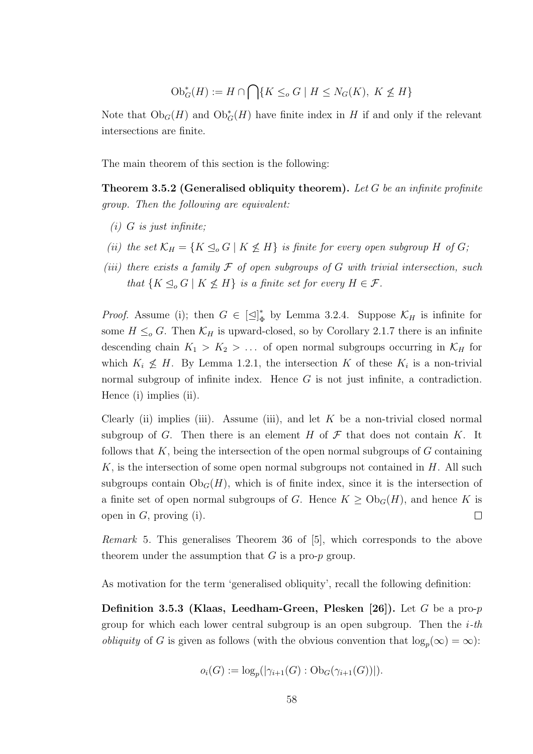$$\mathrm{Ob}^*_G(H) := H \cap \bigcap \{K \leq_o G \mid H \leq N_G(K),\ K \not\leq H\}$$

Note that $\mathrm{Ob}_G(H)$ and $\mathrm{Ob}^*_G(H)$ have finite index in $H$ if and only if the relevant intersections are finite.

The main theorem of this section is the following:

**Theorem 3.5.2 (Generalised obliquity theorem).** *Let $G$ be an infinite profinite group. Then the following are equivalent:*

*(i) $G$ is just infinite;*

*(ii) the set $\mathcal{K}_H = \{K \trianglelefteq_o G \mid K \not\leq H\}$ is finite for every open subgroup $H$ of $G$;*

*(iii) there exists a family $\mathcal{F}$ of open subgroups of $G$ with trivial intersection, such that $\{K \trianglelefteq_o G \mid K \not\leq H\}$ is a finite set for every $H \in \mathcal{F}$.*

*Proof.* Assume (i); then $G \in [\trianglelefteq]^*_\Phi$ by Lemma 3.2.4. Suppose $\mathcal{K}_H$ is infinite for some $H \leq_o G$. Then $\mathcal{K}_H$ is upward-closed, so by Corollary 2.1.7 there is an infinite descending chain $K_1 > K_2 > \dots$ of open normal subgroups occurring in $\mathcal{K}_H$ for which $K_i \not\leq H$. By Lemma 1.2.1, the intersection $K$ of these $K_i$ is a non-trivial normal subgroup of infinite index. Hence $G$ is not just infinite, a contradiction. Hence (i) implies (ii).

Clearly (ii) implies (iii). Assume (iii), and let $K$ be a non-trivial closed normal subgroup of $G$. Then there is an element $H$ of $\mathcal{F}$ that does not contain $K$. It follows that $K$, being the intersection of the open normal subgroups of $G$ containing $K$, is the intersection of some open normal subgroups not contained in $H$. All such subgroups contain $\mathrm{Ob}_G(H)$, which is of finite index, since it is the intersection of a finite set of open normal subgroups of $G$. Hence $K \geq \mathrm{Ob}_G(H)$, and hence $K$ is open in $G$, proving (i). $\square$

*Remark* 5. This generalises Theorem 36 of [5], which corresponds to the above theorem under the assumption that $G$ is a pro-$p$ group.

As motivation for the term 'generalised obliquity', recall the following definition:

**Definition 3.5.3 (Klaas, Leedham-Green, Plesken [26]).** Let $G$ be a pro-$p$ group for which each lower central subgroup is an open subgroup. Then the *$i$-th obliquity* of $G$ is given as follows (with the obvious convention that $\log_p(\infty) = \infty$):

$$o_i(G) := \log_p(|\gamma_{i+1}(G) : \mathrm{Ob}_G(\gamma_{i+1}(G))|).$$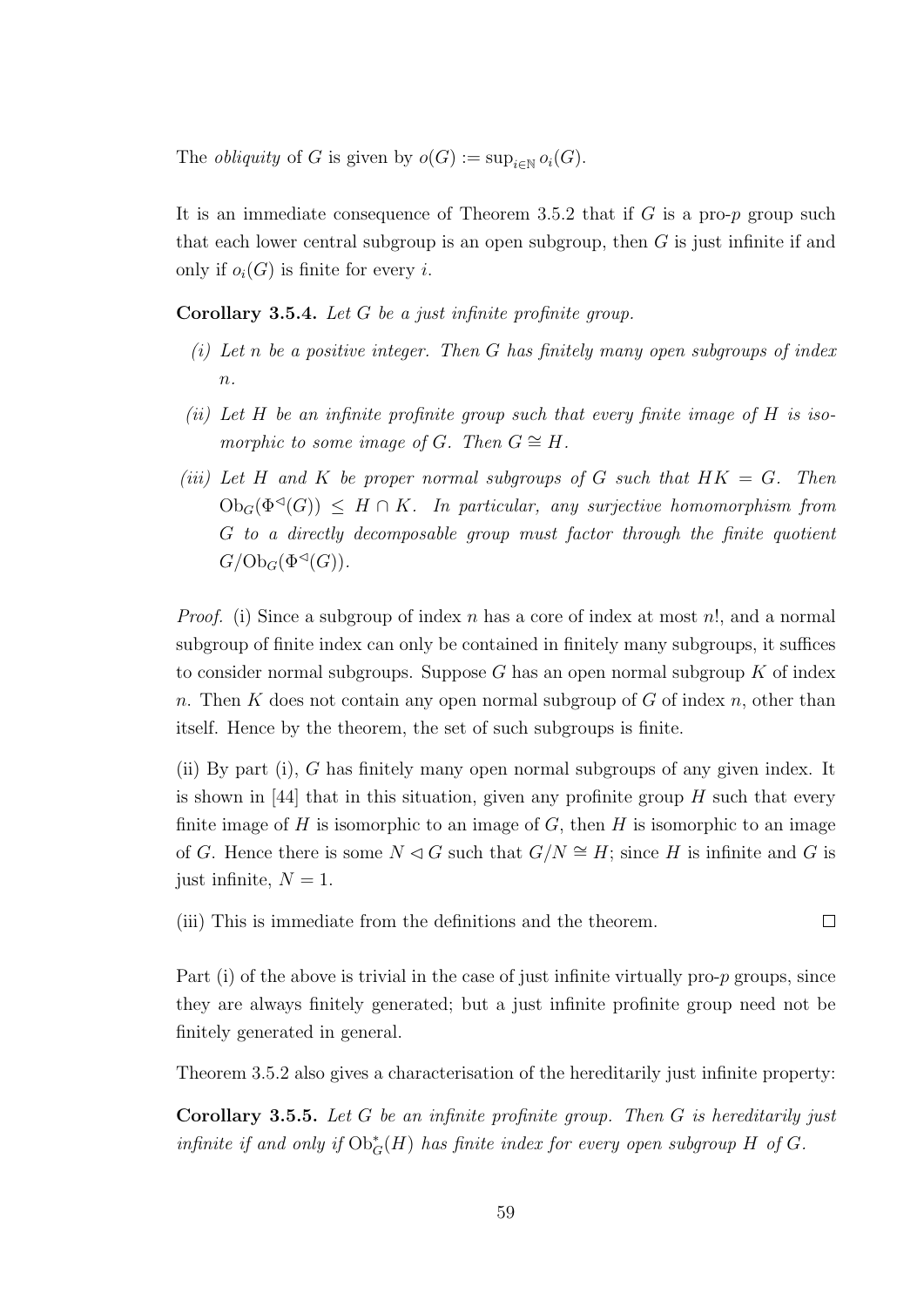The *obliquity* of $G$ is given by $o(G) := \sup_{i \in \mathbb{N}} o_i(G)$.

It is an immediate consequence of Theorem 3.5.2 that if $G$ is a pro-$p$ group such that each lower central subgroup is an open subgroup, then $G$ is just infinite if and only if $o_i(G)$ is finite for every $i$.

**Corollary 3.5.4.** *Let $G$ be a just infinite profinite group.*

*(i) Let $n$ be a positive integer. Then $G$ has finitely many open subgroups of index $n$.*

*(ii) Let $H$ be an infinite profinite group such that every finite image of $H$ is isomorphic to some image of $G$. Then $G \cong H$.*

*(iii) Let $H$ and $K$ be proper normal subgroups of $G$ such that $HK = G$. Then $\mathrm{Ob}_G(\Phi^{\lhd}(G)) \leq H \cap K$. In particular, any surjective homomorphism from $G$ to a directly decomposable group must factor through the finite quotient $G/\mathrm{Ob}_G(\Phi^{\lhd}(G))$.*

*Proof.* (i) Since a subgroup of index $n$ has a core of index at most $n!$, and a normal subgroup of finite index can only be contained in finitely many subgroups, it suffices to consider normal subgroups. Suppose $G$ has an open normal subgroup $K$ of index $n$. Then $K$ does not contain any open normal subgroup of $G$ of index $n$, other than itself. Hence by the theorem, the set of such subgroups is finite.

(ii) By part (i), $G$ has finitely many open normal subgroups of any given index. It is shown in [44] that in this situation, given any profinite group $H$ such that every finite image of $H$ is isomorphic to an image of $G$, then $H$ is isomorphic to an image of $G$. Hence there is some $N \lhd G$ such that $G/N \cong H$; since $H$ is infinite and $G$ is just infinite, $N = 1$.

(iii) This is immediate from the definitions and the theorem. $\square$

Part (i) of the above is trivial in the case of just infinite virtually pro-$p$ groups, since they are always finitely generated; but a just infinite profinite group need not be finitely generated in general.

Theorem 3.5.2 also gives a characterisation of the hereditarily just infinite property:

**Corollary 3.5.5.** *Let $G$ be an infinite profinite group. Then $G$ is hereditarily just infinite if and only if $\mathrm{Ob}^*_G(H)$ has finite index for every open subgroup $H$ of $G$.*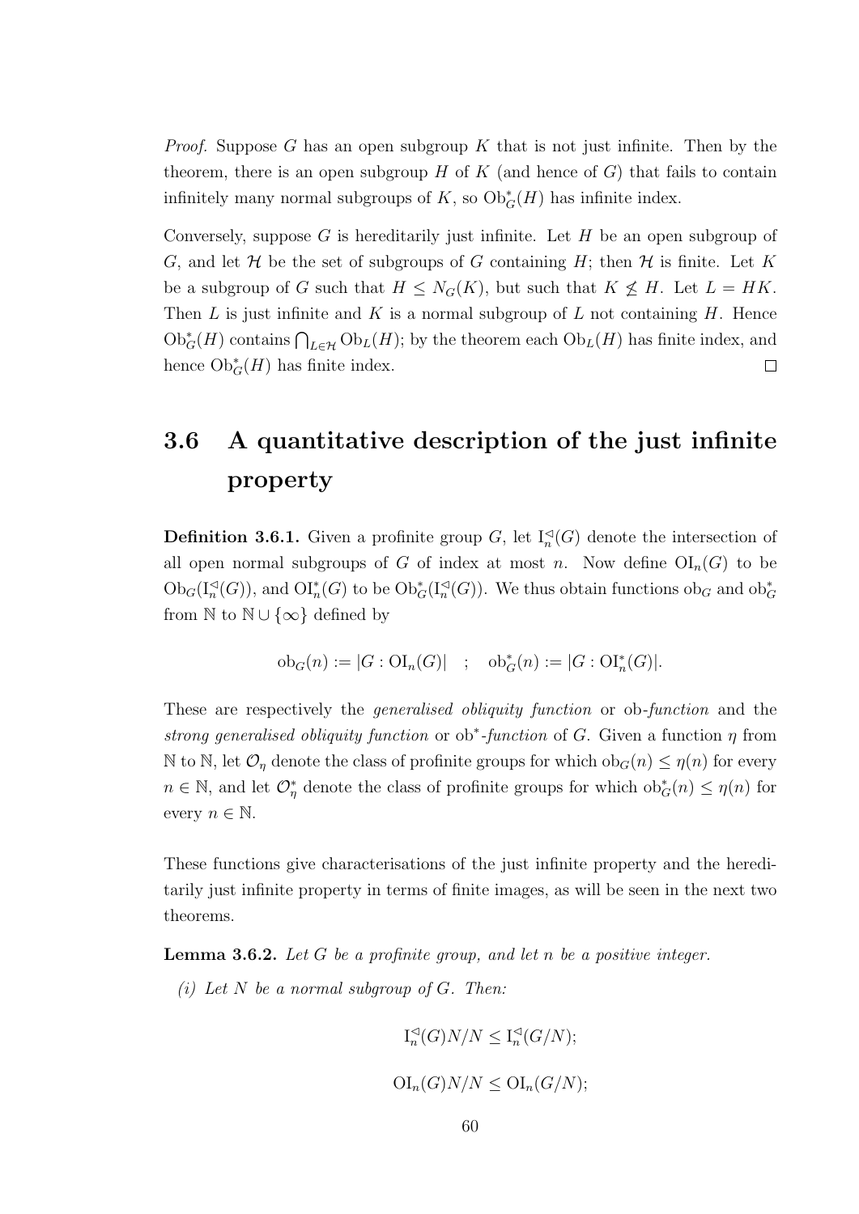*Proof.* Suppose $G$ has an open subgroup $K$ that is not just infinite. Then by the theorem, there is an open subgroup $H$ of $K$ (and hence of $G$) that fails to contain infinitely many normal subgroups of $K$, so $\mathrm{Ob}^*_G(H)$ has infinite index.

Conversely, suppose $G$ is hereditarily just infinite. Let $H$ be an open subgroup of $G$, and let $\mathcal{H}$ be the set of subgroups of $G$ containing $H$; then $\mathcal{H}$ is finite. Let $K$ be a subgroup of $G$ such that $H \leq N_G(K)$, but such that $K \not\leq H$. Let $L = HK$. Then $L$ is just infinite and $K$ is a normal subgroup of $L$ not containing $H$. Hence $\mathrm{Ob}^*_G(H)$ contains $\bigcap_{L \in \mathcal{H}} \mathrm{Ob}_L(H)$; by the theorem each $\mathrm{Ob}_L(H)$ has finite index, and hence $\mathrm{Ob}^*_G(H)$ has finite index. $\square$

## 3.6 A quantitative description of the just infinite property

**Definition 3.6.1.** Given a profinite group $G$, let $\mathrm{I}^{\lhd}_n(G)$ denote the intersection of all open normal subgroups of $G$ of index at most $n$. Now define $\mathrm{OI}_n(G)$ to be $\mathrm{Ob}_G(\mathrm{I}^{\lhd}_n(G))$, and $\mathrm{OI}^*_n(G)$ to be $\mathrm{Ob}^*_G(\mathrm{I}^{\lhd}_n(G))$. We thus obtain functions $\mathrm{ob}_G$ and $\mathrm{ob}^*_G$ from $\mathbb{N}$ to $\mathbb{N} \cup \{\infty\}$ defined by

$$\mathrm{ob}_G(n) := |G : \mathrm{OI}_n(G)| \quad ; \quad \mathrm{ob}^*_G(n) := |G : \mathrm{OI}^*_n(G)|.$$

These are respectively the *generalised obliquity function* or ob*-function* and the *strong generalised obliquity function* or ob$^*$*-function* of $G$. Given a function $\eta$ from $\mathbb{N}$ to $\mathbb{N}$, let $\mathcal{O}_\eta$ denote the class of profinite groups for which $\mathrm{ob}_G(n) \leq \eta(n)$ for every $n \in \mathbb{N}$, and let $\mathcal{O}^*_\eta$ denote the class of profinite groups for which $\mathrm{ob}^*_G(n) \leq \eta(n)$ for every $n \in \mathbb{N}$.

These functions give characterisations of the just infinite property and the hereditarily just infinite property in terms of finite images, as will be seen in the next two theorems.

**Lemma 3.6.2.** *Let $G$ be a profinite group, and let $n$ be a positive integer.*

*(i) Let $N$ be a normal subgroup of $G$. Then:*

$$\mathrm{I}^{\lhd}_n(G)N/N \leq \mathrm{I}^{\lhd}_n(G/N);$$

$$\mathrm{OI}_n(G)N/N \leq \mathrm{OI}_n(G/N);$$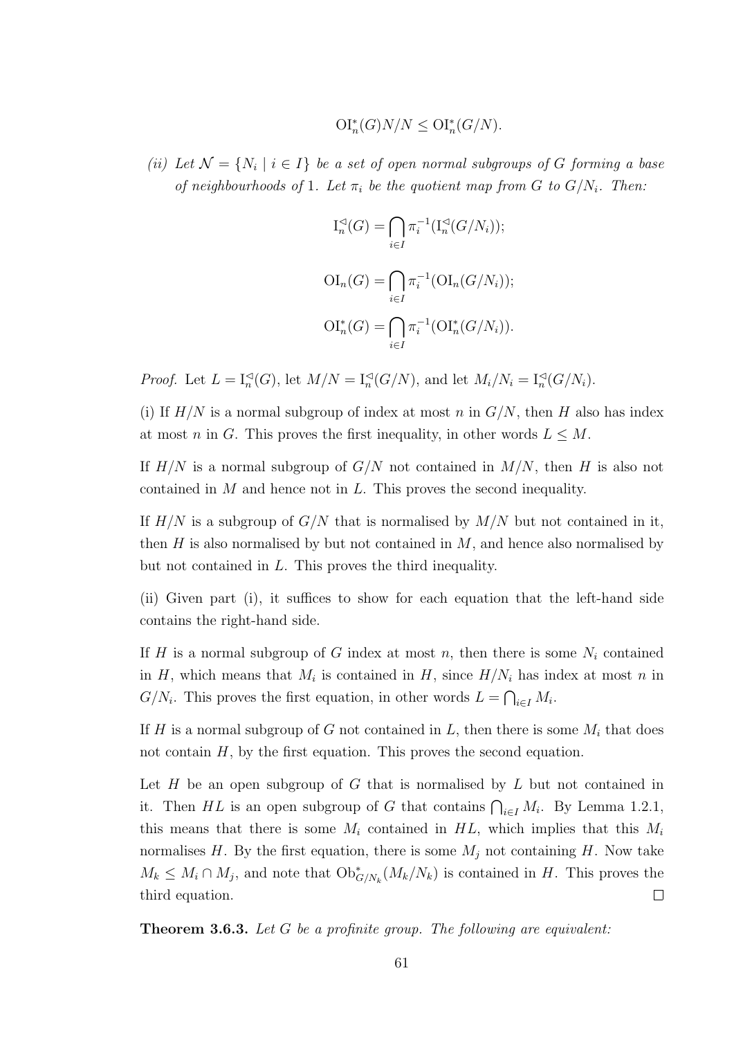$$\mathrm{OI}^*_n(G)N/N \leq \mathrm{OI}^*_n(G/N).$$

*(ii) Let $\mathcal{N} = \{N_i \mid i \in I\}$ be a set of open normal subgroups of $G$ forming a base of neighbourhoods of 1. Let $\pi_i$ be the quotient map from $G$ to $G/N_i$. Then:*

$$\mathrm{I}^{\lhd}_n(G) = \bigcap_{i \in I} \pi_i^{-1}(\mathrm{I}^{\lhd}_n(G/N_i));$$

$$\mathrm{OI}_n(G) = \bigcap_{i \in I} \pi_i^{-1}(\mathrm{OI}_n(G/N_i));$$

$$\mathrm{OI}^*_n(G) = \bigcap_{i \in I} \pi_i^{-1}(\mathrm{OI}^*_n(G/N_i)).$$

*Proof.* Let $L = \mathrm{I}^{\lhd}_n(G)$, let $M/N = \mathrm{I}^{\lhd}_n(G/N)$, and let $M_i/N_i = \mathrm{I}^{\lhd}_n(G/N_i)$.

(i) If $H/N$ is a normal subgroup of index at most $n$ in $G/N$, then $H$ also has index at most $n$ in $G$. This proves the first inequality, in other words $L \leq M$.

If $H/N$ is a normal subgroup of $G/N$ not contained in $M/N$, then $H$ is also not contained in $M$ and hence not in $L$. This proves the second inequality.

If $H/N$ is a subgroup of $G/N$ that is normalised by $M/N$ but not contained in it, then $H$ is also normalised by but not contained in $M$, and hence also normalised by but not contained in $L$. This proves the third inequality.

(ii) Given part (i), it suffices to show for each equation that the left-hand side contains the right-hand side.

If $H$ is a normal subgroup of $G$ index at most $n$, then there is some $N_i$ contained in $H$, which means that $M_i$ is contained in $H$, since $H/N_i$ has index at most $n$ in $G/N_i$. This proves the first equation, in other words $L = \bigcap_{i \in I} M_i$.

If $H$ is a normal subgroup of $G$ not contained in $L$, then there is some $M_i$ that does not contain $H$, by the first equation. This proves the second equation.

Let $H$ be an open subgroup of $G$ that is normalised by $L$ but not contained in it. Then $HL$ is an open subgroup of $G$ that contains $\bigcap_{i \in I} M_i$. By Lemma 1.2.1, this means that there is some $M_i$ contained in $HL$, which implies that this $M_i$ normalises $H$. By the first equation, there is some $M_j$ not containing $H$. Now take $M_k \leq M_i \cap M_j$, and note that $\mathrm{Ob}^*_{G/N_k}(M_k/N_k)$ is contained in $H$. This proves the third equation. $\square$

**Theorem 3.6.3.** *Let $G$ be a profinite group. The following are equivalent:*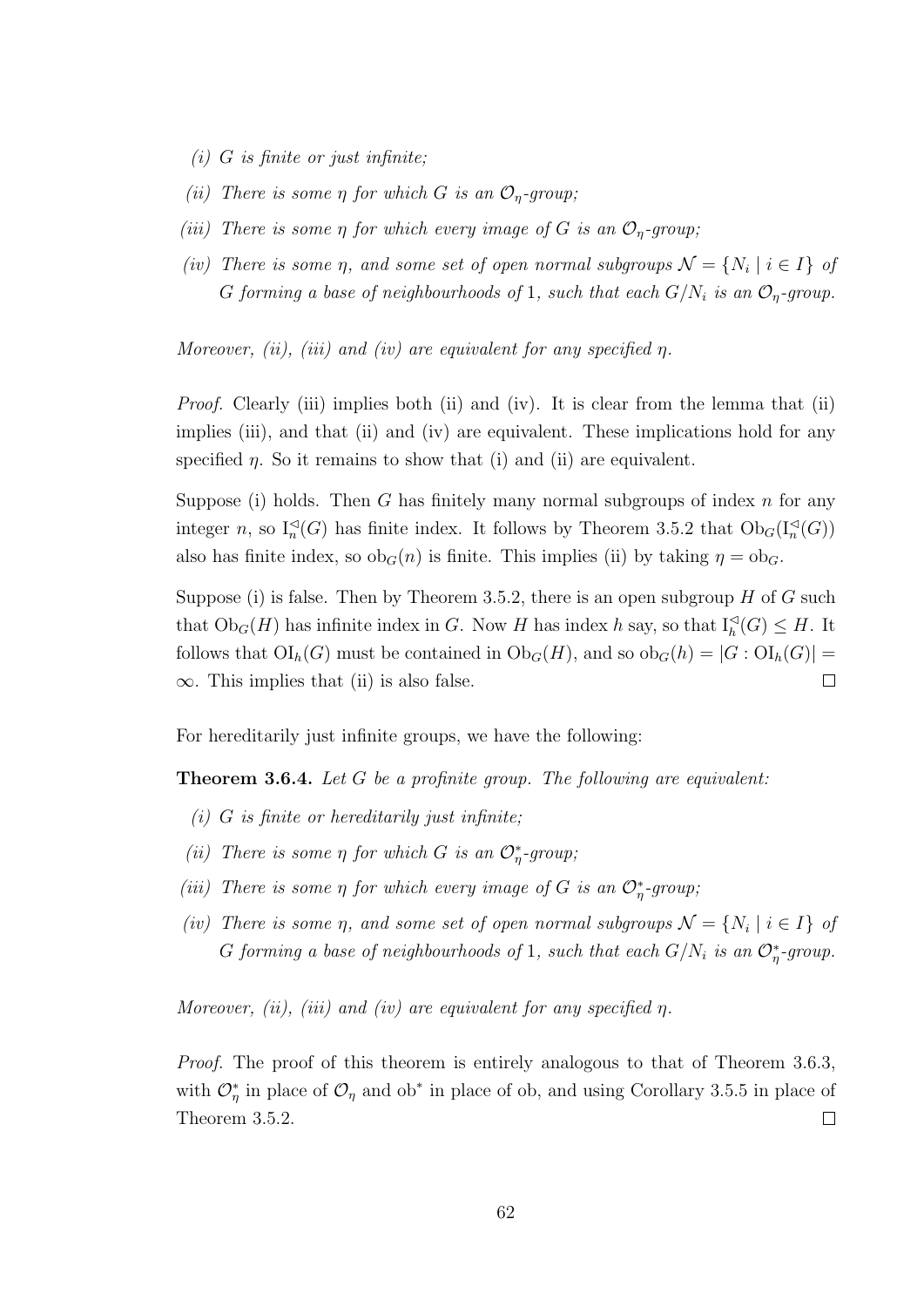*(i) $G$ is finite or just infinite;*

*(ii) There is some $\eta$ for which $G$ is an $\mathcal{O}_\eta$-group;*

*(iii) There is some $\eta$ for which every image of $G$ is an $\mathcal{O}_\eta$-group;*

*(iv) There is some $\eta$, and some set of open normal subgroups $\mathcal{N} = \{N_i \mid i \in I\}$ of $G$ forming a base of neighbourhoods of $1$, such that each $G/N_i$ is an $\mathcal{O}_\eta$-group.*

*Moreover, (ii), (iii) and (iv) are equivalent for any specified $\eta$.*

*Proof.* Clearly (iii) implies both (ii) and (iv). It is clear from the lemma that (ii) implies (iii), and that (ii) and (iv) are equivalent. These implications hold for any specified $\eta$. So it remains to show that (i) and (ii) are equivalent.

Suppose (i) holds. Then $G$ has finitely many normal subgroups of index $n$ for any integer $n$, so $\mathrm{I}^{\triangleleft}_n(G)$ has finite index. It follows by Theorem 3.5.2 that $\mathrm{Ob}_G(\mathrm{I}^{\triangleleft}_n(G))$ also has finite index, so $\mathrm{ob}_G(n)$ is finite. This implies (ii) by taking $\eta = \mathrm{ob}_G$.

Suppose (i) is false. Then by Theorem 3.5.2, there is an open subgroup $H$ of $G$ such that $\mathrm{Ob}_G(H)$ has infinite index in $G$. Now $H$ has index $h$ say, so that $\mathrm{I}^{\triangleleft}_h(G) \leq H$. It follows that $\mathrm{OI}_h(G)$ must be contained in $\mathrm{Ob}_G(H)$, and so $\mathrm{ob}_G(h) = |G : \mathrm{OI}_h(G)| = \infty$. This implies that (ii) is also false. $\square$

For hereditarily just infinite groups, we have the following:

**Theorem 3.6.4.** *Let $G$ be a profinite group. The following are equivalent:*

*(i) $G$ is finite or hereditarily just infinite;*

*(ii) There is some $\eta$ for which $G$ is an $\mathcal{O}^*_\eta$-group;*

*(iii) There is some $\eta$ for which every image of $G$ is an $\mathcal{O}^*_\eta$-group;*

*(iv) There is some $\eta$, and some set of open normal subgroups $\mathcal{N} = \{N_i \mid i \in I\}$ of $G$ forming a base of neighbourhoods of $1$, such that each $G/N_i$ is an $\mathcal{O}^*_\eta$-group.*

*Moreover, (ii), (iii) and (iv) are equivalent for any specified $\eta$.*

*Proof.* The proof of this theorem is entirely analogous to that of Theorem 3.6.3, with $\mathcal{O}^*_\eta$ in place of $\mathcal{O}_\eta$ and $\mathrm{ob}^*$ in place of ob, and using Corollary 3.5.5 in place of Theorem 3.5.2. $\square$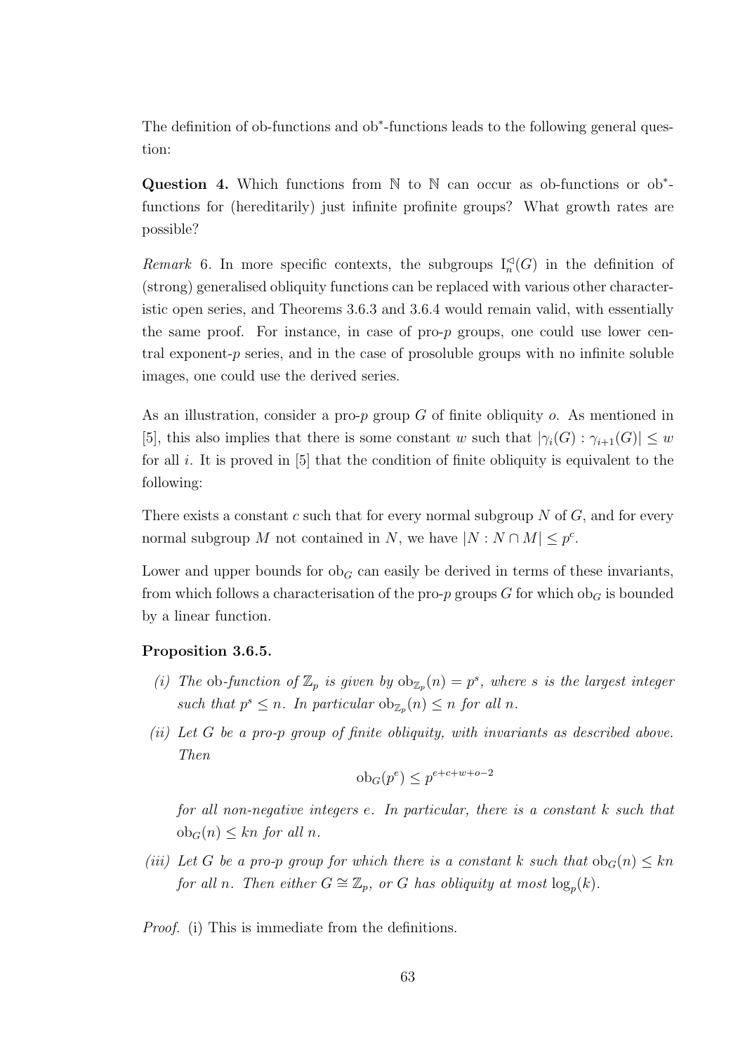The definition of ob-functions and ob$^*$-functions leads to the following general question:

**Question 4.** Which functions from $\mathbb{N}$ to $\mathbb{N}$ can occur as ob-functions or ob$^*$-functions for (hereditarily) just infinite profinite groups? What growth rates are possible?

*Remark* 6. In more specific contexts, the subgroups $\mathrm{I}^{\triangleleft}_n(G)$ in the definition of (strong) generalised obliquity functions can be replaced with various other characteristic open series, and Theorems 3.6.3 and 3.6.4 would remain valid, with essentially the same proof. For instance, in case of pro-$p$ groups, one could use lower central exponent-$p$ series, and in the case of prosoluble groups with no infinite soluble images, one could use the derived series.

As an illustration, consider a pro-$p$ group $G$ of finite obliquity $o$. As mentioned in [5], this also implies that there is some constant $w$ such that $|\gamma_i(G) : \gamma_{i+1}(G)| \leq w$ for all $i$. It is proved in [5] that the condition of finite obliquity is equivalent to the following:

There exists a constant $c$ such that for every normal subgroup $N$ of $G$, and for every normal subgroup $M$ not contained in $N$, we have $|N : N \cap M| \leq p^c$.

Lower and upper bounds for $\mathrm{ob}_G$ can easily be derived in terms of these invariants, from which follows a characterisation of the pro-$p$ groups $G$ for which $\mathrm{ob}_G$ is bounded by a linear function.

**Proposition 3.6.5.**

*(i) The* ob*-function of $\mathbb{Z}_p$ is given by $\mathrm{ob}_{\mathbb{Z}_p}(n) = p^s$, where $s$ is the largest integer such that $p^s \leq n$. In particular $\mathrm{ob}_{\mathbb{Z}_p}(n) \leq n$ for all $n$.*

*(ii) Let $G$ be a pro-$p$ group of finite obliquity, with invariants as described above. Then*

$$\mathrm{ob}_G(p^e) \leq p^{e+c+w+o-2}$$

*for all non-negative integers $e$. In particular, there is a constant $k$ such that $\mathrm{ob}_G(n) \leq kn$ for all $n$.*

*(iii) Let $G$ be a pro-$p$ group for which there is a constant $k$ such that $\mathrm{ob}_G(n) \leq kn$ for all $n$. Then either $G \cong \mathbb{Z}_p$, or $G$ has obliquity at most $\log_p(k)$.*

*Proof.* (i) This is immediate from the definitions.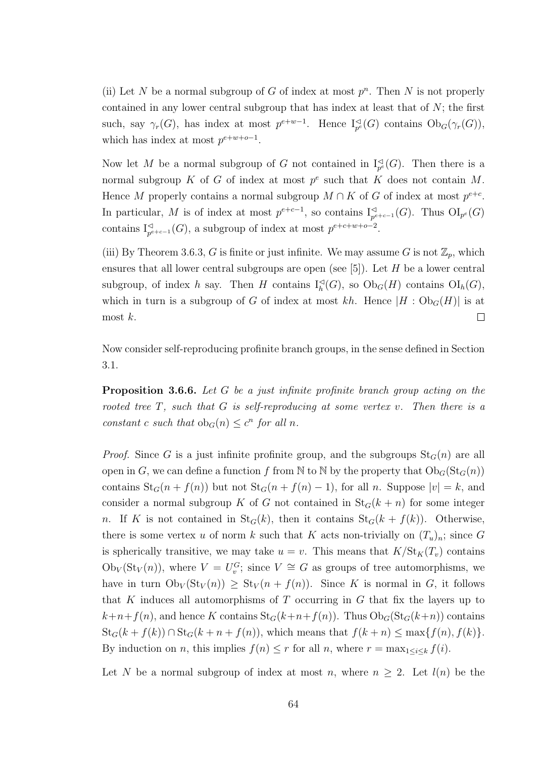(ii) Let $N$ be a normal subgroup of $G$ of index at most $p^n$. Then $N$ is not properly contained in any lower central subgroup that has index at least that of $N$; the first such, say $\gamma_r(G)$, has index at most $p^{e+w-1}$. Hence $\mathrm{I}^{\lhd}_{p^e}(G)$ contains $\mathrm{Ob}_G(\gamma_r(G))$, which has index at most $p^{e+w+o-1}$.

Now let $M$ be a normal subgroup of $G$ not contained in $\mathrm{I}^{\lhd}_{p^e}(G)$. Then there is a normal subgroup $K$ of $G$ of index at most $p^e$ such that $K$ does not contain $M$. Hence $M$ properly contains a normal subgroup $M \cap K$ of $G$ of index at most $p^{e+c}$. In particular, $M$ is of index at most $p^{e+c-1}$, so contains $\mathrm{I}^{\lhd}_{p^{e+c-1}}(G)$. Thus $\mathrm{OI}_{p^e}(G)$ contains $\mathrm{I}^{\lhd}_{p^{e+c-1}}(G)$, a subgroup of index at most $p^{e+c+w+o-2}$.

(iii) By Theorem 3.6.3, $G$ is finite or just infinite. We may assume $G$ is not $\mathbb{Z}_p$, which ensures that all lower central subgroups are open (see [5]). Let $H$ be a lower central subgroup, of index $h$ say. Then $H$ contains $\mathrm{I}^{\lhd}_h(G)$, so $\mathrm{Ob}_G(H)$ contains $\mathrm{OI}_h(G)$, which in turn is a subgroup of $G$ of index at most $kh$. Hence $|H : \mathrm{Ob}_G(H)|$ is at most $k$. $\square$

Now consider self-reproducing profinite branch groups, in the sense defined in Section 3.1.

**Proposition 3.6.6.** *Let $G$ be a just infinite profinite branch group acting on the rooted tree $T$, such that $G$ is self-reproducing at some vertex $v$. Then there is a constant $c$ such that $\mathrm{ob}_G(n) \leq c^n$ for all $n$.*

*Proof.* Since $G$ is a just infinite profinite group, and the subgroups $\mathrm{St}_G(n)$ are all open in $G$, we can define a function $f$ from $\mathbb{N}$ to $\mathbb{N}$ by the property that $\mathrm{Ob}_G(\mathrm{St}_G(n))$ contains $\mathrm{St}_G(n+f(n))$ but not $\mathrm{St}_G(n+f(n)-1)$, for all $n$. Suppose $|v| = k$, and consider a normal subgroup $K$ of $G$ not contained in $\mathrm{St}_G(k+n)$ for some integer $n$. If $K$ is not contained in $\mathrm{St}_G(k)$, then it contains $\mathrm{St}_G(k+f(k))$. Otherwise, there is some vertex $u$ of norm $k$ such that $K$ acts non-trivially on $(T_u)_n$; since $G$ is spherically transitive, we may take $u = v$. This means that $K/\mathrm{St}_K(T_v)$ contains $\mathrm{Ob}_V(\mathrm{St}_V(n))$, where $V = U^G_v$; since $V \cong G$ as groups of tree automorphisms, we have in turn $\mathrm{Ob}_V(\mathrm{St}_V(n)) \geq \mathrm{St}_V(n+f(n))$. Since $K$ is normal in $G$, it follows that $K$ induces all automorphisms of $T$ occurring in $G$ that fix the layers up to $k+n+f(n)$, and hence $K$ contains $\mathrm{St}_G(k+n+f(n))$. Thus $\mathrm{Ob}_G(\mathrm{St}_G(k+n))$ contains $\mathrm{St}_G(k+f(k)) \cap \mathrm{St}_G(k+n+f(n))$, which means that $f(k+n) \leq \max\{f(n), f(k)\}$. By induction on $n$, this implies $f(n) \leq r$ for all $n$, where $r = \max_{1 \leq i \leq k} f(i)$.

Let $N$ be a normal subgroup of index at most $n$, where $n \geq 2$. Let $l(n)$ be the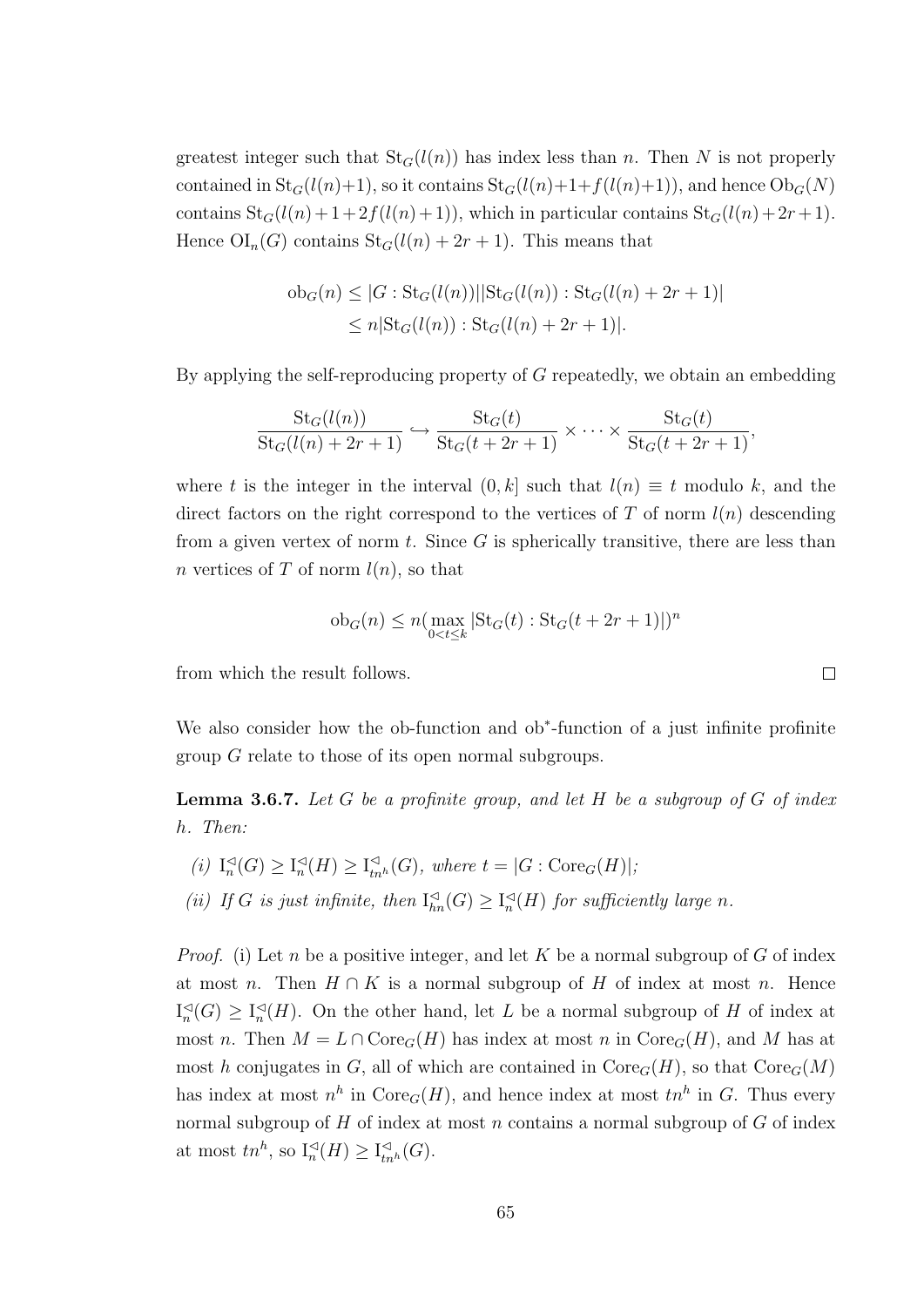greatest integer such that $\mathrm{St}_G(l(n))$ has index less than $n$. Then $N$ is not properly contained in $\mathrm{St}_G(l(n)+1)$, so it contains $\mathrm{St}_G(l(n)+1+f(l(n)+1))$, and hence $\mathrm{Ob}_G(N)$ contains $\mathrm{St}_G(l(n)+1+2f(l(n)+1))$, which in particular contains $\mathrm{St}_G(l(n)+2r+1)$. Hence $\mathrm{OI}_n(G)$ contains $\mathrm{St}_G(l(n)+2r+1)$. This means that

$$\begin{aligned}\mathrm{ob}_G(n) &\leq |G : \mathrm{St}_G(l(n))||\mathrm{St}_G(l(n)) : \mathrm{St}_G(l(n)+2r+1)| \\ &\leq n|\mathrm{St}_G(l(n)) : \mathrm{St}_G(l(n)+2r+1)|.\end{aligned}$$

By applying the self-reproducing property of $G$ repeatedly, we obtain an embedding

$$\frac{\mathrm{St}_G(l(n))}{\mathrm{St}_G(l(n)+2r+1)} \hookrightarrow \frac{\mathrm{St}_G(t)}{\mathrm{St}_G(t+2r+1)} \times \cdots \times \frac{\mathrm{St}_G(t)}{\mathrm{St}_G(t+2r+1)},$$

where $t$ is the integer in the interval $(0, k]$ such that $l(n) \equiv t$ modulo $k$, and the direct factors on the right correspond to the vertices of $T$ of norm $l(n)$ descending from a given vertex of norm $t$. Since $G$ is spherically transitive, there are less than $n$ vertices of $T$ of norm $l(n)$, so that

$$\mathrm{ob}_G(n) \leq n(\max_{0<t\leq k} |\mathrm{St}_G(t) : \mathrm{St}_G(t+2r+1)|)^n$$

from which the result follows. $\square$

We also consider how the ob-function and ob$^*$-function of a just infinite profinite group $G$ relate to those of its open normal subgroups.

**Lemma 3.6.7.** *Let $G$ be a profinite group, and let $H$ be a subgroup of $G$ of index $h$. Then:*

*(i) $\mathrm{I}^{\triangleleft}_n(G) \geq \mathrm{I}^{\triangleleft}_n(H) \geq \mathrm{I}^{\triangleleft}_{tn^h}(G)$, where $t = |G : \mathrm{Core}_G(H)|$;*

*(ii) If $G$ is just infinite, then $\mathrm{I}^{\triangleleft}_{hn}(G) \geq \mathrm{I}^{\triangleleft}_n(H)$ for sufficiently large $n$.*

*Proof.* (i) Let $n$ be a positive integer, and let $K$ be a normal subgroup of $G$ of index at most $n$. Then $H \cap K$ is a normal subgroup of $H$ of index at most $n$. Hence $\mathrm{I}^{\triangleleft}_n(G) \geq \mathrm{I}^{\triangleleft}_n(H)$. On the other hand, let $L$ be a normal subgroup of $H$ of index at most $n$. Then $M = L \cap \mathrm{Core}_G(H)$ has index at most $n$ in $\mathrm{Core}_G(H)$, and $M$ has at most $h$ conjugates in $G$, all of which are contained in $\mathrm{Core}_G(H)$, so that $\mathrm{Core}_G(M)$ has index at most $n^h$ in $\mathrm{Core}_G(H)$, and hence index at most $tn^h$ in $G$. Thus every normal subgroup of $H$ of index at most $n$ contains a normal subgroup of $G$ of index at most $tn^h$, so $\mathrm{I}^{\triangleleft}_n(H) \geq \mathrm{I}^{\triangleleft}_{tn^h}(G)$.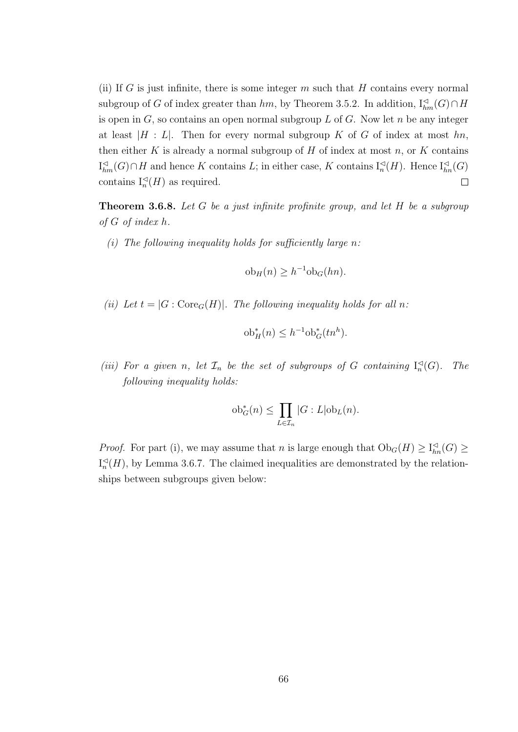(ii) If $G$ is just infinite, there is some integer $m$ such that $H$ contains every normal subgroup of $G$ of index greater than $hm$, by Theorem 3.5.2. In addition, $\mathrm{I}^{\lhd}_{hm}(G) \cap H$ is open in $G$, so contains an open normal subgroup $L$ of $G$. Now let $n$ be any integer at least $|H : L|$. Then for every normal subgroup $K$ of $G$ of index at most $hn$, then either $K$ is already a normal subgroup of $H$ of index at most $n$, or $K$ contains $\mathrm{I}^{\lhd}_{hm}(G) \cap H$ and hence $K$ contains $L$; in either case, $K$ contains $\mathrm{I}^{\lhd}_{n}(H)$. Hence $\mathrm{I}^{\lhd}_{hn}(G)$ contains $\mathrm{I}^{\lhd}_{n}(H)$ as required. □

**Theorem 3.6.8.** *Let $G$ be a just infinite profinite group, and let $H$ be a subgroup of $G$ of index $h$.*

*(i) The following inequality holds for sufficiently large $n$:*

$$\mathrm{ob}_H(n) \geq h^{-1}\mathrm{ob}_G(hn).$$

*(ii) Let $t = |G : \mathrm{Core}_G(H)|$. The following inequality holds for all $n$:*

$$\mathrm{ob}^*_H(n) \leq h^{-1}\mathrm{ob}^*_G(tn^h).$$

*(iii) For a given $n$, let $\mathcal{I}_n$ be the set of subgroups of $G$ containing $\mathrm{I}^{\lhd}_{n}(G)$. The following inequality holds:*

$$\mathrm{ob}^*_G(n) \leq \prod_{L \in \mathcal{I}_n} |G : L|\mathrm{ob}_L(n).$$

*Proof.* For part (i), we may assume that $n$ is large enough that $\mathrm{Ob}_G(H) \geq \mathrm{I}^{\lhd}_{hn}(G) \geq \mathrm{I}^{\lhd}_{n}(H)$, by Lemma 3.6.7. The claimed inequalities are demonstrated by the relationships between subgroups given below: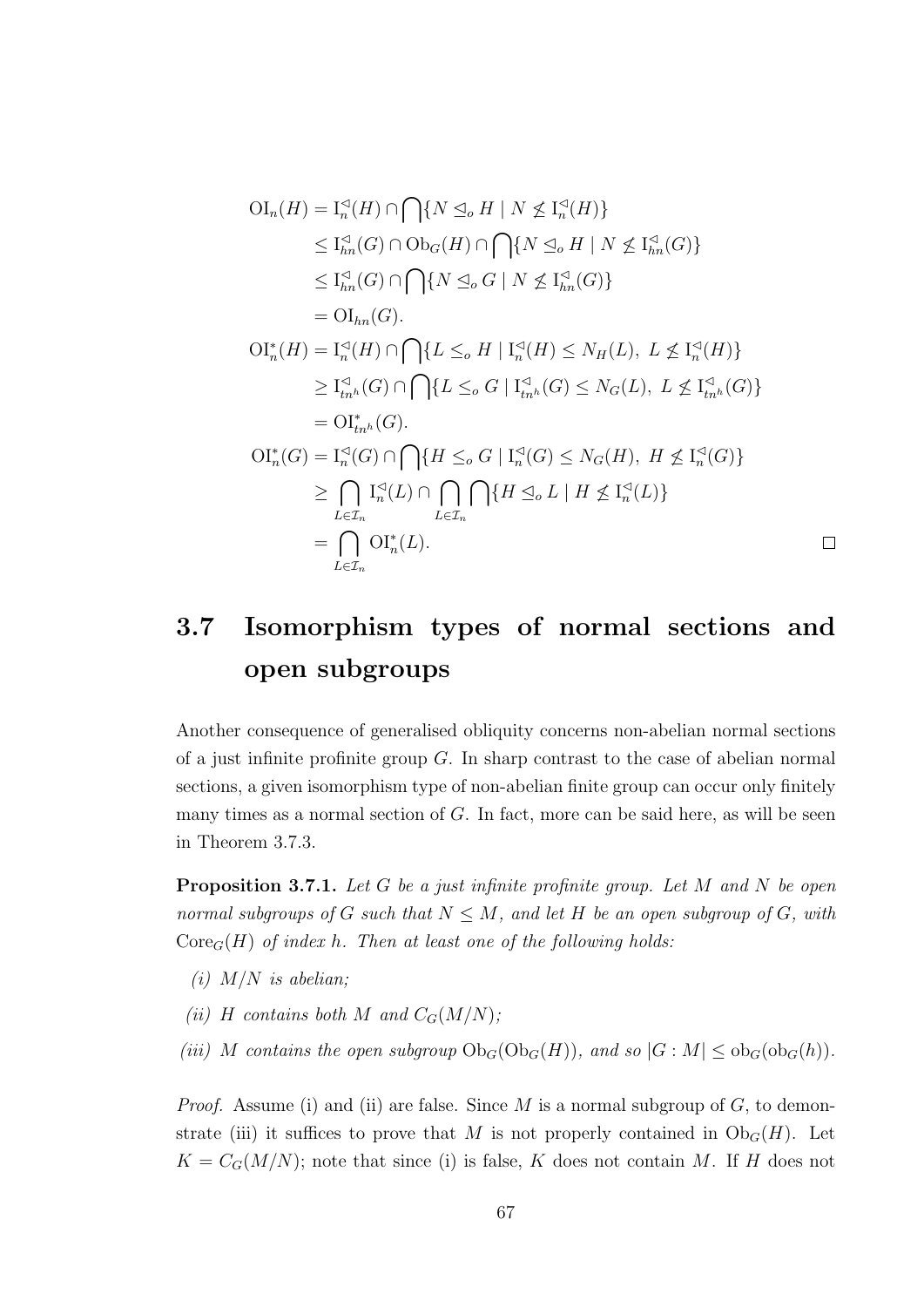$$
\begin{aligned}
\mathrm{OI}_n(H) &= \mathrm{I}_n^{\lhd}(H) \cap \bigcap\{N \trianglelefteq_o H \mid N \not\leq \mathrm{I}_n^{\lhd}(H)\} \\
&\leq \mathrm{I}_{hn}^{\lhd}(G) \cap \mathrm{Ob}_G(H) \cap \bigcap\{N \trianglelefteq_o H \mid N \not\leq \mathrm{I}_{hn}^{\lhd}(G)\} \\
&\leq \mathrm{I}_{hn}^{\lhd}(G) \cap \bigcap\{N \trianglelefteq_o G \mid N \not\leq \mathrm{I}_{hn}^{\lhd}(G)\} \\
&= \mathrm{OI}_{hn}(G). \\
\mathrm{OI}_n^*(H) &= \mathrm{I}_n^{\lhd}(H) \cap \bigcap\{L \leq_o H \mid \mathrm{I}_n^{\lhd}(H) \leq N_H(L),\ L \not\leq \mathrm{I}_n^{\lhd}(H)\} \\
&\geq \mathrm{I}_{tn^h}^{\lhd}(G) \cap \bigcap\{L \leq_o G \mid \mathrm{I}_{tn^h}^{\lhd}(G) \leq N_G(L),\ L \not\leq \mathrm{I}_{tn^h}^{\lhd}(G)\} \\
&= \mathrm{OI}_{tn^h}^*(G). \\
\mathrm{OI}_n^*(G) &= \mathrm{I}_n^{\lhd}(G) \cap \bigcap\{H \leq_o G \mid \mathrm{I}_n^{\lhd}(G) \leq N_G(H),\ H \not\leq \mathrm{I}_n^{\lhd}(G)\} \\
&\geq \bigcap_{L \in \mathcal{I}_n} \mathrm{I}_n^{\lhd}(L) \cap \bigcap_{L \in \mathcal{I}_n} \bigcap\{H \trianglelefteq_o L \mid H \not\leq \mathrm{I}_n^{\lhd}(L)\} \\
&= \bigcap_{L \in \mathcal{I}_n} \mathrm{OI}_n^*(L).
\end{aligned}
$$

□

## 3.7 Isomorphism types of normal sections and open subgroups

Another consequence of generalised obliquity concerns non-abelian normal sections of a just infinite profinite group $G$. In sharp contrast to the case of abelian normal sections, a given isomorphism type of non-abelian finite group can occur only finitely many times as a normal section of $G$. In fact, more can be said here, as will be seen in Theorem 3.7.3.

**Proposition 3.7.1.** *Let $G$ be a just infinite profinite group. Let $M$ and $N$ be open normal subgroups of $G$ such that $N \leq M$, and let $H$ be an open subgroup of $G$, with $\mathrm{Core}_G(H)$ of index $h$. Then at least one of the following holds:*

*(i) $M/N$ is abelian;*

*(ii) $H$ contains both $M$ and $C_G(M/N)$;*

*(iii) $M$ contains the open subgroup $\mathrm{Ob}_G(\mathrm{Ob}_G(H))$, and so $|G : M| \leq \mathrm{ob}_G(\mathrm{ob}_G(h))$.*

*Proof.* Assume (i) and (ii) are false. Since $M$ is a normal subgroup of $G$, to demonstrate (iii) it suffices to prove that $M$ is not properly contained in $\mathrm{Ob}_G(H)$. Let $K = C_G(M/N)$; note that since (i) is false, $K$ does not contain $M$. If $H$ does not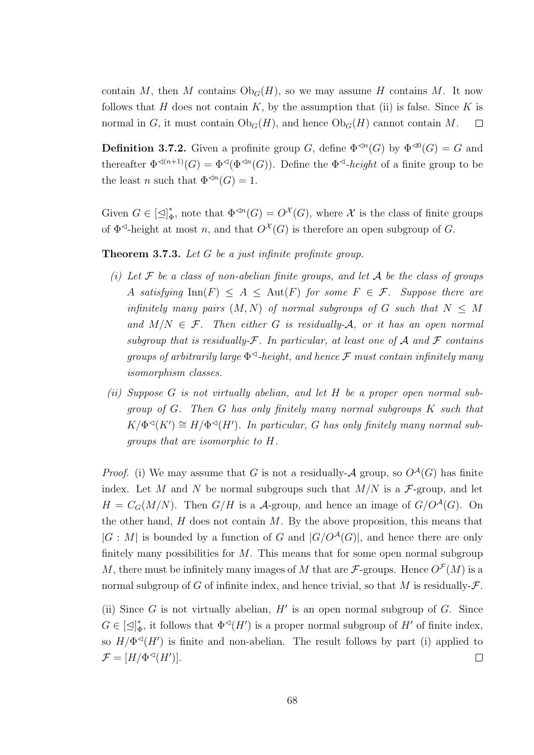contain $M$, then $M$ contains $\mathrm{Ob}_G(H)$, so we may assume $H$ contains $M$. It now follows that $H$ does not contain $K$, by the assumption that (ii) is false. Since $K$ is normal in $G$, it must contain $\mathrm{Ob}_G(H)$, and hence $\mathrm{Ob}_G(H)$ cannot contain $M$. $\square$

**Definition 3.7.2.** Given a profinite group $G$, define $\Phi^{\lhd n}(G)$ by $\Phi^{\lhd 0}(G) = G$ and thereafter $\Phi^{\lhd (n+1)}(G) = \Phi^{\lhd}(\Phi^{\lhd n}(G))$. Define the $\Phi^{\lhd}$-*height* of a finite group to be the least $n$ such that $\Phi^{\lhd n}(G) = 1$.

Given $G \in [\unlhd]^*_\Phi$, note that $\Phi^{\lhd n}(G) = O^{\mathcal{X}}(G)$, where $\mathcal{X}$ is the class of finite groups of $\Phi^{\lhd}$-height at most $n$, and that $O^{\mathcal{X}}(G)$ is therefore an open subgroup of $G$.

**Theorem 3.7.3.** *Let $G$ be a just infinite profinite group.*

*(i) Let $\mathcal{F}$ be a class of non-abelian finite groups, and let $\mathcal{A}$ be the class of groups $A$ satisfying $\mathrm{Inn}(F) \leq A \leq \mathrm{Aut}(F)$ for some $F \in \mathcal{F}$. Suppose there are infinitely many pairs $(M, N)$ of normal subgroups of $G$ such that $N \leq M$ and $M/N \in \mathcal{F}$. Then either $G$ is residually-$\mathcal{A}$, or it has an open normal subgroup that is residually-$\mathcal{F}$. In particular, at least one of $\mathcal{A}$ and $\mathcal{F}$ contains groups of arbitrarily large $\Phi^{\lhd}$-height, and hence $\mathcal{F}$ must contain infinitely many isomorphism classes.*

*(ii) Suppose $G$ is not virtually abelian, and let $H$ be a proper open normal subgroup of $G$. Then $G$ has only finitely many normal subgroups $K$ such that $K/\Phi^{\lhd}(K') \cong H/\Phi^{\lhd}(H')$. In particular, $G$ has only finitely many normal subgroups that are isomorphic to $H$.*

*Proof.* (i) We may assume that $G$ is not a residually-$\mathcal{A}$ group, so $O^{\mathcal{A}}(G)$ has finite index. Let $M$ and $N$ be normal subgroups such that $M/N$ is a $\mathcal{F}$-group, and let $H = C_G(M/N)$. Then $G/H$ is a $\mathcal{A}$-group, and hence an image of $G/O^{\mathcal{A}}(G)$. On the other hand, $H$ does not contain $M$. By the above proposition, this means that $|G : M|$ is bounded by a function of $G$ and $|G/O^{\mathcal{A}}(G)|$, and hence there are only finitely many possibilities for $M$. This means that for some open normal subgroup $M$, there must be infinitely many images of $M$ that are $\mathcal{F}$-groups. Hence $O^{\mathcal{F}}(M)$ is a normal subgroup of $G$ of infinite index, and hence trivial, so that $M$ is residually-$\mathcal{F}$.

(ii) Since $G$ is not virtually abelian, $H'$ is an open normal subgroup of $G$. Since $G \in [\unlhd]^*_\Phi$, it follows that $\Phi^{\lhd}(H')$ is a proper normal subgroup of $H'$ of finite index, so $H/\Phi^{\lhd}(H')$ is finite and non-abelian. The result follows by part (i) applied to $\mathcal{F} = [H/\Phi^{\lhd}(H')]$. $\square$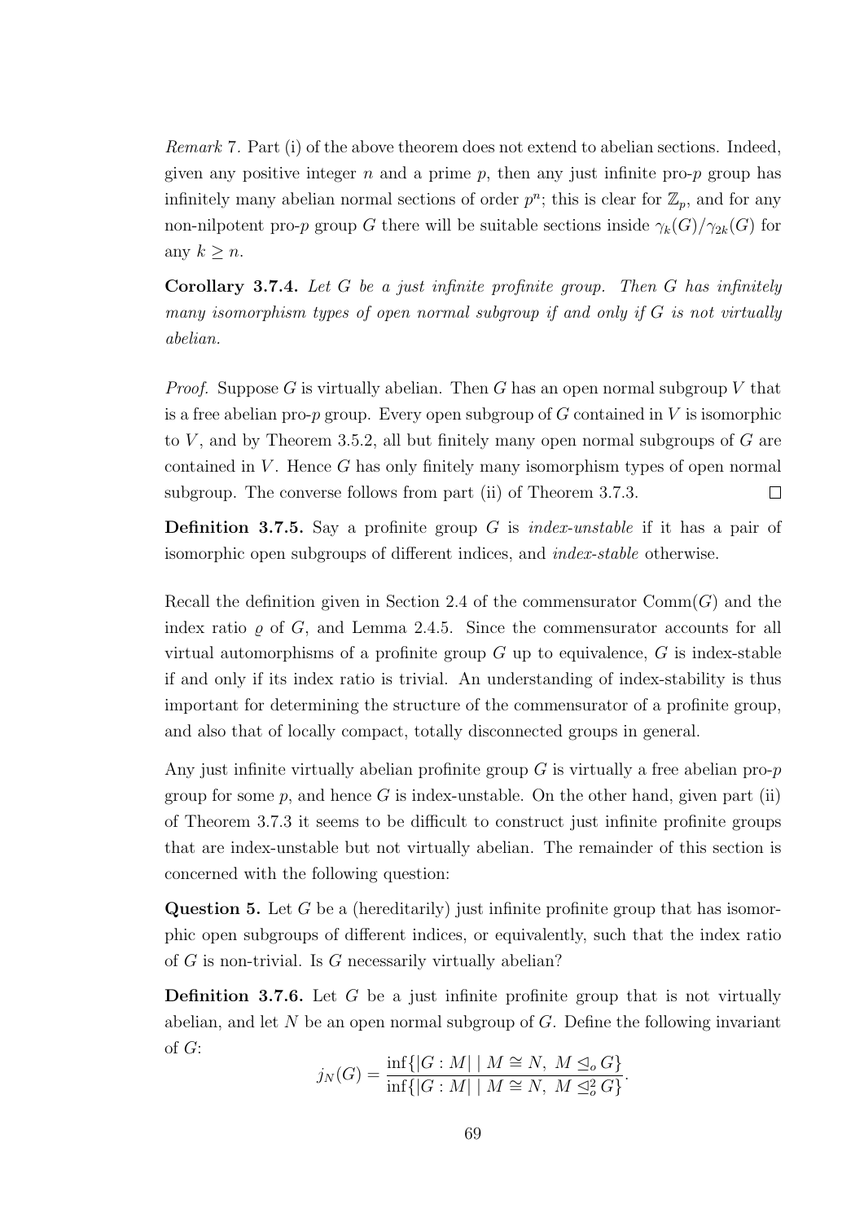*Remark* 7. Part (i) of the above theorem does not extend to abelian sections. Indeed, given any positive integer $n$ and a prime $p$, then any just infinite pro-$p$ group has infinitely many abelian normal sections of order $p^n$; this is clear for $\mathbb{Z}_p$, and for any non-nilpotent pro-$p$ group $G$ there will be suitable sections inside $\gamma_k(G)/\gamma_{2k}(G)$ for any $k \geq n$.

**Corollary 3.7.4.** *Let $G$ be a just infinite profinite group. Then $G$ has infinitely many isomorphism types of open normal subgroup if and only if $G$ is not virtually abelian.*

*Proof.* Suppose $G$ is virtually abelian. Then $G$ has an open normal subgroup $V$ that is a free abelian pro-$p$ group. Every open subgroup of $G$ contained in $V$ is isomorphic to $V$, and by Theorem 3.5.2, all but finitely many open normal subgroups of $G$ are contained in $V$. Hence $G$ has only finitely many isomorphism types of open normal subgroup. The converse follows from part (ii) of Theorem 3.7.3. □

**Definition 3.7.5.** Say a profinite group $G$ is *index-unstable* if it has a pair of isomorphic open subgroups of different indices, and *index-stable* otherwise.

Recall the definition given in Section 2.4 of the commensurator $\mathrm{Comm}(G)$ and the index ratio $\varrho$ of $G$, and Lemma 2.4.5. Since the commensurator accounts for all virtual automorphisms of a profinite group $G$ up to equivalence, $G$ is index-stable if and only if its index ratio is trivial. An understanding of index-stability is thus important for determining the structure of the commensurator of a profinite group, and also that of locally compact, totally disconnected groups in general.

Any just infinite virtually abelian profinite group $G$ is virtually a free abelian pro-$p$ group for some $p$, and hence $G$ is index-unstable. On the other hand, given part (ii) of Theorem 3.7.3 it seems to be difficult to construct just infinite profinite groups that are index-unstable but not virtually abelian. The remainder of this section is concerned with the following question:

**Question 5.** Let $G$ be a (hereditarily) just infinite profinite group that has isomorphic open subgroups of different indices, or equivalently, such that the index ratio of $G$ is non-trivial. Is $G$ necessarily virtually abelian?

**Definition 3.7.6.** Let $G$ be a just infinite profinite group that is not virtually abelian, and let $N$ be an open normal subgroup of $G$. Define the following invariant of $G$:

$$j_N(G) = \frac{\inf\{|G : M| \mid M \cong N,\ M \trianglelefteq_o G\}}{\inf\{|G : M| \mid M \cong N,\ M \trianglelefteq_o^2 G\}}.$$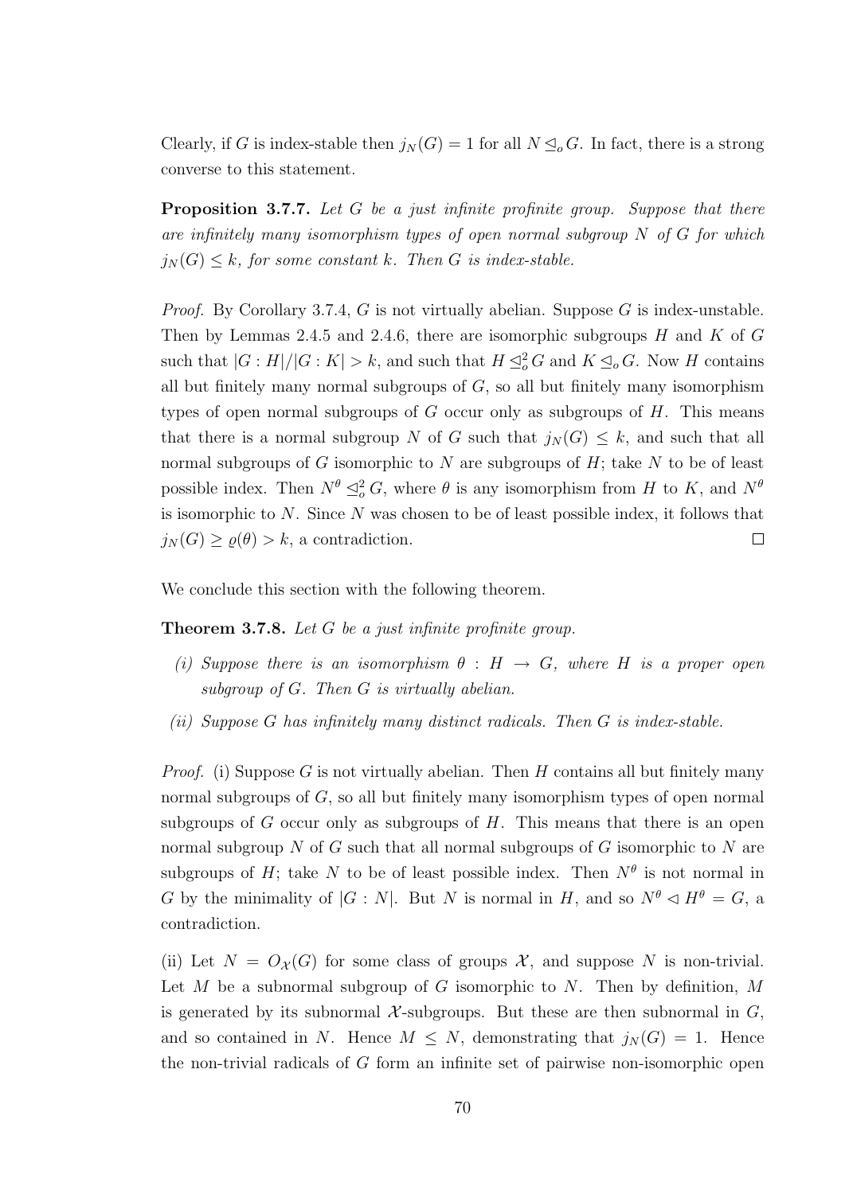Clearly, if $G$ is index-stable then $j_N(G) = 1$ for all $N \trianglelefteq_o G$. In fact, there is a strong converse to this statement.

**Proposition 3.7.7.** *Let $G$ be a just infinite profinite group. Suppose that there are infinitely many isomorphism types of open normal subgroup $N$ of $G$ for which $j_N(G) \leq k$, for some constant $k$. Then $G$ is index-stable.*

*Proof.* By Corollary 3.7.4, $G$ is not virtually abelian. Suppose $G$ is index-unstable. Then by Lemmas 2.4.5 and 2.4.6, there are isomorphic subgroups $H$ and $K$ of $G$ such that $|G : H|/|G : K| > k$, and such that $H \trianglelefteq^2_o G$ and $K \trianglelefteq_o G$. Now $H$ contains all but finitely many normal subgroups of $G$, so all but finitely many isomorphism types of open normal subgroups of $G$ occur only as subgroups of $H$. This means that there is a normal subgroup $N$ of $G$ such that $j_N(G) \leq k$, and such that all normal subgroups of $G$ isomorphic to $N$ are subgroups of $H$; take $N$ to be of least possible index. Then $N^\theta \trianglelefteq^2_o G$, where $\theta$ is any isomorphism from $H$ to $K$, and $N^\theta$ is isomorphic to $N$. Since $N$ was chosen to be of least possible index, it follows that $j_N(G) \geq \varrho(\theta) > k$, a contradiction. $\square$

We conclude this section with the following theorem.

**Theorem 3.7.8.** *Let $G$ be a just infinite profinite group.*

- *(i) Suppose there is an isomorphism $\theta : H \rightarrow G$, where $H$ is a proper open subgroup of $G$. Then $G$ is virtually abelian.*
- *(ii) Suppose $G$ has infinitely many distinct radicals. Then $G$ is index-stable.*

*Proof.* (i) Suppose $G$ is not virtually abelian. Then $H$ contains all but finitely many normal subgroups of $G$, so all but finitely many isomorphism types of open normal subgroups of $G$ occur only as subgroups of $H$. This means that there is an open normal subgroup $N$ of $G$ such that all normal subgroups of $G$ isomorphic to $N$ are subgroups of $H$; take $N$ to be of least possible index. Then $N^\theta$ is not normal in $G$ by the minimality of $|G : N|$. But $N$ is normal in $H$, and so $N^\theta \triangleleft H^\theta = G$, a contradiction.

(ii) Let $N = O_{\mathcal{X}}(G)$ for some class of groups $\mathcal{X}$, and suppose $N$ is non-trivial. Let $M$ be a subnormal subgroup of $G$ isomorphic to $N$. Then by definition, $M$ is generated by its subnormal $\mathcal{X}$-subgroups. But these are then subnormal in $G$, and so contained in $N$. Hence $M \leq N$, demonstrating that $j_N(G) = 1$. Hence the non-trivial radicals of $G$ form an infinite set of pairwise non-isomorphic open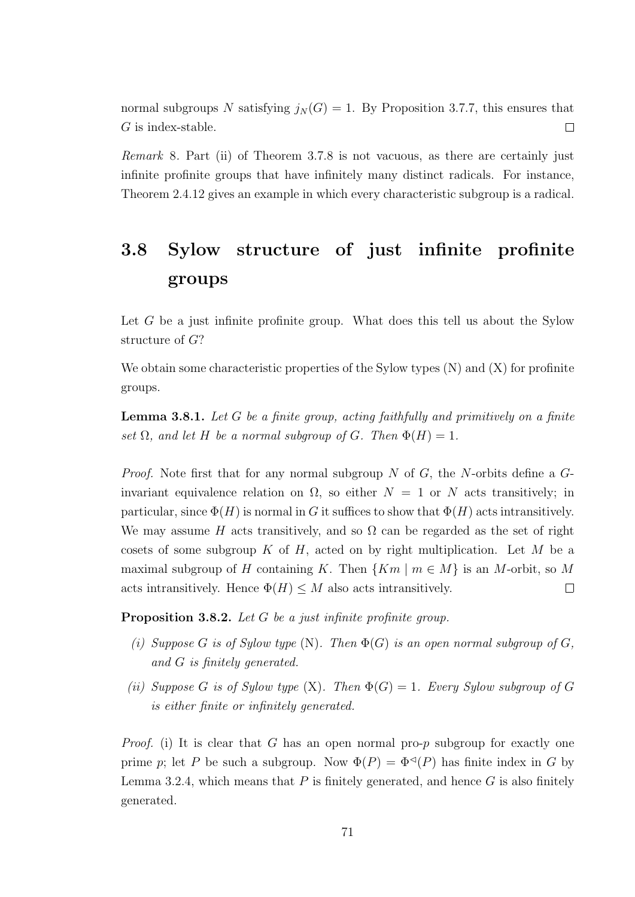normal subgroups $N$ satisfying $j_N(G) = 1$. By Proposition 3.7.7, this ensures that $G$ is index-stable. □

*Remark* 8. Part (ii) of Theorem 3.7.8 is not vacuous, as there are certainly just infinite profinite groups that have infinitely many distinct radicals. For instance, Theorem 2.4.12 gives an example in which every characteristic subgroup is a radical.

## 3.8 Sylow structure of just infinite profinite groups

Let $G$ be a just infinite profinite group. What does this tell us about the Sylow structure of $G$?

We obtain some characteristic properties of the Sylow types (N) and (X) for profinite groups.

**Lemma 3.8.1.** *Let $G$ be a finite group, acting faithfully and primitively on a finite set $\Omega$, and let $H$ be a normal subgroup of $G$. Then $\Phi(H) = 1$.*

*Proof.* Note first that for any normal subgroup $N$ of $G$, the $N$-orbits define a $G$-invariant equivalence relation on $\Omega$, so either $N = 1$ or $N$ acts transitively; in particular, since $\Phi(H)$ is normal in $G$ it suffices to show that $\Phi(H)$ acts intransitively. We may assume $H$ acts transitively, and so $\Omega$ can be regarded as the set of right cosets of some subgroup $K$ of $H$, acted on by right multiplication. Let $M$ be a maximal subgroup of $H$ containing $K$. Then $\{Km \mid m \in M\}$ is an $M$-orbit, so $M$ acts intransitively. Hence $\Phi(H) \leq M$ also acts intransitively. □

**Proposition 3.8.2.** *Let $G$ be a just infinite profinite group.*

*(i) Suppose $G$ is of Sylow type* (N). *Then $\Phi(G)$ is an open normal subgroup of $G$, and $G$ is finitely generated.*

*(ii) Suppose $G$ is of Sylow type* (X). *Then $\Phi(G) = 1$. Every Sylow subgroup of $G$ is either finite or infinitely generated.*

*Proof.* (i) It is clear that $G$ has an open normal pro-$p$ subgroup for exactly one prime $p$; let $P$ be such a subgroup. Now $\Phi(P) = \Phi^{\triangleleft}(P)$ has finite index in $G$ by Lemma 3.2.4, which means that $P$ is finitely generated, and hence $G$ is also finitely generated.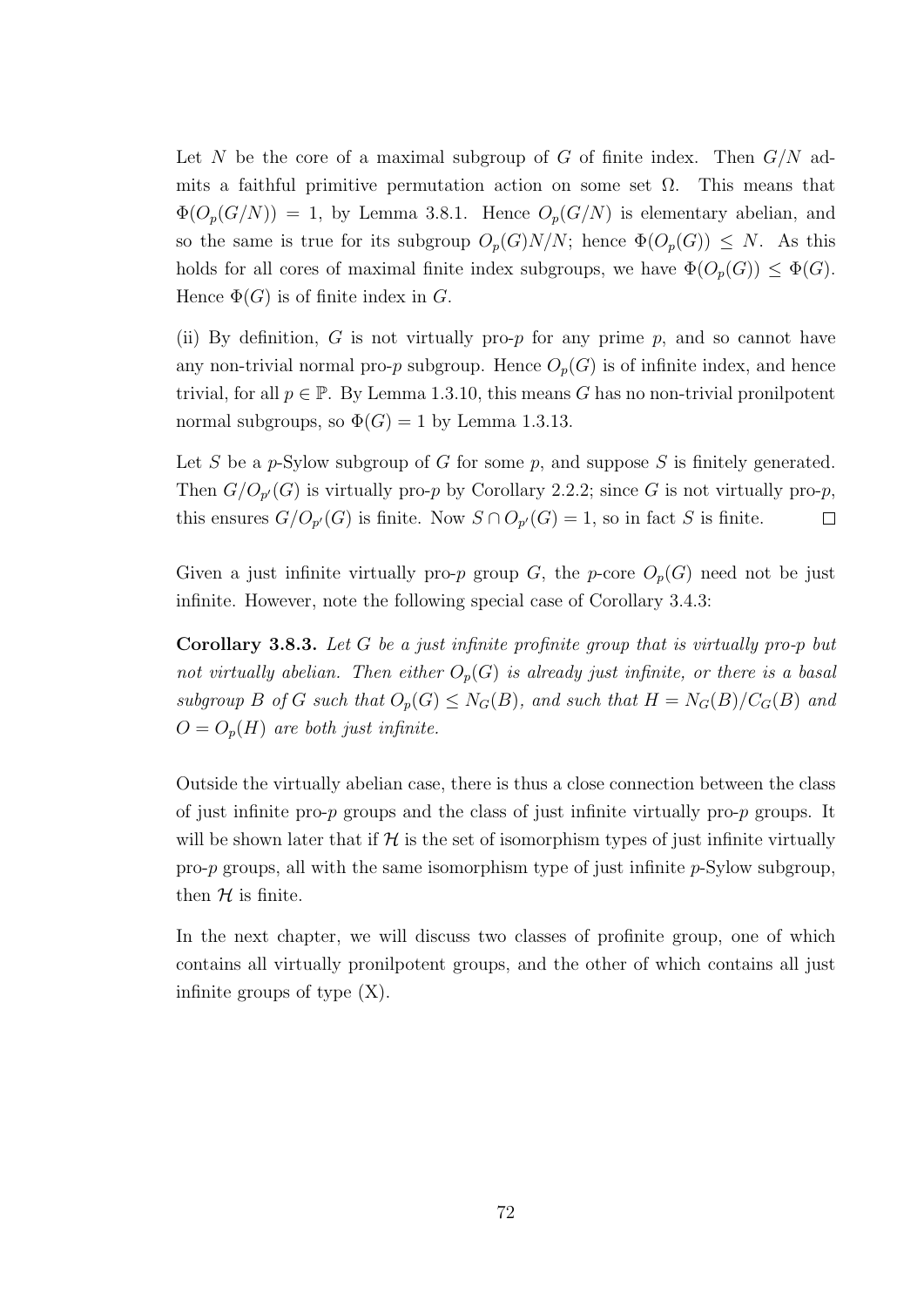Let $N$ be the core of a maximal subgroup of $G$ of finite index. Then $G/N$ admits a faithful primitive permutation action on some set $\Omega$. This means that $\Phi(O_p(G/N)) = 1$, by Lemma 3.8.1. Hence $O_p(G/N)$ is elementary abelian, and so the same is true for its subgroup $O_p(G)N/N$; hence $\Phi(O_p(G)) \leq N$. As this holds for all cores of maximal finite index subgroups, we have $\Phi(O_p(G)) \leq \Phi(G)$. Hence $\Phi(G)$ is of finite index in $G$.

(ii) By definition, $G$ is not virtually pro-$p$ for any prime $p$, and so cannot have any non-trivial normal pro-$p$ subgroup. Hence $O_p(G)$ is of infinite index, and hence trivial, for all $p \in \mathbb{P}$. By Lemma 1.3.10, this means $G$ has no non-trivial pronilpotent normal subgroups, so $\Phi(G) = 1$ by Lemma 1.3.13.

Let $S$ be a $p$-Sylow subgroup of $G$ for some $p$, and suppose $S$ is finitely generated. Then $G/O_{p'}(G)$ is virtually pro-$p$ by Corollary 2.2.2; since $G$ is not virtually pro-$p$, this ensures $G/O_{p'}(G)$ is finite. Now $S \cap O_{p'}(G) = 1$, so in fact $S$ is finite. $\square$

Given a just infinite virtually pro-$p$ group $G$, the $p$-core $O_p(G)$ need not be just infinite. However, note the following special case of Corollary 3.4.3:

**Corollary 3.8.3.** *Let $G$ be a just infinite profinite group that is virtually pro-$p$ but not virtually abelian. Then either $O_p(G)$ is already just infinite, or there is a basal subgroup $B$ of $G$ such that $O_p(G) \leq N_G(B)$, and such that $H = N_G(B)/C_G(B)$ and $O = O_p(H)$ are both just infinite.*

Outside the virtually abelian case, there is thus a close connection between the class of just infinite pro-$p$ groups and the class of just infinite virtually pro-$p$ groups. It will be shown later that if $\mathcal{H}$ is the set of isomorphism types of just infinite virtually pro-$p$ groups, all with the same isomorphism type of just infinite $p$-Sylow subgroup, then $\mathcal{H}$ is finite.

In the next chapter, we will discuss two classes of profinite group, one of which contains all virtually pronilpotent groups, and the other of which contains all just infinite groups of type (X).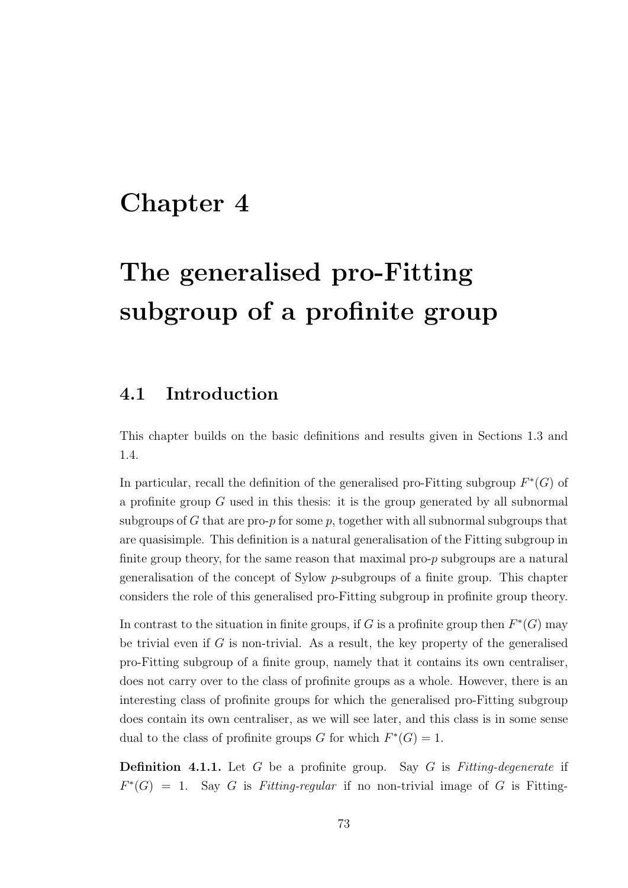# Chapter 4

# The generalised pro-Fitting subgroup of a profinite group

## 4.1 Introduction

This chapter builds on the basic definitions and results given in Sections 1.3 and 1.4.

In particular, recall the definition of the generalised pro-Fitting subgroup $F^*(G)$ of a profinite group $G$ used in this thesis: it is the group generated by all subnormal subgroups of $G$ that are pro-$p$ for some $p$, together with all subnormal subgroups that are quasisimple. This definition is a natural generalisation of the Fitting subgroup in finite group theory, for the same reason that maximal pro-$p$ subgroups are a natural generalisation of the concept of Sylow $p$-subgroups of a finite group. This chapter considers the role of this generalised pro-Fitting subgroup in profinite group theory.

In contrast to the situation in finite groups, if $G$ is a profinite group then $F^*(G)$ may be trivial even if $G$ is non-trivial. As a result, the key property of the generalised pro-Fitting subgroup of a finite group, namely that it contains its own centraliser, does not carry over to the class of profinite groups as a whole. However, there is an interesting class of profinite groups for which the generalised pro-Fitting subgroup does contain its own centraliser, as we will see later, and this class is in some sense dual to the class of profinite groups $G$ for which $F^*(G) = 1$.

**Definition 4.1.1.** Let $G$ be a profinite group. Say $G$ is *Fitting-degenerate* if $F^*(G) = 1$. Say $G$ is *Fitting-regular* if no non-trivial image of $G$ is Fitting-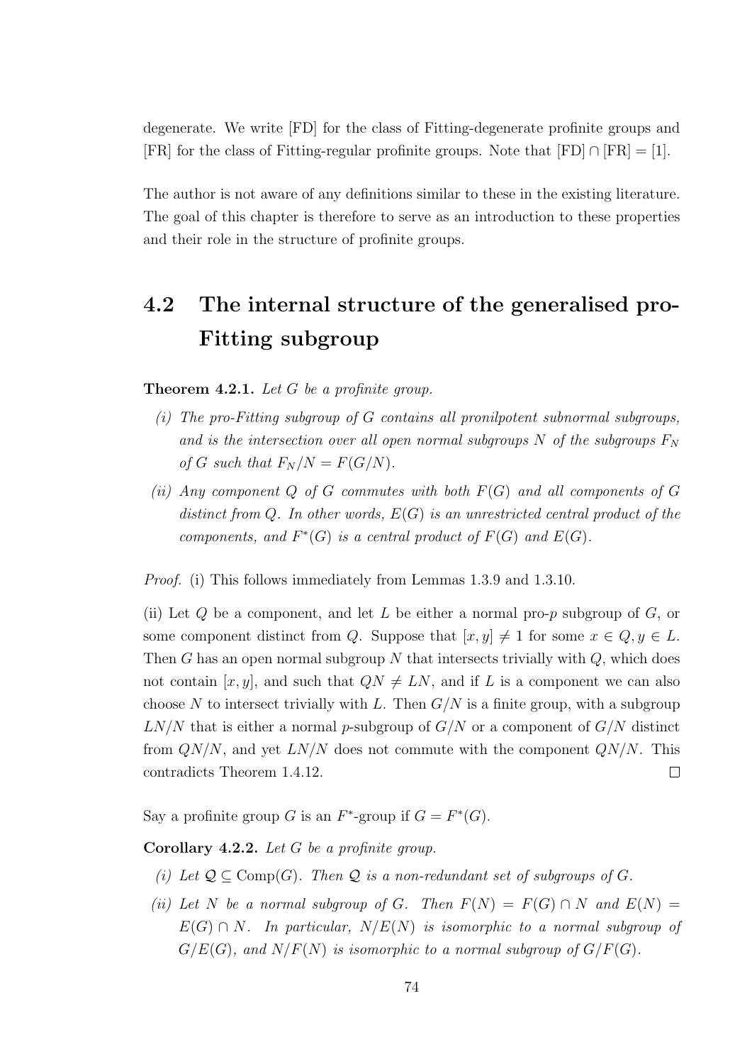degenerate. We write [FD] for the class of Fitting-degenerate profinite groups and [FR] for the class of Fitting-regular profinite groups. Note that $[\mathrm{FD}] \cap [\mathrm{FR}] = [1]$.

The author is not aware of any definitions similar to these in the existing literature. The goal of this chapter is therefore to serve as an introduction to these properties and their role in the structure of profinite groups.

## 4.2 The internal structure of the generalised pro-Fitting subgroup

**Theorem 4.2.1.** *Let $G$ be a profinite group.*

*(i) The pro-Fitting subgroup of $G$ contains all pronilpotent subnormal subgroups, and is the intersection over all open normal subgroups $N$ of the subgroups $F_N$ of $G$ such that $F_N/N = F(G/N)$.*

*(ii) Any component $Q$ of $G$ commutes with both $F(G)$ and all components of $G$ distinct from $Q$. In other words, $E(G)$ is an unrestricted central product of the components, and $F^*(G)$ is a central product of $F(G)$ and $E(G)$.*

*Proof.* (i) This follows immediately from Lemmas 1.3.9 and 1.3.10.

(ii) Let $Q$ be a component, and let $L$ be either a normal pro-$p$ subgroup of $G$, or some component distinct from $Q$. Suppose that $[x, y] \neq 1$ for some $x \in Q, y \in L$. Then $G$ has an open normal subgroup $N$ that intersects trivially with $Q$, which does not contain $[x, y]$, and such that $QN \neq LN$, and if $L$ is a component we can also choose $N$ to intersect trivially with $L$. Then $G/N$ is a finite group, with a subgroup $LN/N$ that is either a normal $p$-subgroup of $G/N$ or a component of $G/N$ distinct from $QN/N$, and yet $LN/N$ does not commute with the component $QN/N$. This contradicts Theorem 1.4.12. ∎

Say a profinite group $G$ is an $F^*$-group if $G = F^*(G)$.

**Corollary 4.2.2.** *Let $G$ be a profinite group.*

*(i) Let $\mathcal{Q} \subseteq \mathrm{Comp}(G)$. Then $\mathcal{Q}$ is a non-redundant set of subgroups of $G$.*

*(ii) Let $N$ be a normal subgroup of $G$. Then $F(N) = F(G) \cap N$ and $E(N) = E(G) \cap N$. In particular, $N/E(N)$ is isomorphic to a normal subgroup of $G/E(G)$, and $N/F(N)$ is isomorphic to a normal subgroup of $G/F(G)$.*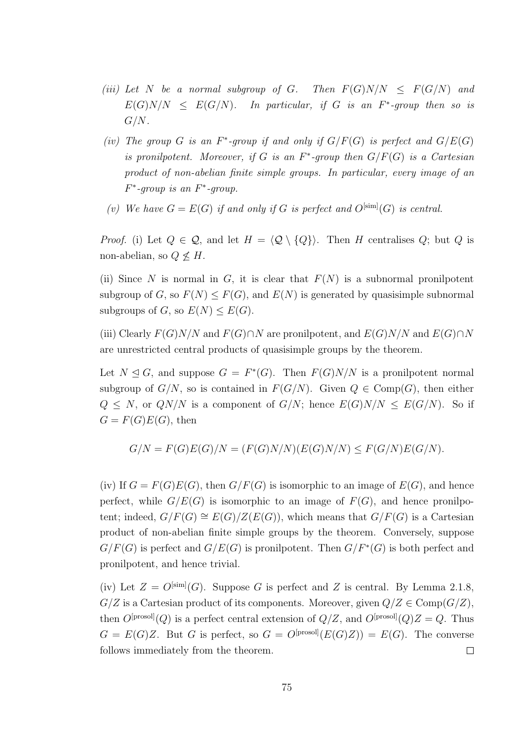*(iii) Let $N$ be a normal subgroup of $G$. Then $F(G)N/N \leq F(G/N)$ and $E(G)N/N \leq E(G/N)$. In particular, if $G$ is an $F^*$-group then so is $G/N$.*

*(iv) The group $G$ is an $F^*$-group if and only if $G/F(G)$ is perfect and $G/E(G)$ is pronilpotent. Moreover, if $G$ is an $F^*$-group then $G/F(G)$ is a Cartesian product of non-abelian finite simple groups. In particular, every image of an $F^*$-group is an $F^*$-group.*

*(v) We have $G = E(G)$ if and only if $G$ is perfect and $O^{[\mathrm{sim}]}(G)$ is central.*

*Proof.* (i) Let $Q \in \mathcal{Q}$, and let $H = \langle \mathcal{Q} \setminus \{Q\} \rangle$. Then $H$ centralises $Q$; but $Q$ is non-abelian, so $Q \not\leq H$.

(ii) Since $N$ is normal in $G$, it is clear that $F(N)$ is a subnormal pronilpotent subgroup of $G$, so $F(N) \leq F(G)$, and $E(N)$ is generated by quasisimple subnormal subgroups of $G$, so $E(N) \leq E(G)$.

(iii) Clearly $F(G)N/N$ and $F(G) \cap N$ are pronilpotent, and $E(G)N/N$ and $E(G) \cap N$ are unrestricted central products of quasisimple groups by the theorem.

Let $N \trianglelefteq G$, and suppose $G = F^*(G)$. Then $F(G)N/N$ is a pronilpotent normal subgroup of $G/N$, so is contained in $F(G/N)$. Given $Q \in \mathrm{Comp}(G)$, then either $Q \leq N$, or $QN/N$ is a component of $G/N$; hence $E(G)N/N \leq E(G/N)$. So if $G = F(G)E(G)$, then

$$G/N = F(G)E(G)/N = (F(G)N/N)(E(G)N/N) \leq F(G/N)E(G/N).$$

(iv) If $G = F(G)E(G)$, then $G/F(G)$ is isomorphic to an image of $E(G)$, and hence perfect, while $G/E(G)$ is isomorphic to an image of $F(G)$, and hence pronilpotent; indeed, $G/F(G) \cong E(G)/Z(E(G))$, which means that $G/F(G)$ is a Cartesian product of non-abelian finite simple groups by the theorem. Conversely, suppose $G/F(G)$ is perfect and $G/E(G)$ is pronilpotent. Then $G/F^*(G)$ is both perfect and pronilpotent, and hence trivial.

(iv) Let $Z = O^{[\mathrm{sim}]}(G)$. Suppose $G$ is perfect and $Z$ is central. By Lemma 2.1.8, $G/Z$ is a Cartesian product of its components. Moreover, given $Q/Z \in \mathrm{Comp}(G/Z)$, then $O^{[\mathrm{prosol}]}(Q)$ is a perfect central extension of $Q/Z$, and $O^{[\mathrm{prosol}]}(Q)Z = Q$. Thus $G = E(G)Z$. But $G$ is perfect, so $G = O^{[\mathrm{prosol}]}(E(G)Z) = E(G)$. The converse follows immediately from the theorem. $\square$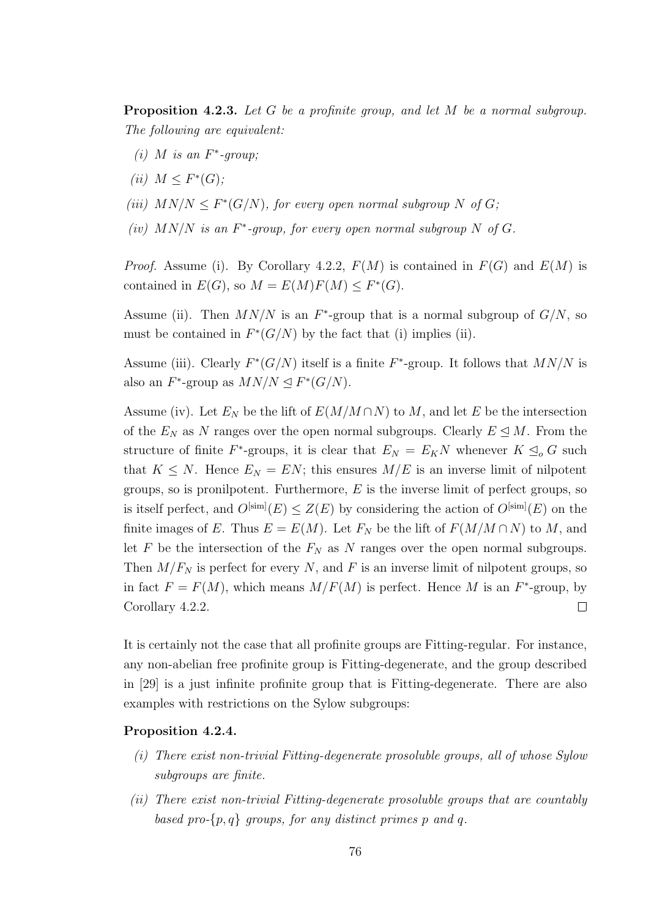**Proposition 4.2.3.** *Let $G$ be a profinite group, and let $M$ be a normal subgroup. The following are equivalent:*

*(i) $M$ is an $F^*$-group;*

*(ii) $M \leq F^*(G)$;*

*(iii) $MN/N \leq F^*(G/N)$, for every open normal subgroup $N$ of $G$;*

*(iv) $MN/N$ is an $F^*$-group, for every open normal subgroup $N$ of $G$.*

*Proof.* Assume (i). By Corollary 4.2.2, $F(M)$ is contained in $F(G)$ and $E(M)$ is contained in $E(G)$, so $M = E(M)F(M) \leq F^*(G)$.

Assume (ii). Then $MN/N$ is an $F^*$-group that is a normal subgroup of $G/N$, so must be contained in $F^*(G/N)$ by the fact that (i) implies (ii).

Assume (iii). Clearly $F^*(G/N)$ itself is a finite $F^*$-group. It follows that $MN/N$ is also an $F^*$-group as $MN/N \trianglelefteq F^*(G/N)$.

Assume (iv). Let $E_N$ be the lift of $E(M/M \cap N)$ to $M$, and let $E$ be the intersection of the $E_N$ as $N$ ranges over the open normal subgroups. Clearly $E \trianglelefteq M$. From the structure of finite $F^*$-groups, it is clear that $E_N = E_K N$ whenever $K \trianglelefteq_o G$ such that $K \leq N$. Hence $E_N = EN$; this ensures $M/E$ is an inverse limit of nilpotent groups, so is pronilpotent. Furthermore, $E$ is the inverse limit of perfect groups, so is itself perfect, and $O^{[\mathrm{sim}]}(E) \leq Z(E)$ by considering the action of $O^{[\mathrm{sim}]}(E)$ on the finite images of $E$. Thus $E = E(M)$. Let $F_N$ be the lift of $F(M/M \cap N)$ to $M$, and let $F$ be the intersection of the $F_N$ as $N$ ranges over the open normal subgroups. Then $M/F_N$ is perfect for every $N$, and $F$ is an inverse limit of nilpotent groups, so in fact $F = F(M)$, which means $M/F(M)$ is perfect. Hence $M$ is an $F^*$-group, by Corollary 4.2.2. $\square$

It is certainly not the case that all profinite groups are Fitting-regular. For instance, any non-abelian free profinite group is Fitting-degenerate, and the group described in [29] is a just infinite profinite group that is Fitting-degenerate. There are also examples with restrictions on the Sylow subgroups:

**Proposition 4.2.4.**

*(i) There exist non-trivial Fitting-degenerate prosoluble groups, all of whose Sylow subgroups are finite.*

*(ii) There exist non-trivial Fitting-degenerate prosoluble groups that are countably based pro-$\{p, q\}$ groups, for any distinct primes $p$ and $q$.*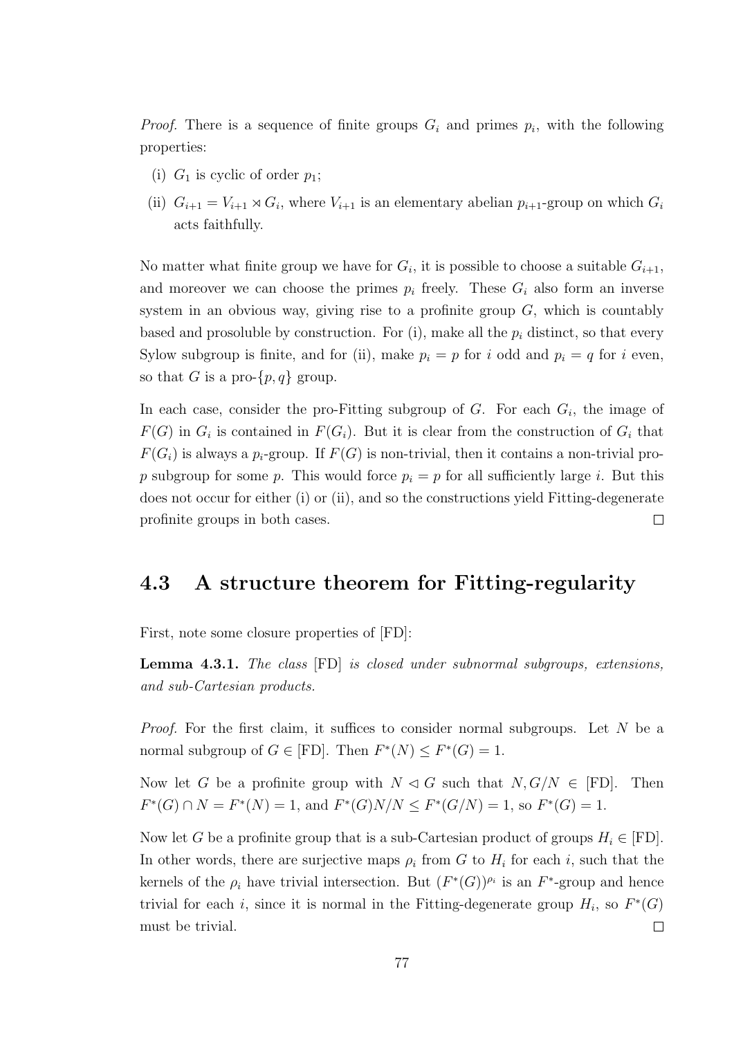*Proof.* There is a sequence of finite groups $G_i$ and primes $p_i$, with the following properties:

(i) $G_1$ is cyclic of order $p_1$;

(ii) $G_{i+1} = V_{i+1} \rtimes G_i$, where $V_{i+1}$ is an elementary abelian $p_{i+1}$-group on which $G_i$ acts faithfully.

No matter what finite group we have for $G_i$, it is possible to choose a suitable $G_{i+1}$, and moreover we can choose the primes $p_i$ freely. These $G_i$ also form an inverse system in an obvious way, giving rise to a profinite group $G$, which is countably based and prosoluble by construction. For (i), make all the $p_i$ distinct, so that every Sylow subgroup is finite, and for (ii), make $p_i = p$ for $i$ odd and $p_i = q$ for $i$ even, so that $G$ is a pro-$\{p, q\}$ group.

In each case, consider the pro-Fitting subgroup of $G$. For each $G_i$, the image of $F(G)$ in $G_i$ is contained in $F(G_i)$. But it is clear from the construction of $G_i$ that $F(G_i)$ is always a $p_i$-group. If $F(G)$ is non-trivial, then it contains a non-trivial pro-$p$ subgroup for some $p$. This would force $p_i = p$ for all sufficiently large $i$. But this does not occur for either (i) or (ii), and so the constructions yield Fitting-degenerate profinite groups in both cases. □

## 4.3 A structure theorem for Fitting-regularity

First, note some closure properties of [FD]:

**Lemma 4.3.1.** *The class* [FD] *is closed under subnormal subgroups, extensions, and sub-Cartesian products.*

*Proof.* For the first claim, it suffices to consider normal subgroups. Let $N$ be a normal subgroup of $G \in$ [FD]. Then $F^*(N) \leq F^*(G) = 1$.

Now let $G$ be a profinite group with $N \lhd G$ such that $N, G/N \in$ [FD]. Then $F^*(G) \cap N = F^*(N) = 1$, and $F^*(G)N/N \leq F^*(G/N) = 1$, so $F^*(G) = 1$.

Now let $G$ be a profinite group that is a sub-Cartesian product of groups $H_i \in$ [FD]. In other words, there are surjective maps $\rho_i$ from $G$ to $H_i$ for each $i$, such that the kernels of the $\rho_i$ have trivial intersection. But $(F^*(G))^{\rho_i}$ is an $F^*$-group and hence trivial for each $i$, since it is normal in the Fitting-degenerate group $H_i$, so $F^*(G)$ must be trivial. □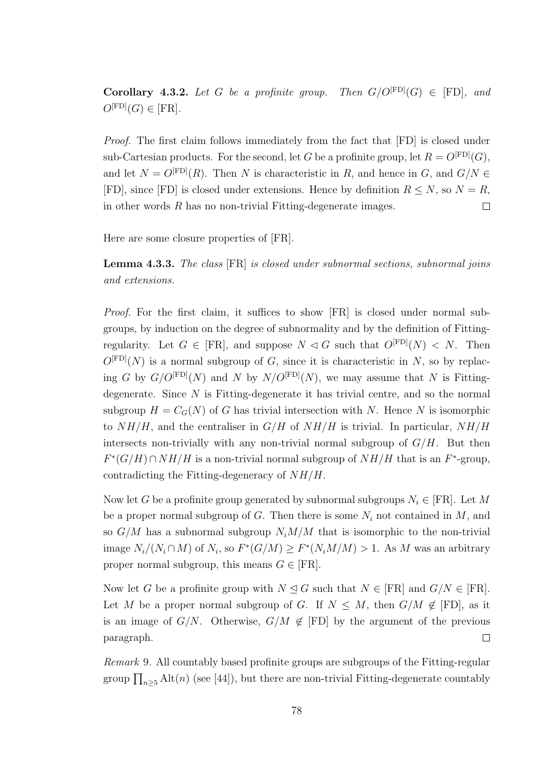**Corollary 4.3.2.** *Let $G$ be a profinite group. Then $G/O^{[\mathrm{FD}]}(G) \in [\mathrm{FD}]$, and $O^{[\mathrm{FD}]}(G) \in [\mathrm{FR}]$.*

*Proof.* The first claim follows immediately from the fact that [FD] is closed under sub-Cartesian products. For the second, let $G$ be a profinite group, let $R = O^{[\mathrm{FD}]}(G)$, and let $N = O^{[\mathrm{FD}]}(R)$. Then $N$ is characteristic in $R$, and hence in $G$, and $G/N \in [\mathrm{FD}]$, since [FD] is closed under extensions. Hence by definition $R \leq N$, so $N = R$, in other words $R$ has no non-trivial Fitting-degenerate images. $\square$

Here are some closure properties of [FR].

**Lemma 4.3.3.** *The class* [FR] *is closed under subnormal sections, subnormal joins and extensions.*

*Proof.* For the first claim, it suffices to show [FR] is closed under normal subgroups, by induction on the degree of subnormality and by the definition of Fitting-regularity. Let $G \in [\mathrm{FR}]$, and suppose $N \lhd G$ such that $O^{[\mathrm{FD}]}(N) < N$. Then $O^{[\mathrm{FD}]}(N)$ is a normal subgroup of $G$, since it is characteristic in $N$, so by replacing $G$ by $G/O^{[\mathrm{FD}]}(N)$ and $N$ by $N/O^{[\mathrm{FD}]}(N)$, we may assume that $N$ is Fitting-degenerate. Since $N$ is Fitting-degenerate it has trivial centre, and so the normal subgroup $H = C_G(N)$ of $G$ has trivial intersection with $N$. Hence $N$ is isomorphic to $NH/H$, and the centraliser in $G/H$ of $NH/H$ is trivial. In particular, $NH/H$ intersects non-trivially with any non-trivial normal subgroup of $G/H$. But then $F^*(G/H) \cap NH/H$ is a non-trivial normal subgroup of $NH/H$ that is an $F^*$-group, contradicting the Fitting-degeneracy of $NH/H$.

Now let $G$ be a profinite group generated by subnormal subgroups $N_i \in [\mathrm{FR}]$. Let $M$ be a proper normal subgroup of $G$. Then there is some $N_i$ not contained in $M$, and so $G/M$ has a subnormal subgroup $N_iM/M$ that is isomorphic to the non-trivial image $N_i/(N_i \cap M)$ of $N_i$, so $F^*(G/M) \geq F^*(N_iM/M) > 1$. As $M$ was an arbitrary proper normal subgroup, this means $G \in [\mathrm{FR}]$.

Now let $G$ be a profinite group with $N \trianglelefteq G$ such that $N \in [\mathrm{FR}]$ and $G/N \in [\mathrm{FR}]$. Let $M$ be a proper normal subgroup of $G$. If $N \leq M$, then $G/M \not\in [\mathrm{FD}]$, as it is an image of $G/N$. Otherwise, $G/M \not\in [\mathrm{FD}]$ by the argument of the previous paragraph. $\square$

*Remark* 9. All countably based profinite groups are subgroups of the Fitting-regular group $\prod_{n \geq 5} \mathrm{Alt}(n)$ (see [44]), but there are non-trivial Fitting-degenerate countably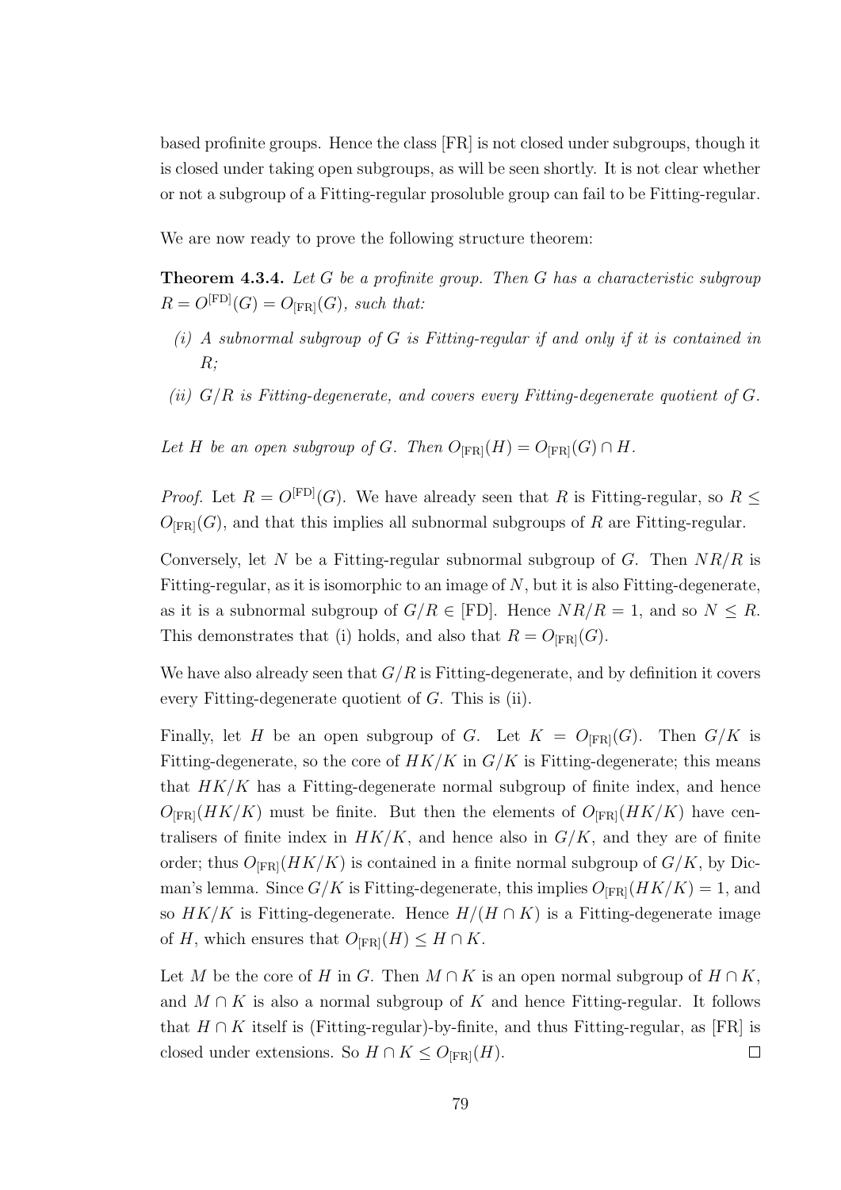based profinite groups. Hence the class [FR] is not closed under subgroups, though it is closed under taking open subgroups, as will be seen shortly. It is not clear whether or not a subgroup of a Fitting-regular prosoluble group can fail to be Fitting-regular.

We are now ready to prove the following structure theorem:

**Theorem 4.3.4.** *Let $G$ be a profinite group. Then $G$ has a characteristic subgroup $R = O^{[\mathrm{FD}]}(G) = O_{[\mathrm{FR}]}(G)$, such that:*

*(i) A subnormal subgroup of $G$ is Fitting-regular if and only if it is contained in $R$;*

*(ii) $G/R$ is Fitting-degenerate, and covers every Fitting-degenerate quotient of $G$.*

*Let $H$ be an open subgroup of $G$. Then $O_{[\mathrm{FR}]}(H) = O_{[\mathrm{FR}]}(G) \cap H$.*

*Proof.* Let $R = O^{[\mathrm{FD}]}(G)$. We have already seen that $R$ is Fitting-regular, so $R \leq O_{[\mathrm{FR}]}(G)$, and that this implies all subnormal subgroups of $R$ are Fitting-regular.

Conversely, let $N$ be a Fitting-regular subnormal subgroup of $G$. Then $NR/R$ is Fitting-regular, as it is isomorphic to an image of $N$, but it is also Fitting-degenerate, as it is a subnormal subgroup of $G/R \in [\mathrm{FD}]$. Hence $NR/R = 1$, and so $N \leq R$. This demonstrates that (i) holds, and also that $R = O_{[\mathrm{FR}]}(G)$.

We have also already seen that $G/R$ is Fitting-degenerate, and by definition it covers every Fitting-degenerate quotient of $G$. This is (ii).

Finally, let $H$ be an open subgroup of $G$. Let $K = O_{[\mathrm{FR}]}(G)$. Then $G/K$ is Fitting-degenerate, so the core of $HK/K$ in $G/K$ is Fitting-degenerate; this means that $HK/K$ has a Fitting-degenerate normal subgroup of finite index, and hence $O_{[\mathrm{FR}]}(HK/K)$ must be finite. But then the elements of $O_{[\mathrm{FR}]}(HK/K)$ have centralisers of finite index in $HK/K$, and hence also in $G/K$, and they are of finite order; thus $O_{[\mathrm{FR}]}(HK/K)$ is contained in a finite normal subgroup of $G/K$, by Dicman's lemma. Since $G/K$ is Fitting-degenerate, this implies $O_{[\mathrm{FR}]}(HK/K) = 1$, and so $HK/K$ is Fitting-degenerate. Hence $H/(H \cap K)$ is a Fitting-degenerate image of $H$, which ensures that $O_{[\mathrm{FR}]}(H) \leq H \cap K$.

Let $M$ be the core of $H$ in $G$. Then $M \cap K$ is an open normal subgroup of $H \cap K$, and $M \cap K$ is also a normal subgroup of $K$ and hence Fitting-regular. It follows that $H \cap K$ itself is (Fitting-regular)-by-finite, and thus Fitting-regular, as [FR] is closed under extensions. So $H \cap K \leq O_{[\mathrm{FR}]}(H)$. $\square$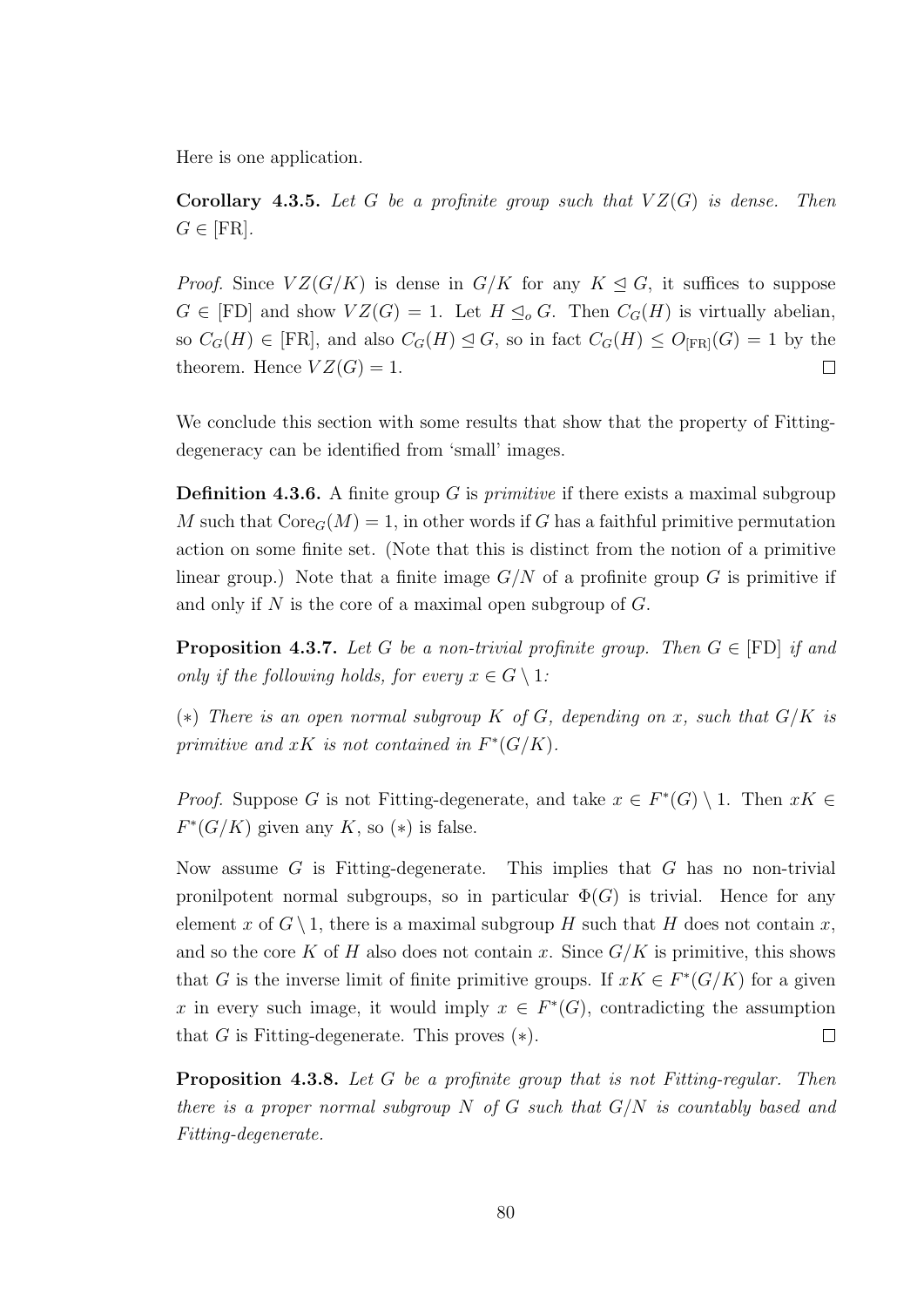Here is one application.

**Corollary 4.3.5.** *Let $G$ be a profinite group such that $VZ(G)$ is dense. Then $G \in$ [FR].*

*Proof.* Since $VZ(G/K)$ is dense in $G/K$ for any $K \trianglelefteq G$, it suffices to suppose $G \in$ [FD] and show $VZ(G) = 1$. Let $H \trianglelefteq_o G$. Then $C_G(H)$ is virtually abelian, so $C_G(H) \in$ [FR], and also $C_G(H) \trianglelefteq G$, so in fact $C_G(H) \leq O_{[\mathrm{FR}]}(G) = 1$ by the theorem. Hence $VZ(G) = 1$. $\square$

We conclude this section with some results that show that the property of Fitting-degeneracy can be identified from 'small' images.

**Definition 4.3.6.** A finite group $G$ is *primitive* if there exists a maximal subgroup $M$ such that $\mathrm{Core}_G(M) = 1$, in other words if $G$ has a faithful primitive permutation action on some finite set. (Note that this is distinct from the notion of a primitive linear group.) Note that a finite image $G/N$ of a profinite group $G$ is primitive if and only if $N$ is the core of a maximal open subgroup of $G$.

**Proposition 4.3.7.** *Let $G$ be a non-trivial profinite group. Then $G \in$ [FD] if and only if the following holds, for every $x \in G \setminus 1$:*

*($*$) There is an open normal subgroup $K$ of $G$, depending on $x$, such that $G/K$ is primitive and $xK$ is not contained in $F^*(G/K)$.*

*Proof.* Suppose $G$ is not Fitting-degenerate, and take $x \in F^*(G) \setminus 1$. Then $xK \in F^*(G/K)$ given any $K$, so ($*$) is false.

Now assume $G$ is Fitting-degenerate. This implies that $G$ has no non-trivial pronilpotent normal subgroups, so in particular $\Phi(G)$ is trivial. Hence for any element $x$ of $G \setminus 1$, there is a maximal subgroup $H$ such that $H$ does not contain $x$, and so the core $K$ of $H$ also does not contain $x$. Since $G/K$ is primitive, this shows that $G$ is the inverse limit of finite primitive groups. If $xK \in F^*(G/K)$ for a given $x$ in every such image, it would imply $x \in F^*(G)$, contradicting the assumption that $G$ is Fitting-degenerate. This proves ($*$). $\square$

**Proposition 4.3.8.** *Let $G$ be a profinite group that is not Fitting-regular. Then there is a proper normal subgroup $N$ of $G$ such that $G/N$ is countably based and Fitting-degenerate.*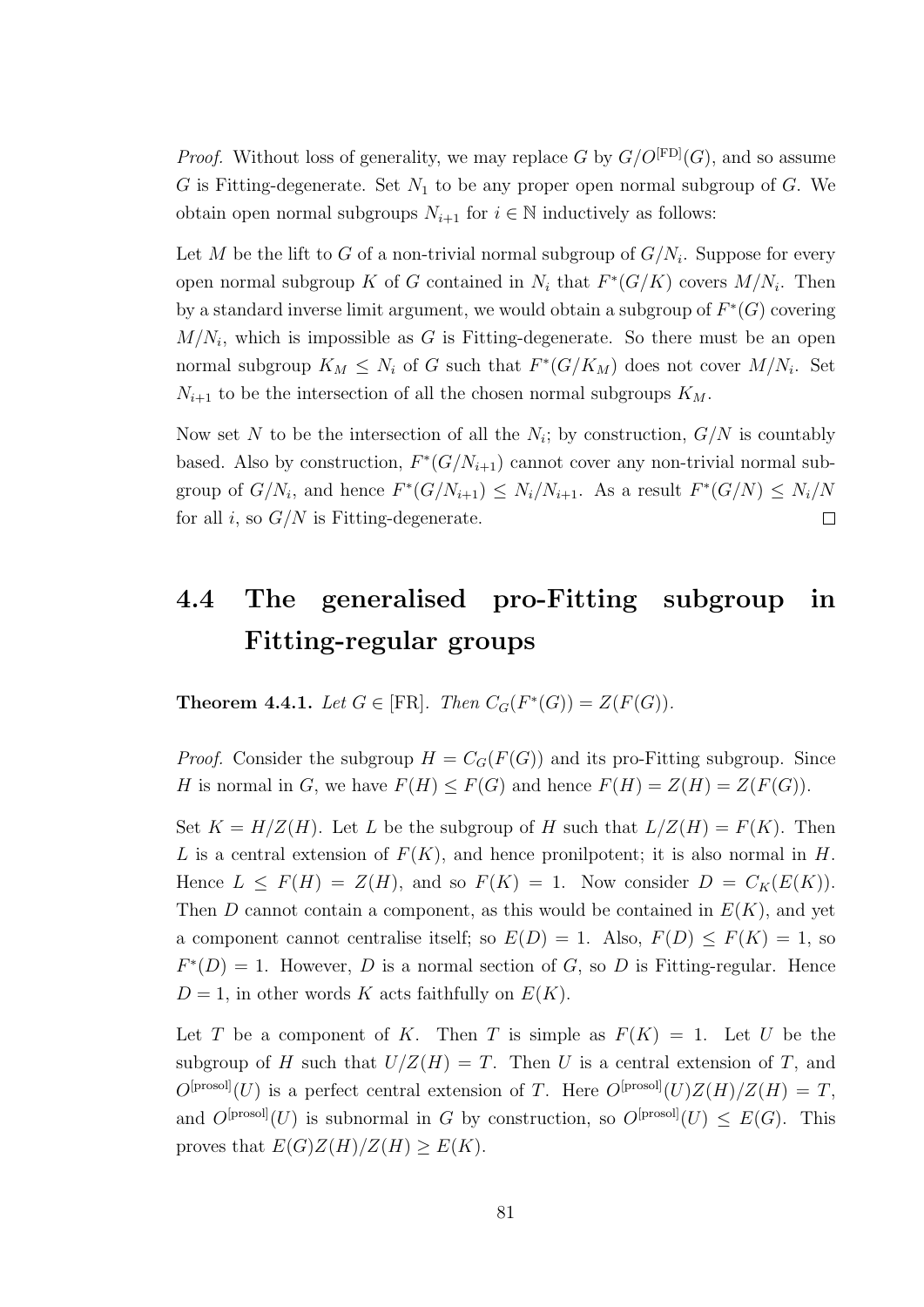*Proof.* Without loss of generality, we may replace $G$ by $G/O^{[\mathrm{FD}]}(G)$, and so assume $G$ is Fitting-degenerate. Set $N_1$ to be any proper open normal subgroup of $G$. We obtain open normal subgroups $N_{i+1}$ for $i \in \mathbb{N}$ inductively as follows:

Let $M$ be the lift to $G$ of a non-trivial normal subgroup of $G/N_i$. Suppose for every open normal subgroup $K$ of $G$ contained in $N_i$ that $F^*(G/K)$ covers $M/N_i$. Then by a standard inverse limit argument, we would obtain a subgroup of $F^*(G)$ covering $M/N_i$, which is impossible as $G$ is Fitting-degenerate. So there must be an open normal subgroup $K_M \leq N_i$ of $G$ such that $F^*(G/K_M)$ does not cover $M/N_i$. Set $N_{i+1}$ to be the intersection of all the chosen normal subgroups $K_M$.

Now set $N$ to be the intersection of all the $N_i$; by construction, $G/N$ is countably based. Also by construction, $F^*(G/N_{i+1})$ cannot cover any non-trivial normal subgroup of $G/N_i$, and hence $F^*(G/N_{i+1}) \leq N_i/N_{i+1}$. As a result $F^*(G/N) \leq N_i/N$ for all $i$, so $G/N$ is Fitting-degenerate. $\square$

## 4.4 The generalised pro-Fitting subgroup in Fitting-regular groups

**Theorem 4.4.1.** *Let $G \in [\mathrm{FR}]$. Then $C_G(F^*(G)) = Z(F(G))$.*

*Proof.* Consider the subgroup $H = C_G(F(G))$ and its pro-Fitting subgroup. Since $H$ is normal in $G$, we have $F(H) \leq F(G)$ and hence $F(H) = Z(H) = Z(F(G))$.

Set $K = H/Z(H)$. Let $L$ be the subgroup of $H$ such that $L/Z(H) = F(K)$. Then $L$ is a central extension of $F(K)$, and hence pronilpotent; it is also normal in $H$. Hence $L \leq F(H) = Z(H)$, and so $F(K) = 1$. Now consider $D = C_K(E(K))$. Then $D$ cannot contain a component, as this would be contained in $E(K)$, and yet a component cannot centralise itself; so $E(D) = 1$. Also, $F(D) \leq F(K) = 1$, so $F^*(D) = 1$. However, $D$ is a normal section of $G$, so $D$ is Fitting-regular. Hence $D = 1$, in other words $K$ acts faithfully on $E(K)$.

Let $T$ be a component of $K$. Then $T$ is simple as $F(K) = 1$. Let $U$ be the subgroup of $H$ such that $U/Z(H) = T$. Then $U$ is a central extension of $T$, and $O^{[\mathrm{prosol}]}(U)$ is a perfect central extension of $T$. Here $O^{[\mathrm{prosol}]}(U)Z(H)/Z(H) = T$, and $O^{[\mathrm{prosol}]}(U)$ is subnormal in $G$ by construction, so $O^{[\mathrm{prosol}]}(U) \leq E(G)$. This proves that $E(G)Z(H)/Z(H) \geq E(K)$.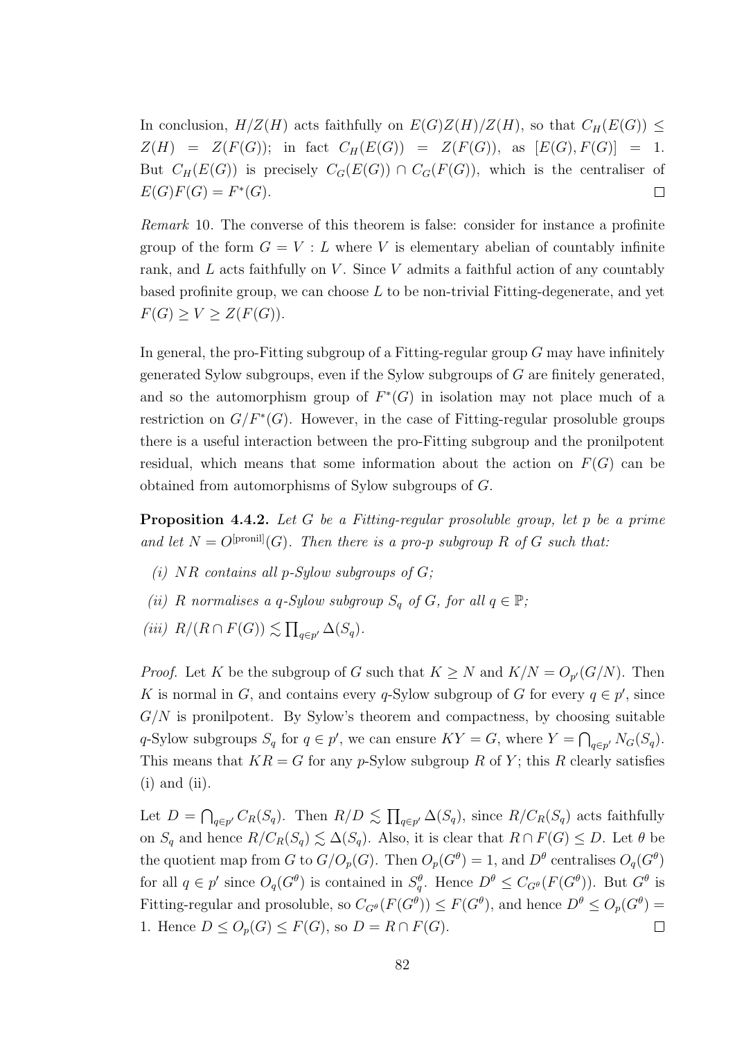In conclusion, $H/Z(H)$ acts faithfully on $E(G)Z(H)/Z(H)$, so that $C_H(E(G)) \leq Z(H) = Z(F(G))$; in fact $C_H(E(G)) = Z(F(G))$, as $[E(G), F(G)] = 1$. But $C_H(E(G))$ is precisely $C_G(E(G)) \cap C_G(F(G))$, which is the centraliser of $E(G)F(G) = F^*(G)$. $\square$

*Remark* 10. The converse of this theorem is false: consider for instance a profinite group of the form $G = V : L$ where $V$ is elementary abelian of countably infinite rank, and $L$ acts faithfully on $V$. Since $V$ admits a faithful action of any countably based profinite group, we can choose $L$ to be non-trivial Fitting-degenerate, and yet $F(G) \geq V \geq Z(F(G))$.

In general, the pro-Fitting subgroup of a Fitting-regular group $G$ may have infinitely generated Sylow subgroups, even if the Sylow subgroups of $G$ are finitely generated, and so the automorphism group of $F^*(G)$ in isolation may not place much of a restriction on $G/F^*(G)$. However, in the case of Fitting-regular prosoluble groups there is a useful interaction between the pro-Fitting subgroup and the pronilpotent residual, which means that some information about the action on $F(G)$ can be obtained from automorphisms of Sylow subgroups of $G$.

**Proposition 4.4.2.** *Let $G$ be a Fitting-regular prosoluble group, let $p$ be a prime and let $N = O^{[\mathrm{pronil}]}(G)$. Then there is a pro-$p$ subgroup $R$ of $G$ such that:*

*(i) $NR$ contains all $p$-Sylow subgroups of $G$;*

*(ii) $R$ normalises a $q$-Sylow subgroup $S_q$ of $G$, for all $q \in \mathbb{P}$;*

*(iii) $R/(R \cap F(G)) \lesssim \prod_{q \in p'} \Delta(S_q)$.*

*Proof.* Let $K$ be the subgroup of $G$ such that $K \geq N$ and $K/N = O_{p'}(G/N)$. Then $K$ is normal in $G$, and contains every $q$-Sylow subgroup of $G$ for every $q \in p'$, since $G/N$ is pronilpotent. By Sylow's theorem and compactness, by choosing suitable $q$-Sylow subgroups $S_q$ for $q \in p'$, we can ensure $KY = G$, where $Y = \bigcap_{q \in p'} N_G(S_q)$. This means that $KR = G$ for any $p$-Sylow subgroup $R$ of $Y$; this $R$ clearly satisfies (i) and (ii).

Let $D = \bigcap_{q \in p'} C_R(S_q)$. Then $R/D \lesssim \prod_{q \in p'} \Delta(S_q)$, since $R/C_R(S_q)$ acts faithfully on $S_q$ and hence $R/C_R(S_q) \lesssim \Delta(S_q)$. Also, it is clear that $R \cap F(G) \leq D$. Let $\theta$ be the quotient map from $G$ to $G/O_p(G)$. Then $O_p(G^\theta) = 1$, and $D^\theta$ centralises $O_q(G^\theta)$ for all $q \in p'$ since $O_q(G^\theta)$ is contained in $S_q^\theta$. Hence $D^\theta \leq C_{G^\theta}(F(G^\theta))$. But $G^\theta$ is Fitting-regular and prosoluble, so $C_{G^\theta}(F(G^\theta)) \leq F(G^\theta)$, and hence $D^\theta \leq O_p(G^\theta) = 1$. Hence $D \leq O_p(G) \leq F(G)$, so $D = R \cap F(G)$. $\square$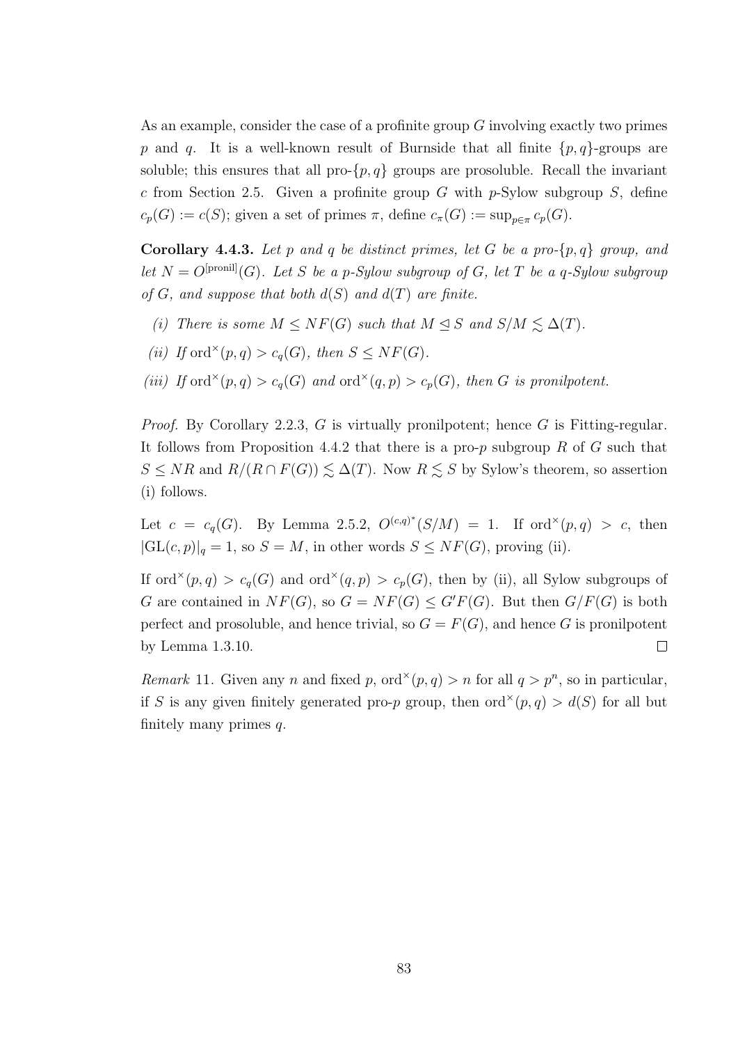As an example, consider the case of a profinite group $G$ involving exactly two primes $p$ and $q$. It is a well-known result of Burnside that all finite $\{p, q\}$-groups are soluble; this ensures that all pro-$\{p, q\}$ groups are prosoluble. Recall the invariant $c$ from Section 2.5. Given a profinite group $G$ with $p$-Sylow subgroup $S$, define $c_p(G) := c(S)$; given a set of primes $\pi$, define $c_\pi(G) := \sup_{p \in \pi} c_p(G)$.

**Corollary 4.4.3.** *Let $p$ and $q$ be distinct primes, let $G$ be a pro-$\{p, q\}$ group, and let $N = O^{[\mathrm{pronil}]}(G)$. Let $S$ be a $p$-Sylow subgroup of $G$, let $T$ be a $q$-Sylow subgroup of $G$, and suppose that both $d(S)$ and $d(T)$ are finite.*

*(i) There is some $M \leq NF(G)$ such that $M \trianglelefteq S$ and $S/M \lesssim \Delta(T)$.*

*(ii) If $\mathrm{ord}^\times(p, q) > c_q(G)$, then $S \leq NF(G)$.*

*(iii) If $\mathrm{ord}^\times(p, q) > c_q(G)$ and $\mathrm{ord}^\times(q, p) > c_p(G)$, then $G$ is pronilpotent.*

*Proof.* By Corollary 2.2.3, $G$ is virtually pronilpotent; hence $G$ is Fitting-regular. It follows from Proposition 4.4.2 that there is a pro-$p$ subgroup $R$ of $G$ such that $S \leq NR$ and $R/(R \cap F(G)) \lesssim \Delta(T)$. Now $R \lesssim S$ by Sylow's theorem, so assertion (i) follows.

Let $c = c_q(G)$. By Lemma 2.5.2, $O^{(c,q)^*}(S/M) = 1$. If $\mathrm{ord}^\times(p, q) > c$, then $|\mathrm{GL}(c, p)|_q = 1$, so $S = M$, in other words $S \leq NF(G)$, proving (ii).

If $\mathrm{ord}^\times(p, q) > c_q(G)$ and $\mathrm{ord}^\times(q, p) > c_p(G)$, then by (ii), all Sylow subgroups of $G$ are contained in $NF(G)$, so $G = NF(G) \leq G'F(G)$. But then $G/F(G)$ is both perfect and prosoluble, and hence trivial, so $G = F(G)$, and hence $G$ is pronilpotent by Lemma 1.3.10. $\square$

*Remark* 11. Given any $n$ and fixed $p$, $\mathrm{ord}^\times(p, q) > n$ for all $q > p^n$, so in particular, if $S$ is any given finitely generated pro-$p$ group, then $\mathrm{ord}^\times(p, q) > d(S)$ for all but finitely many primes $q$.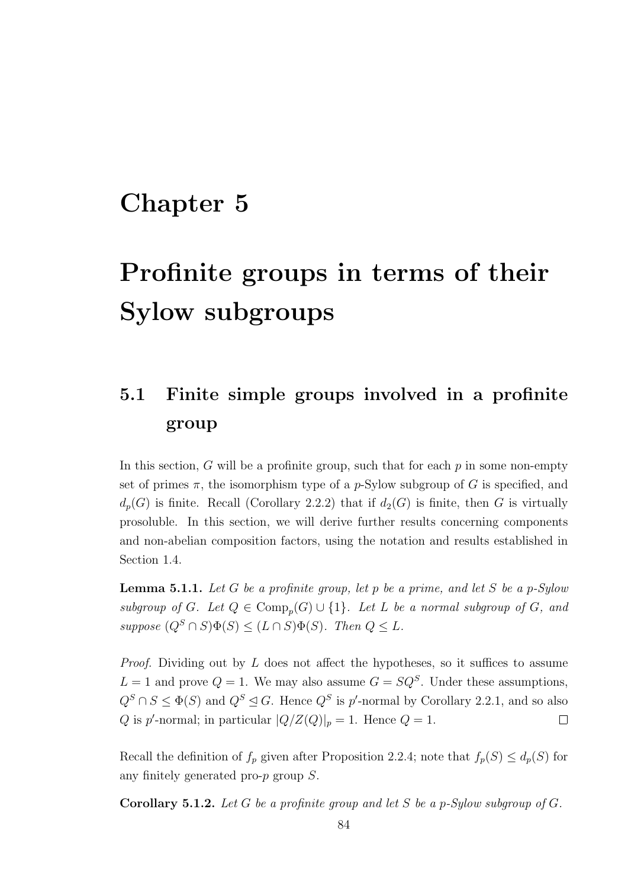# Chapter 5

# Profinite groups in terms of their Sylow subgroups

## 5.1 Finite simple groups involved in a profinite group

In this section, $G$ will be a profinite group, such that for each $p$ in some non-empty set of primes $\pi$, the isomorphism type of a $p$-Sylow subgroup of $G$ is specified, and $d_p(G)$ is finite. Recall (Corollary 2.2.2) that if $d_2(G)$ is finite, then $G$ is virtually prosoluble. In this section, we will derive further results concerning components and non-abelian composition factors, using the notation and results established in Section 1.4.

**Lemma 5.1.1.** *Let $G$ be a profinite group, let $p$ be a prime, and let $S$ be a $p$-Sylow subgroup of $G$. Let $Q \in \mathrm{Comp}_p(G) \cup \{1\}$. Let $L$ be a normal subgroup of $G$, and suppose $(Q^S \cap S)\Phi(S) \leq (L \cap S)\Phi(S)$. Then $Q \leq L$.*

*Proof.* Dividing out by $L$ does not affect the hypotheses, so it suffices to assume $L = 1$ and prove $Q = 1$. We may also assume $G = SQ^S$. Under these assumptions, $Q^S \cap S \leq \Phi(S)$ and $Q^S \trianglelefteq G$. Hence $Q^S$ is $p'$-normal by Corollary 2.2.1, and so also $Q$ is $p'$-normal; in particular $|Q/Z(Q)|_p = 1$. Hence $Q = 1$. $\square$

Recall the definition of $f_p$ given after Proposition 2.2.4; note that $f_p(S) \leq d_p(S)$ for any finitely generated pro-$p$ group $S$.

**Corollary 5.1.2.** *Let $G$ be a profinite group and let $S$ be a $p$-Sylow subgroup of $G$.*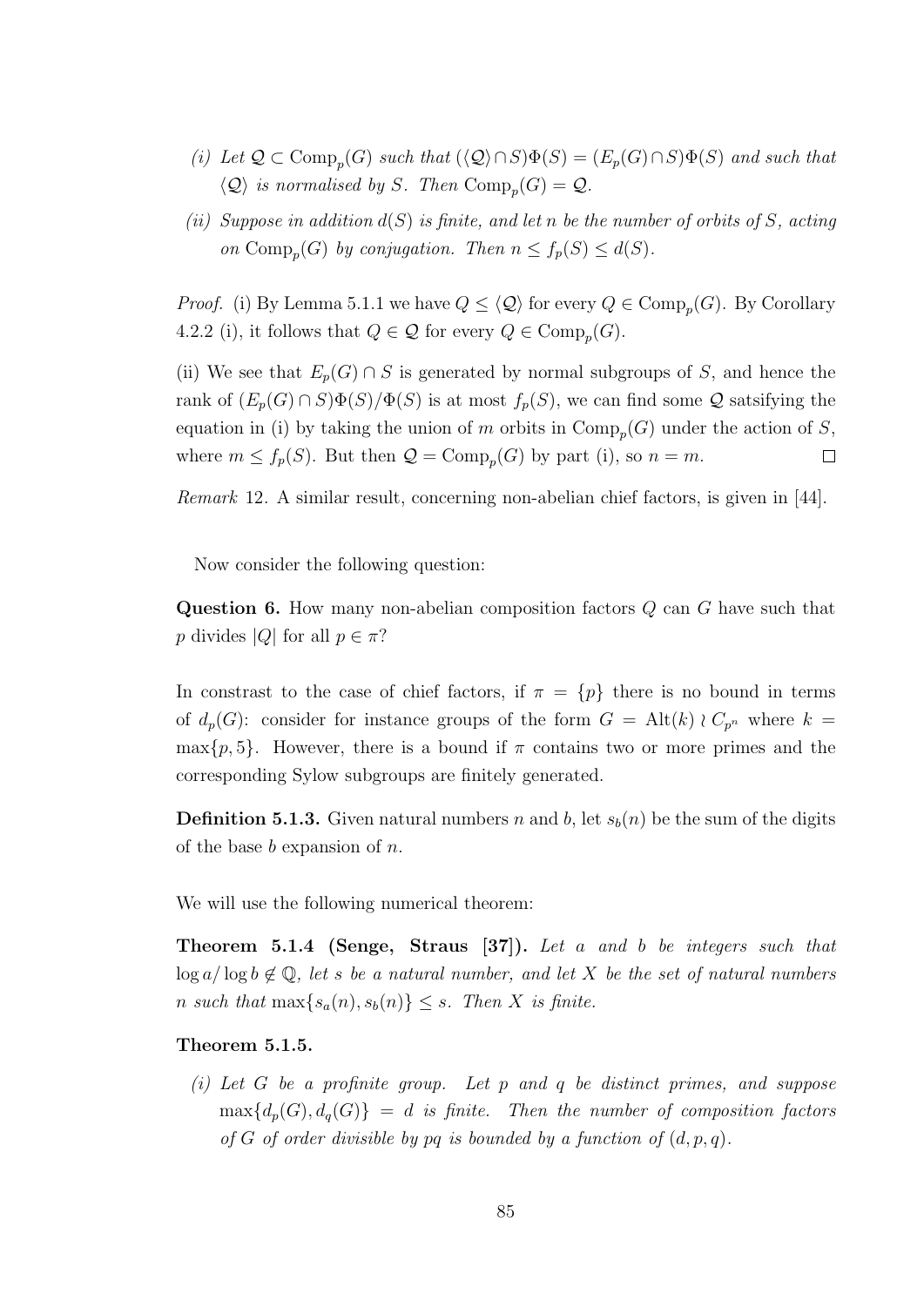*(i) Let $\mathcal{Q} \subset \mathrm{Comp}_p(G)$ such that $(\langle \mathcal{Q} \rangle \cap S)\Phi(S) = (E_p(G) \cap S)\Phi(S)$ and such that $\langle \mathcal{Q} \rangle$ is normalised by $S$. Then $\mathrm{Comp}_p(G) = \mathcal{Q}$.*

*(ii) Suppose in addition $d(S)$ is finite, and let $n$ be the number of orbits of $S$, acting on $\mathrm{Comp}_p(G)$ by conjugation. Then $n \leq f_p(S) \leq d(S)$.*

*Proof.* (i) By Lemma 5.1.1 we have $Q \leq \langle \mathcal{Q} \rangle$ for every $Q \in \mathrm{Comp}_p(G)$. By Corollary 4.2.2 (i), it follows that $Q \in \mathcal{Q}$ for every $Q \in \mathrm{Comp}_p(G)$.

(ii) We see that $E_p(G) \cap S$ is generated by normal subgroups of $S$, and hence the rank of $(E_p(G) \cap S)\Phi(S)/\Phi(S)$ is at most $f_p(S)$, we can find some $\mathcal{Q}$ satsifying the equation in (i) by taking the union of $m$ orbits in $\mathrm{Comp}_p(G)$ under the action of $S$, where $m \leq f_p(S)$. But then $\mathcal{Q} = \mathrm{Comp}_p(G)$ by part (i), so $n = m$. $\square$

*Remark* 12. A similar result, concerning non-abelian chief factors, is given in [44].

Now consider the following question:

**Question 6.** How many non-abelian composition factors $Q$ can $G$ have such that $p$ divides $|Q|$ for all $p \in \pi$?

In constrast to the case of chief factors, if $\pi = \{p\}$ there is no bound in terms of $d_p(G)$: consider for instance groups of the form $G = \mathrm{Alt}(k) \wr C_{p^n}$ where $k = \max\{p, 5\}$. However, there is a bound if $\pi$ contains two or more primes and the corresponding Sylow subgroups are finitely generated.

**Definition 5.1.3.** Given natural numbers $n$ and $b$, let $s_b(n)$ be the sum of the digits of the base $b$ expansion of $n$.

We will use the following numerical theorem:

**Theorem 5.1.4 (Senge, Straus [37]).** *Let $a$ and $b$ be integers such that $\log a / \log b \notin \mathbb{Q}$, let $s$ be a natural number, and let $X$ be the set of natural numbers $n$ such that $\max\{s_a(n), s_b(n)\} \leq s$. Then $X$ is finite.*

**Theorem 5.1.5.**

*(i) Let $G$ be a profinite group. Let $p$ and $q$ be distinct primes, and suppose $\max\{d_p(G), d_q(G)\} = d$ is finite. Then the number of composition factors of $G$ of order divisible by $pq$ is bounded by a function of $(d, p, q)$.*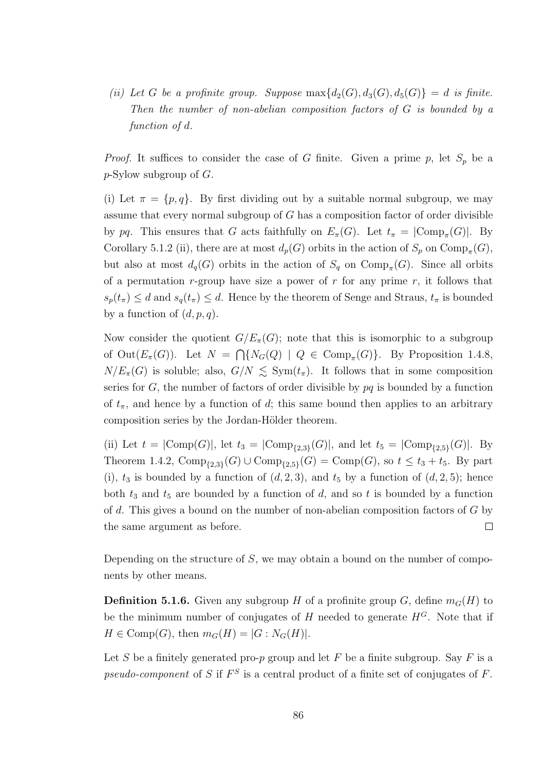*(ii) Let $G$ be a profinite group. Suppose $\max\{d_2(G), d_3(G), d_5(G)\} = d$ is finite. Then the number of non-abelian composition factors of $G$ is bounded by a function of $d$.*

*Proof.* It suffices to consider the case of $G$ finite. Given a prime $p$, let $S_p$ be a $p$-Sylow subgroup of $G$.

(i) Let $\pi = \{p, q\}$. By first dividing out by a suitable normal subgroup, we may assume that every normal subgroup of $G$ has a composition factor of order divisible by $pq$. This ensures that $G$ acts faithfully on $E_\pi(G)$. Let $t_\pi = |\mathrm{Comp}_\pi(G)|$. By Corollary 5.1.2 (ii), there are at most $d_p(G)$ orbits in the action of $S_p$ on $\mathrm{Comp}_\pi(G)$, but also at most $d_q(G)$ orbits in the action of $S_q$ on $\mathrm{Comp}_\pi(G)$. Since all orbits of a permutation $r$-group have size a power of $r$ for any prime $r$, it follows that $s_p(t_\pi) \leq d$ and $s_q(t_\pi) \leq d$. Hence by the theorem of Senge and Straus, $t_\pi$ is bounded by a function of $(d, p, q)$.

Now consider the quotient $G/E_\pi(G)$; note that this is isomorphic to a subgroup of $\mathrm{Out}(E_\pi(G))$. Let $N = \bigcap\{N_G(Q) \mid Q \in \mathrm{Comp}_\pi(G)\}$. By Proposition 1.4.8, $N/E_\pi(G)$ is soluble; also, $G/N \lesssim \mathrm{Sym}(t_\pi)$. It follows that in some composition series for $G$, the number of factors of order divisible by $pq$ is bounded by a function of $t_\pi$, and hence by a function of $d$; this same bound then applies to an arbitrary composition series by the Jordan-Hölder theorem.

(ii) Let $t = |\mathrm{Comp}(G)|$, let $t_3 = |\mathrm{Comp}_{\{2,3\}}(G)|$, and let $t_5 = |\mathrm{Comp}_{\{2,5\}}(G)|$. By Theorem 1.4.2, $\mathrm{Comp}_{\{2,3\}}(G) \cup \mathrm{Comp}_{\{2,5\}}(G) = \mathrm{Comp}(G)$, so $t \leq t_3 + t_5$. By part (i), $t_3$ is bounded by a function of $(d, 2, 3)$, and $t_5$ by a function of $(d, 2, 5)$; hence both $t_3$ and $t_5$ are bounded by a function of $d$, and so $t$ is bounded by a function of $d$. This gives a bound on the number of non-abelian composition factors of $G$ by the same argument as before. $\square$

Depending on the structure of $S$, we may obtain a bound on the number of components by other means.

**Definition 5.1.6.** Given any subgroup $H$ of a profinite group $G$, define $m_G(H)$ to be the minimum number of conjugates of $H$ needed to generate $H^G$. Note that if $H \in \mathrm{Comp}(G)$, then $m_G(H) = |G : N_G(H)|$.

Let $S$ be a finitely generated pro-$p$ group and let $F$ be a finite subgroup. Say $F$ is a *pseudo-component* of $S$ if $F^S$ is a central product of a finite set of conjugates of $F$.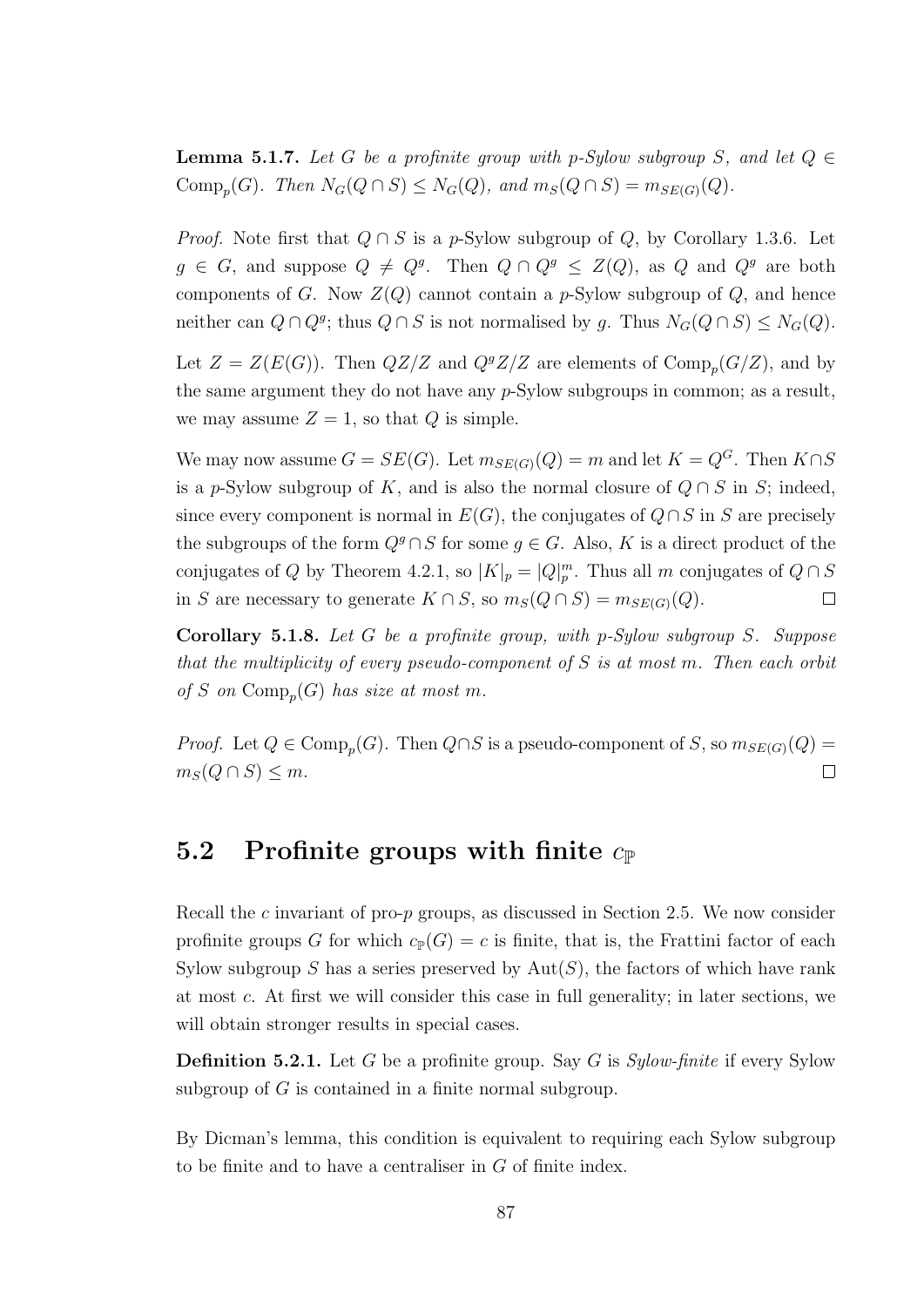**Lemma 5.1.7.** *Let $G$ be a profinite group with $p$-Sylow subgroup $S$, and let $Q \in \mathrm{Comp}_p(G)$. Then $N_G(Q \cap S) \leq N_G(Q)$, and $m_S(Q \cap S) = m_{SE(G)}(Q)$.*

*Proof.* Note first that $Q \cap S$ is a $p$-Sylow subgroup of $Q$, by Corollary 1.3.6. Let $g \in G$, and suppose $Q \neq Q^g$. Then $Q \cap Q^g \leq Z(Q)$, as $Q$ and $Q^g$ are both components of $G$. Now $Z(Q)$ cannot contain a $p$-Sylow subgroup of $Q$, and hence neither can $Q \cap Q^g$; thus $Q \cap S$ is not normalised by $g$. Thus $N_G(Q \cap S) \leq N_G(Q)$.

Let $Z = Z(E(G))$. Then $QZ/Z$ and $Q^gZ/Z$ are elements of $\mathrm{Comp}_p(G/Z)$, and by the same argument they do not have any $p$-Sylow subgroups in common; as a result, we may assume $Z = 1$, so that $Q$ is simple.

We may now assume $G = SE(G)$. Let $m_{SE(G)}(Q) = m$ and let $K = Q^G$. Then $K \cap S$ is a $p$-Sylow subgroup of $K$, and is also the normal closure of $Q \cap S$ in $S$; indeed, since every component is normal in $E(G)$, the conjugates of $Q \cap S$ in $S$ are precisely the subgroups of the form $Q^g \cap S$ for some $g \in G$. Also, $K$ is a direct product of the conjugates of $Q$ by Theorem 4.2.1, so $|K|_p = |Q|_p^m$. Thus all $m$ conjugates of $Q \cap S$ in $S$ are necessary to generate $K \cap S$, so $m_S(Q \cap S) = m_{SE(G)}(Q)$. $\square$

**Corollary 5.1.8.** *Let $G$ be a profinite group, with $p$-Sylow subgroup $S$. Suppose that the multiplicity of every pseudo-component of $S$ is at most $m$. Then each orbit of $S$ on $\mathrm{Comp}_p(G)$ has size at most $m$.*

*Proof.* Let $Q \in \mathrm{Comp}_p(G)$. Then $Q \cap S$ is a pseudo-component of $S$, so $m_{SE(G)}(Q) = m_S(Q \cap S) \leq m$. $\square$

## 5.2 Profinite groups with finite $c_{\mathbb{P}}$

Recall the $c$ invariant of pro-$p$ groups, as discussed in Section 2.5. We now consider profinite groups $G$ for which $c_{\mathbb{P}}(G) = c$ is finite, that is, the Frattini factor of each Sylow subgroup $S$ has a series preserved by $\mathrm{Aut}(S)$, the factors of which have rank at most $c$. At first we will consider this case in full generality; in later sections, we will obtain stronger results in special cases.

**Definition 5.2.1.** Let $G$ be a profinite group. Say $G$ is *Sylow-finite* if every Sylow subgroup of $G$ is contained in a finite normal subgroup.

By Dicman's lemma, this condition is equivalent to requiring each Sylow subgroup to be finite and to have a centraliser in $G$ of finite index.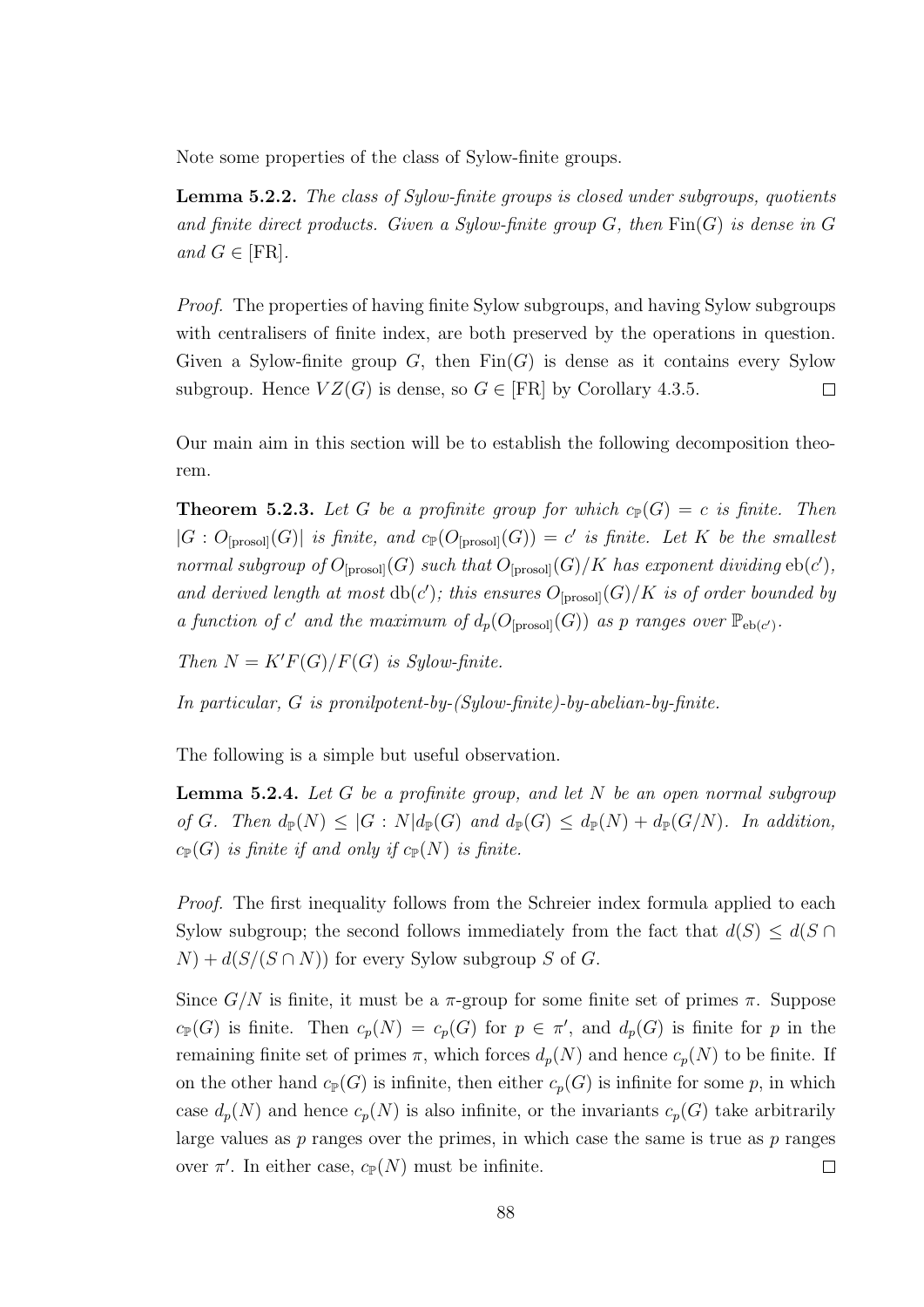Note some properties of the class of Sylow-finite groups.

**Lemma 5.2.2.** *The class of Sylow-finite groups is closed under subgroups, quotients and finite direct products. Given a Sylow-finite group $G$, then $\mathrm{Fin}(G)$ is dense in $G$ and $G \in [\mathrm{FR}]$.*

*Proof.* The properties of having finite Sylow subgroups, and having Sylow subgroups with centralisers of finite index, are both preserved by the operations in question. Given a Sylow-finite group $G$, then $\mathrm{Fin}(G)$ is dense as it contains every Sylow subgroup. Hence $VZ(G)$ is dense, so $G \in [\mathrm{FR}]$ by Corollary 4.3.5. □

Our main aim in this section will be to establish the following decomposition theorem.

**Theorem 5.2.3.** *Let $G$ be a profinite group for which $c_{\mathbb{P}}(G) = c$ is finite. Then $|G : O_{[\mathrm{prosol}]}(G)|$ is finite, and $c_{\mathbb{P}}(O_{[\mathrm{prosol}]}(G)) = c'$ is finite. Let $K$ be the smallest normal subgroup of $O_{[\mathrm{prosol}]}(G)$ such that $O_{[\mathrm{prosol}]}(G)/K$ has exponent dividing $\mathrm{eb}(c')$, and derived length at most $\mathrm{db}(c')$; this ensures $O_{[\mathrm{prosol}]}(G)/K$ is of order bounded by a function of $c'$ and the maximum of $d_p(O_{[\mathrm{prosol}]}(G))$ as $p$ ranges over $\mathbb{P}_{\mathrm{eb}(c')}$.*

*Then $N = K'F(G)/F(G)$ is Sylow-finite.*

*In particular, $G$ is pronilpotent-by-(Sylow-finite)-by-abelian-by-finite.*

The following is a simple but useful observation.

**Lemma 5.2.4.** *Let $G$ be a profinite group, and let $N$ be an open normal subgroup of $G$. Then $d_{\mathbb{P}}(N) \leq |G : N| d_{\mathbb{P}}(G)$ and $d_{\mathbb{P}}(G) \leq d_{\mathbb{P}}(N) + d_{\mathbb{P}}(G/N)$. In addition, $c_{\mathbb{P}}(G)$ is finite if and only if $c_{\mathbb{P}}(N)$ is finite.*

*Proof.* The first inequality follows from the Schreier index formula applied to each Sylow subgroup; the second follows immediately from the fact that $d(S) \leq d(S \cap N) + d(S/(S \cap N))$ for every Sylow subgroup $S$ of $G$.

Since $G/N$ is finite, it must be a $\pi$-group for some finite set of primes $\pi$. Suppose $c_{\mathbb{P}}(G)$ is finite. Then $c_p(N) = c_p(G)$ for $p \in \pi'$, and $d_p(G)$ is finite for $p$ in the remaining finite set of primes $\pi$, which forces $d_p(N)$ and hence $c_p(N)$ to be finite. If on the other hand $c_{\mathbb{P}}(G)$ is infinite, then either $c_p(G)$ is infinite for some $p$, in which case $d_p(N)$ and hence $c_p(N)$ is also infinite, or the invariants $c_p(G)$ take arbitrarily large values as $p$ ranges over the primes, in which case the same is true as $p$ ranges over $\pi'$. In either case, $c_{\mathbb{P}}(N)$ must be infinite. □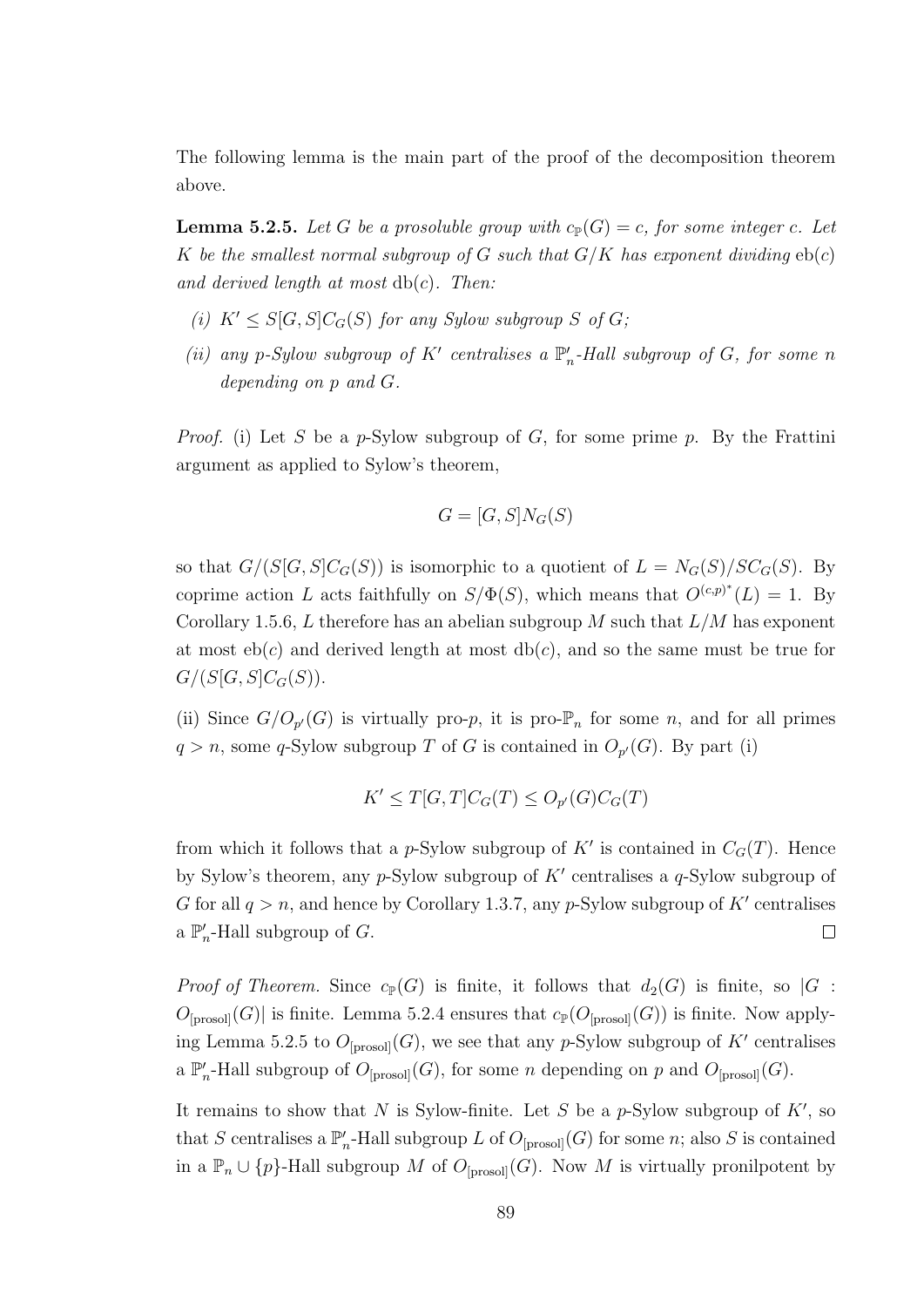The following lemma is the main part of the proof of the decomposition theorem above.

**Lemma 5.2.5.** *Let $G$ be a prosoluble group with $c_{\mathbb{P}}(G) = c$, for some integer $c$. Let $K$ be the smallest normal subgroup of $G$ such that $G/K$ has exponent dividing $\mathrm{eb}(c)$ and derived length at most $\mathrm{db}(c)$. Then:*

*(i) $K' \leq S[G,S]C_G(S)$ for any Sylow subgroup $S$ of $G$;*

*(ii) any $p$-Sylow subgroup of $K'$ centralises a $\mathbb{P}'_n$-Hall subgroup of $G$, for some $n$ depending on $p$ and $G$.*

*Proof.* (i) Let $S$ be a $p$-Sylow subgroup of $G$, for some prime $p$. By the Frattini argument as applied to Sylow's theorem,

$$G = [G,S]N_G(S)$$

so that $G/(S[G,S]C_G(S))$ is isomorphic to a quotient of $L = N_G(S)/SC_G(S)$. By coprime action $L$ acts faithfully on $S/\Phi(S)$, which means that $O^{(c,p)^*}(L) = 1$. By Corollary 1.5.6, $L$ therefore has an abelian subgroup $M$ such that $L/M$ has exponent at most $\mathrm{eb}(c)$ and derived length at most $\mathrm{db}(c)$, and so the same must be true for $G/(S[G,S]C_G(S))$.

(ii) Since $G/O_{p'}(G)$ is virtually pro-$p$, it is pro-$\mathbb{P}_n$ for some $n$, and for all primes $q > n$, some $q$-Sylow subgroup $T$ of $G$ is contained in $O_{p'}(G)$. By part (i)

$$K' \leq T[G,T]C_G(T) \leq O_{p'}(G)C_G(T)$$

from which it follows that a $p$-Sylow subgroup of $K'$ is contained in $C_G(T)$. Hence by Sylow's theorem, any $p$-Sylow subgroup of $K'$ centralises a $q$-Sylow subgroup of $G$ for all $q > n$, and hence by Corollary 1.3.7, any $p$-Sylow subgroup of $K'$ centralises a $\mathbb{P}'_n$-Hall subgroup of $G$. $\square$

*Proof of Theorem.* Since $c_{\mathbb{P}}(G)$ is finite, it follows that $d_2(G)$ is finite, so $|G : O_{[\text{prosol}]}(G)|$ is finite. Lemma 5.2.4 ensures that $c_{\mathbb{P}}(O_{[\text{prosol}]}(G))$ is finite. Now applying Lemma 5.2.5 to $O_{[\text{prosol}]}(G)$, we see that any $p$-Sylow subgroup of $K'$ centralises a $\mathbb{P}'_n$-Hall subgroup of $O_{[\text{prosol}]}(G)$, for some $n$ depending on $p$ and $O_{[\text{prosol}]}(G)$.

It remains to show that $N$ is Sylow-finite. Let $S$ be a $p$-Sylow subgroup of $K'$, so that $S$ centralises a $\mathbb{P}'_n$-Hall subgroup $L$ of $O_{[\text{prosol}]}(G)$ for some $n$; also $S$ is contained in a $\mathbb{P}_n \cup \{p\}$-Hall subgroup $M$ of $O_{[\text{prosol}]}(G)$. Now $M$ is virtually pronilpotent by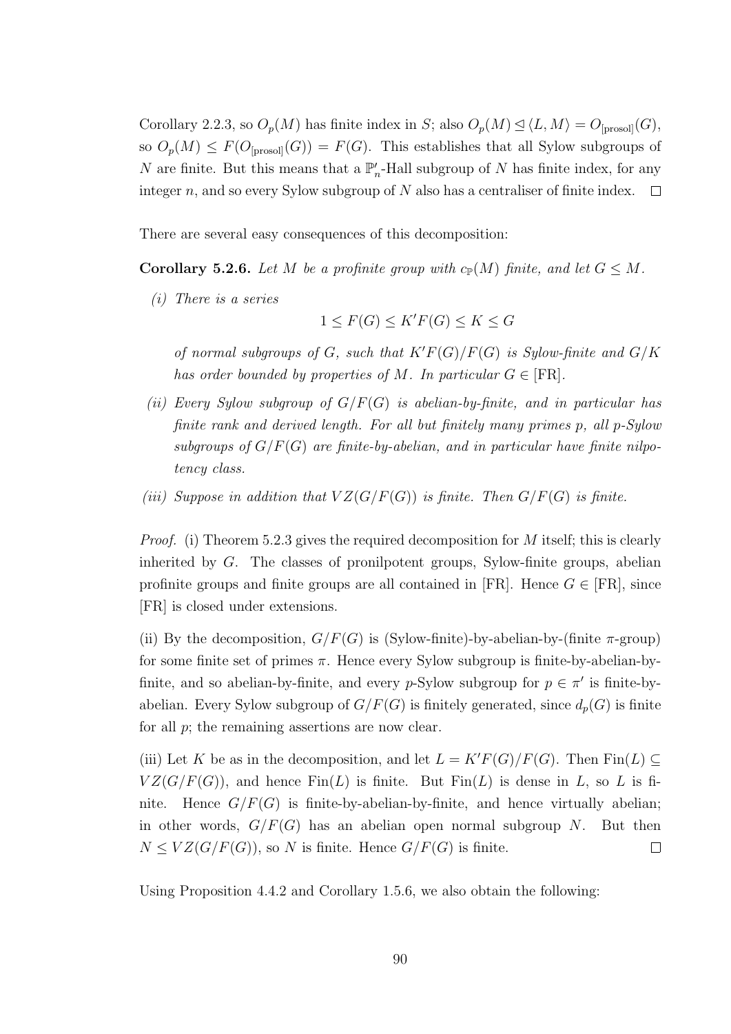Corollary 2.2.3, so $O_p(M)$ has finite index in $S$; also $O_p(M) \trianglelefteq \langle L, M \rangle = O_{[\text{prosol}]}(G)$, so $O_p(M) \leq F(O_{[\text{prosol}]}(G)) = F(G)$. This establishes that all Sylow subgroups of $N$ are finite. But this means that a $\mathbb{P}'_n$-Hall subgroup of $N$ has finite index, for any integer $n$, and so every Sylow subgroup of $N$ also has a centraliser of finite index. $\square$

There are several easy consequences of this decomposition:

**Corollary 5.2.6.** *Let $M$ be a profinite group with $c_{\mathbb{P}}(M)$ finite, and let $G \leq M$.*

*(i) There is a series*

$$1 \leq F(G) \leq K'F(G) \leq K \leq G$$

*of normal subgroups of $G$, such that $K'F(G)/F(G)$ is Sylow-finite and $G/K$ has order bounded by properties of $M$. In particular $G \in$ [FR].*

*(ii) Every Sylow subgroup of $G/F(G)$ is abelian-by-finite, and in particular has finite rank and derived length. For all but finitely many primes $p$, all $p$-Sylow subgroups of $G/F(G)$ are finite-by-abelian, and in particular have finite nilpotency class.*

*(iii) Suppose in addition that $VZ(G/F(G))$ is finite. Then $G/F(G)$ is finite.*

*Proof.* (i) Theorem 5.2.3 gives the required decomposition for $M$ itself; this is clearly inherited by $G$. The classes of pronilpotent groups, Sylow-finite groups, abelian profinite groups and finite groups are all contained in [FR]. Hence $G \in$ [FR], since [FR] is closed under extensions.

(ii) By the decomposition, $G/F(G)$ is (Sylow-finite)-by-abelian-by-(finite $\pi$-group) for some finite set of primes $\pi$. Hence every Sylow subgroup is finite-by-abelian-by-finite, and so abelian-by-finite, and every $p$-Sylow subgroup for $p \in \pi'$ is finite-by-abelian. Every Sylow subgroup of $G/F(G)$ is finitely generated, since $d_p(G)$ is finite for all $p$; the remaining assertions are now clear.

(iii) Let $K$ be as in the decomposition, and let $L = K'F(G)/F(G)$. Then $\mathrm{Fin}(L) \subseteq VZ(G/F(G))$, and hence $\mathrm{Fin}(L)$ is finite. But $\mathrm{Fin}(L)$ is dense in $L$, so $L$ is finite. Hence $G/F(G)$ is finite-by-abelian-by-finite, and hence virtually abelian; in other words, $G/F(G)$ has an abelian open normal subgroup $N$. But then $N \leq VZ(G/F(G))$, so $N$ is finite. Hence $G/F(G)$ is finite. $\square$

Using Proposition 4.4.2 and Corollary 1.5.6, we also obtain the following: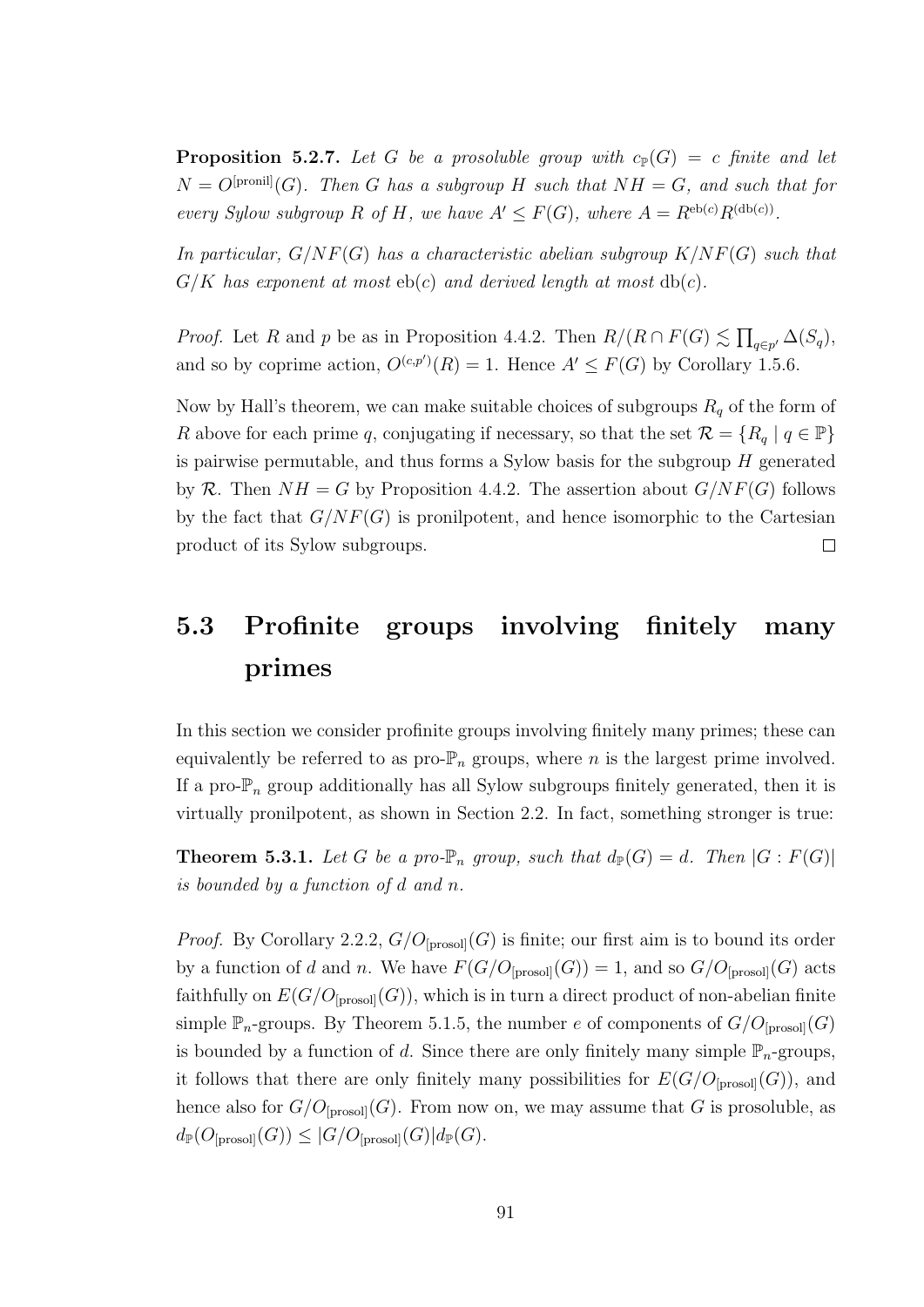**Proposition 5.2.7.** *Let $G$ be a prosoluble group with $c_{\mathbb{P}}(G) = c$ finite and let $N = O^{[\mathrm{pronil}]}(G)$. Then $G$ has a subgroup $H$ such that $NH = G$, and such that for every Sylow subgroup $R$ of $H$, we have $A' \leq F(G)$, where $A = R^{\mathrm{eb}(c)} R^{(\mathrm{db}(c))}$.*

*In particular, $G/NF(G)$ has a characteristic abelian subgroup $K/NF(G)$ such that $G/K$ has exponent at most $\mathrm{eb}(c)$ and derived length at most $\mathrm{db}(c)$.*

*Proof.* Let $R$ and $p$ be as in Proposition 4.4.2. Then $R/(R \cap F(G) \lesssim \prod_{q \in p'} \Delta(S_q)$, and so by coprime action, $O^{(c,p')}(R) = 1$. Hence $A' \leq F(G)$ by Corollary 1.5.6.

Now by Hall's theorem, we can make suitable choices of subgroups $R_q$ of the form of $R$ above for each prime $q$, conjugating if necessary, so that the set $\mathcal{R} = \{R_q \mid q \in \mathbb{P}\}$ is pairwise permutable, and thus forms a Sylow basis for the subgroup $H$ generated by $\mathcal{R}$. Then $NH = G$ by Proposition 4.4.2. The assertion about $G/NF(G)$ follows by the fact that $G/NF(G)$ is pronilpotent, and hence isomorphic to the Cartesian product of its Sylow subgroups. □

## 5.3 Profinite groups involving finitely many primes

In this section we consider profinite groups involving finitely many primes; these can equivalently be referred to as pro-$\mathbb{P}_n$ groups, where $n$ is the largest prime involved. If a pro-$\mathbb{P}_n$ group additionally has all Sylow subgroups finitely generated, then it is virtually pronilpotent, as shown in Section 2.2. In fact, something stronger is true:

**Theorem 5.3.1.** *Let $G$ be a pro-$\mathbb{P}_n$ group, such that $d_{\mathbb{P}}(G) = d$. Then $|G : F(G)|$ is bounded by a function of $d$ and $n$.*

*Proof.* By Corollary 2.2.2, $G/O_{[\mathrm{prosol}]}(G)$ is finite; our first aim is to bound its order by a function of $d$ and $n$. We have $F(G/O_{[\mathrm{prosol}]}(G)) = 1$, and so $G/O_{[\mathrm{prosol}]}(G)$ acts faithfully on $E(G/O_{[\mathrm{prosol}]}(G))$, which is in turn a direct product of non-abelian finite simple $\mathbb{P}_n$-groups. By Theorem 5.1.5, the number $e$ of components of $G/O_{[\mathrm{prosol}]}(G)$ is bounded by a function of $d$. Since there are only finitely many simple $\mathbb{P}_n$-groups, it follows that there are only finitely many possibilities for $E(G/O_{[\mathrm{prosol}]}(G))$, and hence also for $G/O_{[\mathrm{prosol}]}(G)$. From now on, we may assume that $G$ is prosoluble, as $d_{\mathbb{P}}(O_{[\mathrm{prosol}]}(G)) \leq |G/O_{[\mathrm{prosol}]}(G)| d_{\mathbb{P}}(G)$.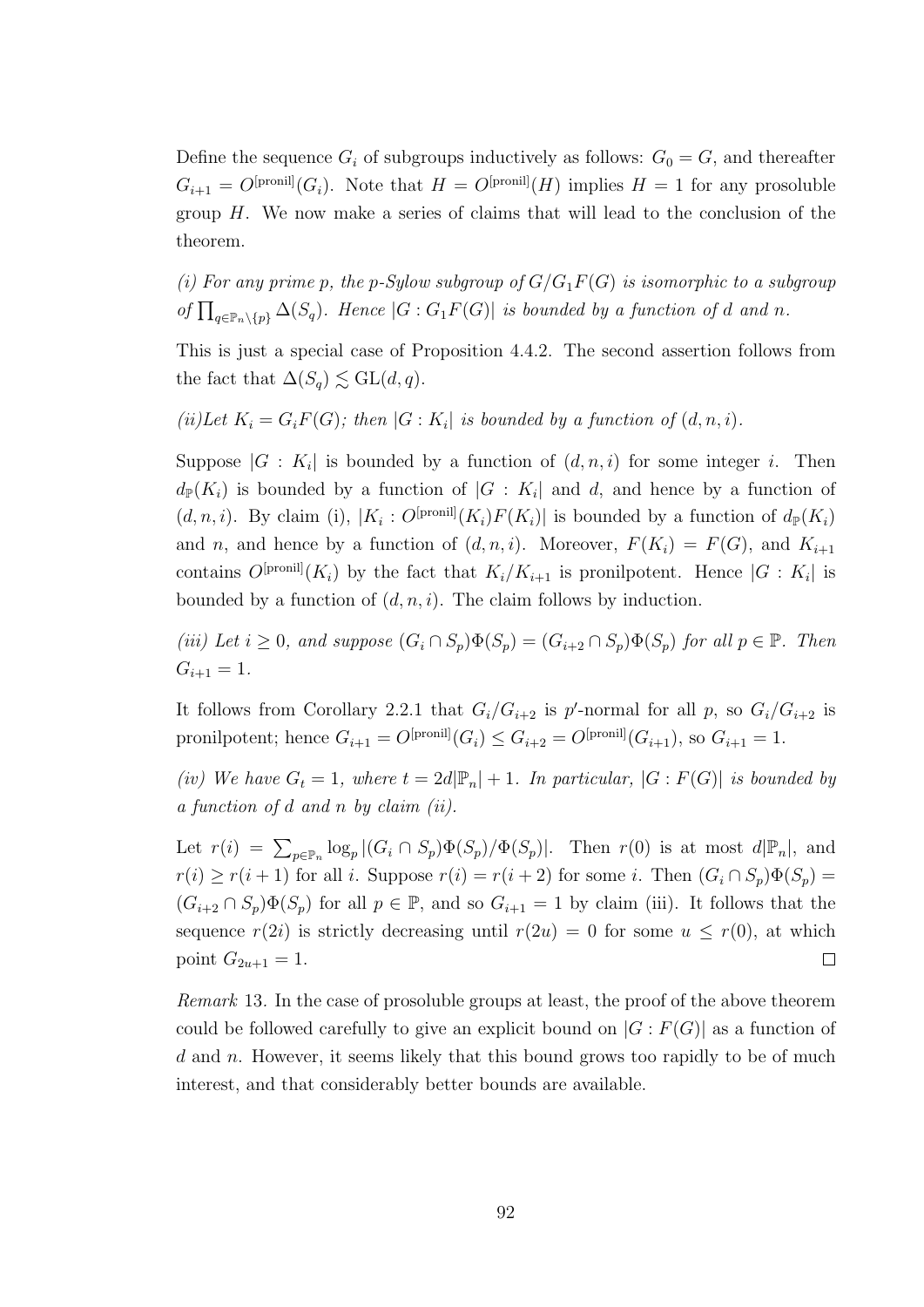Define the sequence $G_i$ of subgroups inductively as follows: $G_0 = G$, and thereafter $G_{i+1} = O^{[\text{pronil}]}(G_i)$. Note that $H = O^{[\text{pronil}]}(H)$ implies $H = 1$ for any prosoluble group $H$. We now make a series of claims that will lead to the conclusion of the theorem.

*(i) For any prime $p$, the $p$-Sylow subgroup of $G/G_1F(G)$ is isomorphic to a subgroup of $\prod_{q \in \mathbb{P}_n \setminus \{p\}} \Delta(S_q)$. Hence $|G : G_1F(G)|$ is bounded by a function of $d$ and $n$.*

This is just a special case of Proposition 4.4.2. The second assertion follows from the fact that $\Delta(S_q) \lesssim \mathrm{GL}(d, q)$.

*(ii)Let $K_i = G_iF(G)$; then $|G : K_i|$ is bounded by a function of $(d, n, i)$.*

Suppose $|G : K_i|$ is bounded by a function of $(d, n, i)$ for some integer $i$. Then $d_{\mathbb{P}}(K_i)$ is bounded by a function of $|G : K_i|$ and $d$, and hence by a function of $(d, n, i)$. By claim (i), $|K_i : O^{[\text{pronil}]}(K_i)F(K_i)|$ is bounded by a function of $d_{\mathbb{P}}(K_i)$ and $n$, and hence by a function of $(d, n, i)$. Moreover, $F(K_i) = F(G)$, and $K_{i+1}$ contains $O^{[\text{pronil}]}(K_i)$ by the fact that $K_i/K_{i+1}$ is pronilpotent. Hence $|G : K_i|$ is bounded by a function of $(d, n, i)$. The claim follows by induction.

*(iii) Let $i \geq 0$, and suppose $(G_i \cap S_p)\Phi(S_p) = (G_{i+2} \cap S_p)\Phi(S_p)$ for all $p \in \mathbb{P}$. Then $G_{i+1} = 1$.*

It follows from Corollary 2.2.1 that $G_i/G_{i+2}$ is $p'$-normal for all $p$, so $G_i/G_{i+2}$ is pronilpotent; hence $G_{i+1} = O^{[\text{pronil}]}(G_i) \leq G_{i+2} = O^{[\text{pronil}]}(G_{i+1})$, so $G_{i+1} = 1$.

*(iv) We have $G_t = 1$, where $t = 2d|\mathbb{P}_n| + 1$. In particular, $|G : F(G)|$ is bounded by a function of $d$ and $n$ by claim (ii).*

Let $r(i) = \sum_{p \in \mathbb{P}_n} \log_p |(G_i \cap S_p)\Phi(S_p)/\Phi(S_p)|$. Then $r(0)$ is at most $d|\mathbb{P}_n|$, and $r(i) \geq r(i+1)$ for all $i$. Suppose $r(i) = r(i+2)$ for some $i$. Then $(G_i \cap S_p)\Phi(S_p) = (G_{i+2} \cap S_p)\Phi(S_p)$ for all $p \in \mathbb{P}$, and so $G_{i+1} = 1$ by claim (iii). It follows that the sequence $r(2i)$ is strictly decreasing until $r(2u) = 0$ for some $u \leq r(0)$, at which point $G_{2u+1} = 1$. $\square$

*Remark* 13. In the case of prosoluble groups at least, the proof of the above theorem could be followed carefully to give an explicit bound on $|G : F(G)|$ as a function of $d$ and $n$. However, it seems likely that this bound grows too rapidly to be of much interest, and that considerably better bounds are available.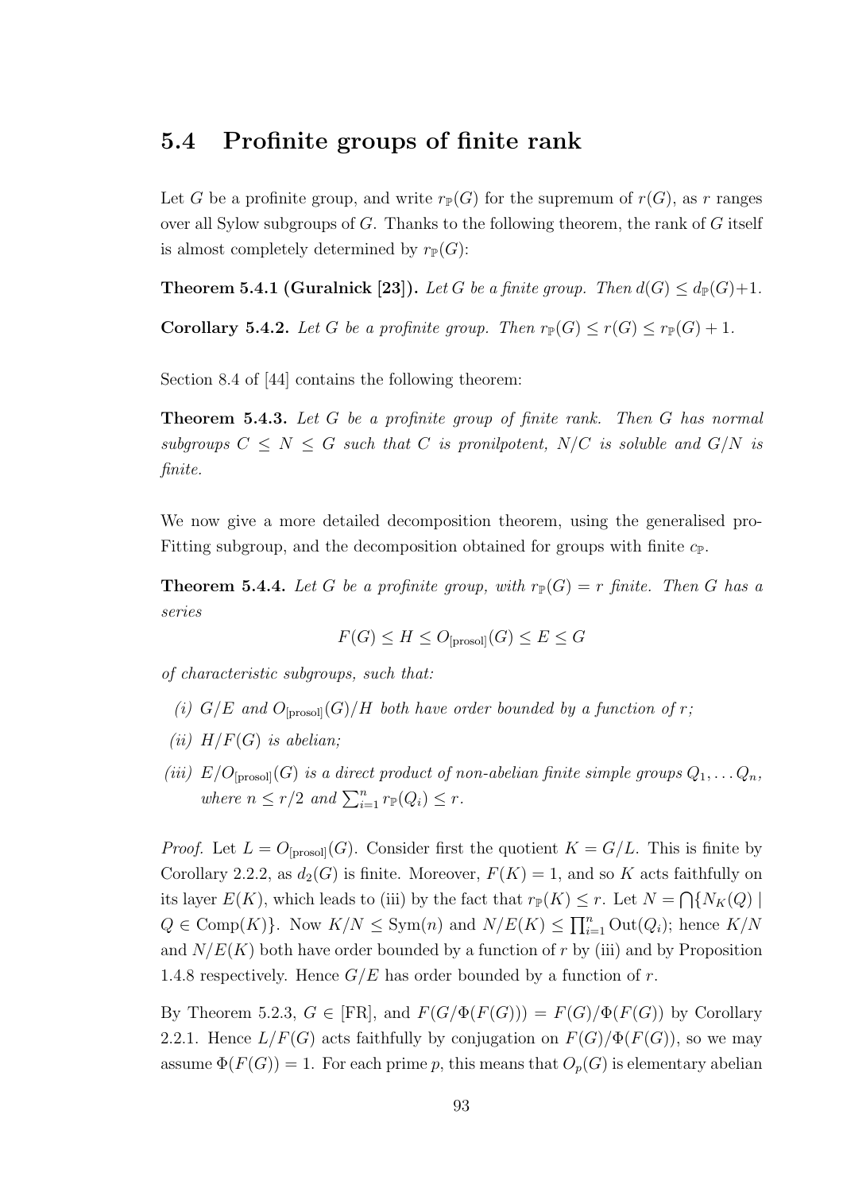## 5.4 Profinite groups of finite rank

Let $G$ be a profinite group, and write $r_{\mathbb{P}}(G)$ for the supremum of $r(G)$, as $r$ ranges over all Sylow subgroups of $G$. Thanks to the following theorem, the rank of $G$ itself is almost completely determined by $r_{\mathbb{P}}(G)$:

**Theorem 5.4.1 (Guralnick [23]).** *Let $G$ be a finite group. Then $d(G) \leq d_{\mathbb{P}}(G)+1$.*

**Corollary 5.4.2.** *Let $G$ be a profinite group. Then $r_{\mathbb{P}}(G) \leq r(G) \leq r_{\mathbb{P}}(G) + 1$.*

Section 8.4 of [44] contains the following theorem:

**Theorem 5.4.3.** *Let $G$ be a profinite group of finite rank. Then $G$ has normal subgroups $C \leq N \leq G$ such that $C$ is pronilpotent, $N/C$ is soluble and $G/N$ is finite.*

We now give a more detailed decomposition theorem, using the generalised pro-Fitting subgroup, and the decomposition obtained for groups with finite $c_{\mathbb{P}}$.

**Theorem 5.4.4.** *Let $G$ be a profinite group, with $r_{\mathbb{P}}(G) = r$ finite. Then $G$ has a series*

$$F(G) \leq H \leq O_{[\text{prosol}]}(G) \leq E \leq G$$

*of characteristic subgroups, such that:*

*(i) $G/E$ and $O_{[\text{prosol}]}(G)/H$ both have order bounded by a function of $r$;*

*(ii) $H/F(G)$ is abelian;*

*(iii) $E/O_{[\text{prosol}]}(G)$ is a direct product of non-abelian finite simple groups $Q_1, \dots Q_n$, where $n \leq r/2$ and $\sum_{i=1}^{n} r_{\mathbb{P}}(Q_i) \leq r$.*

*Proof.* Let $L = O_{[\text{prosol}]}(G)$. Consider first the quotient $K = G/L$. This is finite by Corollary 2.2.2, as $d_2(G)$ is finite. Moreover, $F(K) = 1$, and so $K$ acts faithfully on its layer $E(K)$, which leads to (iii) by the fact that $r_{\mathbb{P}}(K) \leq r$. Let $N = \bigcap\{N_K(Q) \mid Q \in \text{Comp}(K)\}$. Now $K/N \leq \text{Sym}(n)$ and $N/E(K) \leq \prod_{i=1}^{n} \text{Out}(Q_i)$; hence $K/N$ and $N/E(K)$ both have order bounded by a function of $r$ by (iii) and by Proposition 1.4.8 respectively. Hence $G/E$ has order bounded by a function of $r$.

By Theorem 5.2.3, $G \in [\text{FR}]$, and $F(G/\Phi(F(G))) = F(G)/\Phi(F(G))$ by Corollary 2.2.1. Hence $L/F(G)$ acts faithfully by conjugation on $F(G)/\Phi(F(G))$, so we may assume $\Phi(F(G)) = 1$. For each prime $p$, this means that $O_p(G)$ is elementary abelian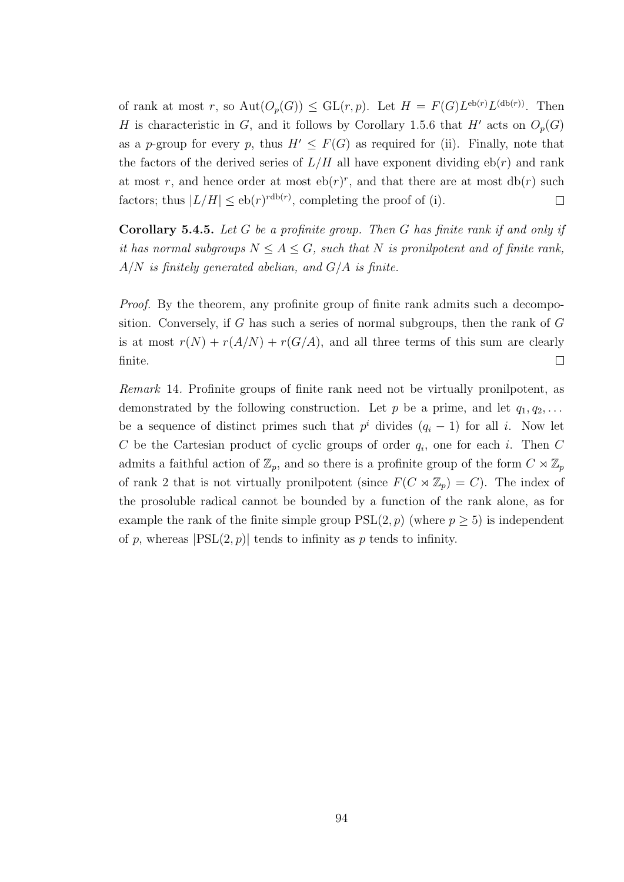of rank at most $r$, so $\mathrm{Aut}(O_p(G)) \leq \mathrm{GL}(r,p)$. Let $H = F(G)L^{\mathrm{eb}(r)}L^{(\mathrm{db}(r))}$. Then $H$ is characteristic in $G$, and it follows by Corollary 1.5.6 that $H'$ acts on $O_p(G)$ as a $p$-group for every $p$, thus $H' \leq F(G)$ as required for (ii). Finally, note that the factors of the derived series of $L/H$ all have exponent dividing $\mathrm{eb}(r)$ and rank at most $r$, and hence order at most $\mathrm{eb}(r)^r$, and that there are at most $\mathrm{db}(r)$ such factors; thus $|L/H| \leq \mathrm{eb}(r)^{r\mathrm{db}(r)}$, completing the proof of (i). □

**Corollary 5.4.5.** *Let $G$ be a profinite group. Then $G$ has finite rank if and only if it has normal subgroups $N \leq A \leq G$, such that $N$ is pronilpotent and of finite rank, $A/N$ is finitely generated abelian, and $G/A$ is finite.*

*Proof.* By the theorem, any profinite group of finite rank admits such a decomposition. Conversely, if $G$ has such a series of normal subgroups, then the rank of $G$ is at most $r(N) + r(A/N) + r(G/A)$, and all three terms of this sum are clearly finite. □

*Remark* 14. Profinite groups of finite rank need not be virtually pronilpotent, as demonstrated by the following construction. Let $p$ be a prime, and let $q_1, q_2, \dots$ be a sequence of distinct primes such that $p^i$ divides $(q_i - 1)$ for all $i$. Now let $C$ be the Cartesian product of cyclic groups of order $q_i$, one for each $i$. Then $C$ admits a faithful action of $\mathbb{Z}_p$, and so there is a profinite group of the form $C \rtimes \mathbb{Z}_p$ of rank 2 that is not virtually pronilpotent (since $F(C \rtimes \mathbb{Z}_p) = C$). The index of the prosoluble radical cannot be bounded by a function of the rank alone, as for example the rank of the finite simple group $\mathrm{PSL}(2,p)$ (where $p \geq 5$) is independent of $p$, whereas $|\mathrm{PSL}(2,p)|$ tends to infinity as $p$ tends to infinity.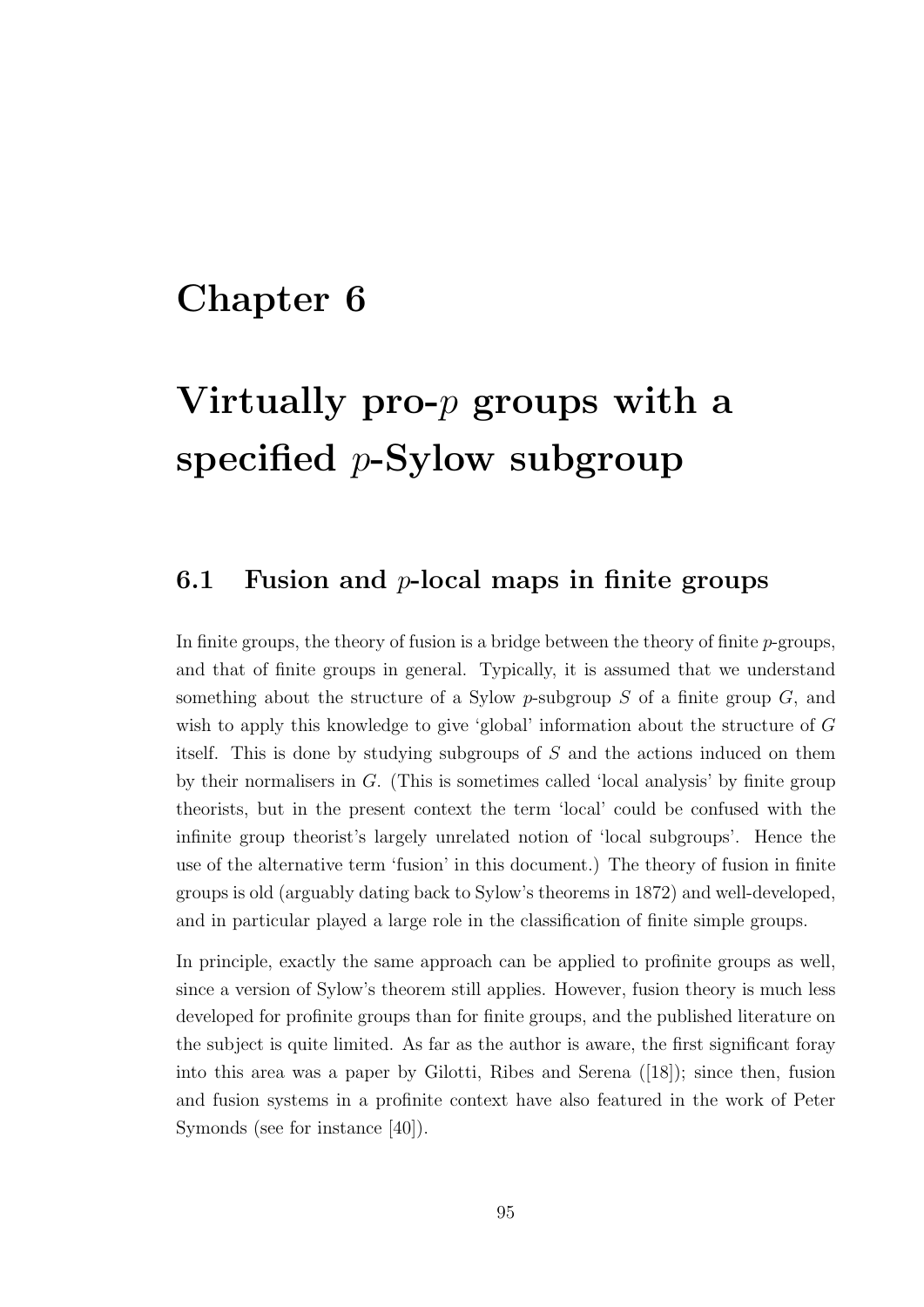# Chapter 6

# Virtually pro-$p$ groups with a specified $p$-Sylow subgroup

## 6.1 Fusion and $p$-local maps in finite groups

In finite groups, the theory of fusion is a bridge between the theory of finite $p$-groups, and that of finite groups in general. Typically, it is assumed that we understand something about the structure of a Sylow $p$-subgroup $S$ of a finite group $G$, and wish to apply this knowledge to give 'global' information about the structure of $G$ itself. This is done by studying subgroups of $S$ and the actions induced on them by their normalisers in $G$. (This is sometimes called 'local analysis' by finite group theorists, but in the present context the term 'local' could be confused with the infinite group theorist's largely unrelated notion of 'local subgroups'. Hence the use of the alternative term 'fusion' in this document.) The theory of fusion in finite groups is old (arguably dating back to Sylow's theorems in 1872) and well-developed, and in particular played a large role in the classification of finite simple groups.

In principle, exactly the same approach can be applied to profinite groups as well, since a version of Sylow's theorem still applies. However, fusion theory is much less developed for profinite groups than for finite groups, and the published literature on the subject is quite limited. As far as the author is aware, the first significant foray into this area was a paper by Gilotti, Ribes and Serena ([18]); since then, fusion and fusion systems in a profinite context have also featured in the work of Peter Symonds (see for instance [40]).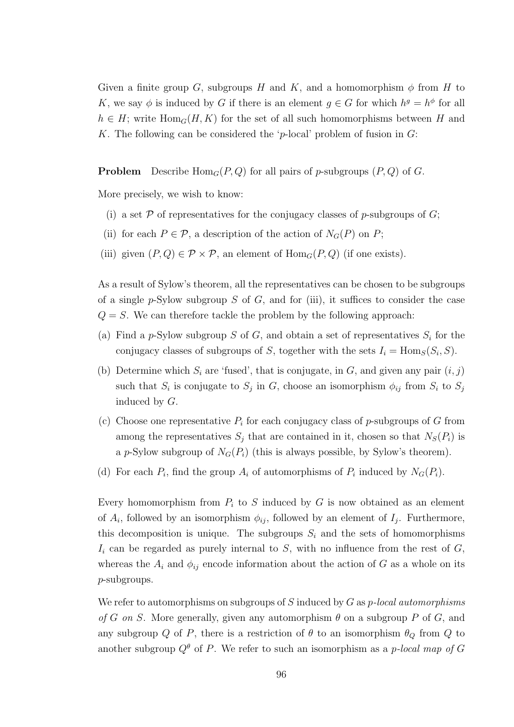Given a finite group $G$, subgroups $H$ and $K$, and a homomorphism $\phi$ from $H$ to $K$, we say $\phi$ is induced by $G$ if there is an element $g \in G$ for which $h^g = h^\phi$ for all $h \in H$; write $\mathrm{Hom}_G(H, K)$ for the set of all such homomorphisms between $H$ and $K$. The following can be considered the '$p$-local' problem of fusion in $G$:

**Problem** Describe $\mathrm{Hom}_G(P, Q)$ for all pairs of $p$-subgroups $(P, Q)$ of $G$.

More precisely, we wish to know:

(i) a set $\mathcal{P}$ of representatives for the conjugacy classes of $p$-subgroups of $G$;

(ii) for each $P \in \mathcal{P}$, a description of the action of $N_G(P)$ on $P$;

(iii) given $(P, Q) \in \mathcal{P} \times \mathcal{P}$, an element of $\mathrm{Hom}_G(P, Q)$ (if one exists).

As a result of Sylow's theorem, all the representatives can be chosen to be subgroups of a single $p$-Sylow subgroup $S$ of $G$, and for (iii), it suffices to consider the case $Q = S$. We can therefore tackle the problem by the following approach:

(a) Find a $p$-Sylow subgroup $S$ of $G$, and obtain a set of representatives $S_i$ for the conjugacy classes of subgroups of $S$, together with the sets $I_i = \mathrm{Hom}_S(S_i, S)$.

(b) Determine which $S_i$ are 'fused', that is conjugate, in $G$, and given any pair $(i, j)$ such that $S_i$ is conjugate to $S_j$ in $G$, choose an isomorphism $\phi_{ij}$ from $S_i$ to $S_j$ induced by $G$.

(c) Choose one representative $P_i$ for each conjugacy class of $p$-subgroups of $G$ from among the representatives $S_j$ that are contained in it, chosen so that $N_S(P_i)$ is a $p$-Sylow subgroup of $N_G(P_i)$ (this is always possible, by Sylow's theorem).

(d) For each $P_i$, find the group $A_i$ of automorphisms of $P_i$ induced by $N_G(P_i)$.

Every homomorphism from $P_i$ to $S$ induced by $G$ is now obtained as an element of $A_i$, followed by an isomorphism $\phi_{ij}$, followed by an element of $I_j$. Furthermore, this decomposition is unique. The subgroups $S_i$ and the sets of homomorphisms $I_i$ can be regarded as purely internal to $S$, with no influence from the rest of $G$, whereas the $A_i$ and $\phi_{ij}$ encode information about the action of $G$ as a whole on its $p$-subgroups.

We refer to automorphisms on subgroups of $S$ induced by $G$ as *$p$-local automorphisms of $G$ on $S$*. More generally, given any automorphism $\theta$ on a subgroup $P$ of $G$, and any subgroup $Q$ of $P$, there is a restriction of $\theta$ to an isomorphism $\theta_Q$ from $Q$ to another subgroup $Q^\theta$ of $P$. We refer to such an isomorphism as a *$p$-local map of $G$*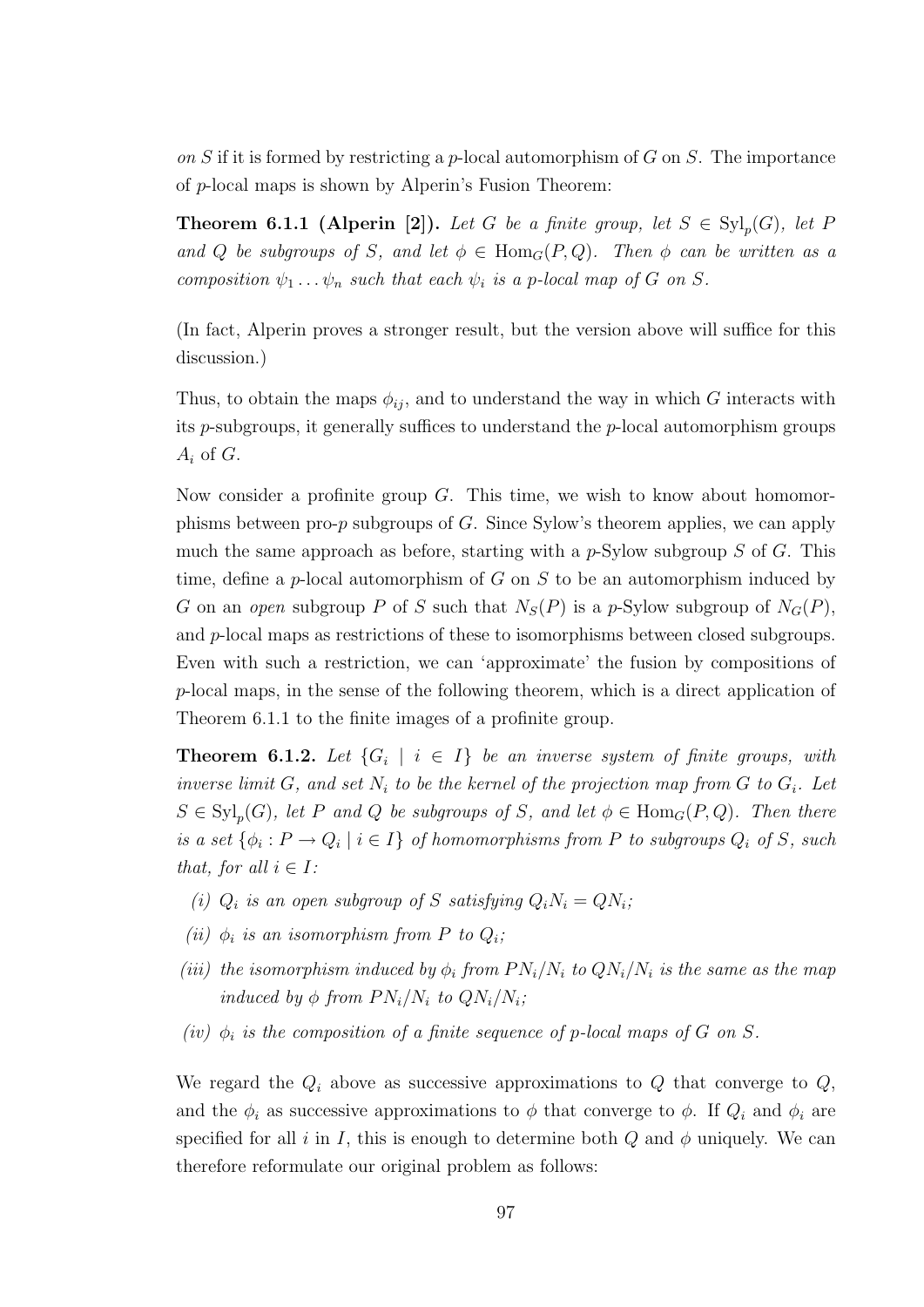*on S* if it is formed by restricting a $p$-local automorphism of $G$ on $S$. The importance of $p$-local maps is shown by Alperin's Fusion Theorem:

**Theorem 6.1.1 (Alperin [2]).** *Let $G$ be a finite group, let $S \in \mathrm{Syl}_p(G)$, let $P$ and $Q$ be subgroups of $S$, and let $\phi \in \mathrm{Hom}_G(P, Q)$. Then $\phi$ can be written as a composition $\psi_1 \dots \psi_n$ such that each $\psi_i$ is a $p$-local map of $G$ on $S$.*

(In fact, Alperin proves a stronger result, but the version above will suffice for this discussion.)

Thus, to obtain the maps $\phi_{ij}$, and to understand the way in which $G$ interacts with its $p$-subgroups, it generally suffices to understand the $p$-local automorphism groups $A_i$ of $G$.

Now consider a profinite group $G$. This time, we wish to know about homomorphisms between pro-$p$ subgroups of $G$. Since Sylow's theorem applies, we can apply much the same approach as before, starting with a $p$-Sylow subgroup $S$ of $G$. This time, define a $p$-local automorphism of $G$ on $S$ to be an automorphism induced by $G$ on an *open* subgroup $P$ of $S$ such that $N_S(P)$ is a $p$-Sylow subgroup of $N_G(P)$, and $p$-local maps as restrictions of these to isomorphisms between closed subgroups. Even with such a restriction, we can 'approximate' the fusion by compositions of $p$-local maps, in the sense of the following theorem, which is a direct application of Theorem 6.1.1 to the finite images of a profinite group.

**Theorem 6.1.2.** *Let $\{G_i \mid i \in I\}$ be an inverse system of finite groups, with inverse limit $G$, and set $N_i$ to be the kernel of the projection map from $G$ to $G_i$. Let $S \in \mathrm{Syl}_p(G)$, let $P$ and $Q$ be subgroups of $S$, and let $\phi \in \mathrm{Hom}_G(P, Q)$. Then there is a set $\{\phi_i : P \to Q_i \mid i \in I\}$ of homomorphisms from $P$ to subgroups $Q_i$ of $S$, such that, for all $i \in I$:*

- *(i) $Q_i$ is an open subgroup of $S$ satisfying $Q_i N_i = Q N_i$;*
- *(ii) $\phi_i$ is an isomorphism from $P$ to $Q_i$;*
- *(iii) the isomorphism induced by $\phi_i$ from $PN_i/N_i$ to $QN_i/N_i$ is the same as the map induced by $\phi$ from $PN_i/N_i$ to $QN_i/N_i$;*
- *(iv) $\phi_i$ is the composition of a finite sequence of $p$-local maps of $G$ on $S$.*

We regard the $Q_i$ above as successive approximations to $Q$ that converge to $Q$, and the $\phi_i$ as successive approximations to $\phi$ that converge to $\phi$. If $Q_i$ and $\phi_i$ are specified for all $i$ in $I$, this is enough to determine both $Q$ and $\phi$ uniquely. We can therefore reformulate our original problem as follows: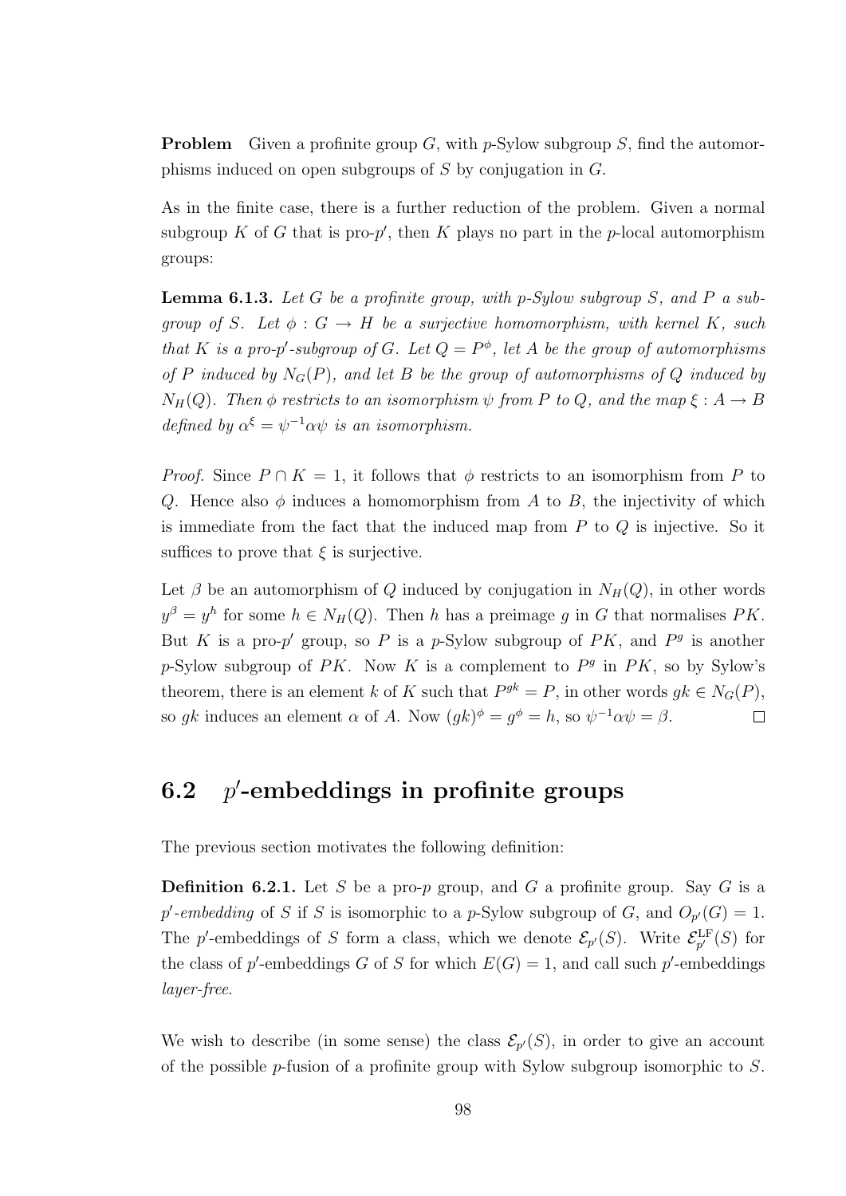**Problem** Given a profinite group $G$, with $p$-Sylow subgroup $S$, find the automorphisms induced on open subgroups of $S$ by conjugation in $G$.

As in the finite case, there is a further reduction of the problem. Given a normal subgroup $K$ of $G$ that is pro-$p'$, then $K$ plays no part in the $p$-local automorphism groups:

**Lemma 6.1.3.** *Let $G$ be a profinite group, with $p$-Sylow subgroup $S$, and $P$ a subgroup of $S$. Let $\phi : G \to H$ be a surjective homomorphism, with kernel $K$, such that $K$ is a pro-$p'$-subgroup of $G$. Let $Q = P^{\phi}$, let $A$ be the group of automorphisms of $P$ induced by $N_G(P)$, and let $B$ be the group of automorphisms of $Q$ induced by $N_H(Q)$. Then $\phi$ restricts to an isomorphism $\psi$ from $P$ to $Q$, and the map $\xi : A \to B$ defined by $\alpha^{\xi} = \psi^{-1}\alpha\psi$ is an isomorphism.*

*Proof.* Since $P \cap K = 1$, it follows that $\phi$ restricts to an isomorphism from $P$ to $Q$. Hence also $\phi$ induces a homomorphism from $A$ to $B$, the injectivity of which is immediate from the fact that the induced map from $P$ to $Q$ is injective. So it suffices to prove that $\xi$ is surjective.

Let $\beta$ be an automorphism of $Q$ induced by conjugation in $N_H(Q)$, in other words $y^{\beta} = y^h$ for some $h \in N_H(Q)$. Then $h$ has a preimage $g$ in $G$ that normalises $PK$. But $K$ is a pro-$p'$ group, so $P$ is a $p$-Sylow subgroup of $PK$, and $P^g$ is another $p$-Sylow subgroup of $PK$. Now $K$ is a complement to $P^g$ in $PK$, so by Sylow's theorem, there is an element $k$ of $K$ such that $P^{gk} = P$, in other words $gk \in N_G(P)$, so $gk$ induces an element $\alpha$ of $A$. Now $(gk)^{\phi} = g^{\phi} = h$, so $\psi^{-1}\alpha\psi = \beta$. $\square$

## 6.2 $p'$-embeddings in profinite groups

The previous section motivates the following definition:

**Definition 6.2.1.** Let $S$ be a pro-$p$ group, and $G$ a profinite group. Say $G$ is a *$p'$-embedding* of $S$ if $S$ is isomorphic to a $p$-Sylow subgroup of $G$, and $O_{p'}(G) = 1$. The $p'$-embeddings of $S$ form a class, which we denote $\mathcal{E}_{p'}(S)$. Write $\mathcal{E}^{\mathrm{LF}}_{p'}(S)$ for the class of $p'$-embeddings $G$ of $S$ for which $E(G) = 1$, and call such $p'$-embeddings *layer-free*.

We wish to describe (in some sense) the class $\mathcal{E}_{p'}(S)$, in order to give an account of the possible $p$-fusion of a profinite group with Sylow subgroup isomorphic to $S$.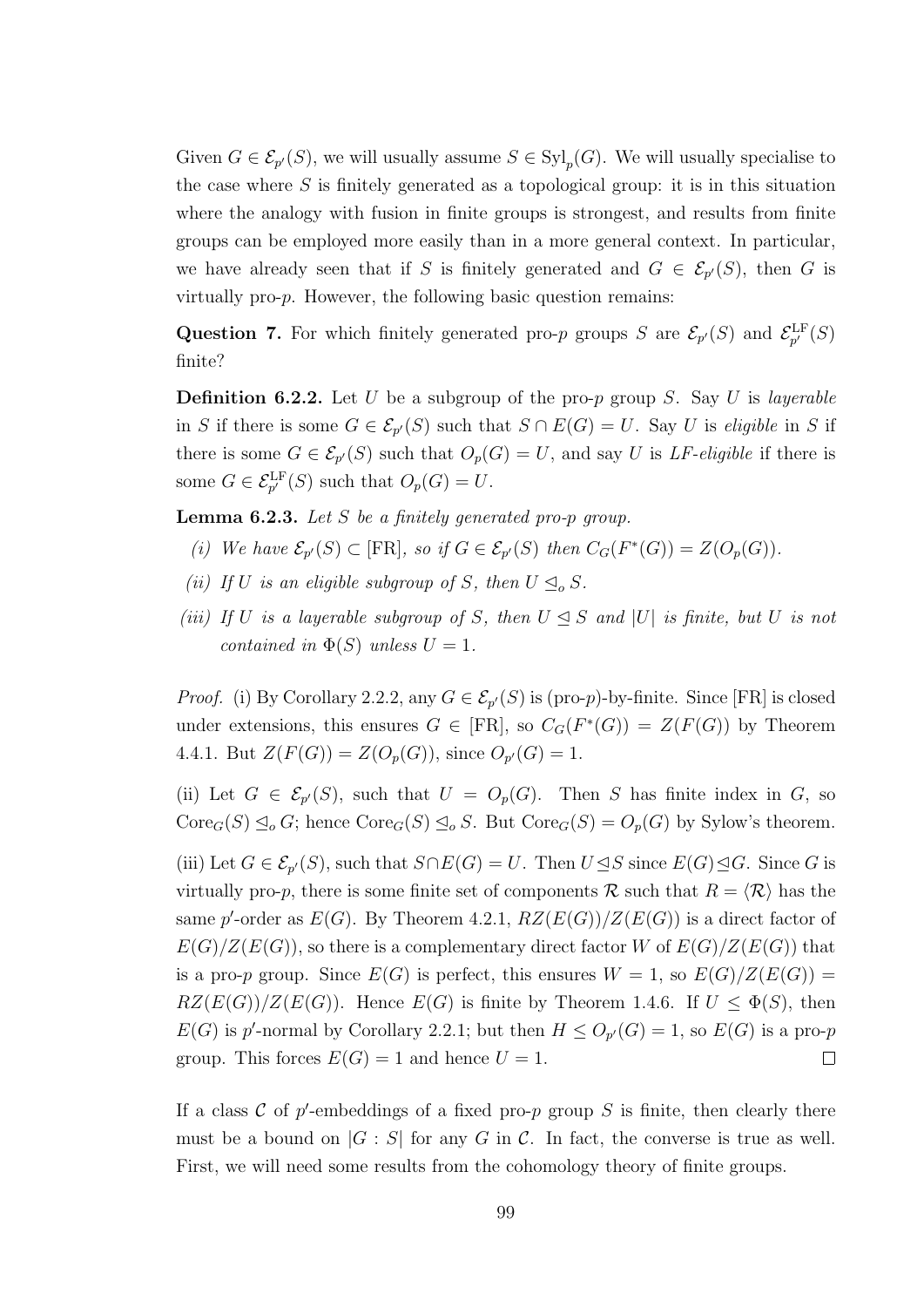Given $G \in \mathcal{E}_{p'}(S)$, we will usually assume $S \in \mathrm{Syl}_p(G)$. We will usually specialise to the case where $S$ is finitely generated as a topological group: it is in this situation where the analogy with fusion in finite groups is strongest, and results from finite groups can be employed more easily than in a more general context. In particular, we have already seen that if $S$ is finitely generated and $G \in \mathcal{E}_{p'}(S)$, then $G$ is virtually pro-$p$. However, the following basic question remains:

**Question 7.** For which finitely generated pro-$p$ groups $S$ are $\mathcal{E}_{p'}(S)$ and $\mathcal{E}^{\mathrm{LF}}_{p'}(S)$ finite?

**Definition 6.2.2.** Let $U$ be a subgroup of the pro-$p$ group $S$. Say $U$ is *layerable* in $S$ if there is some $G \in \mathcal{E}_{p'}(S)$ such that $S \cap E(G) = U$. Say $U$ is *eligible* in $S$ if there is some $G \in \mathcal{E}_{p'}(S)$ such that $O_p(G) = U$, and say $U$ is *LF-eligible* if there is some $G \in \mathcal{E}^{\mathrm{LF}}_{p'}(S)$ such that $O_p(G) = U$.

**Lemma 6.2.3.** *Let $S$ be a finitely generated pro-$p$ group.*

*(i) We have $\mathcal{E}_{p'}(S) \subset$ [FR], so if $G \in \mathcal{E}_{p'}(S)$ then $C_G(F^*(G)) = Z(O_p(G))$.*

*(ii) If $U$ is an eligible subgroup of $S$, then $U \trianglelefteq_o S$.*

*(iii) If $U$ is a layerable subgroup of $S$, then $U \trianglelefteq S$ and $|U|$ is finite, but $U$ is not contained in $\Phi(S)$ unless $U = 1$.*

*Proof.* (i) By Corollary 2.2.2, any $G \in \mathcal{E}_{p'}(S)$ is (pro-$p$)-by-finite. Since [FR] is closed under extensions, this ensures $G \in$ [FR], so $C_G(F^*(G)) = Z(F(G))$ by Theorem 4.4.1. But $Z(F(G)) = Z(O_p(G))$, since $O_{p'}(G) = 1$.

(ii) Let $G \in \mathcal{E}_{p'}(S)$, such that $U = O_p(G)$. Then $S$ has finite index in $G$, so $\mathrm{Core}_G(S) \trianglelefteq_o G$; hence $\mathrm{Core}_G(S) \trianglelefteq_o S$. But $\mathrm{Core}_G(S) = O_p(G)$ by Sylow's theorem.

(iii) Let $G \in \mathcal{E}_{p'}(S)$, such that $S \cap E(G) = U$. Then $U \trianglelefteq S$ since $E(G) \trianglelefteq G$. Since $G$ is virtually pro-$p$, there is some finite set of components $\mathcal{R}$ such that $R = \langle \mathcal{R} \rangle$ has the same $p'$-order as $E(G)$. By Theorem 4.2.1, $RZ(E(G))/Z(E(G))$ is a direct factor of $E(G)/Z(E(G))$, so there is a complementary direct factor $W$ of $E(G)/Z(E(G))$ that is a pro-$p$ group. Since $E(G)$ is perfect, this ensures $W = 1$, so $E(G)/Z(E(G)) = RZ(E(G))/Z(E(G))$. Hence $E(G)$ is finite by Theorem 1.4.6. If $U \leq \Phi(S)$, then $E(G)$ is $p'$-normal by Corollary 2.2.1; but then $H \leq O_{p'}(G) = 1$, so $E(G)$ is a pro-$p$ group. This forces $E(G) = 1$ and hence $U = 1$. $\square$

If a class $\mathcal{C}$ of $p'$-embeddings of a fixed pro-$p$ group $S$ is finite, then clearly there must be a bound on $|G : S|$ for any $G$ in $\mathcal{C}$. In fact, the converse is true as well. First, we will need some results from the cohomology theory of finite groups.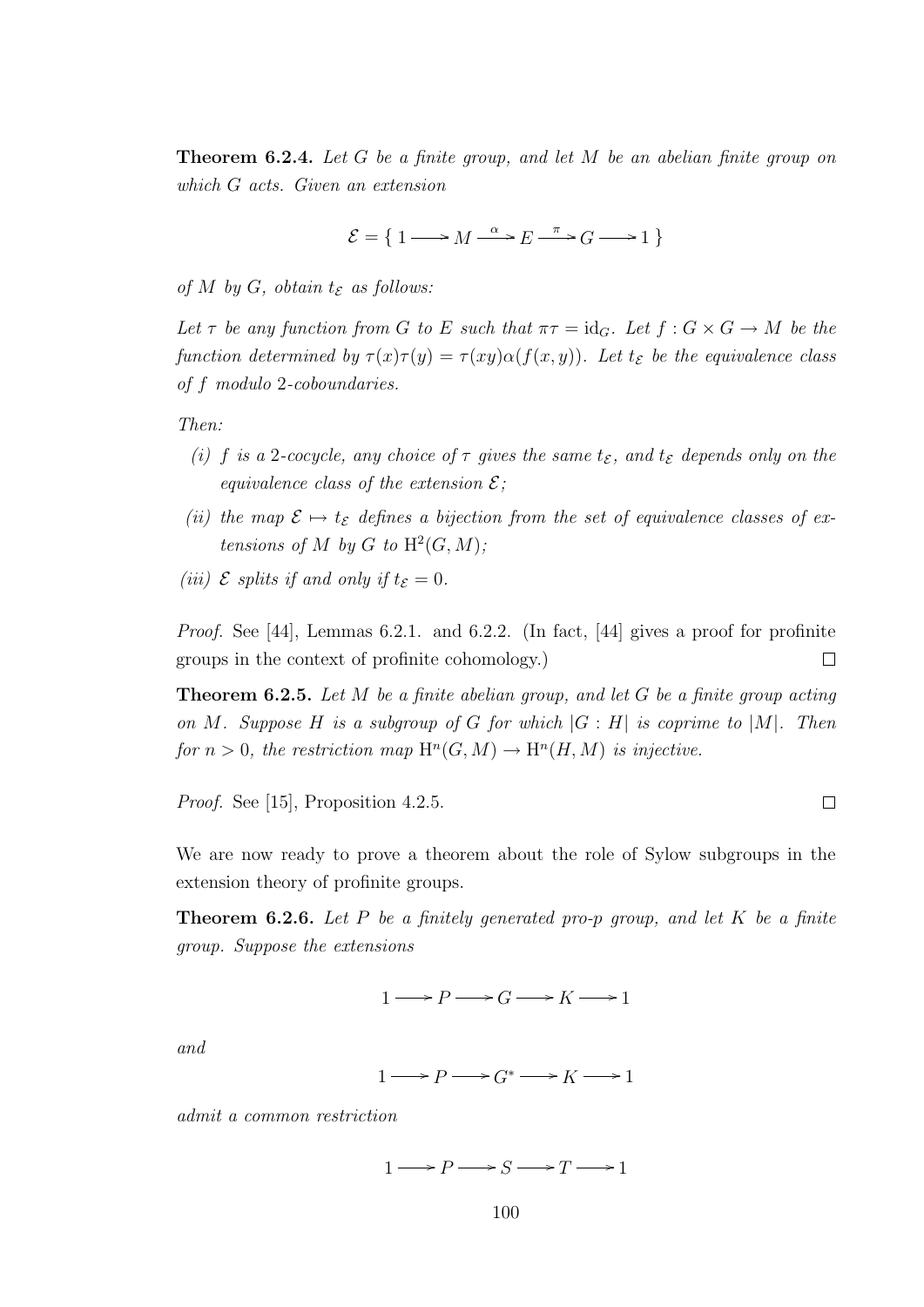**Theorem 6.2.4.** *Let $G$ be a finite group, and let $M$ be an abelian finite group on which $G$ acts. Given an extension*

$$\mathcal{E} = \{\, 1 \longrightarrow M \xrightarrow{\alpha} E \xrightarrow{\pi} G \longrightarrow 1 \,\}$$

*of $M$ by $G$, obtain $t_{\mathcal{E}}$ as follows:*

*Let $\tau$ be any function from $G$ to $E$ such that $\pi\tau = \mathrm{id}_G$. Let $f : G \times G \to M$ be the function determined by $\tau(x)\tau(y) = \tau(xy)\alpha(f(x, y))$. Let $t_{\mathcal{E}}$ be the equivalence class of $f$ modulo 2-coboundaries.*

*Then:*

- *(i) $f$ is a 2-cocycle, any choice of $\tau$ gives the same $t_{\mathcal{E}}$, and $t_{\mathcal{E}}$ depends only on the equivalence class of the extension $\mathcal{E}$;*
- *(ii) the map $\mathcal{E} \mapsto t_{\mathcal{E}}$ defines a bijection from the set of equivalence classes of extensions of $M$ by $G$ to $\mathrm{H}^2(G, M)$;*
- *(iii) $\mathcal{E}$ splits if and only if $t_{\mathcal{E}} = 0$.*

*Proof.* See [44], Lemmas 6.2.1. and 6.2.2. (In fact, [44] gives a proof for profinite groups in the context of profinite cohomology.) □

**Theorem 6.2.5.** *Let $M$ be a finite abelian group, and let $G$ be a finite group acting on $M$. Suppose $H$ is a subgroup of $G$ for which $|G : H|$ is coprime to $|M|$. Then for $n > 0$, the restriction map $\mathrm{H}^n(G, M) \to \mathrm{H}^n(H, M)$ is injective.*

*Proof.* See [15], Proposition 4.2.5. □

We are now ready to prove a theorem about the role of Sylow subgroups in the extension theory of profinite groups.

**Theorem 6.2.6.** *Let $P$ be a finitely generated pro-$p$ group, and let $K$ be a finite group. Suppose the extensions*

$$1 \longrightarrow P \longrightarrow G \longrightarrow K \longrightarrow 1$$

*and*

$$1 \longrightarrow P \longrightarrow G^* \longrightarrow K \longrightarrow 1$$

*admit a common restriction*

$$1 \longrightarrow P \longrightarrow S \longrightarrow T \longrightarrow 1$$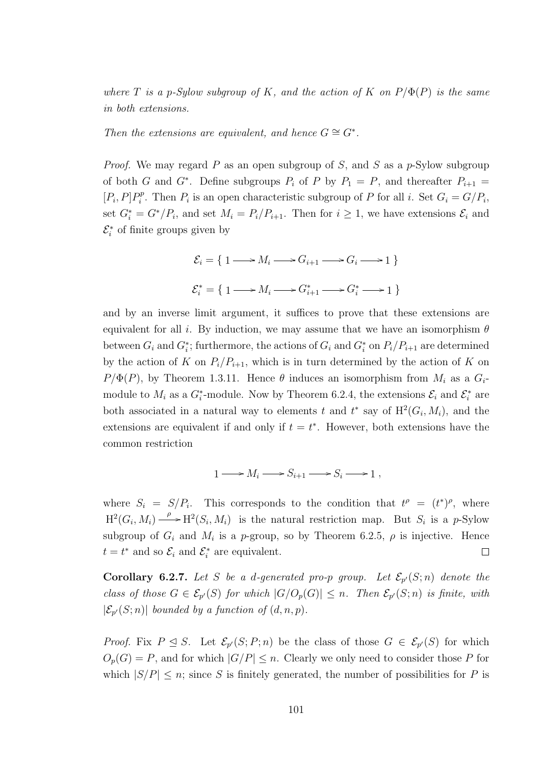*where $T$ is a $p$-Sylow subgroup of $K$, and the action of $K$ on $P/\Phi(P)$ is the same in both extensions.*

*Then the extensions are equivalent, and hence $G \cong G^*$.*

*Proof.* We may regard $P$ as an open subgroup of $S$, and $S$ as a $p$-Sylow subgroup of both $G$ and $G^*$. Define subgroups $P_i$ of $P$ by $P_1 = P$, and thereafter $P_{i+1} = [P_i, P]P_i^p$. Then $P_i$ is an open characteristic subgroup of $P$ for all $i$. Set $G_i = G/P_i$, set $G_i^* = G^*/P_i$, and set $M_i = P_i/P_{i+1}$. Then for $i \geq 1$, we have extensions $\mathcal{E}_i$ and $\mathcal{E}_i^*$ of finite groups given by

$$\mathcal{E}_i = \{\, 1 \longrightarrow M_i \longrightarrow G_{i+1} \longrightarrow G_i \longrightarrow 1 \,\}$$

$$\mathcal{E}_i^* = \{\, 1 \longrightarrow M_i \longrightarrow G_{i+1}^* \longrightarrow G_i^* \longrightarrow 1 \,\}$$

and by an inverse limit argument, it suffices to prove that these extensions are equivalent for all $i$. By induction, we may assume that we have an isomorphism $\theta$ between $G_i$ and $G_i^*$; furthermore, the actions of $G_i$ and $G_i^*$ on $P_i/P_{i+1}$ are determined by the action of $K$ on $P_i/P_{i+1}$, which is in turn determined by the action of $K$ on $P/\Phi(P)$, by Theorem 1.3.11. Hence $\theta$ induces an isomorphism from $M_i$ as a $G_i$-module to $M_i$ as a $G_i^*$-module. Now by Theorem 6.2.4, the extensions $\mathcal{E}_i$ and $\mathcal{E}_i^*$ are both associated in a natural way to elements $t$ and $t^*$ say of $\mathrm{H}^2(G_i, M_i)$, and the extensions are equivalent if and only if $t = t^*$. However, both extensions have the common restriction

$$1 \longrightarrow M_i \longrightarrow S_{i+1} \longrightarrow S_i \longrightarrow 1\,,$$

where $S_i = S/P_i$. This corresponds to the condition that $t^\rho = (t^*)^\rho$, where $\mathrm{H}^2(G_i, M_i) \xrightarrow{\rho} \mathrm{H}^2(S_i, M_i)$ is the natural restriction map. But $S_i$ is a $p$-Sylow subgroup of $G_i$ and $M_i$ is a $p$-group, so by Theorem 6.2.5, $\rho$ is injective. Hence $t = t^*$ and so $\mathcal{E}_i$ and $\mathcal{E}_i^*$ are equivalent. □

**Corollary 6.2.7.** *Let $S$ be a $d$-generated pro-$p$ group. Let $\mathcal{E}_{p'}(S; n)$ denote the class of those $G \in \mathcal{E}_{p'}(S)$ for which $|G/O_p(G)| \leq n$. Then $\mathcal{E}_{p'}(S; n)$ is finite, with $|\mathcal{E}_{p'}(S; n)|$ bounded by a function of $(d, n, p)$.*

*Proof.* Fix $P \trianglelefteq S$. Let $\mathcal{E}_{p'}(S; P; n)$ be the class of those $G \in \mathcal{E}_{p'}(S)$ for which $O_p(G) = P$, and for which $|G/P| \leq n$. Clearly we only need to consider those $P$ for which $|S/P| \leq n$; since $S$ is finitely generated, the number of possibilities for $P$ is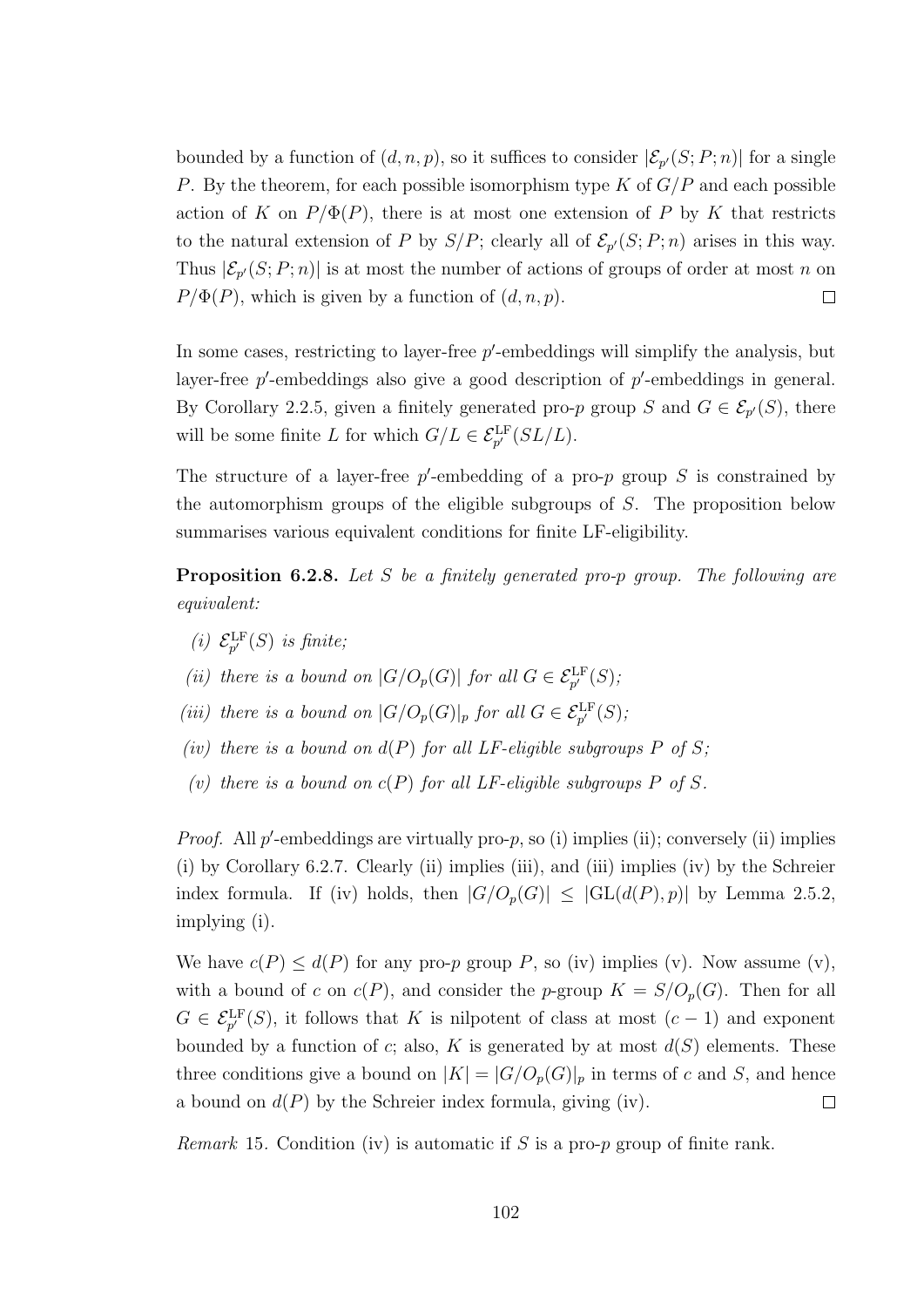bounded by a function of $(d, n, p)$, so it suffices to consider $|\mathcal{E}_{p'}(S; P; n)|$ for a single $P$. By the theorem, for each possible isomorphism type $K$ of $G/P$ and each possible action of $K$ on $P/\Phi(P)$, there is at most one extension of $P$ by $K$ that restricts to the natural extension of $P$ by $S/P$; clearly all of $\mathcal{E}_{p'}(S; P; n)$ arises in this way. Thus $|\mathcal{E}_{p'}(S; P; n)|$ is at most the number of actions of groups of order at most $n$ on $P/\Phi(P)$, which is given by a function of $(d, n, p)$. $\square$

In some cases, restricting to layer-free $p'$-embeddings will simplify the analysis, but layer-free $p'$-embeddings also give a good description of $p'$-embeddings in general. By Corollary 2.2.5, given a finitely generated pro-$p$ group $S$ and $G \in \mathcal{E}_{p'}(S)$, there will be some finite $L$ for which $G/L \in \mathcal{E}_{p'}^{\mathrm{LF}}(SL/L)$.

The structure of a layer-free $p'$-embedding of a pro-$p$ group $S$ is constrained by the automorphism groups of the eligible subgroups of $S$. The proposition below summarises various equivalent conditions for finite LF-eligibility.

**Proposition 6.2.8.** *Let $S$ be a finitely generated pro-$p$ group. The following are equivalent:*

*(i) $\mathcal{E}_{p'}^{\mathrm{LF}}(S)$ is finite;*

*(ii) there is a bound on $|G/O_p(G)|$ for all $G \in \mathcal{E}_{p'}^{\mathrm{LF}}(S)$;*

*(iii) there is a bound on $|G/O_p(G)|_p$ for all $G \in \mathcal{E}_{p'}^{\mathrm{LF}}(S)$;*

*(iv) there is a bound on $d(P)$ for all LF-eligible subgroups $P$ of $S$;*

*(v) there is a bound on $c(P)$ for all LF-eligible subgroups $P$ of $S$.*

*Proof.* All $p'$-embeddings are virtually pro-$p$, so (i) implies (ii); conversely (ii) implies (i) by Corollary 6.2.7. Clearly (ii) implies (iii), and (iii) implies (iv) by the Schreier index formula. If (iv) holds, then $|G/O_p(G)| \leq |\mathrm{GL}(d(P), p)|$ by Lemma 2.5.2, implying (i).

We have $c(P) \leq d(P)$ for any pro-$p$ group $P$, so (iv) implies (v). Now assume (v), with a bound of $c$ on $c(P)$, and consider the $p$-group $K = S/O_p(G)$. Then for all $G \in \mathcal{E}_{p'}^{\mathrm{LF}}(S)$, it follows that $K$ is nilpotent of class at most $(c-1)$ and exponent bounded by a function of $c$; also, $K$ is generated by at most $d(S)$ elements. These three conditions give a bound on $|K| = |G/O_p(G)|_p$ in terms of $c$ and $S$, and hence a bound on $d(P)$ by the Schreier index formula, giving (iv). $\square$

*Remark* 15. Condition (iv) is automatic if $S$ is a pro-$p$ group of finite rank.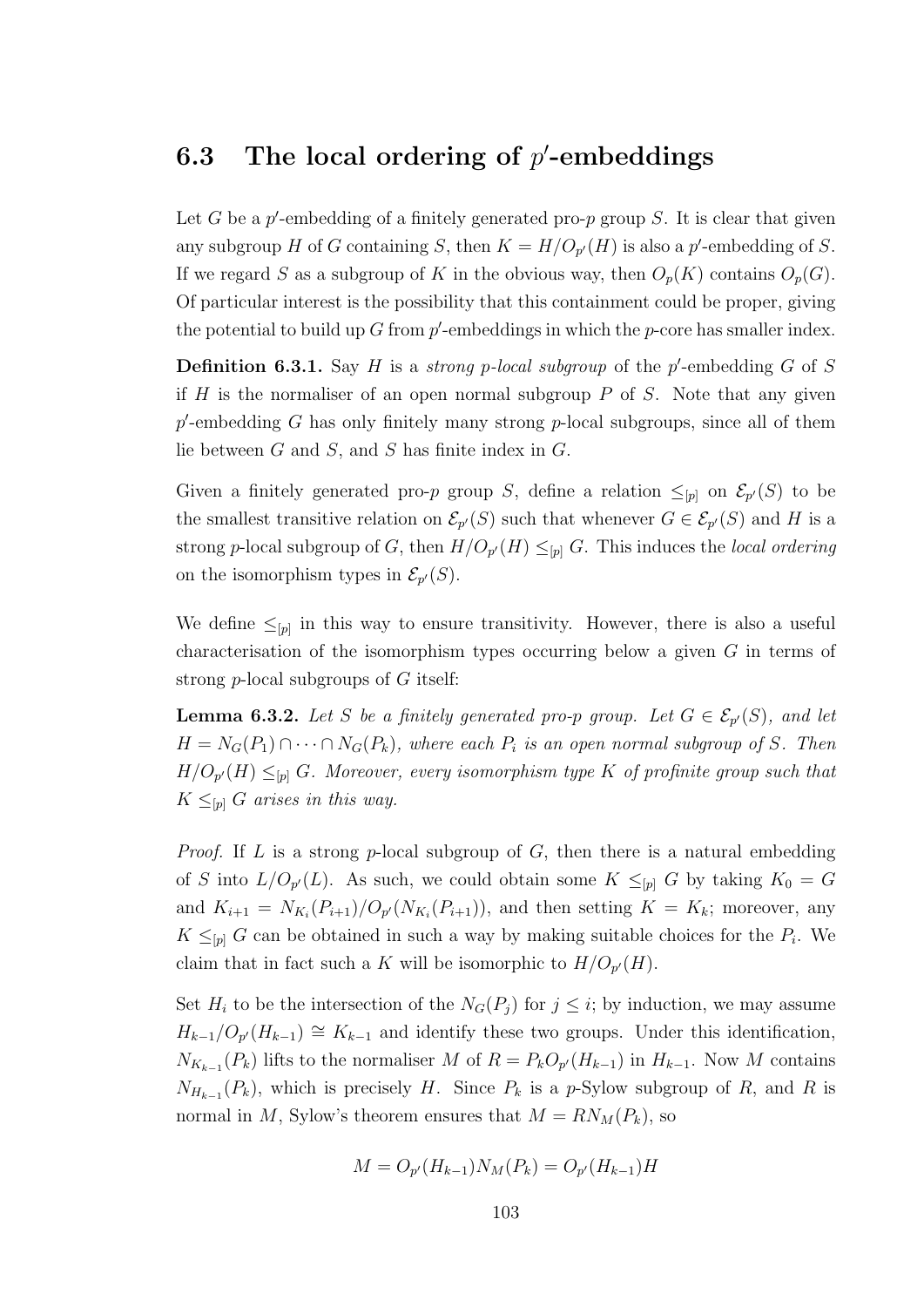## 6.3 The local ordering of $p'$-embeddings

Let $G$ be a $p'$-embedding of a finitely generated pro-$p$ group $S$. It is clear that given any subgroup $H$ of $G$ containing $S$, then $K = H/O_{p'}(H)$ is also a $p'$-embedding of $S$. If we regard $S$ as a subgroup of $K$ in the obvious way, then $O_p(K)$ contains $O_p(G)$. Of particular interest is the possibility that this containment could be proper, giving the potential to build up $G$ from $p'$-embeddings in which the $p$-core has smaller index.

**Definition 6.3.1.** Say $H$ is a *strong $p$-local subgroup* of the $p'$-embedding $G$ of $S$ if $H$ is the normaliser of an open normal subgroup $P$ of $S$. Note that any given $p'$-embedding $G$ has only finitely many strong $p$-local subgroups, since all of them lie between $G$ and $S$, and $S$ has finite index in $G$.

Given a finitely generated pro-$p$ group $S$, define a relation $\leq_{[p]}$ on $\mathcal{E}_{p'}(S)$ to be the smallest transitive relation on $\mathcal{E}_{p'}(S)$ such that whenever $G \in \mathcal{E}_{p'}(S)$ and $H$ is a strong $p$-local subgroup of $G$, then $H/O_{p'}(H) \leq_{[p]} G$. This induces the *local ordering* on the isomorphism types in $\mathcal{E}_{p'}(S)$.

We define $\leq_{[p]}$ in this way to ensure transitivity. However, there is also a useful characterisation of the isomorphism types occurring below a given $G$ in terms of strong $p$-local subgroups of $G$ itself:

**Lemma 6.3.2.** *Let $S$ be a finitely generated pro-$p$ group. Let $G \in \mathcal{E}_{p'}(S)$, and let $H = N_G(P_1) \cap \cdots \cap N_G(P_k)$, where each $P_i$ is an open normal subgroup of $S$. Then $H/O_{p'}(H) \leq_{[p]} G$. Moreover, every isomorphism type $K$ of profinite group such that $K \leq_{[p]} G$ arises in this way.*

*Proof.* If $L$ is a strong $p$-local subgroup of $G$, then there is a natural embedding of $S$ into $L/O_{p'}(L)$. As such, we could obtain some $K \leq_{[p]} G$ by taking $K_0 = G$ and $K_{i+1} = N_{K_i}(P_{i+1})/O_{p'}(N_{K_i}(P_{i+1}))$, and then setting $K = K_k$; moreover, any $K \leq_{[p]} G$ can be obtained in such a way by making suitable choices for the $P_i$. We claim that in fact such a $K$ will be isomorphic to $H/O_{p'}(H)$.

Set $H_i$ to be the intersection of the $N_G(P_j)$ for $j \leq i$; by induction, we may assume $H_{k-1}/O_{p'}(H_{k-1}) \cong K_{k-1}$ and identify these two groups. Under this identification, $N_{K_{k-1}}(P_k)$ lifts to the normaliser $M$ of $R = P_kO_{p'}(H_{k-1})$ in $H_{k-1}$. Now $M$ contains $N_{H_{k-1}}(P_k)$, which is precisely $H$. Since $P_k$ is a $p$-Sylow subgroup of $R$, and $R$ is normal in $M$, Sylow's theorem ensures that $M = RN_M(P_k)$, so

$$M = O_{p'}(H_{k-1})N_M(P_k) = O_{p'}(H_{k-1})H$$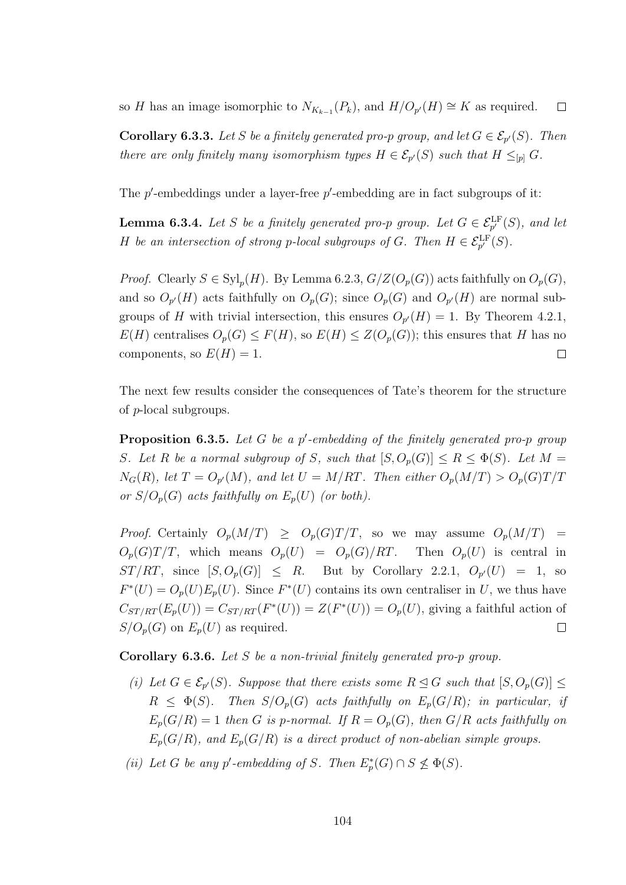so $H$ has an image isomorphic to $N_{K_{k-1}}(P_k)$, and $H/O_{p'}(H) \cong K$ as required. $\square$

**Corollary 6.3.3.** *Let $S$ be a finitely generated pro-$p$ group, and let $G \in \mathcal{E}_{p'}(S)$. Then there are only finitely many isomorphism types $H \in \mathcal{E}_{p'}(S)$ such that $H \leq_{[p]} G$.*

The $p'$-embeddings under a layer-free $p'$-embedding are in fact subgroups of it:

**Lemma 6.3.4.** *Let $S$ be a finitely generated pro-$p$ group. Let $G \in \mathcal{E}^{\mathrm{LF}}_{p'}(S)$, and let $H$ be an intersection of strong $p$-local subgroups of $G$. Then $H \in \mathcal{E}^{\mathrm{LF}}_{p'}(S)$.*

*Proof.* Clearly $S \in \mathrm{Syl}_p(H)$. By Lemma 6.2.3, $G/Z(O_p(G))$ acts faithfully on $O_p(G)$, and so $O_{p'}(H)$ acts faithfully on $O_p(G)$; since $O_p(G)$ and $O_{p'}(H)$ are normal subgroups of $H$ with trivial intersection, this ensures $O_{p'}(H) = 1$. By Theorem 4.2.1, $E(H)$ centralises $O_p(G) \leq F(H)$, so $E(H) \leq Z(O_p(G))$; this ensures that $H$ has no components, so $E(H) = 1$. $\square$

The next few results consider the consequences of Tate's theorem for the structure of $p$-local subgroups.

**Proposition 6.3.5.** *Let $G$ be a $p'$-embedding of the finitely generated pro-$p$ group $S$. Let $R$ be a normal subgroup of $S$, such that $[S, O_p(G)] \leq R \leq \Phi(S)$. Let $M = N_G(R)$, let $T = O_{p'}(M)$, and let $U = M/RT$. Then either $O_p(M/T) > O_p(G)T/T$ or $S/O_p(G)$ acts faithfully on $E_p(U)$ (or both).*

*Proof.* Certainly $O_p(M/T) \geq O_p(G)T/T$, so we may assume $O_p(M/T) = O_p(G)T/T$, which means $O_p(U) = O_p(G)/RT$. Then $O_p(U)$ is central in $ST/RT$, since $[S, O_p(G)] \leq R$. But by Corollary 2.2.1, $O_{p'}(U) = 1$, so $F^*(U) = O_p(U)E_p(U)$. Since $F^*(U)$ contains its own centraliser in $U$, we thus have $C_{ST/RT}(E_p(U)) = C_{ST/RT}(F^*(U)) = Z(F^*(U)) = O_p(U)$, giving a faithful action of $S/O_p(G)$ on $E_p(U)$ as required. $\square$

**Corollary 6.3.6.** *Let $S$ be a non-trivial finitely generated pro-$p$ group.*

*(i) Let $G \in \mathcal{E}_{p'}(S)$. Suppose that there exists some $R \trianglelefteq G$ such that $[S, O_p(G)] \leq R \leq \Phi(S)$. Then $S/O_p(G)$ acts faithfully on $E_p(G/R)$; in particular, if $E_p(G/R) = 1$ then $G$ is $p$-normal. If $R = O_p(G)$, then $G/R$ acts faithfully on $E_p(G/R)$, and $E_p(G/R)$ is a direct product of non-abelian simple groups.*

*(ii) Let $G$ be any $p'$-embedding of $S$. Then $E^*_p(G) \cap S \not\leq \Phi(S)$.*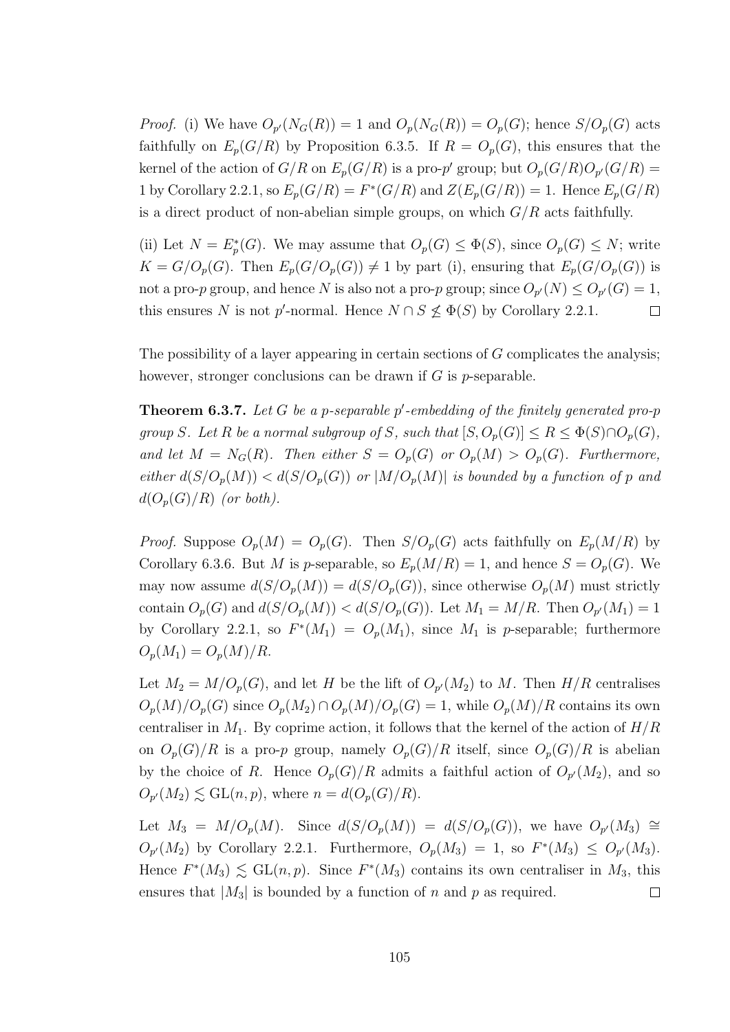*Proof.* (i) We have $O_{p'}(N_G(R)) = 1$ and $O_p(N_G(R)) = O_p(G)$; hence $S/O_p(G)$ acts faithfully on $E_p(G/R)$ by Proposition 6.3.5. If $R = O_p(G)$, this ensures that the kernel of the action of $G/R$ on $E_p(G/R)$ is a pro-$p'$ group; but $O_p(G/R)O_{p'}(G/R) = 1$ by Corollary 2.2.1, so $E_p(G/R) = F^*(G/R)$ and $Z(E_p(G/R)) = 1$. Hence $E_p(G/R)$ is a direct product of non-abelian simple groups, on which $G/R$ acts faithfully.

(ii) Let $N = E_p^*(G)$. We may assume that $O_p(G) \leq \Phi(S)$, since $O_p(G) \leq N$; write $K = G/O_p(G)$. Then $E_p(G/O_p(G)) \neq 1$ by part (i), ensuring that $E_p(G/O_p(G))$ is not a pro-$p$ group, and hence $N$ is also not a pro-$p$ group; since $O_{p'}(N) \leq O_{p'}(G) = 1$, this ensures $N$ is not $p'$-normal. Hence $N \cap S \not\leq \Phi(S)$ by Corollary 2.2.1. $\square$

The possibility of a layer appearing in certain sections of $G$ complicates the analysis; however, stronger conclusions can be drawn if $G$ is $p$-separable.

**Theorem 6.3.7.** *Let $G$ be a $p$-separable $p'$-embedding of the finitely generated pro-$p$ group $S$. Let $R$ be a normal subgroup of $S$, such that $[S, O_p(G)] \leq R \leq \Phi(S) \cap O_p(G)$, and let $M = N_G(R)$. Then either $S = O_p(G)$ or $O_p(M) > O_p(G)$. Furthermore, either $d(S/O_p(M)) < d(S/O_p(G))$ or $|M/O_p(M)|$ is bounded by a function of $p$ and $d(O_p(G)/R)$ (or both).*

*Proof.* Suppose $O_p(M) = O_p(G)$. Then $S/O_p(G)$ acts faithfully on $E_p(M/R)$ by Corollary 6.3.6. But $M$ is $p$-separable, so $E_p(M/R) = 1$, and hence $S = O_p(G)$. We may now assume $d(S/O_p(M)) = d(S/O_p(G))$, since otherwise $O_p(M)$ must strictly contain $O_p(G)$ and $d(S/O_p(M)) < d(S/O_p(G))$. Let $M_1 = M/R$. Then $O_{p'}(M_1) = 1$ by Corollary 2.2.1, so $F^*(M_1) = O_p(M_1)$, since $M_1$ is $p$-separable; furthermore $O_p(M_1) = O_p(M)/R$.

Let $M_2 = M/O_p(G)$, and let $H$ be the lift of $O_{p'}(M_2)$ to $M$. Then $H/R$ centralises $O_p(M)/O_p(G)$ since $O_p(M_2) \cap O_p(M)/O_p(G) = 1$, while $O_p(M)/R$ contains its own centraliser in $M_1$. By coprime action, it follows that the kernel of the action of $H/R$ on $O_p(G)/R$ is a pro-$p$ group, namely $O_p(G)/R$ itself, since $O_p(G)/R$ is abelian by the choice of $R$. Hence $O_p(G)/R$ admits a faithful action of $O_{p'}(M_2)$, and so $O_{p'}(M_2) \lesssim \mathrm{GL}(n, p)$, where $n = d(O_p(G)/R)$.

Let $M_3 = M/O_p(M)$. Since $d(S/O_p(M)) = d(S/O_p(G))$, we have $O_{p'}(M_3) \cong O_{p'}(M_2)$ by Corollary 2.2.1. Furthermore, $O_p(M_3) = 1$, so $F^*(M_3) \leq O_{p'}(M_3)$. Hence $F^*(M_3) \lesssim \mathrm{GL}(n, p)$. Since $F^*(M_3)$ contains its own centraliser in $M_3$, this ensures that $|M_3|$ is bounded by a function of $n$ and $p$ as required. $\square$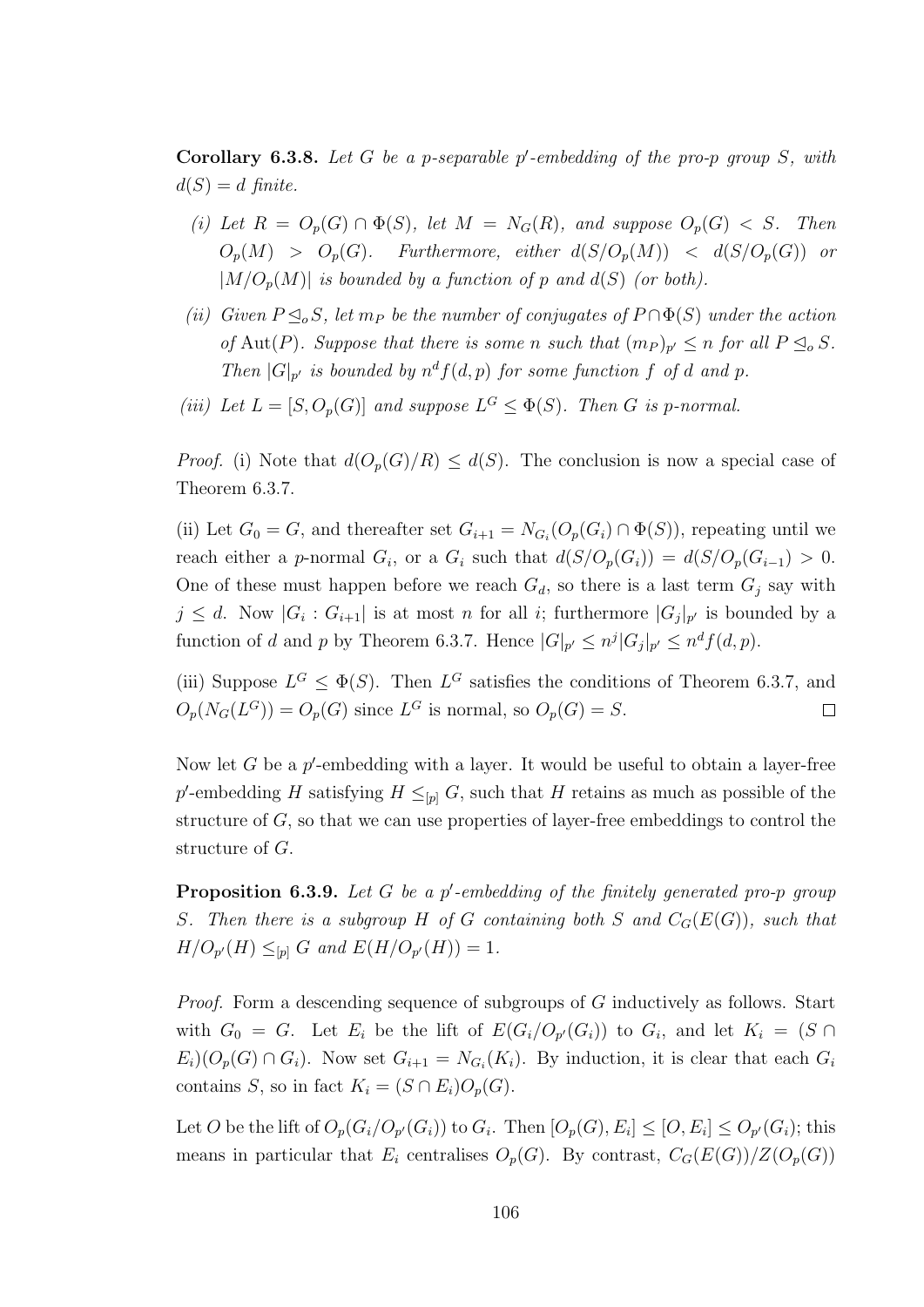**Corollary 6.3.8.** *Let $G$ be a $p$-separable $p'$-embedding of the pro-$p$ group $S$, with $d(S) = d$ finite.*

*(i) Let $R = O_p(G) \cap \Phi(S)$, let $M = N_G(R)$, and suppose $O_p(G) < S$. Then $O_p(M) > O_p(G)$. Furthermore, either $d(S/O_p(M)) < d(S/O_p(G))$ or $|M/O_p(M)|$ is bounded by a function of $p$ and $d(S)$ (or both).*

*(ii) Given $P \trianglelefteq_o S$, let $m_P$ be the number of conjugates of $P \cap \Phi(S)$ under the action of $\mathrm{Aut}(P)$. Suppose that there is some $n$ such that $(m_P)_{p'} \leq n$ for all $P \trianglelefteq_o S$. Then $|G|_{p'}$ is bounded by $n^d f(d,p)$ for some function $f$ of $d$ and $p$.*

*(iii) Let $L = [S, O_p(G)]$ and suppose $L^G \leq \Phi(S)$. Then $G$ is $p$-normal.*

*Proof.* (i) Note that $d(O_p(G)/R) \leq d(S)$. The conclusion is now a special case of Theorem 6.3.7.

(ii) Let $G_0 = G$, and thereafter set $G_{i+1} = N_{G_i}(O_p(G_i) \cap \Phi(S))$, repeating until we reach either a $p$-normal $G_i$, or a $G_i$ such that $d(S/O_p(G_i)) = d(S/O_p(G_{i-1})) > 0$. One of these must happen before we reach $G_d$, so there is a last term $G_j$ say with $j \leq d$. Now $|G_i : G_{i+1}|$ is at most $n$ for all $i$; furthermore $|G_j|_{p'}$ is bounded by a function of $d$ and $p$ by Theorem 6.3.7. Hence $|G|_{p'} \leq n^j |G_j|_{p'} \leq n^d f(d,p)$.

(iii) Suppose $L^G \leq \Phi(S)$. Then $L^G$ satisfies the conditions of Theorem 6.3.7, and $O_p(N_G(L^G)) = O_p(G)$ since $L^G$ is normal, so $O_p(G) = S$. □

Now let $G$ be a $p'$-embedding with a layer. It would be useful to obtain a layer-free $p'$-embedding $H$ satisfying $H \leq_{[p]} G$, such that $H$ retains as much as possible of the structure of $G$, so that we can use properties of layer-free embeddings to control the structure of $G$.

**Proposition 6.3.9.** *Let $G$ be a $p'$-embedding of the finitely generated pro-$p$ group $S$. Then there is a subgroup $H$ of $G$ containing both $S$ and $C_G(E(G))$, such that $H/O_{p'}(H) \leq_{[p]} G$ and $E(H/O_{p'}(H)) = 1$.*

*Proof.* Form a descending sequence of subgroups of $G$ inductively as follows. Start with $G_0 = G$. Let $E_i$ be the lift of $E(G_i/O_{p'}(G_i))$ to $G_i$, and let $K_i = (S \cap E_i)(O_p(G) \cap G_i)$. Now set $G_{i+1} = N_{G_i}(K_i)$. By induction, it is clear that each $G_i$ contains $S$, so in fact $K_i = (S \cap E_i)O_p(G)$.

Let $O$ be the lift of $O_p(G_i/O_{p'}(G_i))$ to $G_i$. Then $[O_p(G), E_i] \leq [O, E_i] \leq O_{p'}(G_i)$; this means in particular that $E_i$ centralises $O_p(G)$. By contrast, $C_G(E(G))/Z(O_p(G))$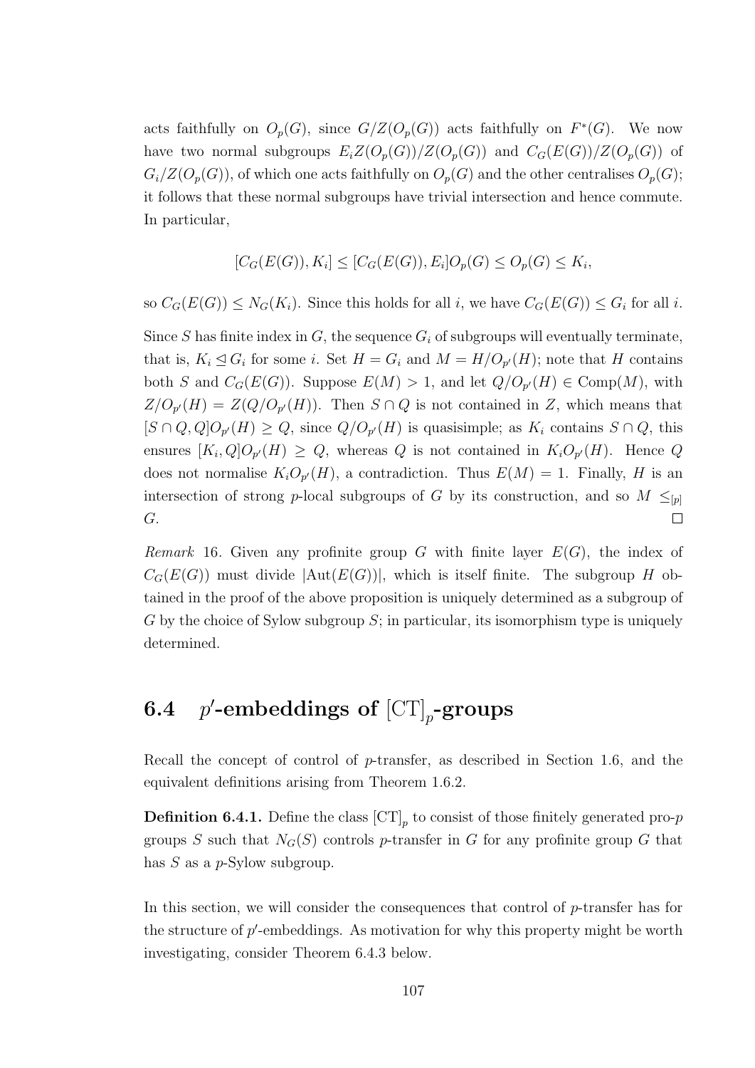acts faithfully on $O_p(G)$, since $G/Z(O_p(G))$ acts faithfully on $F^*(G)$. We now have two normal subgroups $E_iZ(O_p(G))/Z(O_p(G))$ and $C_G(E(G))/Z(O_p(G))$ of $G_i/Z(O_p(G))$, of which one acts faithfully on $O_p(G)$ and the other centralises $O_p(G)$; it follows that these normal subgroups have trivial intersection and hence commute. In particular,

$$[C_G(E(G)), K_i] \leq [C_G(E(G)), E_i]O_p(G) \leq O_p(G) \leq K_i,$$

so $C_G(E(G)) \leq N_G(K_i)$. Since this holds for all $i$, we have $C_G(E(G)) \leq G_i$ for all $i$.

Since $S$ has finite index in $G$, the sequence $G_i$ of subgroups will eventually terminate, that is, $K_i \trianglelefteq G_i$ for some $i$. Set $H = G_i$ and $M = H/O_{p'}(H)$; note that $H$ contains both $S$ and $C_G(E(G))$. Suppose $E(M) > 1$, and let $Q/O_{p'}(H) \in \mathrm{Comp}(M)$, with $Z/O_{p'}(H) = Z(Q/O_{p'}(H))$. Then $S \cap Q$ is not contained in $Z$, which means that $[S \cap Q, Q]O_{p'}(H) \geq Q$, since $Q/O_{p'}(H)$ is quasisimple; as $K_i$ contains $S \cap Q$, this ensures $[K_i, Q]O_{p'}(H) \geq Q$, whereas $Q$ is not contained in $K_iO_{p'}(H)$. Hence $Q$ does not normalise $K_iO_{p'}(H)$, a contradiction. Thus $E(M) = 1$. Finally, $H$ is an intersection of strong $p$-local subgroups of $G$ by its construction, and so $M \leq_{[p]} G$. □

*Remark* 16. Given any profinite group $G$ with finite layer $E(G)$, the index of $C_G(E(G))$ must divide $|\mathrm{Aut}(E(G))|$, which is itself finite. The subgroup $H$ obtained in the proof of the above proposition is uniquely determined as a subgroup of $G$ by the choice of Sylow subgroup $S$; in particular, its isomorphism type is uniquely determined.

## 6.4 $p'$-embeddings of $[\mathrm{CT}]_p$-groups

Recall the concept of control of $p$-transfer, as described in Section 1.6, and the equivalent definitions arising from Theorem 1.6.2.

**Definition 6.4.1.** Define the class $[\mathrm{CT}]_p$ to consist of those finitely generated pro-$p$ groups $S$ such that $N_G(S)$ controls $p$-transfer in $G$ for any profinite group $G$ that has $S$ as a $p$-Sylow subgroup.

In this section, we will consider the consequences that control of $p$-transfer has for the structure of $p'$-embeddings. As motivation for why this property might be worth investigating, consider Theorem 6.4.3 below.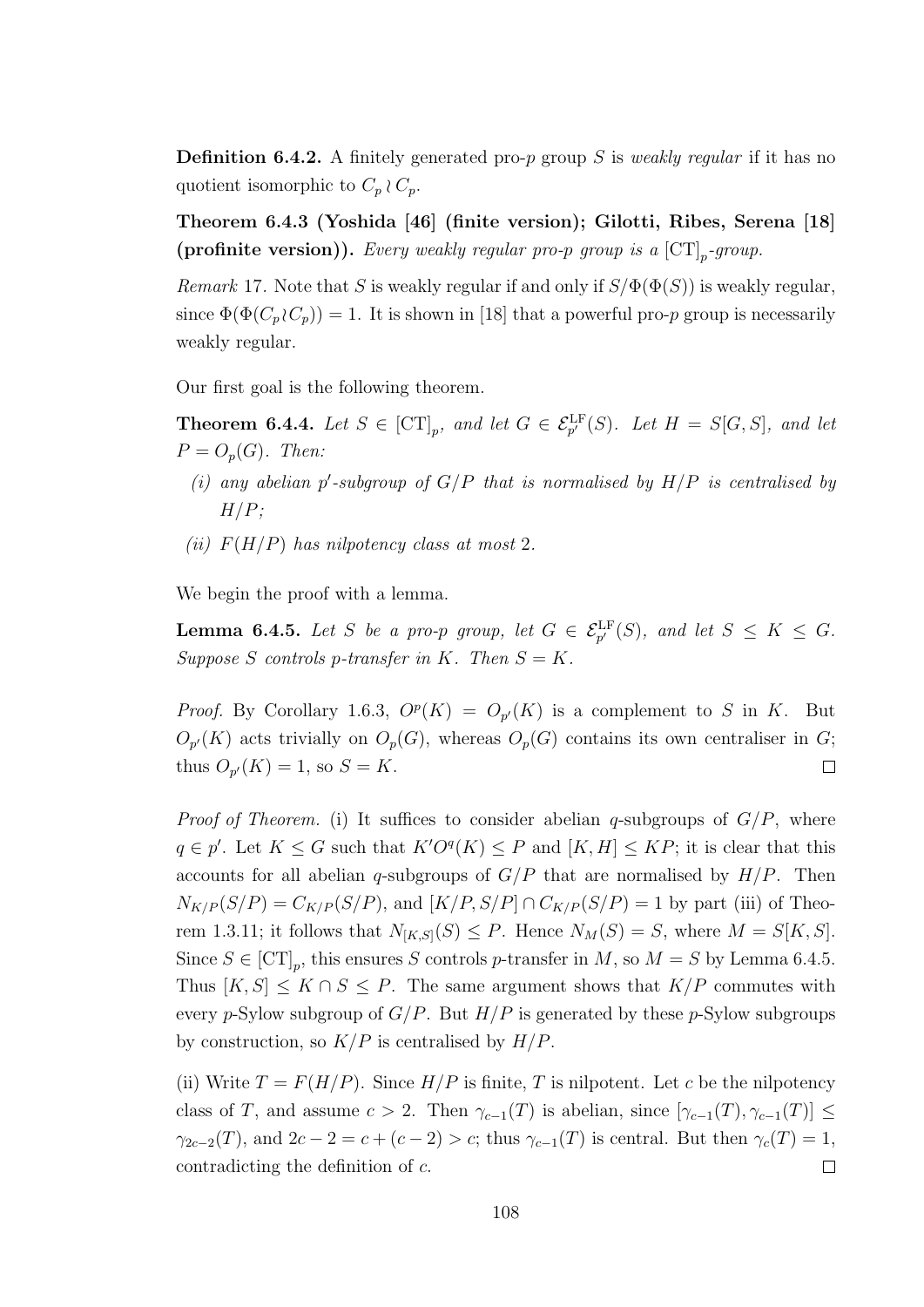**Definition 6.4.2.** A finitely generated pro-$p$ group $S$ is *weakly regular* if it has no quotient isomorphic to $C_p \wr C_p$.

**Theorem 6.4.3 (Yoshida [46] (finite version); Gilotti, Ribes, Serena [18] (profinite version)).** *Every weakly regular pro-$p$ group is a $[\mathrm{CT}]_p$-group.*

*Remark* 17. Note that $S$ is weakly regular if and only if $S/\Phi(\Phi(S))$ is weakly regular, since $\Phi(\Phi(C_p \wr C_p)) = 1$. It is shown in [18] that a powerful pro-$p$ group is necessarily weakly regular.

Our first goal is the following theorem.

**Theorem 6.4.4.** *Let $S \in [\mathrm{CT}]_p$, and let $G \in \mathcal{E}^{\mathrm{LF}}_{p'}(S)$. Let $H = S[G, S]$, and let $P = O_p(G)$. Then:*

- *(i) any abelian $p'$-subgroup of $G/P$ that is normalised by $H/P$ is centralised by $H/P$;*
- *(ii) $F(H/P)$ has nilpotency class at most 2.*

We begin the proof with a lemma.

**Lemma 6.4.5.** *Let $S$ be a pro-$p$ group, let $G \in \mathcal{E}^{\mathrm{LF}}_{p'}(S)$, and let $S \leq K \leq G$. Suppose $S$ controls $p$-transfer in $K$. Then $S = K$.*

*Proof.* By Corollary 1.6.3, $O^p(K) = O_{p'}(K)$ is a complement to $S$ in $K$. But $O_{p'}(K)$ acts trivially on $O_p(G)$, whereas $O_p(G)$ contains its own centraliser in $G$; thus $O_{p'}(K) = 1$, so $S = K$. $\square$

*Proof of Theorem.* (i) It suffices to consider abelian $q$-subgroups of $G/P$, where $q \in p'$. Let $K \leq G$ such that $K'O^q(K) \leq P$ and $[K, H] \leq KP$; it is clear that this accounts for all abelian $q$-subgroups of $G/P$ that are normalised by $H/P$. Then $N_{K/P}(S/P) = C_{K/P}(S/P)$, and $[K/P, S/P] \cap C_{K/P}(S/P) = 1$ by part (iii) of Theorem 1.3.11; it follows that $N_{[K,S]}(S) \leq P$. Hence $N_M(S) = S$, where $M = S[K, S]$. Since $S \in [\mathrm{CT}]_p$, this ensures $S$ controls $p$-transfer in $M$, so $M = S$ by Lemma 6.4.5. Thus $[K, S] \leq K \cap S \leq P$. The same argument shows that $K/P$ commutes with every $p$-Sylow subgroup of $G/P$. But $H/P$ is generated by these $p$-Sylow subgroups by construction, so $K/P$ is centralised by $H/P$.

(ii) Write $T = F(H/P)$. Since $H/P$ is finite, $T$ is nilpotent. Let $c$ be the nilpotency class of $T$, and assume $c > 2$. Then $\gamma_{c-1}(T)$ is abelian, since $[\gamma_{c-1}(T), \gamma_{c-1}(T)] \leq \gamma_{2c-2}(T)$, and $2c - 2 = c + (c - 2) > c$; thus $\gamma_{c-1}(T)$ is central. But then $\gamma_c(T) = 1$, contradicting the definition of $c$. $\square$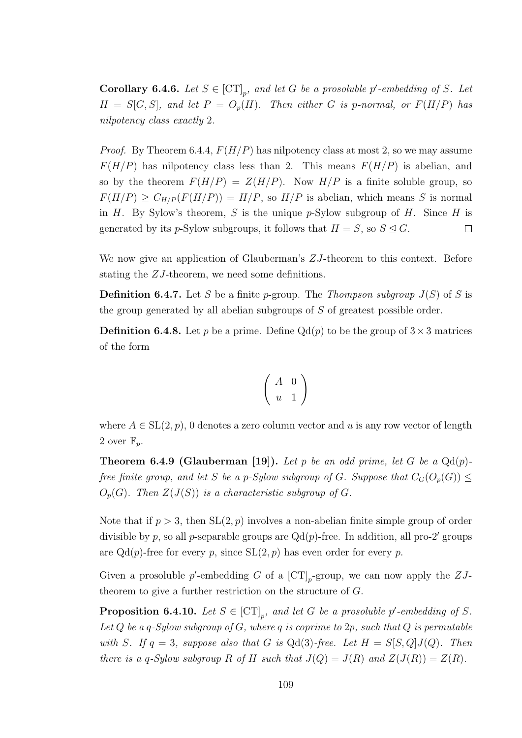**Corollary 6.4.6.** *Let $S \in [\mathrm{CT}]_p$, and let $G$ be a prosoluble $p'$-embedding of $S$. Let $H = S[G, S]$, and let $P = O_p(H)$. Then either $G$ is $p$-normal, or $F(H/P)$ has nilpotency class exactly 2.*

*Proof.* By Theorem 6.4.4, $F(H/P)$ has nilpotency class at most 2, so we may assume $F(H/P)$ has nilpotency class less than 2. This means $F(H/P)$ is abelian, and so by the theorem $F(H/P) = Z(H/P)$. Now $H/P$ is a finite soluble group, so $F(H/P) \geq C_{H/P}(F(H/P)) = H/P$, so $H/P$ is abelian, which means $S$ is normal in $H$. By Sylow's theorem, $S$ is the unique $p$-Sylow subgroup of $H$. Since $H$ is generated by its $p$-Sylow subgroups, it follows that $H = S$, so $S \trianglelefteq G$. $\square$

We now give an application of Glauberman's $ZJ$-theorem to this context. Before stating the $ZJ$-theorem, we need some definitions.

**Definition 6.4.7.** Let $S$ be a finite $p$-group. The *Thompson subgroup* $J(S)$ of $S$ is the group generated by all abelian subgroups of $S$ of greatest possible order.

**Definition 6.4.8.** Let $p$ be a prime. Define $\mathrm{Qd}(p)$ to be the group of $3 \times 3$ matrices of the form

$$\begin{pmatrix} A & 0 \\ u & 1 \end{pmatrix}$$

where $A \in \mathrm{SL}(2, p)$, 0 denotes a zero column vector and $u$ is any row vector of length 2 over $\mathbb{F}_p$.

**Theorem 6.4.9 (Glauberman [19]).** *Let $p$ be an odd prime, let $G$ be a $\mathrm{Qd}(p)$-free finite group, and let $S$ be a $p$-Sylow subgroup of $G$. Suppose that $C_G(O_p(G)) \leq O_p(G)$. Then $Z(J(S))$ is a characteristic subgroup of $G$.*

Note that if $p > 3$, then $\mathrm{SL}(2, p)$ involves a non-abelian finite simple group of order divisible by $p$, so all $p$-separable groups are $\mathrm{Qd}(p)$-free. In addition, all pro-$2'$ groups are $\mathrm{Qd}(p)$-free for every $p$, since $\mathrm{SL}(2, p)$ has even order for every $p$.

Given a prosoluble $p'$-embedding $G$ of a $[\mathrm{CT}]_p$-group, we can now apply the $ZJ$-theorem to give a further restriction on the structure of $G$.

**Proposition 6.4.10.** *Let $S \in [\mathrm{CT}]_p$, and let $G$ be a prosoluble $p'$-embedding of $S$. Let $Q$ be a $q$-Sylow subgroup of $G$, where $q$ is coprime to $2p$, such that $Q$ is permutable with $S$. If $q = 3$, suppose also that $G$ is $\mathrm{Qd}(3)$-free. Let $H = S[S, Q]J(Q)$. Then there is a $q$-Sylow subgroup $R$ of $H$ such that $J(Q) = J(R)$ and $Z(J(R)) = Z(R)$.*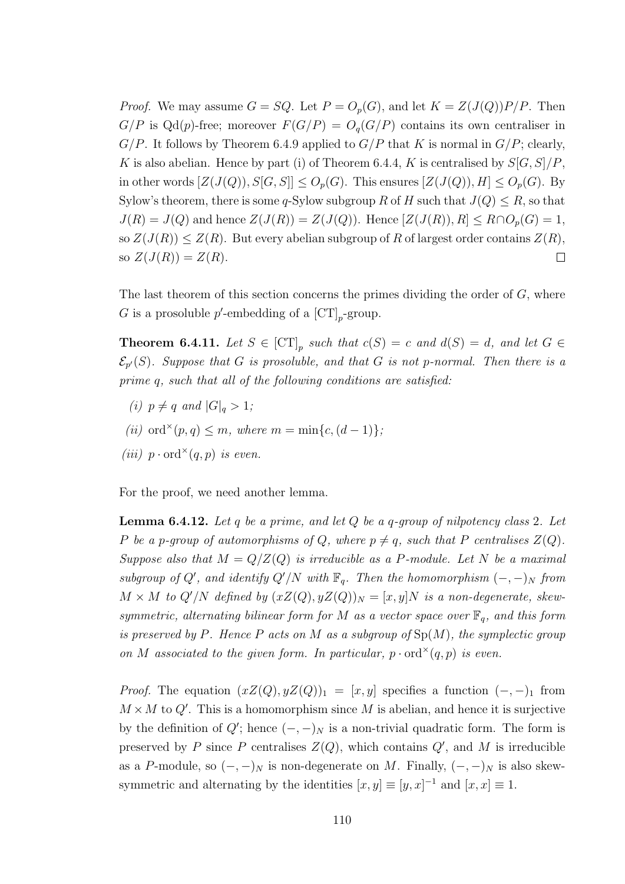*Proof.* We may assume $G = SQ$. Let $P = O_p(G)$, and let $K = Z(J(Q))P/P$. Then $G/P$ is $\mathrm{Qd}(p)$-free; moreover $F(G/P) = O_q(G/P)$ contains its own centraliser in $G/P$. It follows by Theorem 6.4.9 applied to $G/P$ that $K$ is normal in $G/P$; clearly, $K$ is also abelian. Hence by part (i) of Theorem 6.4.4, $K$ is centralised by $S[G,S]/P$, in other words $[Z(J(Q)), S[G,S]] \leq O_p(G)$. This ensures $[Z(J(Q)), H] \leq O_p(G)$. By Sylow's theorem, there is some $q$-Sylow subgroup $R$ of $H$ such that $J(Q) \leq R$, so that $J(R) = J(Q)$ and hence $Z(J(R)) = Z(J(Q))$. Hence $[Z(J(R)), R] \leq R \cap O_p(G) = 1$, so $Z(J(R)) \leq Z(R)$. But every abelian subgroup of $R$ of largest order contains $Z(R)$, so $Z(J(R)) = Z(R)$. $\square$

The last theorem of this section concerns the primes dividing the order of $G$, where $G$ is a prosoluble $p'$-embedding of a $[\mathrm{CT}]_p$-group.

**Theorem 6.4.11.** *Let $S \in [\mathrm{CT}]_p$ such that $c(S) = c$ and $d(S) = d$, and let $G \in \mathcal{E}_{p'}(S)$. Suppose that $G$ is prosoluble, and that $G$ is not $p$-normal. Then there is a prime $q$, such that all of the following conditions are satisfied:*

*(i) $p \neq q$ and $|G|_q > 1$;*

*(ii) $\mathrm{ord}^\times(p,q) \leq m$, where $m = \min\{c, (d-1)\}$;*

*(iii) $p \cdot \mathrm{ord}^\times(q,p)$ is even.*

For the proof, we need another lemma.

**Lemma 6.4.12.** *Let $q$ be a prime, and let $Q$ be a $q$-group of nilpotency class 2. Let $P$ be a $p$-group of automorphisms of $Q$, where $p \neq q$, such that $P$ centralises $Z(Q)$. Suppose also that $M = Q/Z(Q)$ is irreducible as a $P$-module. Let $N$ be a maximal subgroup of $Q'$, and identify $Q'/N$ with $\mathbb{F}_q$. Then the homomorphism $(-,-)_N$ from $M \times M$ to $Q'/N$ defined by $(xZ(Q), yZ(Q))_N = [x,y]N$ is a non-degenerate, skew-symmetric, alternating bilinear form for $M$ as a vector space over $\mathbb{F}_q$, and this form is preserved by $P$. Hence $P$ acts on $M$ as a subgroup of $\mathrm{Sp}(M)$, the symplectic group on $M$ associated to the given form. In particular, $p \cdot \mathrm{ord}^\times(q,p)$ is even.*

*Proof.* The equation $(xZ(Q), yZ(Q))_1 = [x,y]$ specifies a function $(-,-)_1$ from $M \times M$ to $Q'$. This is a homomorphism since $M$ is abelian, and hence it is surjective by the definition of $Q'$; hence $(-,-)_N$ is a non-trivial quadratic form. The form is preserved by $P$ since $P$ centralises $Z(Q)$, which contains $Q'$, and $M$ is irreducible as a $P$-module, so $(-,-)_N$ is non-degenerate on $M$. Finally, $(-,-)_N$ is also skew-symmetric and alternating by the identities $[x,y] \equiv [y,x]^{-1}$ and $[x,x] \equiv 1$.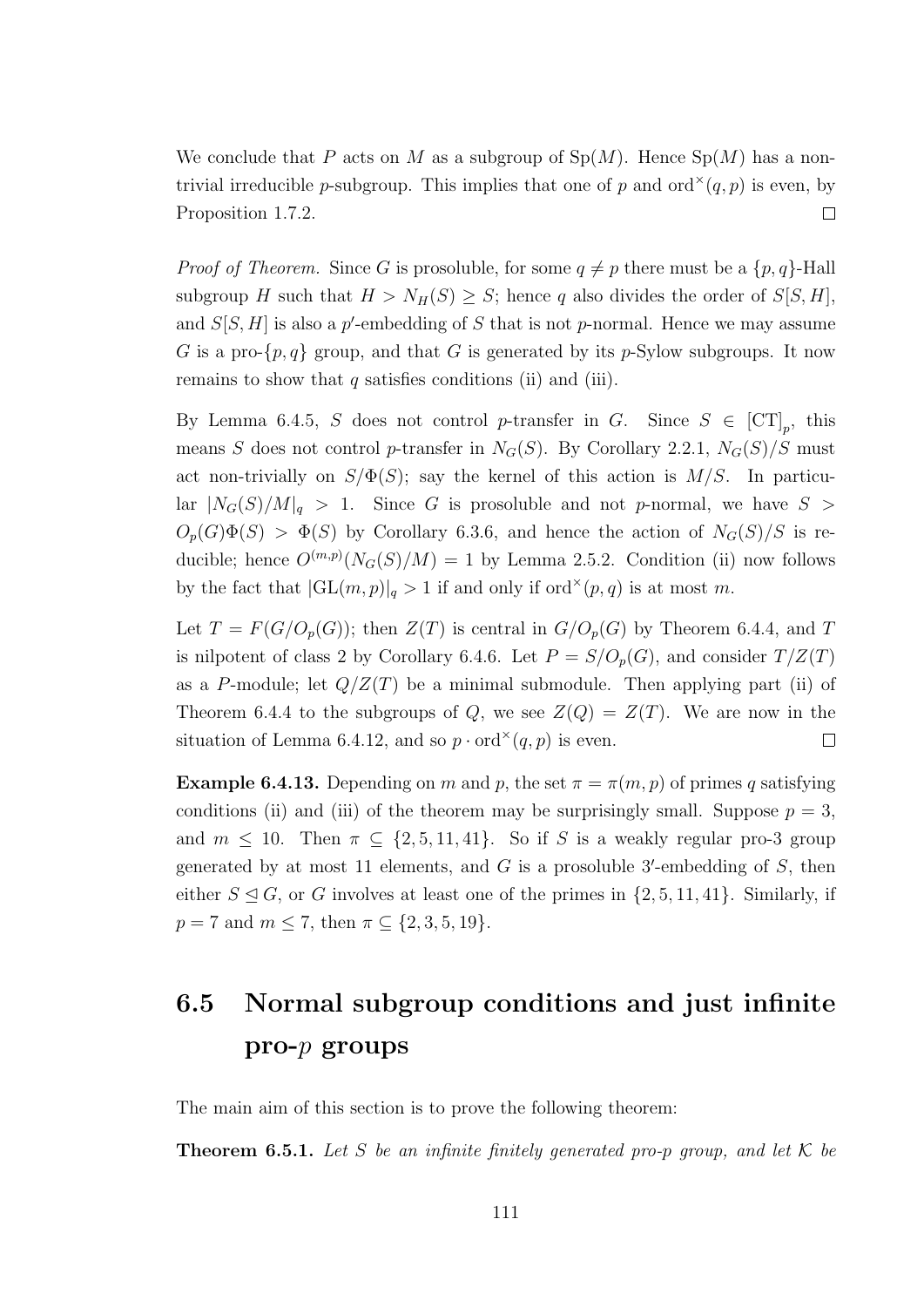We conclude that $P$ acts on $M$ as a subgroup of $\mathrm{Sp}(M)$. Hence $\mathrm{Sp}(M)$ has a non-trivial irreducible $p$-subgroup. This implies that one of $p$ and $\mathrm{ord}^{\times}(q,p)$ is even, by Proposition 1.7.2. $\square$

*Proof of Theorem.* Since $G$ is prosoluble, for some $q \neq p$ there must be a $\{p,q\}$-Hall subgroup $H$ such that $H > N_H(S) \geq S$; hence $q$ also divides the order of $S[S,H]$, and $S[S,H]$ is also a $p'$-embedding of $S$ that is not $p$-normal. Hence we may assume $G$ is a pro-$\{p,q\}$ group, and that $G$ is generated by its $p$-Sylow subgroups. It now remains to show that $q$ satisfies conditions (ii) and (iii).

By Lemma 6.4.5, $S$ does not control $p$-transfer in $G$. Since $S \in [\mathrm{CT}]_p$, this means $S$ does not control $p$-transfer in $N_G(S)$. By Corollary 2.2.1, $N_G(S)/S$ must act non-trivially on $S/\Phi(S)$; say the kernel of this action is $M/S$. In particular $|N_G(S)/M|_q > 1$. Since $G$ is prosoluble and not $p$-normal, we have $S > O_p(G)\Phi(S) > \Phi(S)$ by Corollary 6.3.6, and hence the action of $N_G(S)/S$ is reducible; hence $O^{(m,p)}(N_G(S)/M) = 1$ by Lemma 2.5.2. Condition (ii) now follows by the fact that $|\mathrm{GL}(m,p)|_q > 1$ if and only if $\mathrm{ord}^{\times}(p,q)$ is at most $m$.

Let $T = F(G/O_p(G))$; then $Z(T)$ is central in $G/O_p(G)$ by Theorem 6.4.4, and $T$ is nilpotent of class 2 by Corollary 6.4.6. Let $P = S/O_p(G)$, and consider $T/Z(T)$ as a $P$-module; let $Q/Z(T)$ be a minimal submodule. Then applying part (ii) of Theorem 6.4.4 to the subgroups of $Q$, we see $Z(Q) = Z(T)$. We are now in the situation of Lemma 6.4.12, and so $p \cdot \mathrm{ord}^{\times}(q,p)$ is even. $\square$

**Example 6.4.13.** Depending on $m$ and $p$, the set $\pi = \pi(m,p)$ of primes $q$ satisfying conditions (ii) and (iii) of the theorem may be surprisingly small. Suppose $p = 3$, and $m \leq 10$. Then $\pi \subseteq \{2, 5, 11, 41\}$. So if $S$ is a weakly regular pro-3 group generated by at most 11 elements, and $G$ is a prosoluble $3'$-embedding of $S$, then either $S \trianglelefteq G$, or $G$ involves at least one of the primes in $\{2, 5, 11, 41\}$. Similarly, if $p = 7$ and $m \leq 7$, then $\pi \subseteq \{2, 3, 5, 19\}$.

## 6.5 Normal subgroup conditions and just infinite pro-$p$ groups

The main aim of this section is to prove the following theorem:

**Theorem 6.5.1.** *Let $S$ be an infinite finitely generated pro-$p$ group, and let $\mathcal{K}$ be*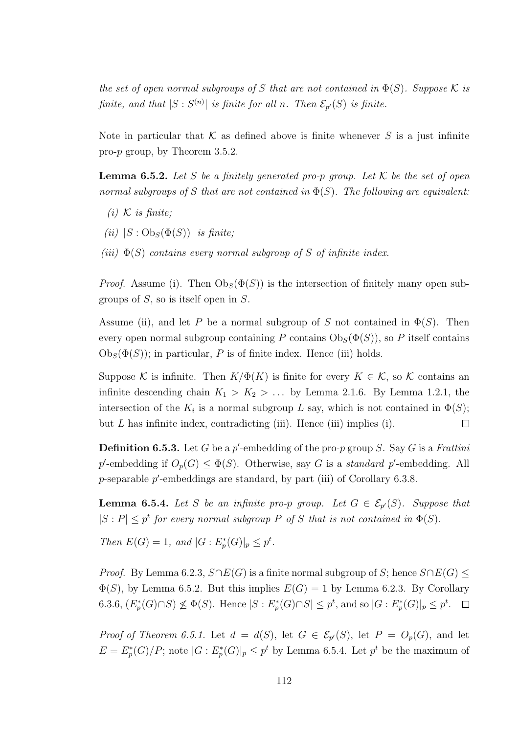*the set of open normal subgroups of $S$ that are not contained in $\Phi(S)$. Suppose $\mathcal{K}$ is finite, and that $|S : S^{(n)}|$ is finite for all $n$. Then $\mathcal{E}_{p'}(S)$ is finite.*

Note in particular that $\mathcal{K}$ as defined above is finite whenever $S$ is a just infinite pro-$p$ group, by Theorem 3.5.2.

**Lemma 6.5.2.** *Let $S$ be a finitely generated pro-$p$ group. Let $\mathcal{K}$ be the set of open normal subgroups of $S$ that are not contained in $\Phi(S)$. The following are equivalent:*

*(i) $\mathcal{K}$ is finite;*

*(ii) $|S : \mathrm{Ob}_S(\Phi(S))|$ is finite;*

*(iii) $\Phi(S)$ contains every normal subgroup of $S$ of infinite index.*

*Proof.* Assume (i). Then $\mathrm{Ob}_S(\Phi(S))$ is the intersection of finitely many open subgroups of $S$, so is itself open in $S$.

Assume (ii), and let $P$ be a normal subgroup of $S$ not contained in $\Phi(S)$. Then every open normal subgroup containing $P$ contains $\mathrm{Ob}_S(\Phi(S))$, so $P$ itself contains $\mathrm{Ob}_S(\Phi(S))$; in particular, $P$ is of finite index. Hence (iii) holds.

Suppose $\mathcal{K}$ is infinite. Then $K/\Phi(K)$ is finite for every $K \in \mathcal{K}$, so $\mathcal{K}$ contains an infinite descending chain $K_1 > K_2 > \dots$ by Lemma 2.1.6. By Lemma 1.2.1, the intersection of the $K_i$ is a normal subgroup $L$ say, which is not contained in $\Phi(S)$; but $L$ has infinite index, contradicting (iii). Hence (iii) implies (i). $\square$

**Definition 6.5.3.** Let $G$ be a $p'$-embedding of the pro-$p$ group $S$. Say $G$ is a *Frattini $p'$-embedding* if $O_p(G) \leq \Phi(S)$. Otherwise, say $G$ is a *standard* $p'$-embedding. All $p$-separable $p'$-embeddings are standard, by part (iii) of Corollary 6.3.8.

**Lemma 6.5.4.** *Let $S$ be an infinite pro-$p$ group. Let $G \in \mathcal{E}_{p'}(S)$. Suppose that $|S : P| \leq p^t$ for every normal subgroup $P$ of $S$ that is not contained in $\Phi(S)$.*

*Then $E(G) = 1$, and $|G : E^*_p(G)|_p \leq p^t$.*

*Proof.* By Lemma 6.2.3, $S \cap E(G)$ is a finite normal subgroup of $S$; hence $S \cap E(G) \leq \Phi(S)$, by Lemma 6.5.2. But this implies $E(G) = 1$ by Lemma 6.2.3. By Corollary 6.3.6, $(E^*_p(G) \cap S) \not\leq \Phi(S)$. Hence $|S : E^*_p(G) \cap S| \leq p^t$, and so $|G : E^*_p(G)|_p \leq p^t$. $\square$

*Proof of Theorem 6.5.1.* Let $d = d(S)$, let $G \in \mathcal{E}_{p'}(S)$, let $P = O_p(G)$, and let $E = E^*_p(G)/P$; note $|G : E^*_p(G)|_p \leq p^t$ by Lemma 6.5.4. Let $p^t$ be the maximum of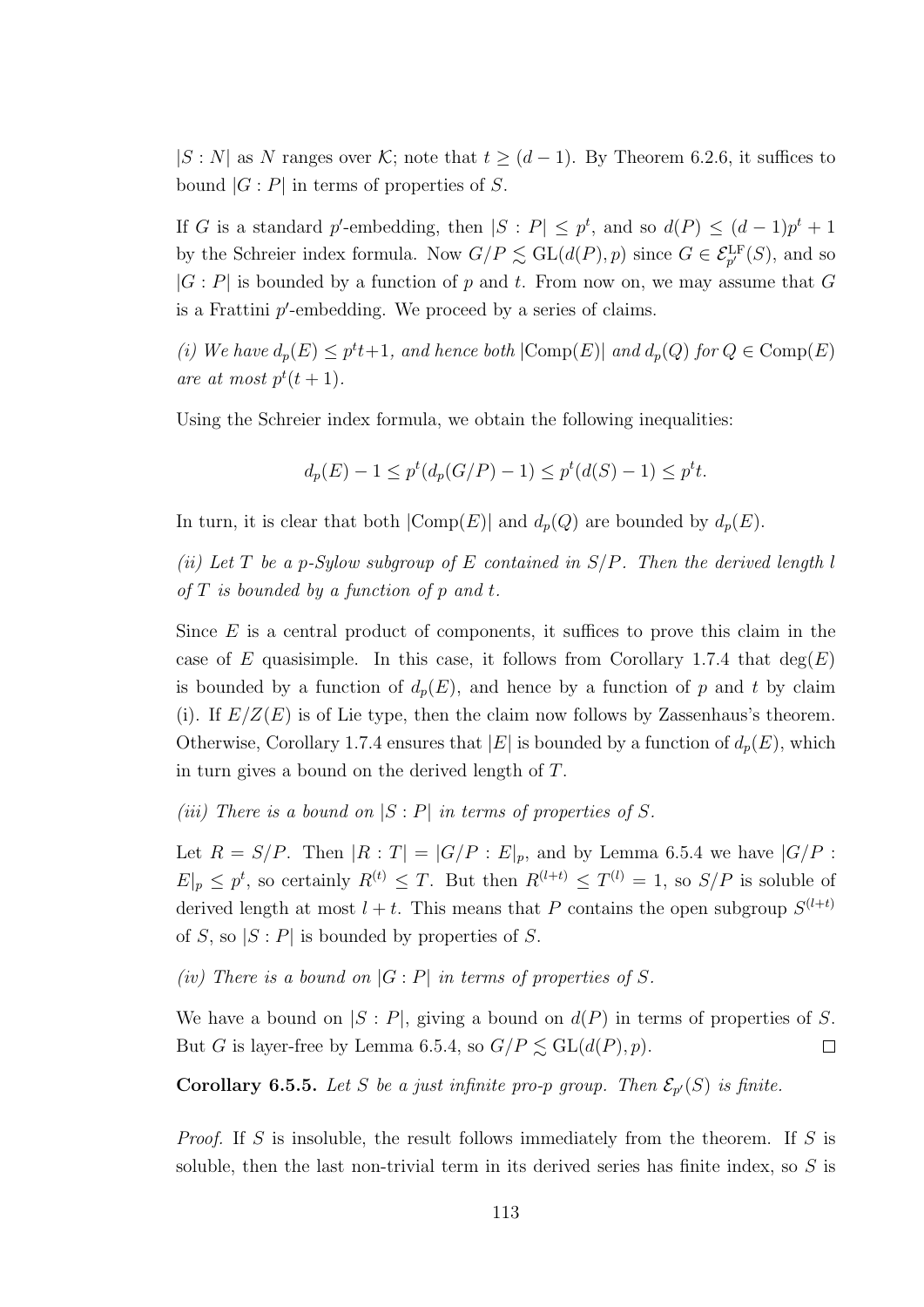$|S : N|$ as $N$ ranges over $\mathcal{K}$; note that $t \geq (d-1)$. By Theorem 6.2.6, it suffices to bound $|G : P|$ in terms of properties of $S$.

If $G$ is a standard $p'$-embedding, then $|S : P| \leq p^t$, and so $d(P) \leq (d-1)p^t + 1$ by the Schreier index formula. Now $G/P \lesssim \mathrm{GL}(d(P), p)$ since $G \in \mathcal{E}^{\mathrm{LF}}_{p'}(S)$, and so $|G : P|$ is bounded by a function of $p$ and $t$. From now on, we may assume that $G$ is a Frattini $p'$-embedding. We proceed by a series of claims.

*(i) We have $d_p(E) \leq p^t t+1$, and hence both $|\mathrm{Comp}(E)|$ and $d_p(Q)$ for $Q \in \mathrm{Comp}(E)$ are at most $p^t(t+1)$.*

Using the Schreier index formula, we obtain the following inequalities:

$$d_p(E) - 1 \leq p^t(d_p(G/P) - 1) \leq p^t(d(S) - 1) \leq p^t t.$$

In turn, it is clear that both $|\mathrm{Comp}(E)|$ and $d_p(Q)$ are bounded by $d_p(E)$.

*(ii) Let $T$ be a $p$-Sylow subgroup of $E$ contained in $S/P$. Then the derived length $l$ of $T$ is bounded by a function of $p$ and $t$.*

Since $E$ is a central product of components, it suffices to prove this claim in the case of $E$ quasisimple. In this case, it follows from Corollary 1.7.4 that $\deg(E)$ is bounded by a function of $d_p(E)$, and hence by a function of $p$ and $t$ by claim (i). If $E/Z(E)$ is of Lie type, then the claim now follows by Zassenhaus's theorem. Otherwise, Corollary 1.7.4 ensures that $|E|$ is bounded by a function of $d_p(E)$, which in turn gives a bound on the derived length of $T$.

*(iii) There is a bound on $|S : P|$ in terms of properties of $S$.*

Let $R = S/P$. Then $|R : T| = |G/P : E|_p$, and by Lemma 6.5.4 we have $|G/P : E|_p \leq p^t$, so certainly $R^{(t)} \leq T$. But then $R^{(l+t)} \leq T^{(l)} = 1$, so $S/P$ is soluble of derived length at most $l + t$. This means that $P$ contains the open subgroup $S^{(l+t)}$ of $S$, so $|S : P|$ is bounded by properties of $S$.

*(iv) There is a bound on $|G : P|$ in terms of properties of $S$.*

We have a bound on $|S : P|$, giving a bound on $d(P)$ in terms of properties of $S$. But $G$ is layer-free by Lemma 6.5.4, so $G/P \lesssim \mathrm{GL}(d(P), p)$. $\square$

**Corollary 6.5.5.** *Let $S$ be a just infinite pro-$p$ group. Then $\mathcal{E}_{p'}(S)$ is finite.*

*Proof.* If $S$ is insoluble, the result follows immediately from the theorem. If $S$ is soluble, then the last non-trivial term in its derived series has finite index, so $S$ is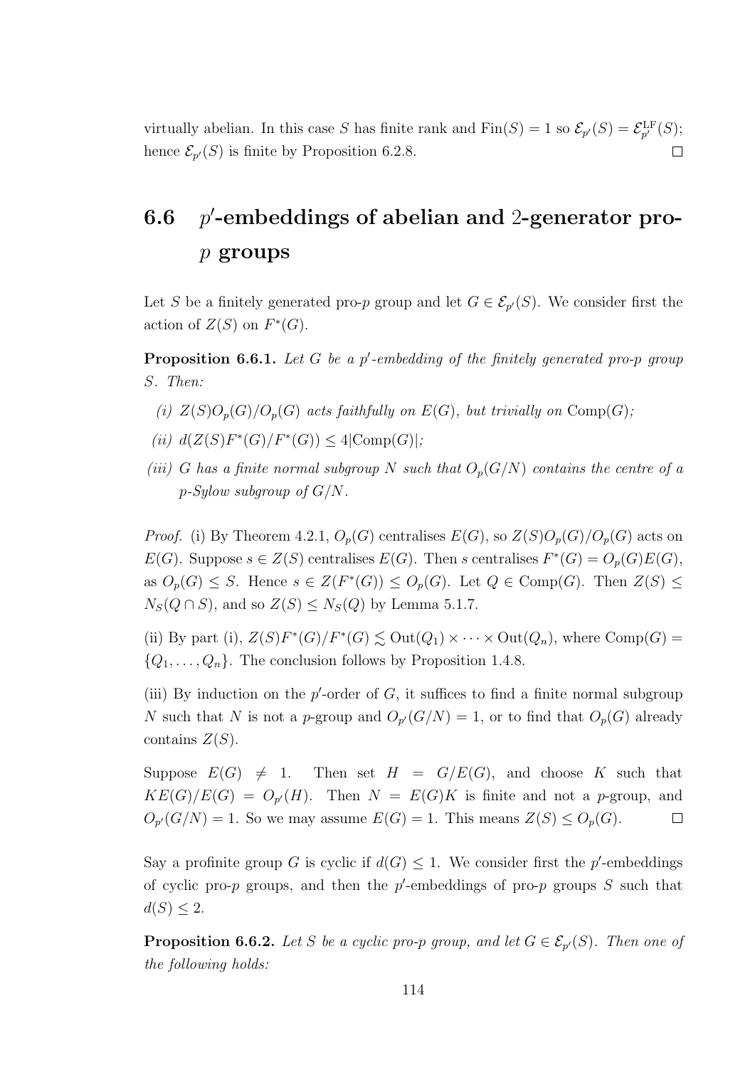virtually abelian. In this case $S$ has finite rank and $\mathrm{Fin}(S) = 1$ so $\mathcal{E}_{p'}(S) = \mathcal{E}_{p'}^{\mathrm{LF}}(S)$; hence $\mathcal{E}_{p'}(S)$ is finite by Proposition 6.2.8. $\square$

## 6.6 $p'$-embeddings of abelian and 2-generator pro-$p$ groups

Let $S$ be a finitely generated pro-$p$ group and let $G \in \mathcal{E}_{p'}(S)$. We consider first the action of $Z(S)$ on $F^*(G)$.

**Proposition 6.6.1.** *Let $G$ be a $p'$-embedding of the finitely generated pro-$p$ group $S$. Then:*

*(i) $Z(S)O_p(G)/O_p(G)$ acts faithfully on $E(G)$, but trivially on $\mathrm{Comp}(G)$;*

*(ii) $d(Z(S)F^*(G)/F^*(G)) \leq 4|\mathrm{Comp}(G)|$;*

*(iii) $G$ has a finite normal subgroup $N$ such that $O_p(G/N)$ contains the centre of a $p$-Sylow subgroup of $G/N$.*

*Proof.* (i) By Theorem 4.2.1, $O_p(G)$ centralises $E(G)$, so $Z(S)O_p(G)/O_p(G)$ acts on $E(G)$. Suppose $s \in Z(S)$ centralises $E(G)$. Then $s$ centralises $F^*(G) = O_p(G)E(G)$, as $O_p(G) \leq S$. Hence $s \in Z(F^*(G)) \leq O_p(G)$. Let $Q \in \mathrm{Comp}(G)$. Then $Z(S) \leq N_S(Q \cap S)$, and so $Z(S) \leq N_S(Q)$ by Lemma 5.1.7.

(ii) By part (i), $Z(S)F^*(G)/F^*(G) \lesssim \mathrm{Out}(Q_1) \times \cdots \times \mathrm{Out}(Q_n)$, where $\mathrm{Comp}(G) = \{Q_1, \dots, Q_n\}$. The conclusion follows by Proposition 1.4.8.

(iii) By induction on the $p'$-order of $G$, it suffices to find a finite normal subgroup $N$ such that $N$ is not a $p$-group and $O_{p'}(G/N) = 1$, or to find that $O_p(G)$ already contains $Z(S)$.

Suppose $E(G) \neq 1$. Then set $H = G/E(G)$, and choose $K$ such that $KE(G)/E(G) = O_{p'}(H)$. Then $N = E(G)K$ is finite and not a $p$-group, and $O_{p'}(G/N) = 1$. So we may assume $E(G) = 1$. This means $Z(S) \leq O_p(G)$. $\square$

Say a profinite group $G$ is cyclic if $d(G) \leq 1$. We consider first the $p'$-embeddings of cyclic pro-$p$ groups, and then the $p'$-embeddings of pro-$p$ groups $S$ such that $d(S) \leq 2$.

**Proposition 6.6.2.** *Let $S$ be a cyclic pro-$p$ group, and let $G \in \mathcal{E}_{p'}(S)$. Then one of the following holds:*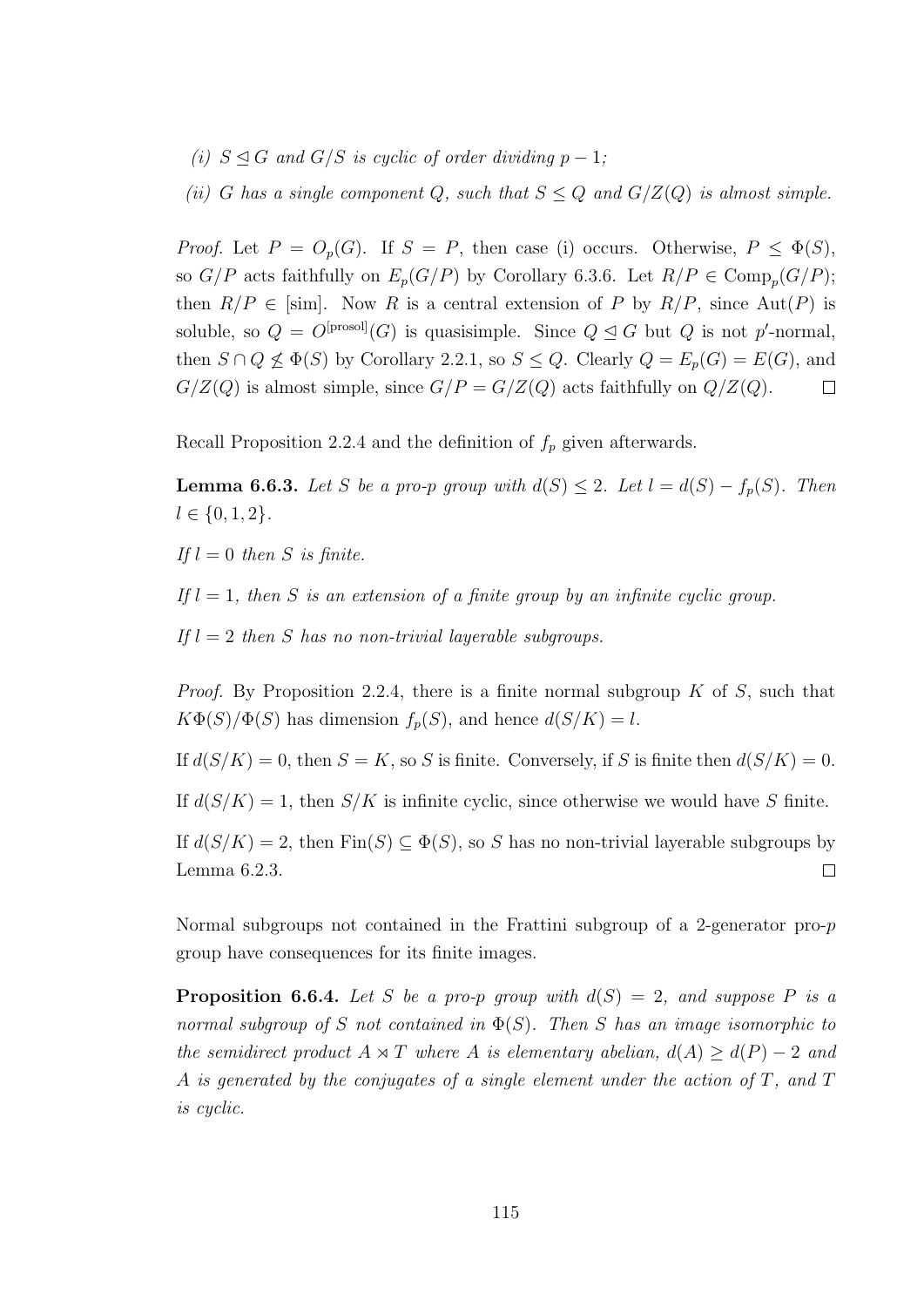(i) $S \trianglelefteq G$ and $G/S$ is cyclic of order dividing $p-1$;

(ii) $G$ has a single component $Q$, such that $S \leq Q$ and $G/Z(Q)$ is almost simple.

*Proof.* Let $P = O_p(G)$. If $S = P$, then case (i) occurs. Otherwise, $P \leq \Phi(S)$, so $G/P$ acts faithfully on $E_p(G/P)$ by Corollary 6.3.6. Let $R/P \in \mathrm{Comp}_p(G/P)$; then $R/P \in [\mathrm{sim}]$. Now $R$ is a central extension of $P$ by $R/P$, since $\mathrm{Aut}(P)$ is soluble, so $Q = O^{[\mathrm{prosol}]}(G)$ is quasisimple. Since $Q \trianglelefteq G$ but $Q$ is not $p'$-normal, then $S \cap Q \not\leq \Phi(S)$ by Corollary 2.2.1, so $S \leq Q$. Clearly $Q = E_p(G) = E(G)$, and $G/Z(Q)$ is almost simple, since $G/P = G/Z(Q)$ acts faithfully on $Q/Z(Q)$. $\square$

Recall Proposition 2.2.4 and the definition of $f_p$ given afterwards.

**Lemma 6.6.3.** *Let $S$ be a pro-$p$ group with $d(S) \leq 2$. Let $l = d(S) - f_p(S)$. Then $l \in \{0, 1, 2\}$.*

*If $l = 0$ then $S$ is finite.*

*If $l = 1$, then $S$ is an extension of a finite group by an infinite cyclic group.*

*If $l = 2$ then $S$ has no non-trivial layerable subgroups.*

*Proof.* By Proposition 2.2.4, there is a finite normal subgroup $K$ of $S$, such that $K\Phi(S)/\Phi(S)$ has dimension $f_p(S)$, and hence $d(S/K) = l$.

If $d(S/K) = 0$, then $S = K$, so $S$ is finite. Conversely, if $S$ is finite then $d(S/K) = 0$.

If $d(S/K) = 1$, then $S/K$ is infinite cyclic, since otherwise we would have $S$ finite.

If $d(S/K) = 2$, then $\mathrm{Fin}(S) \subseteq \Phi(S)$, so $S$ has no non-trivial layerable subgroups by Lemma 6.2.3. $\square$

Normal subgroups not contained in the Frattini subgroup of a 2-generator pro-$p$ group have consequences for its finite images.

**Proposition 6.6.4.** *Let $S$ be a pro-$p$ group with $d(S) = 2$, and suppose $P$ is a normal subgroup of $S$ not contained in $\Phi(S)$. Then $S$ has an image isomorphic to the semidirect product $A \rtimes T$ where $A$ is elementary abelian, $d(A) \geq d(P) - 2$ and $A$ is generated by the conjugates of a single element under the action of $T$, and $T$ is cyclic.*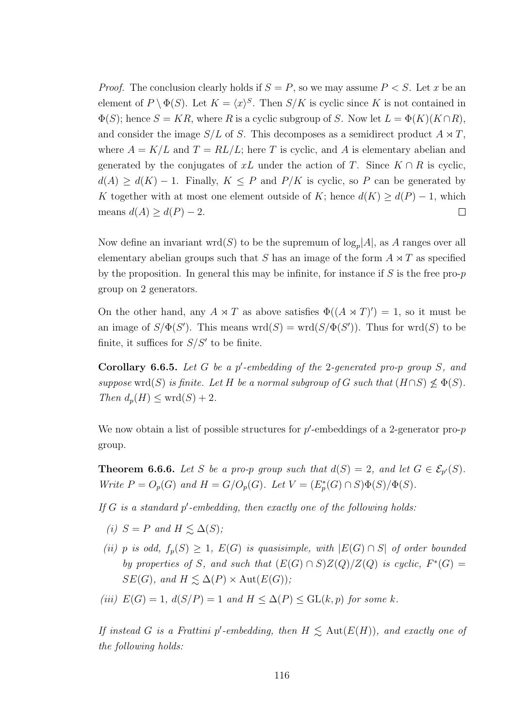*Proof.* The conclusion clearly holds if $S = P$, so we may assume $P < S$. Let $x$ be an element of $P \setminus \Phi(S)$. Let $K = \langle x \rangle^S$. Then $S/K$ is cyclic since $K$ is not contained in $\Phi(S)$; hence $S = KR$, where $R$ is a cyclic subgroup of $S$. Now let $L = \Phi(K)(K \cap R)$, and consider the image $S/L$ of $S$. This decomposes as a semidirect product $A \rtimes T$, where $A = K/L$ and $T = RL/L$; here $T$ is cyclic, and $A$ is elementary abelian and generated by the conjugates of $xL$ under the action of $T$. Since $K \cap R$ is cyclic, $d(A) \geq d(K) - 1$. Finally, $K \leq P$ and $P/K$ is cyclic, so $P$ can be generated by $K$ together with at most one element outside of $K$; hence $d(K) \geq d(P) - 1$, which means $d(A) \geq d(P) - 2$. $\square$

Now define an invariant $\mathrm{wrd}(S)$ to be the supremum of $\log_p|A|$, as $A$ ranges over all elementary abelian groups such that $S$ has an image of the form $A \rtimes T$ as specified by the proposition. In general this may be infinite, for instance if $S$ is the free pro-$p$ group on 2 generators.

On the other hand, any $A \rtimes T$ as above satisfies $\Phi((A \rtimes T)') = 1$, so it must be an image of $S/\Phi(S')$. This means $\mathrm{wrd}(S) = \mathrm{wrd}(S/\Phi(S'))$. Thus for $\mathrm{wrd}(S)$ to be finite, it suffices for $S/S'$ to be finite.

**Corollary 6.6.5.** *Let $G$ be a $p'$-embedding of the 2-generated pro-$p$ group $S$, and suppose $\mathrm{wrd}(S)$ is finite. Let $H$ be a normal subgroup of $G$ such that $(H \cap S) \not\leq \Phi(S)$. Then $d_p(H) \leq \mathrm{wrd}(S) + 2$.*

We now obtain a list of possible structures for $p'$-embeddings of a 2-generator pro-$p$ group.

**Theorem 6.6.6.** *Let $S$ be a pro-$p$ group such that $d(S) = 2$, and let $G \in \mathcal{E}_{p'}(S)$. Write $P = O_p(G)$ and $H = G/O_p(G)$. Let $V = (E^*_p(G) \cap S)\Phi(S)/\Phi(S)$.*

*If $G$ is a standard $p'$-embedding, then exactly one of the following holds:*

- *(i) $S = P$ and $H \lesssim \Delta(S)$;*
- *(ii) $p$ is odd, $f_p(S) \geq 1$, $E(G)$ is quasisimple, with $|E(G) \cap S|$ of order bounded by properties of $S$, and such that $(E(G) \cap S)Z(Q)/Z(Q)$ is cyclic, $F^*(G) = SE(G)$, and $H \lesssim \Delta(P) \times \mathrm{Aut}(E(G))$;*
- *(iii) $E(G) = 1$, $d(S/P) = 1$ and $H \leq \Delta(P) \leq \mathrm{GL}(k, p)$ for some $k$.*

*If instead $G$ is a Frattini $p'$-embedding, then $H \lesssim \mathrm{Aut}(E(H))$, and exactly one of the following holds:*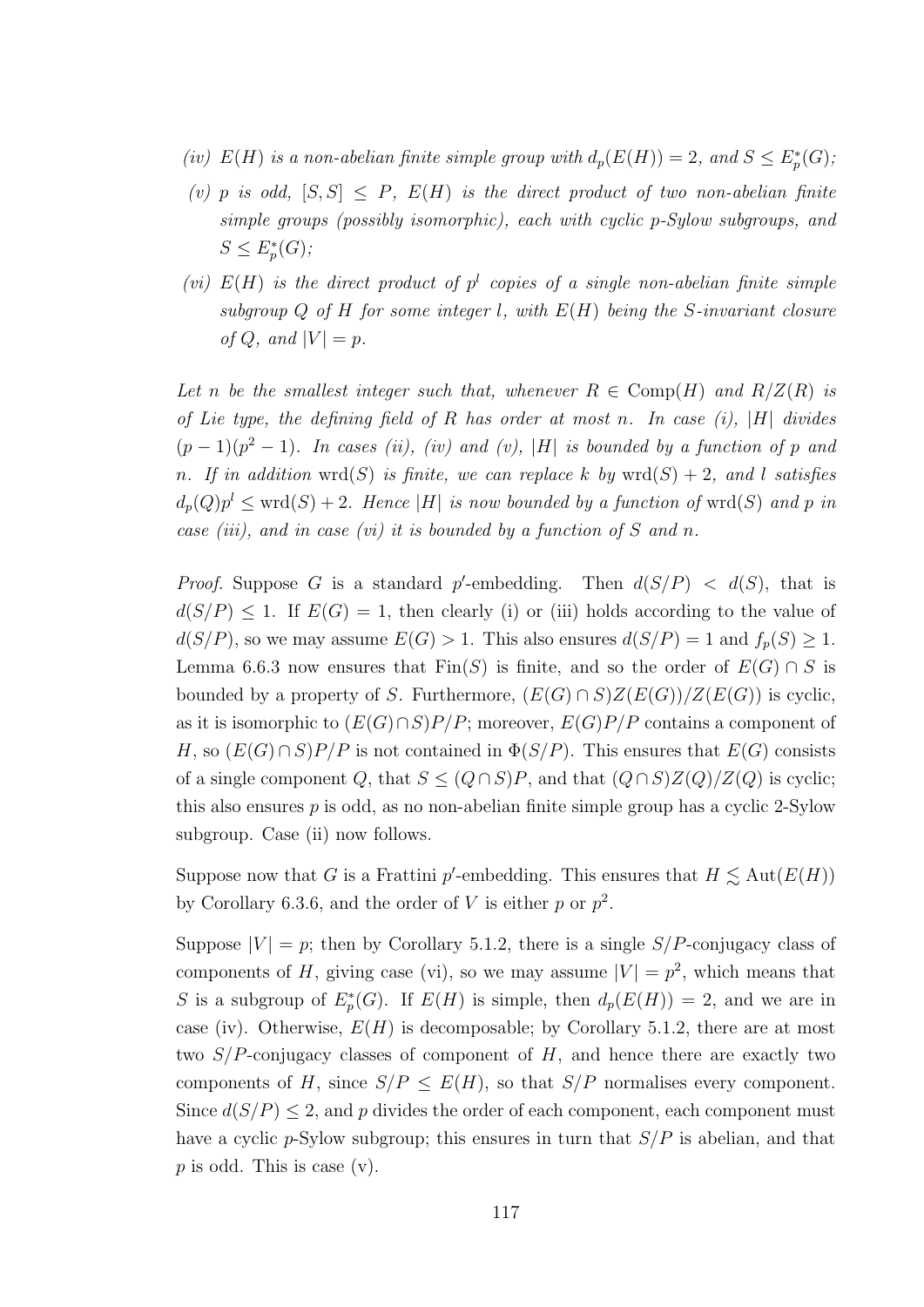*(iv)* *$E(H)$ is a non-abelian finite simple group with $d_p(E(H)) = 2$, and $S \leq E_p^*(G)$;*

*(v)* *$p$ is odd, $[S, S] \leq P$, $E(H)$ is the direct product of two non-abelian finite simple groups (possibly isomorphic), each with cyclic $p$-Sylow subgroups, and $S \leq E_p^*(G)$;*

*(vi)* *$E(H)$ is the direct product of $p^l$ copies of a single non-abelian finite simple subgroup $Q$ of $H$ for some integer $l$, with $E(H)$ being the $S$-invariant closure of $Q$, and $|V| = p$.*

*Let $n$ be the smallest integer such that, whenever $R \in \mathrm{Comp}(H)$ and $R/Z(R)$ is of Lie type, the defining field of $R$ has order at most $n$. In case (i), $|H|$ divides $(p-1)(p^2-1)$. In cases (ii), (iv) and (v), $|H|$ is bounded by a function of $p$ and $n$. If in addition $\mathrm{wrd}(S)$ is finite, we can replace $k$ by $\mathrm{wrd}(S) + 2$, and $l$ satisfies $d_p(Q)p^l \leq \mathrm{wrd}(S) + 2$. Hence $|H|$ is now bounded by a function of $\mathrm{wrd}(S)$ and $p$ in case (iii), and in case (vi) it is bounded by a function of $S$ and $n$.*

*Proof.* Suppose $G$ is a standard $p'$-embedding. Then $d(S/P) < d(S)$, that is $d(S/P) \leq 1$. If $E(G) = 1$, then clearly (i) or (iii) holds according to the value of $d(S/P)$, so we may assume $E(G) > 1$. This also ensures $d(S/P) = 1$ and $f_p(S) \geq 1$. Lemma 6.6.3 now ensures that $\mathrm{Fin}(S)$ is finite, and so the order of $E(G) \cap S$ is bounded by a property of $S$. Furthermore, $(E(G) \cap S)Z(E(G))/Z(E(G))$ is cyclic, as it is isomorphic to $(E(G) \cap S)P/P$; moreover, $E(G)P/P$ contains a component of $H$, so $(E(G) \cap S)P/P$ is not contained in $\Phi(S/P)$. This ensures that $E(G)$ consists of a single component $Q$, that $S \leq (Q \cap S)P$, and that $(Q \cap S)Z(Q)/Z(Q)$ is cyclic; this also ensures $p$ is odd, as no non-abelian finite simple group has a cyclic 2-Sylow subgroup. Case (ii) now follows.

Suppose now that $G$ is a Frattini $p'$-embedding. This ensures that $H \lesssim \mathrm{Aut}(E(H))$ by Corollary 6.3.6, and the order of $V$ is either $p$ or $p^2$.

Suppose $|V| = p$; then by Corollary 5.1.2, there is a single $S/P$-conjugacy class of components of $H$, giving case (vi), so we may assume $|V| = p^2$, which means that $S$ is a subgroup of $E_p^*(G)$. If $E(H)$ is simple, then $d_p(E(H)) = 2$, and we are in case (iv). Otherwise, $E(H)$ is decomposable; by Corollary 5.1.2, there are at most two $S/P$-conjugacy classes of component of $H$, and hence there are exactly two components of $H$, since $S/P \leq E(H)$, so that $S/P$ normalises every component. Since $d(S/P) \leq 2$, and $p$ divides the order of each component, each component must have a cyclic $p$-Sylow subgroup; this ensures in turn that $S/P$ is abelian, and that $p$ is odd. This is case (v).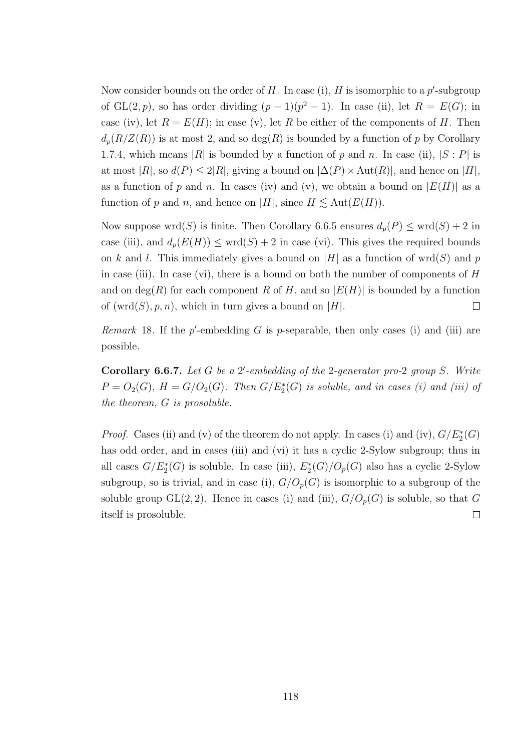Now consider bounds on the order of $H$. In case (i), $H$ is isomorphic to a $p'$-subgroup of $\mathrm{GL}(2,p)$, so has order dividing $(p-1)(p^2-1)$. In case (ii), let $R = E(G)$; in case (iv), let $R = E(H)$; in case (v), let $R$ be either of the components of $H$. Then $d_p(R/Z(R))$ is at most 2, and so $\deg(R)$ is bounded by a function of $p$ by Corollary 1.7.4, which means $|R|$ is bounded by a function of $p$ and $n$. In case (ii), $|S : P|$ is at most $|R|$, so $d(P) \leq 2|R|$, giving a bound on $|\Delta(P) \times \mathrm{Aut}(R)|$, and hence on $|H|$, as a function of $p$ and $n$. In cases (iv) and (v), we obtain a bound on $|E(H)|$ as a function of $p$ and $n$, and hence on $|H|$, since $H \lesssim \mathrm{Aut}(E(H))$.

Now suppose $\mathrm{wrd}(S)$ is finite. Then Corollary 6.6.5 ensures $d_p(P) \leq \mathrm{wrd}(S) + 2$ in case (iii), and $d_p(E(H)) \leq \mathrm{wrd}(S) + 2$ in case (vi). This gives the required bounds on $k$ and $l$. This immediately gives a bound on $|H|$ as a function of $\mathrm{wrd}(S)$ and $p$ in case (iii). In case (vi), there is a bound on both the number of components of $H$ and on $\deg(R)$ for each component $R$ of $H$, and so $|E(H)|$ is bounded by a function of $(\mathrm{wrd}(S), p, n)$, which in turn gives a bound on $|H|$. □

*Remark* 18. If the $p'$-embedding $G$ is $p$-separable, then only cases (i) and (iii) are possible.

**Corollary 6.6.7.** *Let $G$ be a $2'$-embedding of the 2-generator pro-2 group $S$. Write $P = O_2(G)$, $H = G/O_2(G)$. Then $G/E^*_2(G)$ is soluble, and in cases (i) and (iii) of the theorem, $G$ is prosoluble.*

*Proof.* Cases (ii) and (v) of the theorem do not apply. In cases (i) and (iv), $G/E^*_2(G)$ has odd order, and in cases (iii) and (vi) it has a cyclic 2-Sylow subgroup; thus in all cases $G/E^*_2(G)$ is soluble. In case (iii), $E^*_2(G)/O_p(G)$ also has a cyclic 2-Sylow subgroup, so is trivial, and in case (i), $G/O_p(G)$ is isomorphic to a subgroup of the soluble group $\mathrm{GL}(2,2)$. Hence in cases (i) and (iii), $G/O_p(G)$ is soluble, so that $G$ itself is prosoluble. □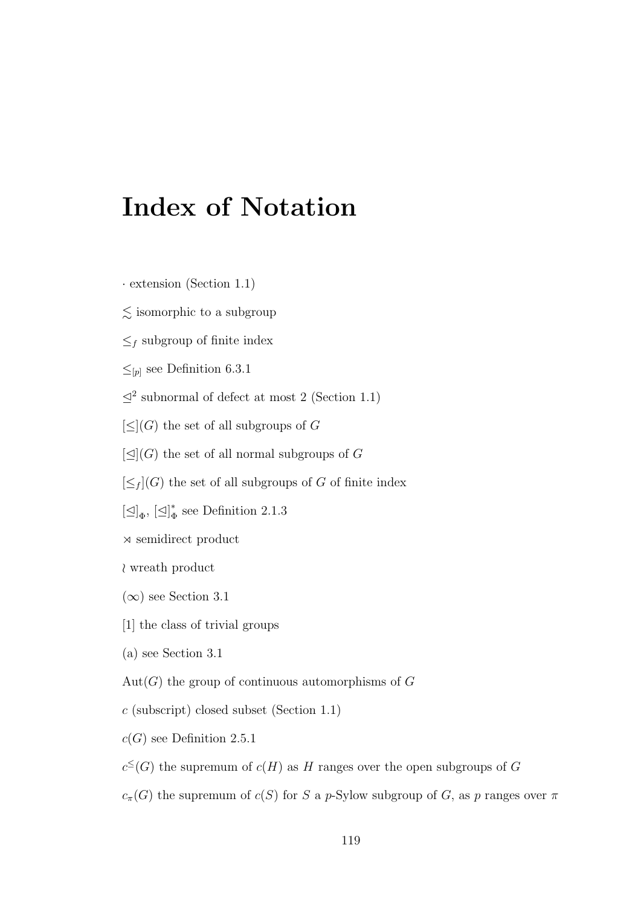# Index of Notation

$\cdot$ extension (Section 1.1)

$\lesssim$ isomorphic to a subgroup

$\leq_f$ subgroup of finite index

$\leq_{[p]}$ see Definition 6.3.1

$\trianglelefteq^2$ subnormal of defect at most 2 (Section 1.1)

$[\leq](G)$ the set of all subgroups of $G$

$[\trianglelefteq](G)$ the set of all normal subgroups of $G$

$[\leq_f](G)$ the set of all subgroups of $G$ of finite index

$[\trianglelefteq]_\Phi$, $[\trianglelefteq]^*_\Phi$ see Definition 2.1.3

$\rtimes$ semidirect product

$\wr$ wreath product

$(\infty)$ see Section 3.1

$[1]$ the class of trivial groups

(a) see Section 3.1

$\mathrm{Aut}(G)$ the group of continuous automorphisms of $G$

$c$ (subscript) closed subset (Section 1.1)

$c(G)$ see Definition 2.5.1

$c^{\leq}(G)$ the supremum of $c(H)$ as $H$ ranges over the open subgroups of $G$

$c_\pi(G)$ the supremum of $c(S)$ for $S$ a $p$-Sylow subgroup of $G$, as $p$ ranges over $\pi$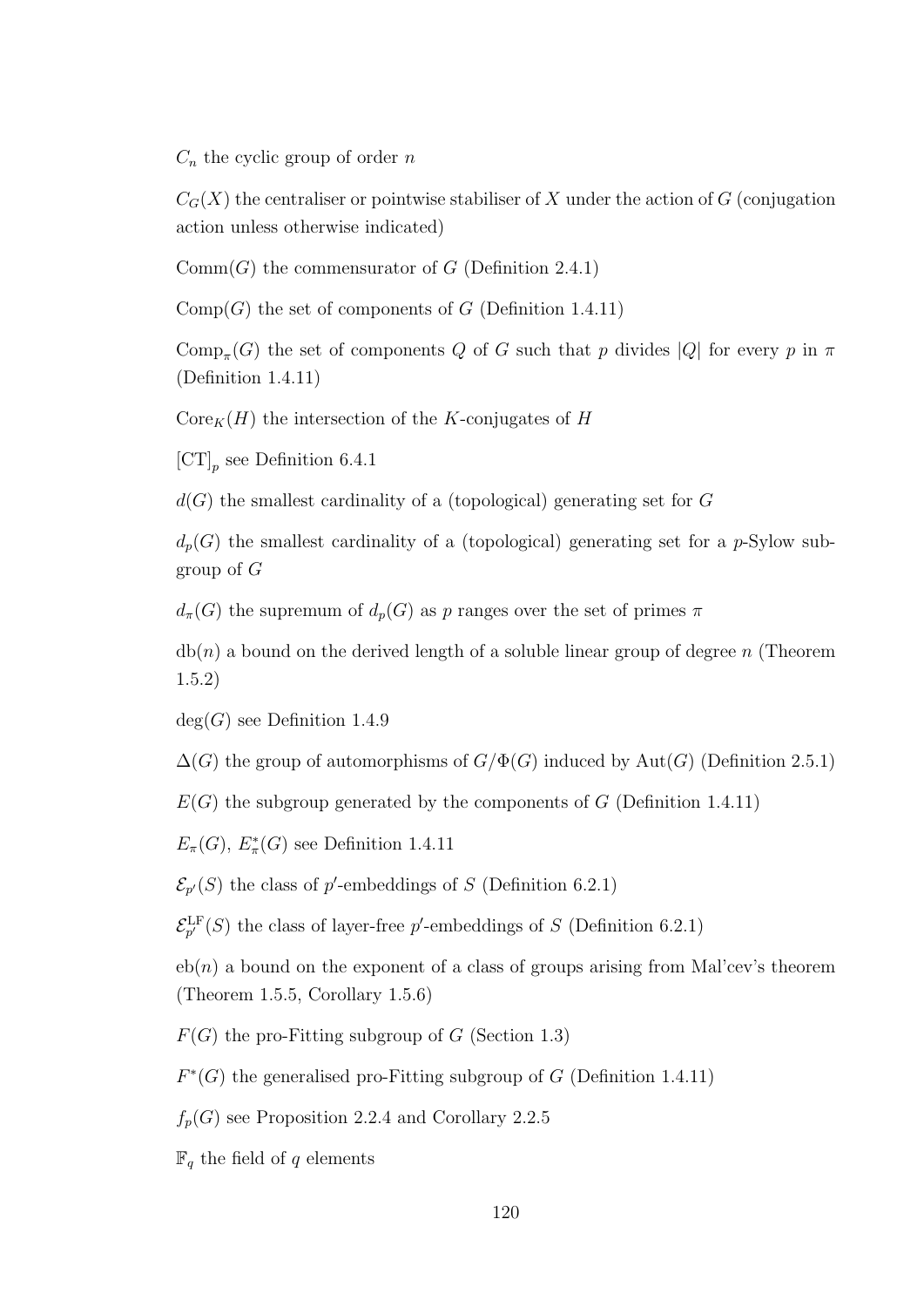$C_n$ the cyclic group of order $n$

$C_G(X)$ the centraliser or pointwise stabiliser of $X$ under the action of $G$ (conjugation action unless otherwise indicated)

$\mathrm{Comm}(G)$ the commensurator of $G$ (Definition 2.4.1)

$\mathrm{Comp}(G)$ the set of components of $G$ (Definition 1.4.11)

$\mathrm{Comp}_\pi(G)$ the set of components $Q$ of $G$ such that $p$ divides $|Q|$ for every $p$ in $\pi$ (Definition 1.4.11)

$\mathrm{Core}_K(H)$ the intersection of the $K$-conjugates of $H$

$[\mathrm{CT}]_p$ see Definition 6.4.1

$d(G)$ the smallest cardinality of a (topological) generating set for $G$

$d_p(G)$ the smallest cardinality of a (topological) generating set for a $p$-Sylow subgroup of $G$

$d_\pi(G)$ the supremum of $d_p(G)$ as $p$ ranges over the set of primes $\pi$

$\mathrm{db}(n)$ a bound on the derived length of a soluble linear group of degree $n$ (Theorem 1.5.2)

$\deg(G)$ see Definition 1.4.9

$\Delta(G)$ the group of automorphisms of $G/\Phi(G)$ induced by $\mathrm{Aut}(G)$ (Definition 2.5.1)

$E(G)$ the subgroup generated by the components of $G$ (Definition 1.4.11)

$E_\pi(G)$, $E^*_\pi(G)$ see Definition 1.4.11

$\mathcal{E}_{p'}(S)$ the class of $p'$-embeddings of $S$ (Definition 6.2.1)

$\mathcal{E}^{\mathrm{LF}}_{p'}(S)$ the class of layer-free $p'$-embeddings of $S$ (Definition 6.2.1)

$\mathrm{eb}(n)$ a bound on the exponent of a class of groups arising from Mal'cev's theorem (Theorem 1.5.5, Corollary 1.5.6)

$F(G)$ the pro-Fitting subgroup of $G$ (Section 1.3)

$F^*(G)$ the generalised pro-Fitting subgroup of $G$ (Definition 1.4.11)

$f_p(G)$ see Proposition 2.2.4 and Corollary 2.2.5

$\mathbb{F}_q$ the field of $q$ elements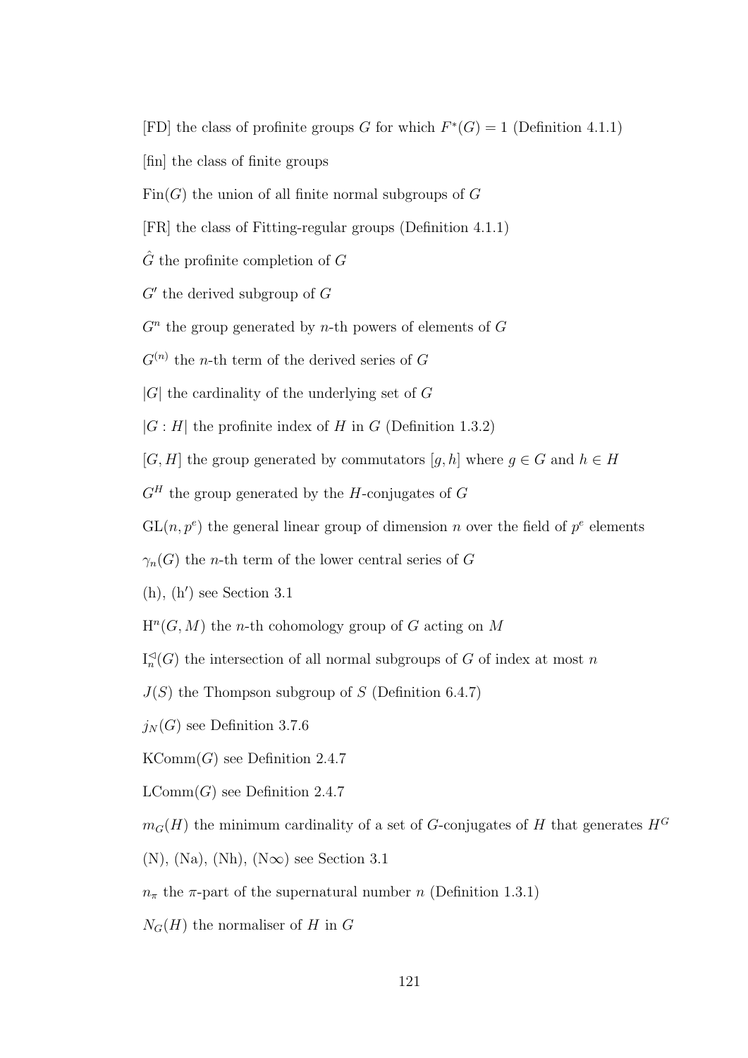[FD] the class of profinite groups $G$ for which $F^*(G) = 1$ (Definition 4.1.1)

[fin] the class of finite groups

$\mathrm{Fin}(G)$ the union of all finite normal subgroups of $G$

[FR] the class of Fitting-regular groups (Definition 4.1.1)

$\hat{G}$ the profinite completion of $G$

$G'$ the derived subgroup of $G$

$G^n$ the group generated by $n$-th powers of elements of $G$

$G^{(n)}$ the $n$-th term of the derived series of $G$

$|G|$ the cardinality of the underlying set of $G$

$|G : H|$ the profinite index of $H$ in $G$ (Definition 1.3.2)

$[G, H]$ the group generated by commutators $[g, h]$ where $g \in G$ and $h \in H$

$G^H$ the group generated by the $H$-conjugates of $G$

$\mathrm{GL}(n, p^e)$ the general linear group of dimension $n$ over the field of $p^e$ elements

$\gamma_n(G)$ the $n$-th term of the lower central series of $G$

(h), (h′) see Section 3.1

$\mathrm{H}^n(G, M)$ the $n$-th cohomology group of $G$ acting on $M$

$\mathrm{I}^{\triangleleft}_n(G)$ the intersection of all normal subgroups of $G$ of index at most $n$

$J(S)$ the Thompson subgroup of $S$ (Definition 6.4.7)

$j_N(G)$ see Definition 3.7.6

$\mathrm{KComm}(G)$ see Definition 2.4.7

$\mathrm{LComm}(G)$ see Definition 2.4.7

$m_G(H)$ the minimum cardinality of a set of $G$-conjugates of $H$ that generates $H^G$

(N), (Na), (Nh), (N$\infty$) see Section 3.1

$n_\pi$ the $\pi$-part of the supernatural number $n$ (Definition 1.3.1)

$N_G(H)$ the normaliser of $H$ in $G$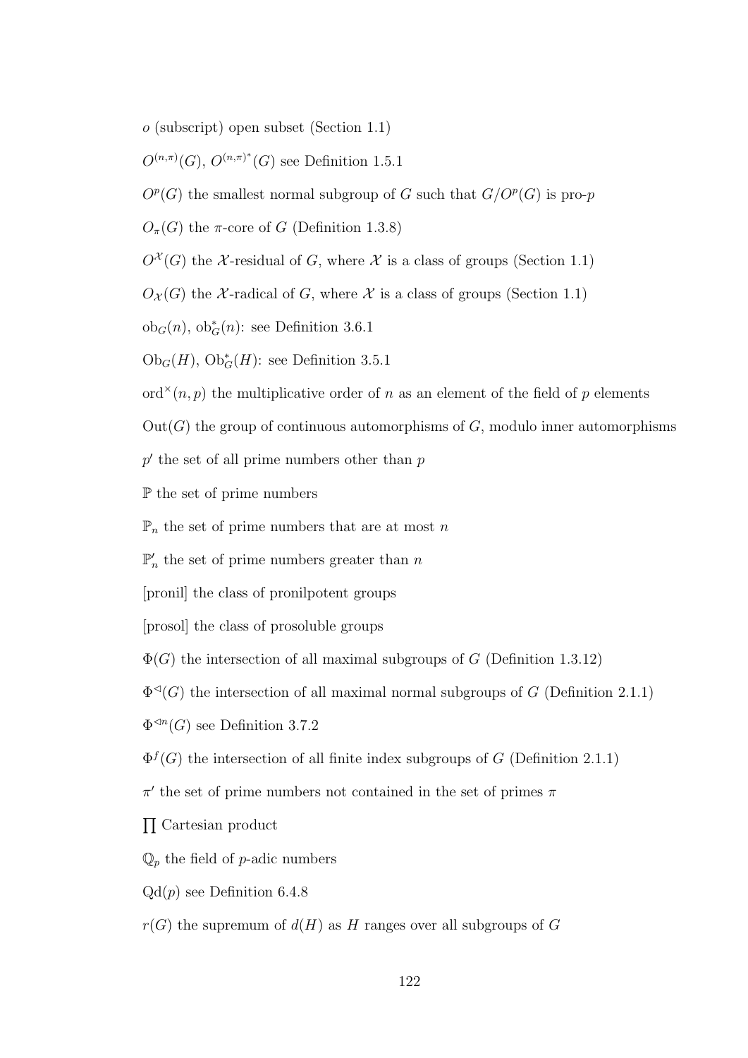$o$ (subscript) open subset (Section 1.1)

$O^{(n,\pi)}(G)$, $O^{(n,\pi)^*}(G)$ see Definition 1.5.1

$O^p(G)$ the smallest normal subgroup of $G$ such that $G/O^p(G)$ is pro-$p$

$O_\pi(G)$ the $\pi$-core of $G$ (Definition 1.3.8)

$O^{\mathcal{X}}(G)$ the $\mathcal{X}$-residual of $G$, where $\mathcal{X}$ is a class of groups (Section 1.1)

$O_{\mathcal{X}}(G)$ the $\mathcal{X}$-radical of $G$, where $\mathcal{X}$ is a class of groups (Section 1.1)

$\mathrm{ob}_G(n)$, $\mathrm{ob}^*_G(n)$: see Definition 3.6.1

$\mathrm{Ob}_G(H)$, $\mathrm{Ob}^*_G(H)$: see Definition 3.5.1

$\mathrm{ord}^\times(n,p)$ the multiplicative order of $n$ as an element of the field of $p$ elements

$\mathrm{Out}(G)$ the group of continuous automorphisms of $G$, modulo inner automorphisms

$p'$ the set of all prime numbers other than $p$

$\mathbb{P}$ the set of prime numbers

$\mathbb{P}_n$ the set of prime numbers that are at most $n$

$\mathbb{P}'_n$ the set of prime numbers greater than $n$

[pronil] the class of pronilpotent groups

[prosol] the class of prosoluble groups

$\Phi(G)$ the intersection of all maximal subgroups of $G$ (Definition 1.3.12)

$\Phi^{\triangleleft}(G)$ the intersection of all maximal normal subgroups of $G$ (Definition 2.1.1)

$\Phi^{\triangleleft n}(G)$ see Definition 3.7.2

$\Phi^f(G)$ the intersection of all finite index subgroups of $G$ (Definition 2.1.1)

$\pi'$ the set of prime numbers not contained in the set of primes $\pi$

$\prod$ Cartesian product

$\mathbb{Q}_p$ the field of $p$-adic numbers

$\mathrm{Qd}(p)$ see Definition 6.4.8

$r(G)$ the supremum of $d(H)$ as $H$ ranges over all subgroups of $G$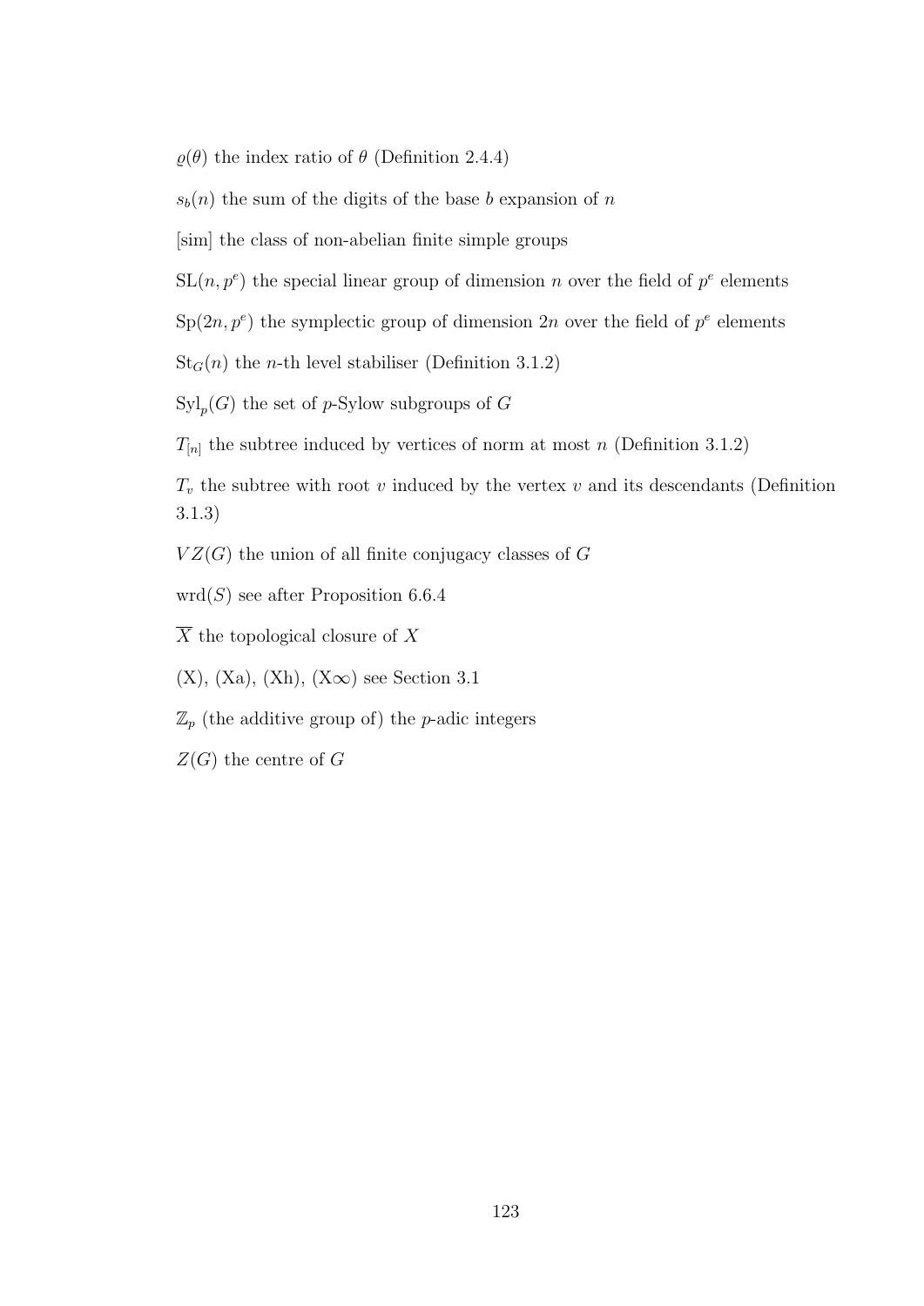$\varrho(\theta)$ the index ratio of $\theta$ (Definition 2.4.4)

$s_b(n)$ the sum of the digits of the base $b$ expansion of $n$

[sim] the class of non-abelian finite simple groups

$\mathrm{SL}(n, p^e)$ the special linear group of dimension $n$ over the field of $p^e$ elements

$\mathrm{Sp}(2n, p^e)$ the symplectic group of dimension $2n$ over the field of $p^e$ elements

$\mathrm{St}_G(n)$ the $n$-th level stabiliser (Definition 3.1.2)

$\mathrm{Syl}_p(G)$ the set of $p$-Sylow subgroups of $G$

$T_{[n]}$ the subtree induced by vertices of norm at most $n$ (Definition 3.1.2)

$T_v$ the subtree with root $v$ induced by the vertex $v$ and its descendants (Definition 3.1.3)

$VZ(G)$ the union of all finite conjugacy classes of $G$

$\mathrm{wrd}(S)$ see after Proposition 6.6.4

$\overline{X}$ the topological closure of $X$

(X), (Xa), (Xh), (X$\infty$) see Section 3.1

$\mathbb{Z}_p$ (the additive group of) the $p$-adic integers

$Z(G)$ the centre of $G$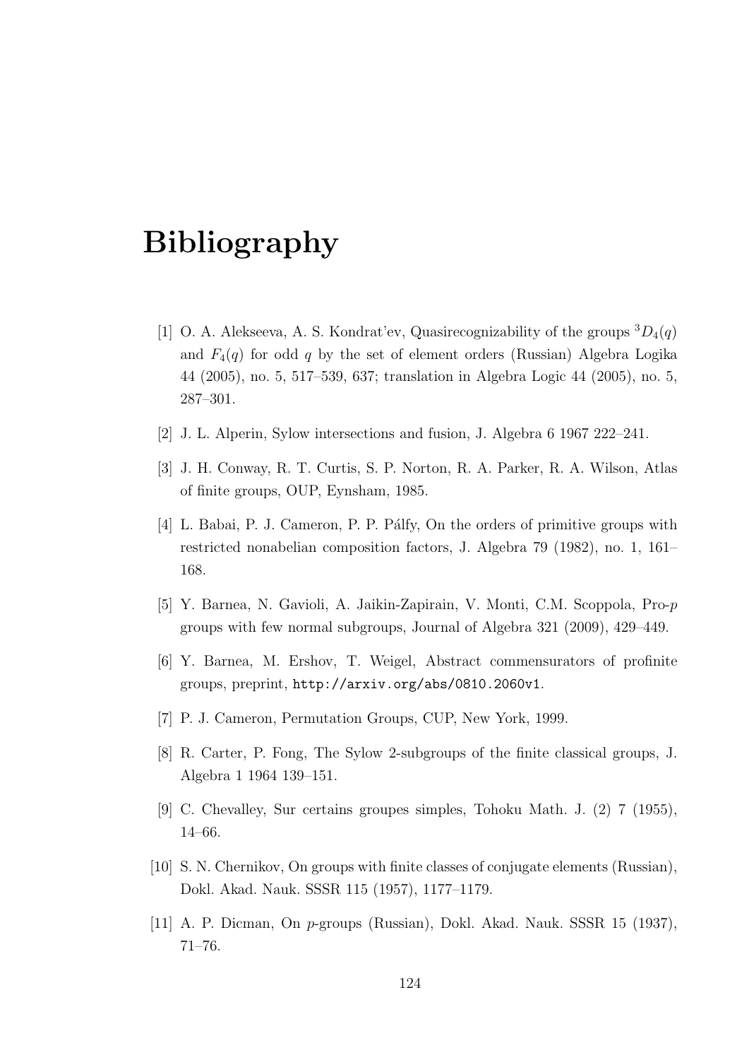# Bibliography

[1] O. A. Alekseeva, A. S. Kondrat'ev, Quasirecognizability of the groups $^3D_4(q)$ and $F_4(q)$ for odd $q$ by the set of element orders (Russian) Algebra Logika 44 (2005), no. 5, 517–539, 637; translation in Algebra Logic 44 (2005), no. 5, 287–301.

[2] J. L. Alperin, Sylow intersections and fusion, J. Algebra 6 1967 222–241.

[3] J. H. Conway, R. T. Curtis, S. P. Norton, R. A. Parker, R. A. Wilson, Atlas of finite groups, OUP, Eynsham, 1985.

[4] L. Babai, P. J. Cameron, P. P. Pálfy, On the orders of primitive groups with restricted nonabelian composition factors, J. Algebra 79 (1982), no. 1, 161–168.

[5] Y. Barnea, N. Gavioli, A. Jaikin-Zapirain, V. Monti, C.M. Scoppola, Pro-$p$ groups with few normal subgroups, Journal of Algebra 321 (2009), 429–449.

[6] Y. Barnea, M. Ershov, T. Weigel, Abstract commensurators of profinite groups, preprint, `http://arxiv.org/abs/0810.2060v1`.

[7] P. J. Cameron, Permutation Groups, CUP, New York, 1999.

[8] R. Carter, P. Fong, The Sylow 2-subgroups of the finite classical groups, J. Algebra 1 1964 139–151.

[9] C. Chevalley, Sur certains groupes simples, Tohoku Math. J. (2) 7 (1955), 14–66.

[10] S. N. Chernikov, On groups with finite classes of conjugate elements (Russian), Dokl. Akad. Nauk. SSSR 115 (1957), 1177–1179.

[11] A. P. Dicman, On $p$-groups (Russian), Dokl. Akad. Nauk. SSSR 15 (1937), 71–76.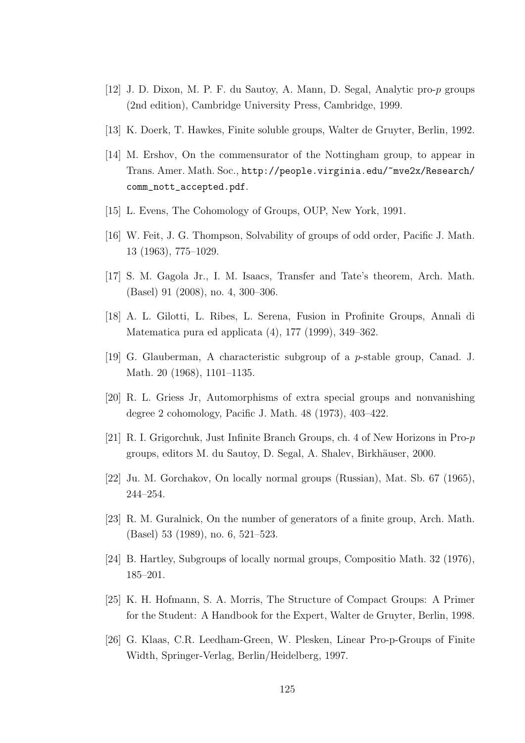[12] J. D. Dixon, M. P. F. du Sautoy, A. Mann, D. Segal, Analytic pro-$p$ groups (2nd edition), Cambridge University Press, Cambridge, 1999.

[13] K. Doerk, T. Hawkes, Finite soluble groups, Walter de Gruyter, Berlin, 1992.

[14] M. Ershov, On the commensurator of the Nottingham group, to appear in Trans. Amer. Math. Soc., http://people.virginia.edu/~mve2x/Research/comm_nott_accepted.pdf.

[15] L. Evens, The Cohomology of Groups, OUP, New York, 1991.

[16] W. Feit, J. G. Thompson, Solvability of groups of odd order, Pacific J. Math. 13 (1963), 775–1029.

[17] S. M. Gagola Jr., I. M. Isaacs, Transfer and Tate's theorem, Arch. Math. (Basel) 91 (2008), no. 4, 300–306.

[18] A. L. Gilotti, L. Ribes, L. Serena, Fusion in Profinite Groups, Annali di Matematica pura ed applicata (4), 177 (1999), 349–362.

[19] G. Glauberman, A characteristic subgroup of a $p$-stable group, Canad. J. Math. 20 (1968), 1101–1135.

[20] R. L. Griess Jr, Automorphisms of extra special groups and nonvanishing degree 2 cohomology, Pacific J. Math. 48 (1973), 403–422.

[21] R. I. Grigorchuk, Just Infinite Branch Groups, ch. 4 of New Horizons in Pro-$p$ groups, editors M. du Sautoy, D. Segal, A. Shalev, Birkhäuser, 2000.

[22] Ju. M. Gorchakov, On locally normal groups (Russian), Mat. Sb. 67 (1965), 244–254.

[23] R. M. Guralnick, On the number of generators of a finite group, Arch. Math. (Basel) 53 (1989), no. 6, 521–523.

[24] B. Hartley, Subgroups of locally normal groups, Compositio Math. 32 (1976), 185–201.

[25] K. H. Hofmann, S. A. Morris, The Structure of Compact Groups: A Primer for the Student: A Handbook for the Expert, Walter de Gruyter, Berlin, 1998.

[26] G. Klaas, C.R. Leedham-Green, W. Plesken, Linear Pro-p-Groups of Finite Width, Springer-Verlag, Berlin/Heidelberg, 1997.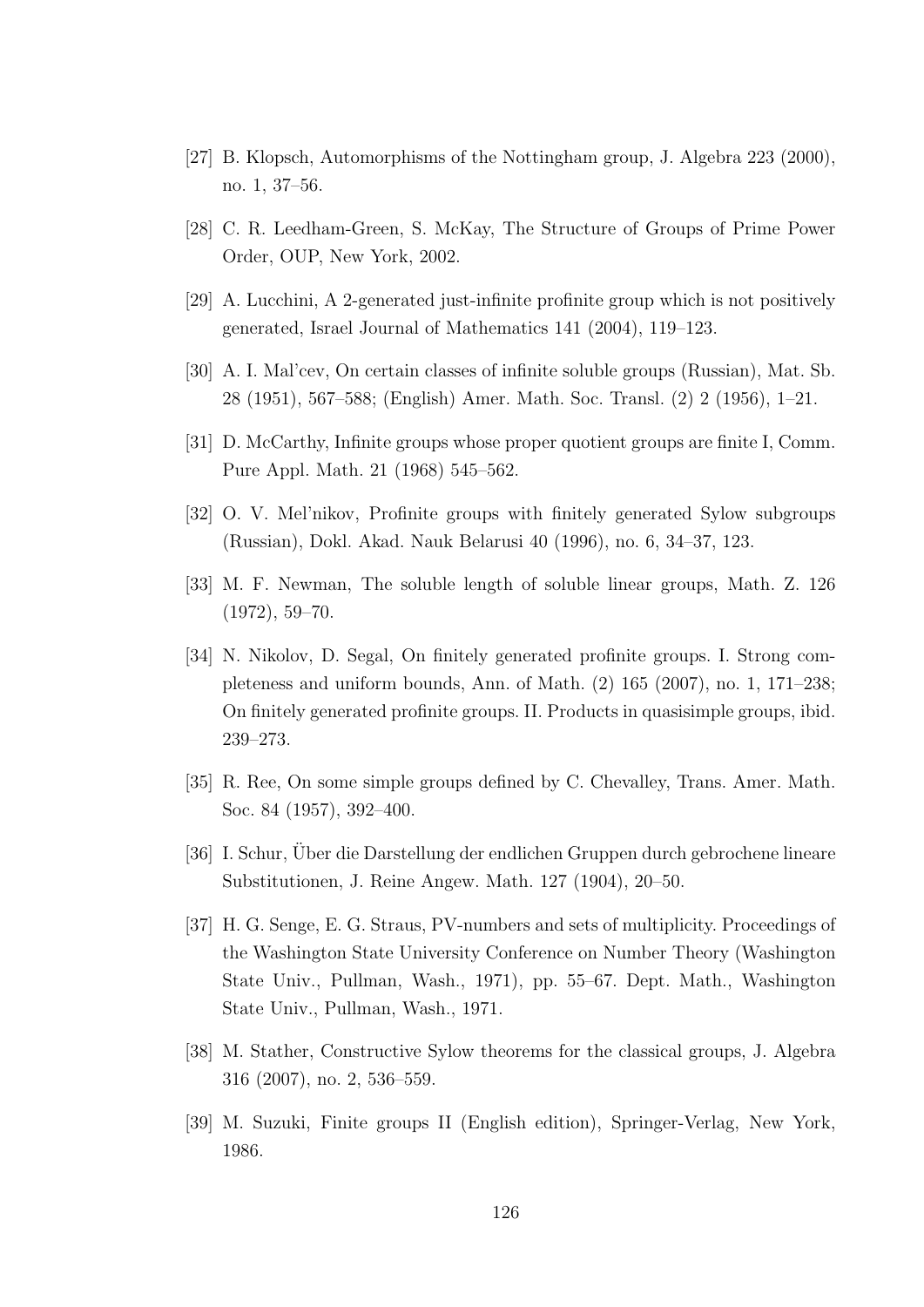[27] B. Klopsch, Automorphisms of the Nottingham group, J. Algebra 223 (2000), no. 1, 37–56.

[28] C. R. Leedham-Green, S. McKay, The Structure of Groups of Prime Power Order, OUP, New York, 2002.

[29] A. Lucchini, A 2-generated just-infinite profinite group which is not positively generated, Israel Journal of Mathematics 141 (2004), 119–123.

[30] A. I. Mal'cev, On certain classes of infinite soluble groups (Russian), Mat. Sb. 28 (1951), 567–588; (English) Amer. Math. Soc. Transl. (2) 2 (1956), 1–21.

[31] D. McCarthy, Infinite groups whose proper quotient groups are finite I, Comm. Pure Appl. Math. 21 (1968) 545–562.

[32] O. V. Mel'nikov, Profinite groups with finitely generated Sylow subgroups (Russian), Dokl. Akad. Nauk Belarusi 40 (1996), no. 6, 34–37, 123.

[33] M. F. Newman, The soluble length of soluble linear groups, Math. Z. 126 (1972), 59–70.

[34] N. Nikolov, D. Segal, On finitely generated profinite groups. I. Strong completeness and uniform bounds, Ann. of Math. (2) 165 (2007), no. 1, 171–238; On finitely generated profinite groups. II. Products in quasisimple groups, ibid. 239–273.

[35] R. Ree, On some simple groups defined by C. Chevalley, Trans. Amer. Math. Soc. 84 (1957), 392–400.

[36] I. Schur, Über die Darstellung der endlichen Gruppen durch gebrochene lineare Substitutionen, J. Reine Angew. Math. 127 (1904), 20–50.

[37] H. G. Senge, E. G. Straus, PV-numbers and sets of multiplicity. Proceedings of the Washington State University Conference on Number Theory (Washington State Univ., Pullman, Wash., 1971), pp. 55–67. Dept. Math., Washington State Univ., Pullman, Wash., 1971.

[38] M. Stather, Constructive Sylow theorems for the classical groups, J. Algebra 316 (2007), no. 2, 536–559.

[39] M. Suzuki, Finite groups II (English edition), Springer-Verlag, New York, 1986.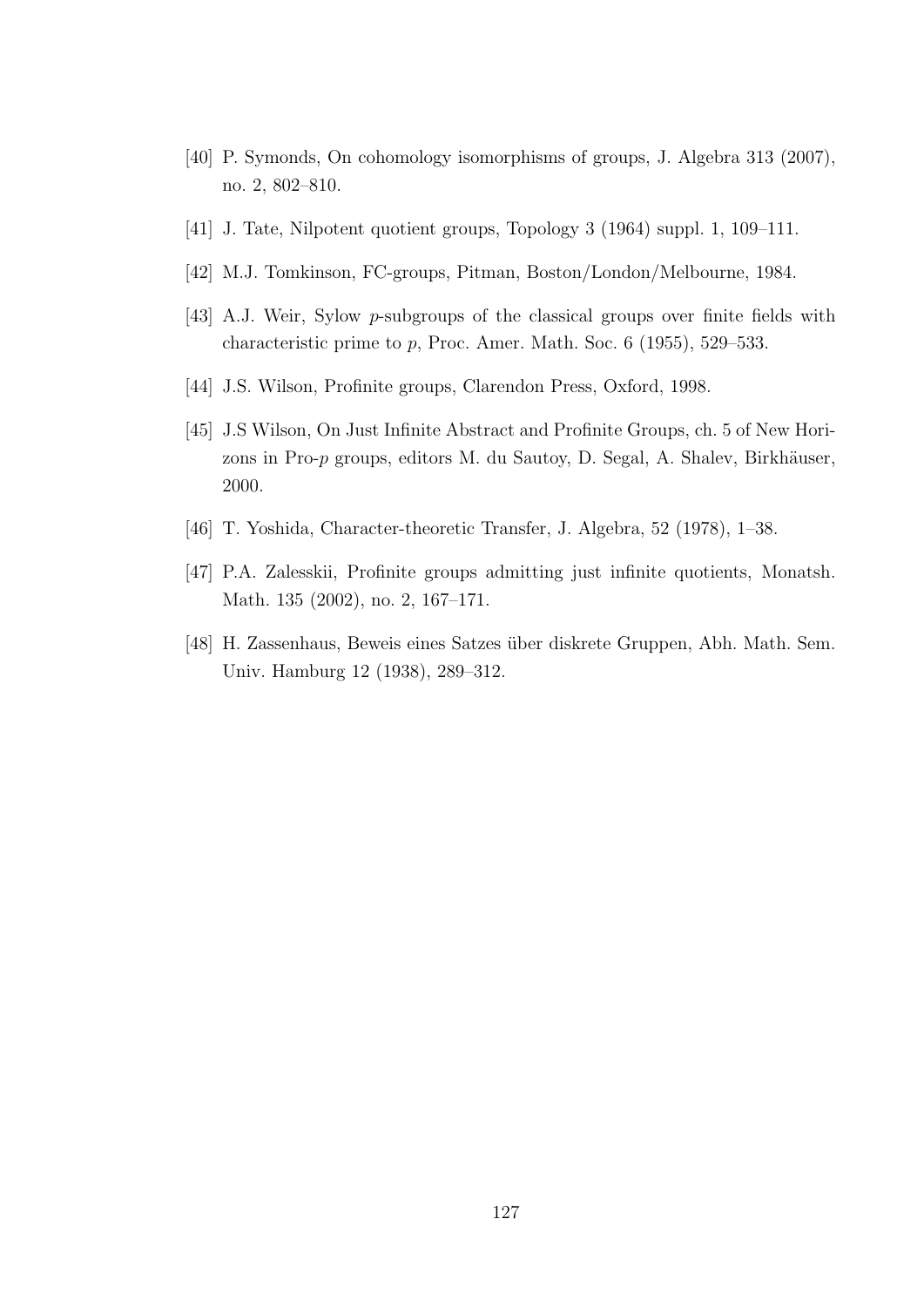[40] P. Symonds, On cohomology isomorphisms of groups, J. Algebra 313 (2007), no. 2, 802–810.

[41] J. Tate, Nilpotent quotient groups, Topology 3 (1964) suppl. 1, 109–111.

[42] M.J. Tomkinson, FC-groups, Pitman, Boston/London/Melbourne, 1984.

[43] A.J. Weir, Sylow $p$-subgroups of the classical groups over finite fields with characteristic prime to $p$, Proc. Amer. Math. Soc. 6 (1955), 529–533.

[44] J.S. Wilson, Profinite groups, Clarendon Press, Oxford, 1998.

[45] J.S Wilson, On Just Infinite Abstract and Profinite Groups, ch. 5 of New Horizons in Pro-$p$ groups, editors M. du Sautoy, D. Segal, A. Shalev, Birkhäuser, 2000.

[46] T. Yoshida, Character-theoretic Transfer, J. Algebra, 52 (1978), 1–38.

[47] P.A. Zalesskii, Profinite groups admitting just infinite quotients, Monatsh. Math. 135 (2002), no. 2, 167–171.

[48] H. Zassenhaus, Beweis eines Satzes über diskrete Gruppen, Abh. Math. Sem. Univ. Hamburg 12 (1938), 289–312.